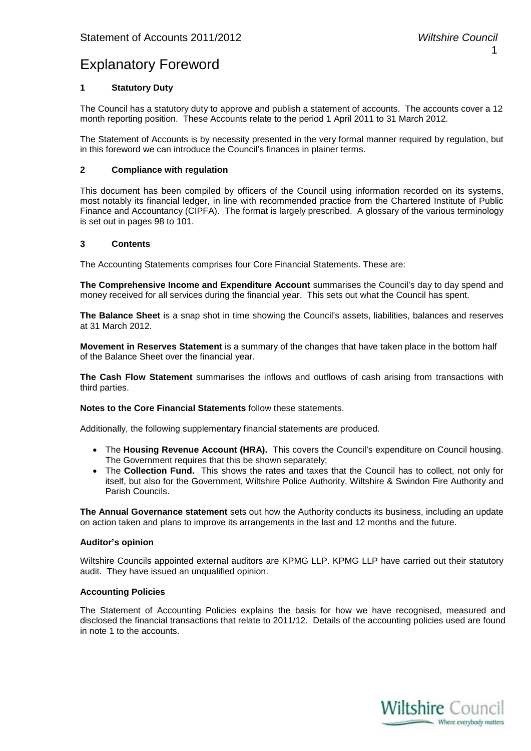# Explanatory Foreword

## 1 Statutory Duty

The Council has a statutory duty to approve and publish a statement of accounts. The accounts cover a 12 month reporting position. These Accounts relate to the period 1 April 2011 to 31 March 2012.

The Statement of Accounts is by necessity presented in the very formal manner required by regulation, but in this foreword we can introduce the Council's finances in plainer terms.

## 2 Compliance with regulation

This document has been compiled by officers of the Council using information recorded on its systems, most notably its financial ledger, in line with recommended practice from the Chartered Institute of Public Finance and Accountancy (CIPFA). The format is largely prescribed. A glossary of the various terminology is set out in pages 98 to 101.

## 3 Contents

The Accounting Statements comprises four Core Financial Statements. These are:

**The Comprehensive Income and Expenditure Account** summarises the Council's day to day spend and money received for all services during the financial year. This sets out what the Council has spent.

**The Balance Sheet** is a snap shot in time showing the Council's assets, liabilities, balances and reserves at 31 March 2012.

**Movement in Reserves Statement** is a summary of the changes that have taken place in the bottom half of the Balance Sheet over the financial year.

**The Cash Flow Statement** summarises the inflows and outflows of cash arising from transactions with third parties.

**Notes to the Core Financial Statements** follow these statements.

Additionally, the following supplementary financial statements are produced.

- The **Housing Revenue Account (HRA).** This covers the Council's expenditure on Council housing. The Government requires that this be shown separately;
- The **Collection Fund.** This shows the rates and taxes that the Council has to collect, not only for itself, but also for the Government, Wiltshire Police Authority, Wiltshire & Swindon Fire Authority and Parish Councils.

**The Annual Governance statement** sets out how the Authority conducts its business, including an update on action taken and plans to improve its arrangements in the last and 12 months and the future.

### Auditor's opinion

Wiltshire Councils appointed external auditors are KPMG LLP. KPMG LLP have carried out their statutory audit. They have issued an unqualified opinion.

### Accounting Policies

The Statement of Accounting Policies explains the basis for how we have recognised, measured and disclosed the financial transactions that relate to 2011/12. Details of the accounting policies used are found in note 1 to the accounts.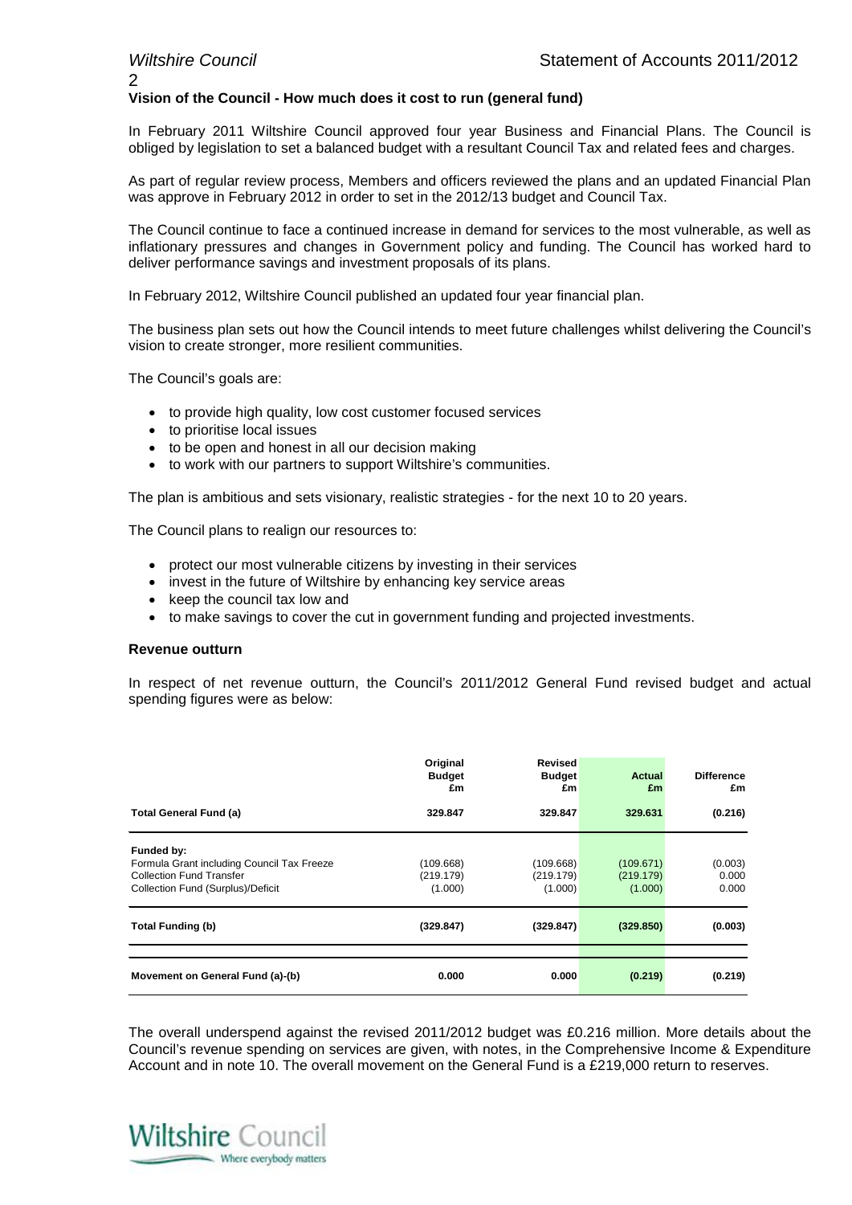## Vision of the Council - How much does it cost to run (general fund)

In February 2011 Wiltshire Council approved four year Business and Financial Plans. The Council is obliged by legislation to set a balanced budget with a resultant Council Tax and related fees and charges.

As part of regular review process, Members and officers reviewed the plans and an updated Financial Plan was approve in February 2012 in order to set in the 2012/13 budget and Council Tax.

The Council continue to face a continued increase in demand for services to the most vulnerable, as well as inflationary pressures and changes in Government policy and funding. The Council has worked hard to deliver performance savings and investment proposals of its plans.

In February 2012, Wiltshire Council published an updated four year financial plan.

The business plan sets out how the Council intends to meet future challenges whilst delivering the Council's vision to create stronger, more resilient communities.

The Council's goals are:

- to provide high quality, low cost customer focused services
- to prioritise local issues
- to be open and honest in all our decision making
- to work with our partners to support Wiltshire's communities.

The plan is ambitious and sets visionary, realistic strategies - for the next 10 to 20 years.

The Council plans to realign our resources to:

- protect our most vulnerable citizens by investing in their services
- invest in the future of Wiltshire by enhancing key service areas
- keep the council tax low and
- to make savings to cover the cut in government funding and projected investments.

### Revenue outturn

In respect of net revenue outturn, the Council's 2011/2012 General Fund revised budget and actual spending figures were as below:

| | Original Budget £m | Revised Budget £m | Actual £m | Difference £m |
|---|---|---|---|---|
| **Total General Fund (a)** | **329.847** | **329.847** | **329.631** | **(0.216)** |
| **Funded by:** | | | | |
| Formula Grant including Council Tax Freeze | (109.668) | (109.668) | (109.671) | (0.003) |
| Collection Fund Transfer | (219.179) | (219.179) | (219.179) | 0.000 |
| Collection Fund (Surplus)/Deficit | (1.000) | (1.000) | (1.000) | 0.000 |
| **Total Funding (b)** | **(329.847)** | **(329.847)** | **(329.850)** | **(0.003)** |
| **Movement on General Fund (a)-(b)** | **0.000** | **0.000** | **(0.219)** | **(0.219)** |

The overall underspend against the revised 2011/2012 budget was £0.216 million. More details about the Council's revenue spending on services are given, with notes, in the Comprehensive Income & Expenditure Account and in note 10. The overall movement on the General Fund is a £219,000 return to reserves.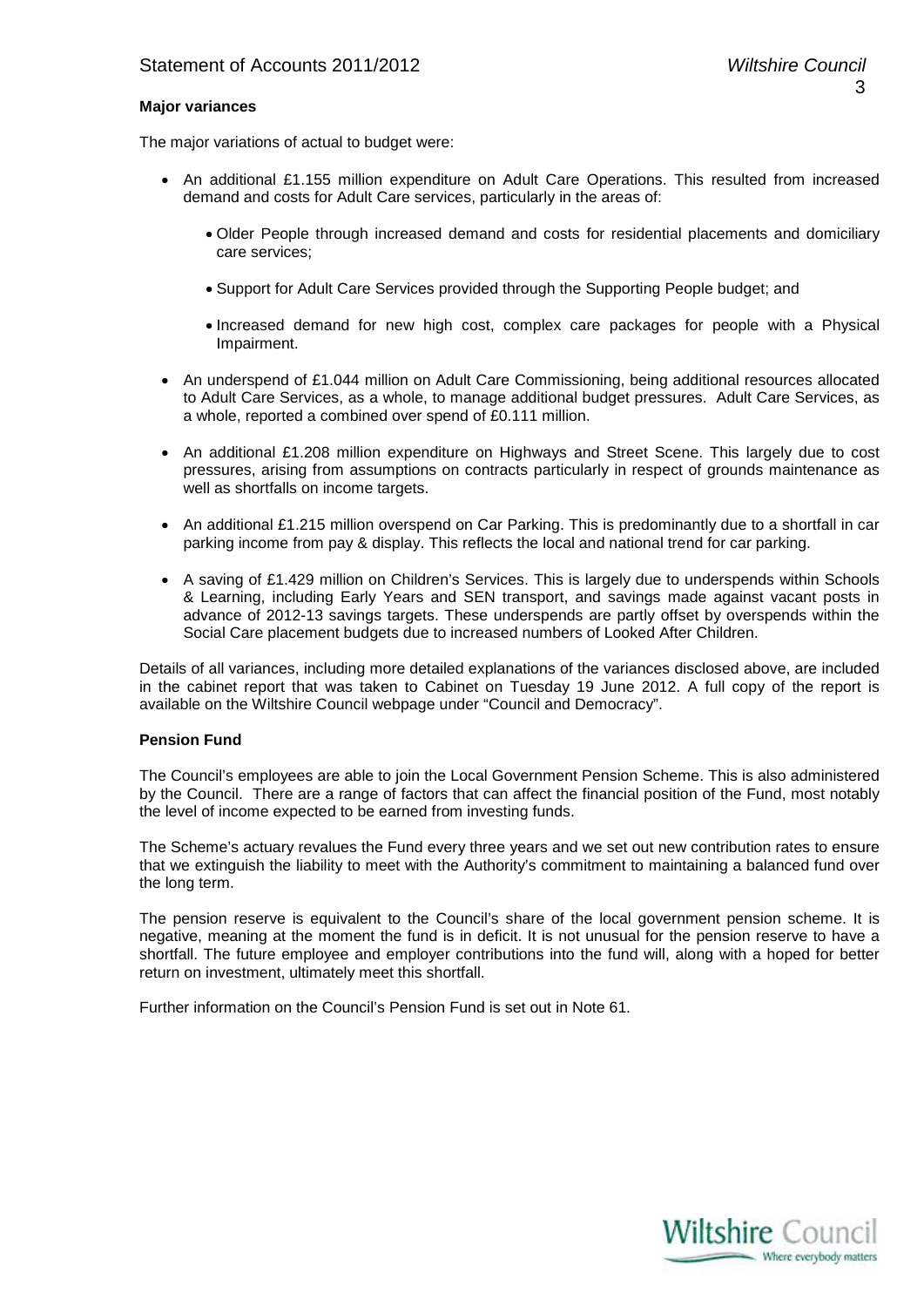**Major variances**

The major variations of actual to budget were:

- An additional £1.155 million expenditure on Adult Care Operations. This resulted from increased demand and costs for Adult Care services, particularly in the areas of:
    - Older People through increased demand and costs for residential placements and domiciliary care services;
    - Support for Adult Care Services provided through the Supporting People budget; and
    - Increased demand for new high cost, complex care packages for people with a Physical Impairment.
- An underspend of £1.044 million on Adult Care Commissioning, being additional resources allocated to Adult Care Services, as a whole, to manage additional budget pressures. Adult Care Services, as a whole, reported a combined over spend of £0.111 million.
- An additional £1.208 million expenditure on Highways and Street Scene. This largely due to cost pressures, arising from assumptions on contracts particularly in respect of grounds maintenance as well as shortfalls on income targets.
- An additional £1.215 million overspend on Car Parking. This is predominantly due to a shortfall in car parking income from pay & display. This reflects the local and national trend for car parking.
- A saving of £1.429 million on Children's Services. This is largely due to underspends within Schools & Learning, including Early Years and SEN transport, and savings made against vacant posts in advance of 2012-13 savings targets. These underspends are partly offset by overspends within the Social Care placement budgets due to increased numbers of Looked After Children.

Details of all variances, including more detailed explanations of the variances disclosed above, are included in the cabinet report that was taken to Cabinet on Tuesday 19 June 2012. A full copy of the report is available on the Wiltshire Council webpage under "Council and Democracy".

**Pension Fund**

The Council's employees are able to join the Local Government Pension Scheme. This is also administered by the Council. There are a range of factors that can affect the financial position of the Fund, most notably the level of income expected to be earned from investing funds.

The Scheme's actuary revalues the Fund every three years and we set out new contribution rates to ensure that we extinguish the liability to meet with the Authority's commitment to maintaining a balanced fund over the long term.

The pension reserve is equivalent to the Council's share of the local government pension scheme. It is negative, meaning at the moment the fund is in deficit. It is not unusual for the pension reserve to have a shortfall. The future employee and employer contributions into the fund will, along with a hoped for better return on investment, ultimately meet this shortfall.

Further information on the Council's Pension Fund is set out in Note 61.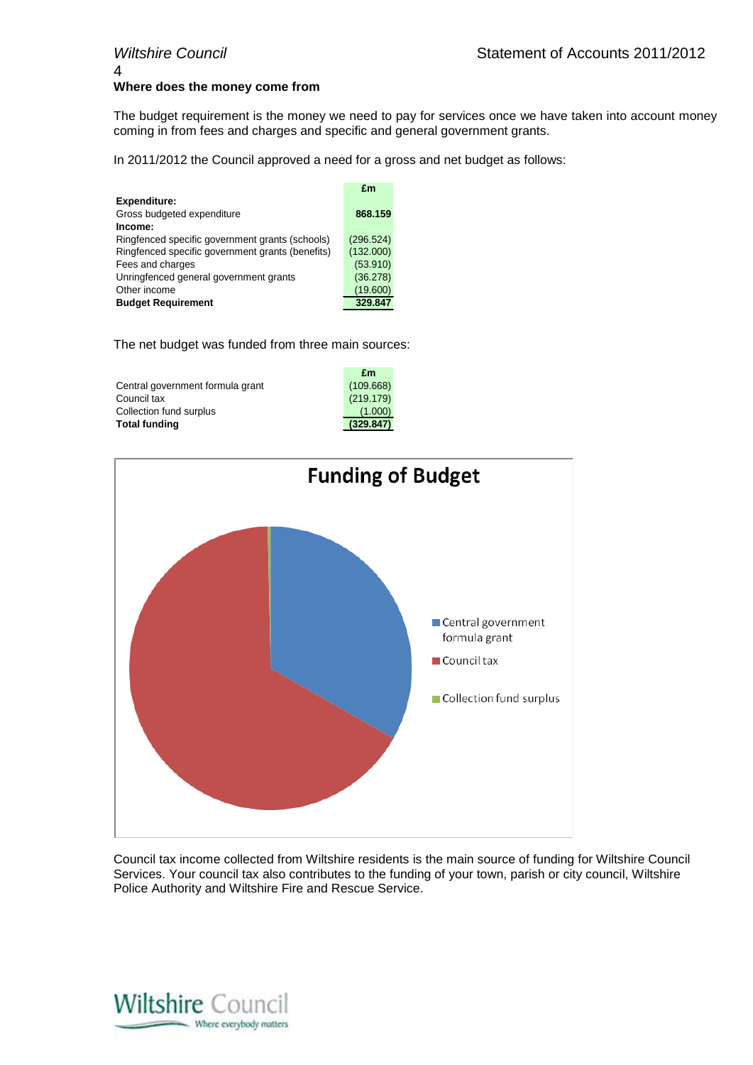## Where does the money come from

The budget requirement is the money we need to pay for services once we have taken into account money coming in from fees and charges and specific and general government grants.

In 2011/2012 the Council approved a need for a gross and net budget as follows:

| | £m |
|---|---|
| **Expenditure:** | |
| Gross budgeted expenditure | **868.159** |
| **Income:** | |
| Ringfenced specific government grants (schools) | (296.524) |
| Ringfenced specific government grants (benefits) | (132.000) |
| Fees and charges | (53.910) |
| Unringfenced general government grants | (36.278) |
| Other income | (19.600) |
| **Budget Requirement** | **329.847** |

The net budget was funded from three main sources:

| | £m |
|---|---|
| Central government formula grant | (109.668) |
| Council tax | (219.179) |
| Collection fund surplus | (1.000) |
| **Total funding** | **(329.847)** |

**Funding of Budget**

- Central government formula grant
- Council tax
- Collection fund surplus

Council tax income collected from Wiltshire residents is the main source of funding for Wiltshire Council Services. Your council tax also contributes to the funding of your town, parish or city council, Wiltshire Police Authority and Wiltshire Fire and Rescue Service.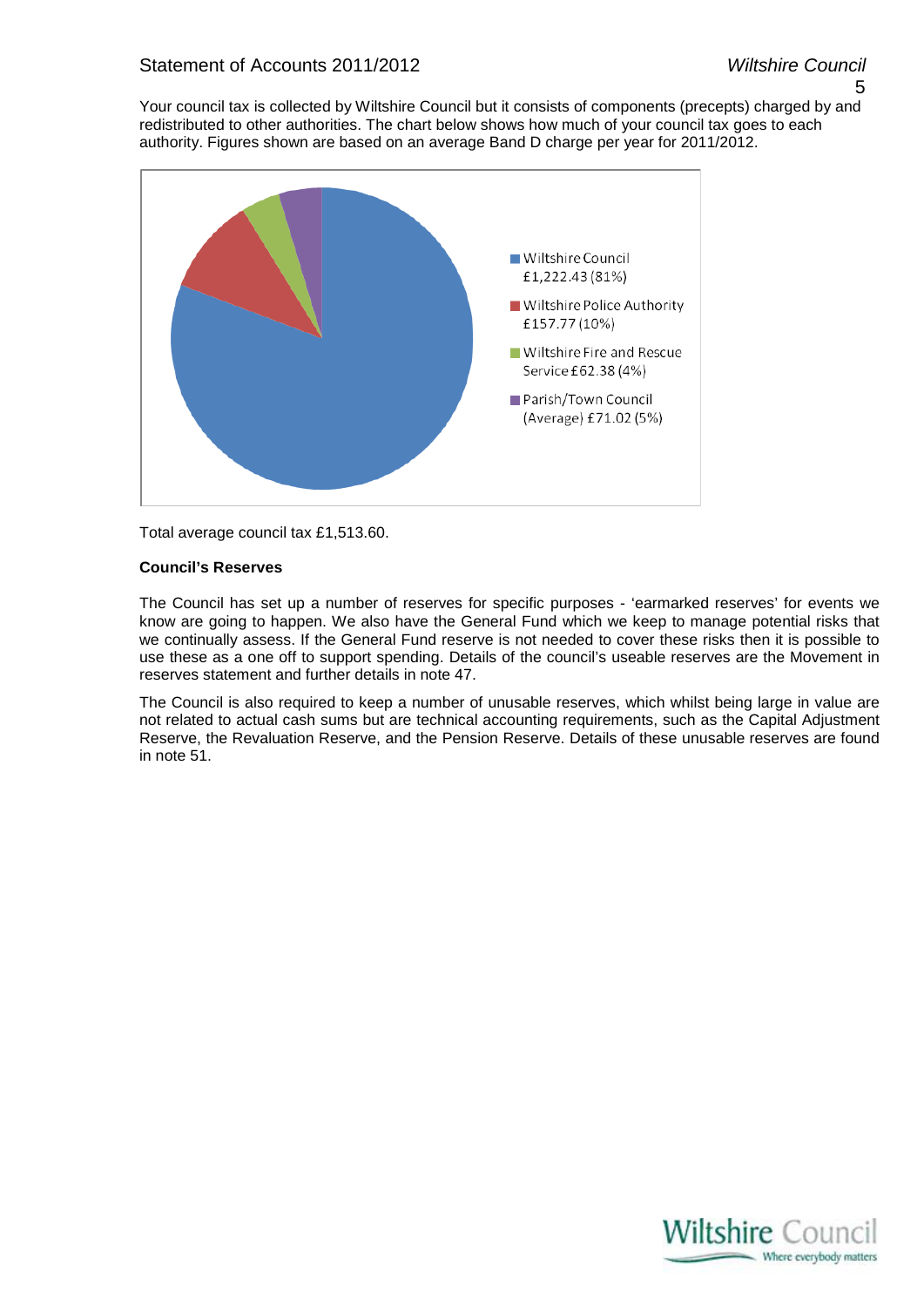Your council tax is collected by Wiltshire Council but it consists of components (precepts) charged by and redistributed to other authorities. The chart below shows how much of your council tax goes to each authority. Figures shown are based on an average Band D charge per year for 2011/2012.

- Wiltshire Council £1,222.43 (81%)
- Wiltshire Police Authority £157.77 (10%)
- Wiltshire Fire and Rescue Service £62.38 (4%)
- Parish/Town Council (Average) £71.02 (5%)

Total average council tax £1,513.60.

**Council's Reserves**

The Council has set up a number of reserves for specific purposes - 'earmarked reserves' for events we know are going to happen. We also have the General Fund which we keep to manage potential risks that we continually assess. If the General Fund reserve is not needed to cover these risks then it is possible to use these as a one off to support spending. Details of the council's useable reserves are the Movement in reserves statement and further details in note 47.

The Council is also required to keep a number of unusable reserves, which whilst being large in value are not related to actual cash sums but are technical accounting requirements, such as the Capital Adjustment Reserve, the Revaluation Reserve, and the Pension Reserve. Details of these unusable reserves are found in note 51.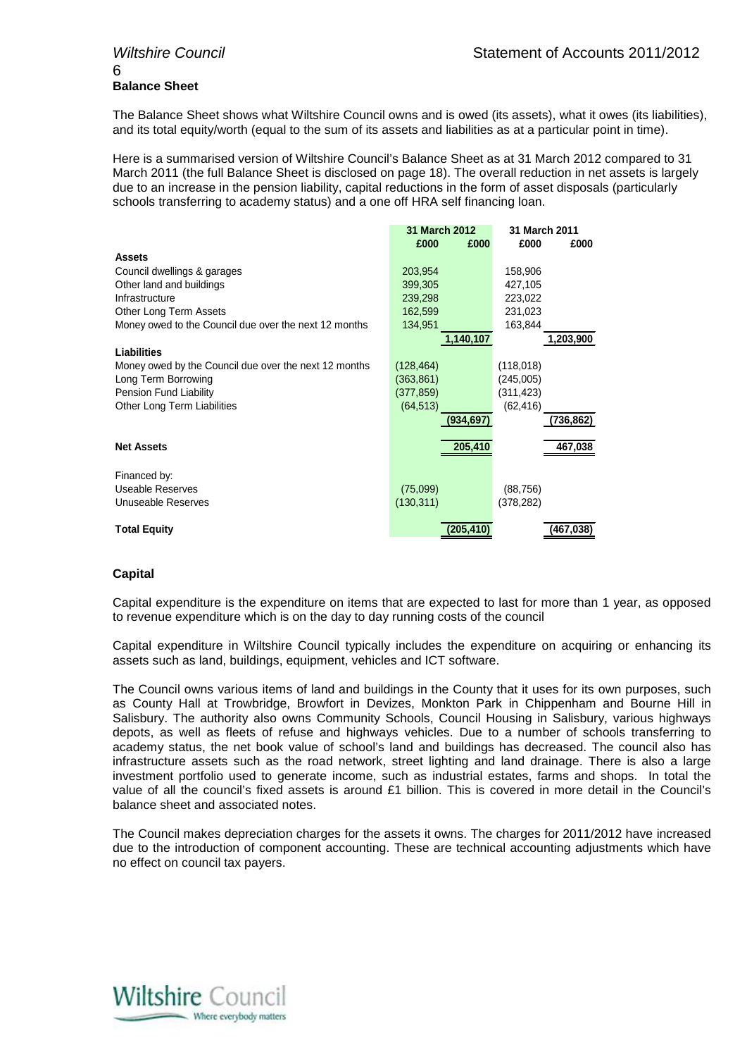## Balance Sheet

The Balance Sheet shows what Wiltshire Council owns and is owed (its assets), what it owes (its liabilities), and its total equity/worth (equal to the sum of its assets and liabilities as at a particular point in time).

Here is a summarised version of Wiltshire Council's Balance Sheet as at 31 March 2012 compared to 31 March 2011 (the full Balance Sheet is disclosed on page 18). The overall reduction in net assets is largely due to an increase in the pension liability, capital reductions in the form of asset disposals (particularly schools transferring to academy status) and a one off HRA self financing loan.

| | 31 March 2012 | | 31 March 2011 | |
|---|---|---|---|---|
| | £000 | £000 | £000 | £000 |
| **Assets** | | | | |
| Council dwellings & garages | 203,954 | | 158,906 | |
| Other land and buildings | 399,305 | | 427,105 | |
| Infrastructure | 239,298 | | 223,022 | |
| Other Long Term Assets | 162,599 | | 231,023 | |
| Money owed to the Council due over the next 12 months | 134,951 | | 163,844 | |
| | | 1,140,107 | | 1,203,900 |
| **Liabilities** | | | | |
| Money owed by the Council due over the next 12 months | (128,464) | | (118,018) | |
| Long Term Borrowing | (363,861) | | (245,005) | |
| Pension Fund Liability | (377,859) | | (311,423) | |
| Other Long Term Liabilities | (64,513) | | (62,416) | |
| | | (934,697) | | (736,862) |
| **Net Assets** | | 205,410 | | 467,038 |
| Financed by: | | | | |
| Useable Reserves | (75,099) | | (88,756) | |
| Unuseable Reserves | (130,311) | | (378,282) | |
| **Total Equity** | | (205,410) | | (467,038) |

### Capital

Capital expenditure is the expenditure on items that are expected to last for more than 1 year, as opposed to revenue expenditure which is on the day to day running costs of the council

Capital expenditure in Wiltshire Council typically includes the expenditure on acquiring or enhancing its assets such as land, buildings, equipment, vehicles and ICT software.

The Council owns various items of land and buildings in the County that it uses for its own purposes, such as County Hall at Trowbridge, Browfort in Devizes, Monkton Park in Chippenham and Bourne Hill in Salisbury. The authority also owns Community Schools, Council Housing in Salisbury, various highways depots, as well as fleets of refuse and highways vehicles. Due to a number of schools transferring to academy status, the net book value of school's land and buildings has decreased. The council also has infrastructure assets such as the road network, street lighting and land drainage. There is also a large investment portfolio used to generate income, such as industrial estates, farms and shops. In total the value of all the council's fixed assets is around £1 billion. This is covered in more detail in the Council's balance sheet and associated notes.

The Council makes depreciation charges for the assets it owns. The charges for 2011/2012 have increased due to the introduction of component accounting. These are technical accounting adjustments which have no effect on council tax payers.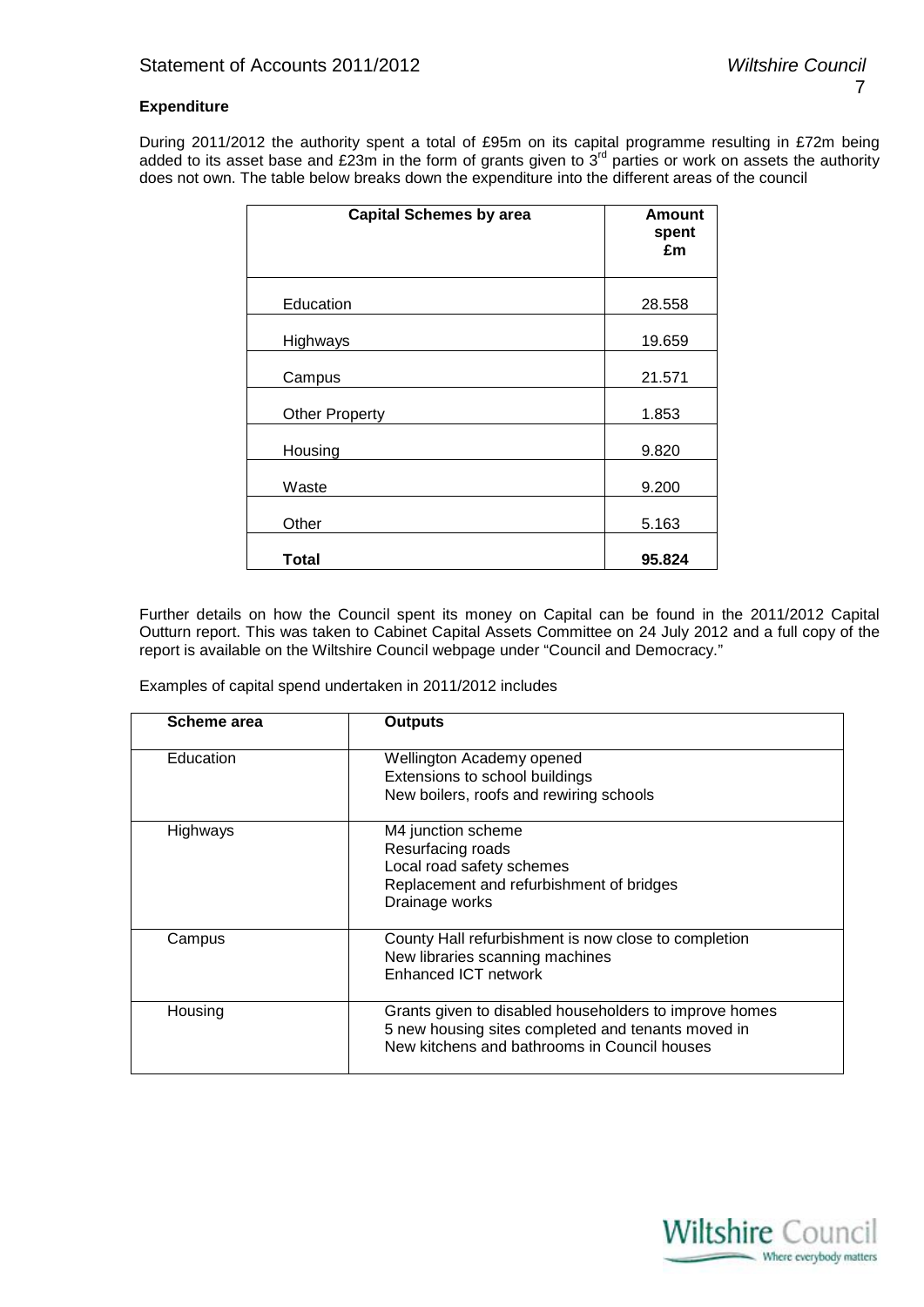**Expenditure**

During 2011/2012 the authority spent a total of £95m on its capital programme resulting in £72m being added to its asset base and £23m in the form of grants given to 3rd parties or work on assets the authority does not own. The table below breaks down the expenditure into the different areas of the council

| Capital Schemes by area | Amount spent £m |
|---|---|
| Education | 28.558 |
| Highways | 19.659 |
| Campus | 21.571 |
| Other Property | 1.853 |
| Housing | 9.820 |
| Waste | 9.200 |
| Other | 5.163 |
| **Total** | **95.824** |

Further details on how the Council spent its money on Capital can be found in the 2011/2012 Capital Outturn report. This was taken to Cabinet Capital Assets Committee on 24 July 2012 and a full copy of the report is available on the Wiltshire Council webpage under "Council and Democracy."

Examples of capital spend undertaken in 2011/2012 includes

| Scheme area | Outputs |
|---|---|
| Education | Wellington Academy opened<br>Extensions to school buildings<br>New boilers, roofs and rewiring schools |
| Highways | M4 junction scheme<br>Resurfacing roads<br>Local road safety schemes<br>Replacement and refurbishment of bridges<br>Drainage works |
| Campus | County Hall refurbishment is now close to completion<br>New libraries scanning machines<br>Enhanced ICT network |
| Housing | Grants given to disabled householders to improve homes<br>5 new housing sites completed and tenants moved in<br>New kitchens and bathrooms in Council houses |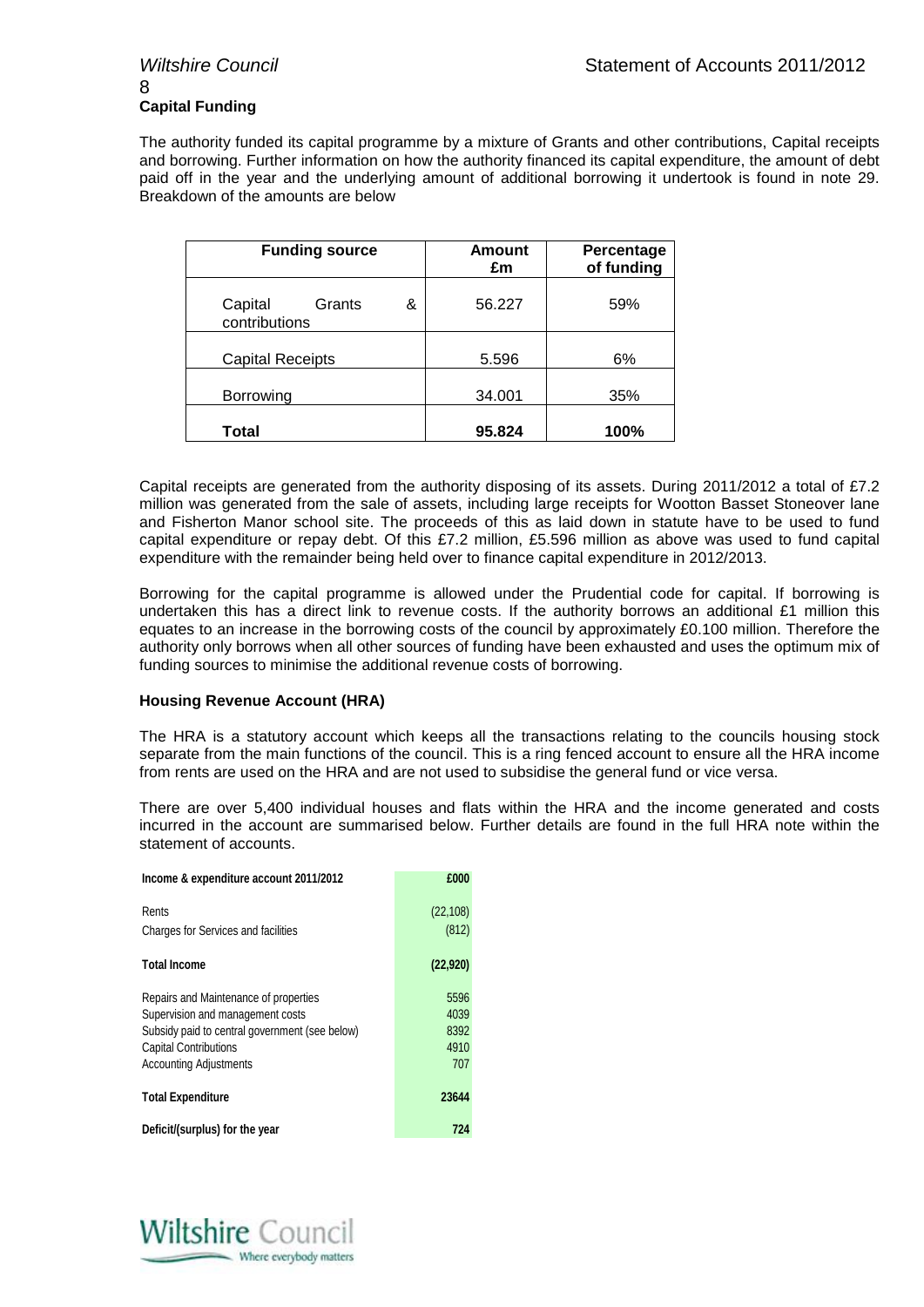## Capital Funding

The authority funded its capital programme by a mixture of Grants and other contributions, Capital receipts and borrowing. Further information on how the authority financed its capital expenditure, the amount of debt paid off in the year and the underlying amount of additional borrowing it undertook is found in note 29. Breakdown of the amounts are below

| Funding source | Amount £m | Percentage of funding |
|---|---|---|
| Capital Grants & contributions | 56.227 | 59% |
| Capital Receipts | 5.596 | 6% |
| Borrowing | 34.001 | 35% |
| **Total** | **95.824** | **100%** |

Capital receipts are generated from the authority disposing of its assets. During 2011/2012 a total of £7.2 million was generated from the sale of assets, including large receipts for Wootton Basset Stoneover lane and Fisherton Manor school site. The proceeds of this as laid down in statute have to be used to fund capital expenditure or repay debt. Of this £7.2 million, £5.596 million as above was used to fund capital expenditure with the remainder being held over to finance capital expenditure in 2012/2013.

Borrowing for the capital programme is allowed under the Prudential code for capital. If borrowing is undertaken this has a direct link to revenue costs. If the authority borrows an additional £1 million this equates to an increase in the borrowing costs of the council by approximately £0.100 million. Therefore the authority only borrows when all other sources of funding have been exhausted and uses the optimum mix of funding sources to minimise the additional revenue costs of borrowing.

### Housing Revenue Account (HRA)

The HRA is a statutory account which keeps all the transactions relating to the councils housing stock separate from the main functions of the council. This is a ring fenced account to ensure all the HRA income from rents are used on the HRA and are not used to subsidise the general fund or vice versa.

There are over 5,400 individual houses and flats within the HRA and the income generated and costs incurred in the account are summarised below. Further details are found in the full HRA note within the statement of accounts.

| Income & expenditure account 2011/2012 | £000 |
|---|---|
| Rents | (22,108) |
| Charges for Services and facilities | (812) |
| **Total Income** | **(22,920)** |
| Repairs and Maintenance of properties | 5596 |
| Supervision and management costs | 4039 |
| Subsidy paid to central government (see below) | 8392 |
| Capital Contributions | 4910 |
| Accounting Adjustments | 707 |
| **Total Expenditure** | **23644** |
| **Deficit/(surplus) for the year** | **724** |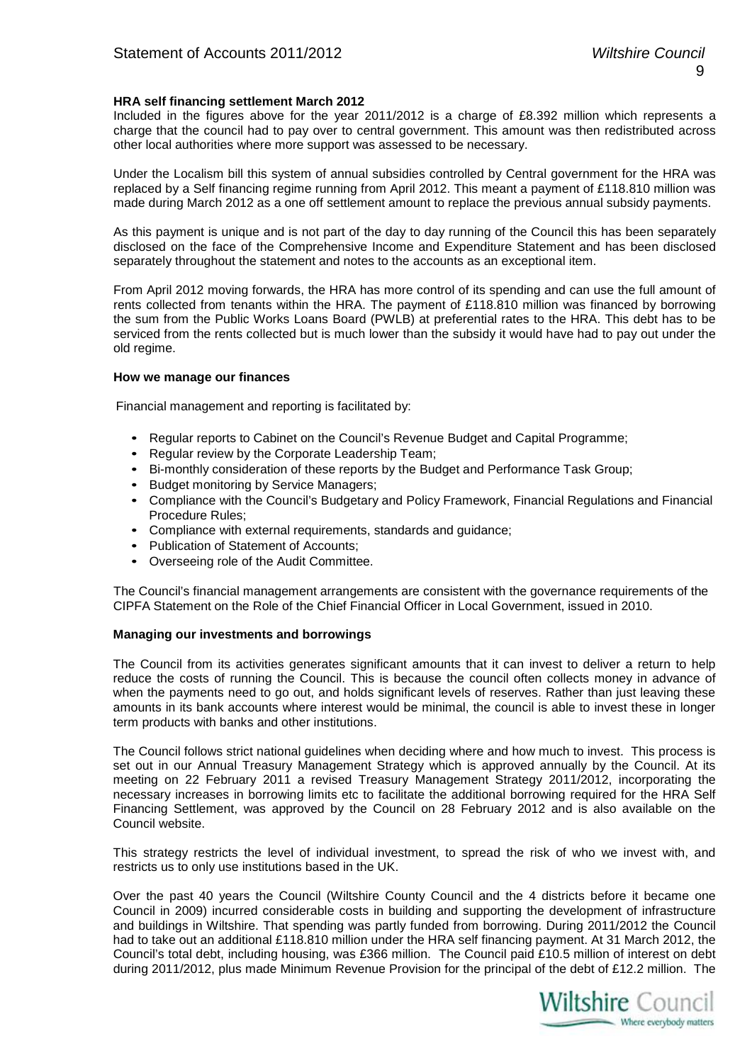**HRA self financing settlement March 2012**

Included in the figures above for the year 2011/2012 is a charge of £8.392 million which represents a charge that the council had to pay over to central government. This amount was then redistributed across other local authorities where more support was assessed to be necessary.

Under the Localism bill this system of annual subsidies controlled by Central government for the HRA was replaced by a Self financing regime running from April 2012. This meant a payment of £118.810 million was made during March 2012 as a one off settlement amount to replace the previous annual subsidy payments.

As this payment is unique and is not part of the day to day running of the Council this has been separately disclosed on the face of the Comprehensive Income and Expenditure Statement and has been disclosed separately throughout the statement and notes to the accounts as an exceptional item.

From April 2012 moving forwards, the HRA has more control of its spending and can use the full amount of rents collected from tenants within the HRA. The payment of £118.810 million was financed by borrowing the sum from the Public Works Loans Board (PWLB) at preferential rates to the HRA. This debt has to be serviced from the rents collected but is much lower than the subsidy it would have had to pay out under the old regime.

**How we manage our finances**

Financial management and reporting is facilitated by:

- Regular reports to Cabinet on the Council's Revenue Budget and Capital Programme;
- Regular review by the Corporate Leadership Team;
- Bi-monthly consideration of these reports by the Budget and Performance Task Group;
- Budget monitoring by Service Managers;
- Compliance with the Council's Budgetary and Policy Framework, Financial Regulations and Financial Procedure Rules;
- Compliance with external requirements, standards and guidance;
- Publication of Statement of Accounts;
- Overseeing role of the Audit Committee.

The Council's financial management arrangements are consistent with the governance requirements of the CIPFA Statement on the Role of the Chief Financial Officer in Local Government, issued in 2010.

**Managing our investments and borrowings**

The Council from its activities generates significant amounts that it can invest to deliver a return to help reduce the costs of running the Council. This is because the council often collects money in advance of when the payments need to go out, and holds significant levels of reserves. Rather than just leaving these amounts in its bank accounts where interest would be minimal, the council is able to invest these in longer term products with banks and other institutions.

The Council follows strict national guidelines when deciding where and how much to invest. This process is set out in our Annual Treasury Management Strategy which is approved annually by the Council. At its meeting on 22 February 2011 a revised Treasury Management Strategy 2011/2012, incorporating the necessary increases in borrowing limits etc to facilitate the additional borrowing required for the HRA Self Financing Settlement, was approved by the Council on 28 February 2012 and is also available on the Council website.

This strategy restricts the level of individual investment, to spread the risk of who we invest with, and restricts us to only use institutions based in the UK.

Over the past 40 years the Council (Wiltshire County Council and the 4 districts before it became one Council in 2009) incurred considerable costs in building and supporting the development of infrastructure and buildings in Wiltshire. That spending was partly funded from borrowing. During 2011/2012 the Council had to take out an additional £118.810 million under the HRA self financing payment. At 31 March 2012, the Council's total debt, including housing, was £366 million. The Council paid £10.5 million of interest on debt during 2011/2012, plus made Minimum Revenue Provision for the principal of the debt of £12.2 million. The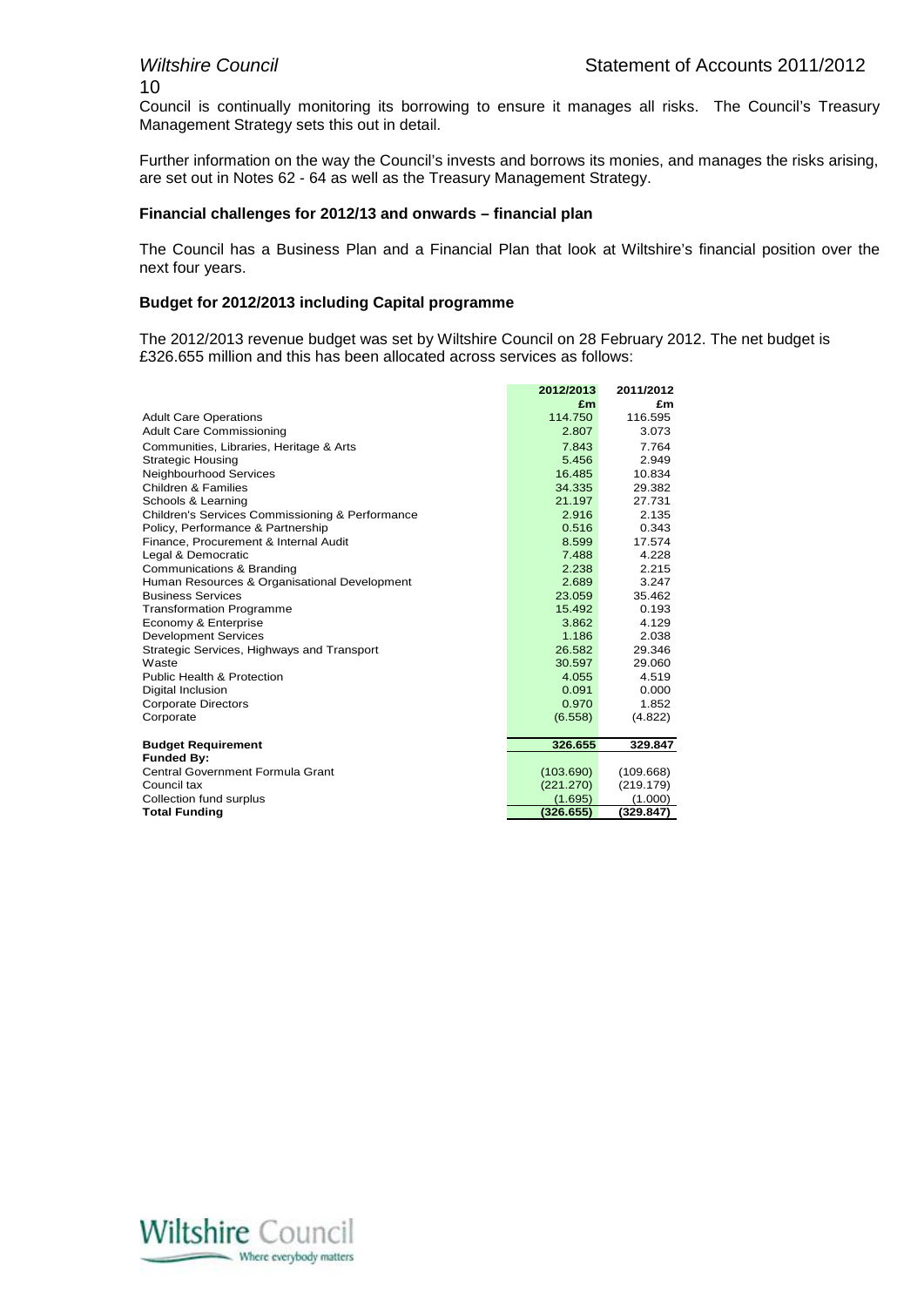Council is continually monitoring its borrowing to ensure it manages all risks. The Council's Treasury Management Strategy sets this out in detail.

Further information on the way the Council's invests and borrows its monies, and manages the risks arising, are set out in Notes 62 - 64 as well as the Treasury Management Strategy.

### Financial challenges for 2012/13 and onwards – financial plan

The Council has a Business Plan and a Financial Plan that look at Wiltshire's financial position over the next four years.

### Budget for 2012/2013 including Capital programme

The 2012/2013 revenue budget was set by Wiltshire Council on 28 February 2012. The net budget is £326.655 million and this has been allocated across services as follows:

| | 2012/2013 | 2011/2012 |
|---|---|---|
| | £m | £m |
| Adult Care Operations | 114.750 | 116.595 |
| Adult Care Commissioning | 2.807 | 3.073 |
| Communities, Libraries, Heritage & Arts | 7.843 | 7.764 |
| Strategic Housing | 5.456 | 2.949 |
| Neighbourhood Services | 16.485 | 10.834 |
| Children & Families | 34.335 | 29.382 |
| Schools & Learning | 21.197 | 27.731 |
| Children's Services Commissioning & Performance | 2.916 | 2.135 |
| Policy, Performance & Partnership | 0.516 | 0.343 |
| Finance, Procurement & Internal Audit | 8.599 | 17.574 |
| Legal & Democratic | 7.488 | 4.228 |
| Communications & Branding | 2.238 | 2.215 |
| Human Resources & Organisational Development | 2.689 | 3.247 |
| Business Services | 23.059 | 35.462 |
| Transformation Programme | 15.492 | 0.193 |
| Economy & Enterprise | 3.862 | 4.129 |
| Development Services | 1.186 | 2.038 |
| Strategic Services, Highways and Transport | 26.582 | 29.346 |
| Waste | 30.597 | 29.060 |
| Public Health & Protection | 4.055 | 4.519 |
| Digital Inclusion | 0.091 | 0.000 |
| Corporate Directors | 0.970 | 1.852 |
| Corporate | (6.558) | (4.822) |
| **Budget Requirement** | **326.655** | **329.847** |
| **Funded By:** | | |
| Central Government Formula Grant | (103.690) | (109.668) |
| Council tax | (221.270) | (219.179) |
| Collection fund surplus | (1.695) | (1.000) |
| **Total Funding** | **(326.655)** | **(329.847)** |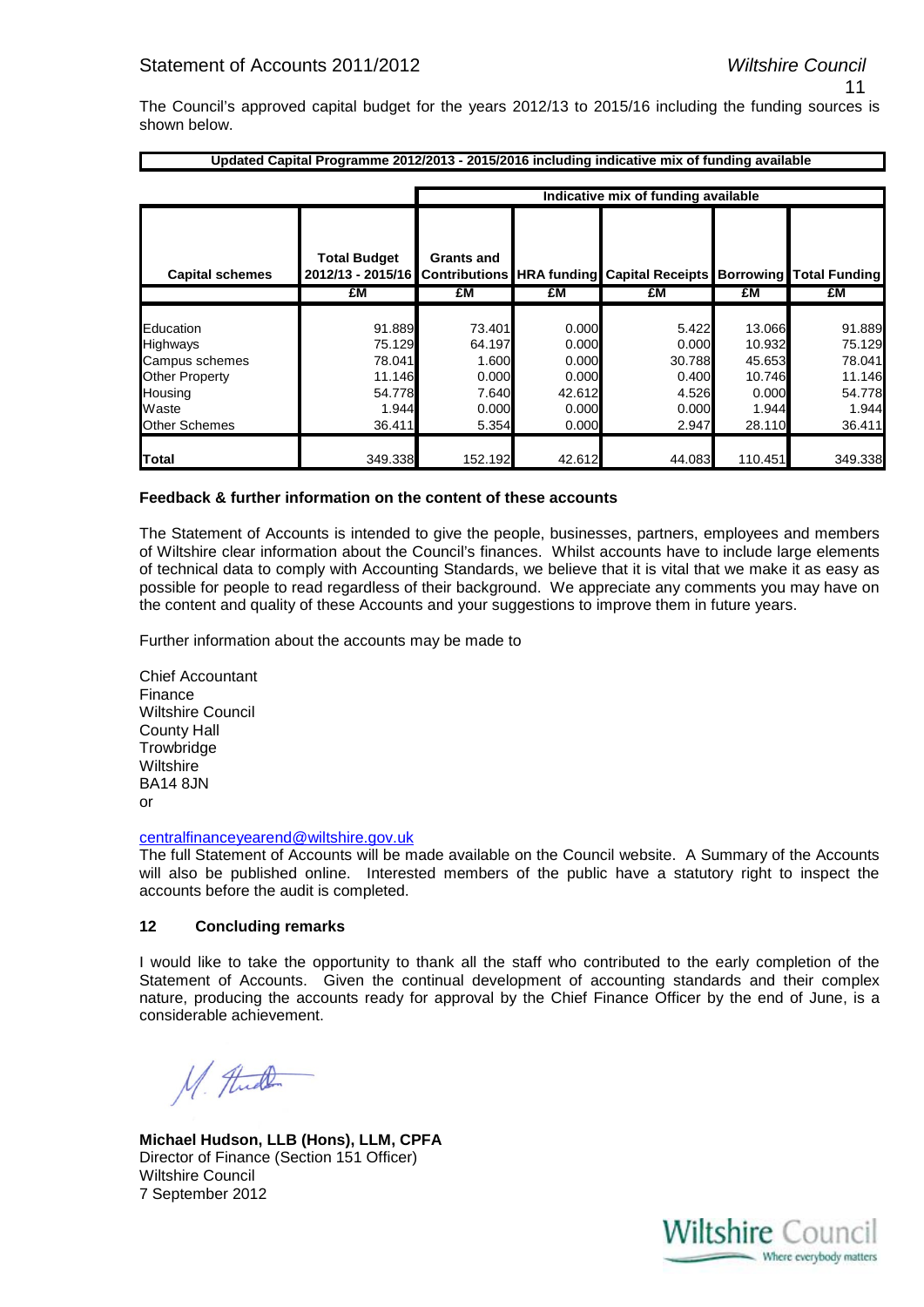The Council's approved capital budget for the years 2012/13 to 2015/16 including the funding sources is shown below.

**Updated Capital Programme 2012/2013 - 2015/2016 including indicative mix of funding available**

| | | Indicative mix of funding available | | | | |
|---|---|---|---|---|---|---|
| **Capital schemes** | **Total Budget 2012/13 - 2015/16** | **Grants and Contributions** | **HRA funding** | **Capital Receipts** | **Borrowing** | **Total Funding** |
| | **£M** | **£M** | **£M** | **£M** | **£M** | **£M** |
| Education | 91.889 | 73.401 | 0.000 | 5.422 | 13.066 | 91.889 |
| Highways | 75.129 | 64.197 | 0.000 | 0.000 | 10.932 | 75.129 |
| Campus schemes | 78.041 | 1.600 | 0.000 | 30.788 | 45.653 | 78.041 |
| Other Property | 11.146 | 0.000 | 0.000 | 0.400 | 10.746 | 11.146 |
| Housing | 54.778 | 7.640 | 42.612 | 4.526 | 0.000 | 54.778 |
| Waste | 1.944 | 0.000 | 0.000 | 0.000 | 1.944 | 1.944 |
| Other Schemes | 36.411 | 5.354 | 0.000 | 2.947 | 28.110 | 36.411 |
| **Total** | 349.338 | 152.192 | 42.612 | 44.083 | 110.451 | 349.338 |

**Feedback & further information on the content of these accounts**

The Statement of Accounts is intended to give the people, businesses, partners, employees and members of Wiltshire clear information about the Council's finances. Whilst accounts have to include large elements of technical data to comply with Accounting Standards, we believe that it is vital that we make it as easy as possible for people to read regardless of their background. We appreciate any comments you may have on the content and quality of these Accounts and your suggestions to improve them in future years.

Further information about the accounts may be made to

Chief Accountant
Finance
Wiltshire Council
County Hall
Trowbridge
Wiltshire
BA14 8JN
or

centralfinanceyearend@wiltshire.gov.uk

The full Statement of Accounts will be made available on the Council website. A Summary of the Accounts will also be published online. Interested members of the public have a statutory right to inspect the accounts before the audit is completed.

## 12 Concluding remarks

I would like to take the opportunity to thank all the staff who contributed to the early completion of the Statement of Accounts. Given the continual development of accounting standards and their complex nature, producing the accounts ready for approval by the Chief Finance Officer by the end of June, is a considerable achievement.

**Michael Hudson, LLB (Hons), LLM, CPFA**
Director of Finance (Section 151 Officer)
Wiltshire Council
7 September 2012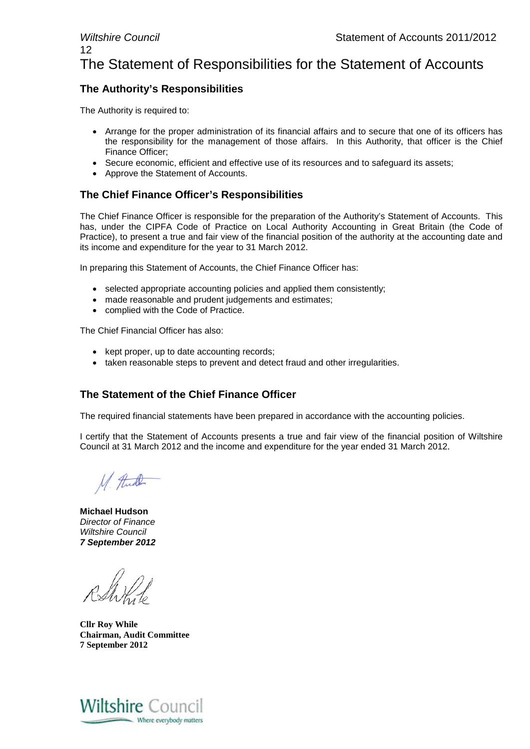# The Statement of Responsibilities for the Statement of Accounts

## The Authority's Responsibilities

The Authority is required to:

- Arrange for the proper administration of its financial affairs and to secure that one of its officers has the responsibility for the management of those affairs. In this Authority, that officer is the Chief Finance Officer;
- Secure economic, efficient and effective use of its resources and to safeguard its assets;
- Approve the Statement of Accounts.

## The Chief Finance Officer's Responsibilities

The Chief Finance Officer is responsible for the preparation of the Authority's Statement of Accounts. This has, under the CIPFA Code of Practice on Local Authority Accounting in Great Britain (the Code of Practice), to present a true and fair view of the financial position of the authority at the accounting date and its income and expenditure for the year to 31 March 2012.

In preparing this Statement of Accounts, the Chief Finance Officer has:

- selected appropriate accounting policies and applied them consistently;
- made reasonable and prudent judgements and estimates;
- complied with the Code of Practice.

The Chief Financial Officer has also:

- kept proper, up to date accounting records;
- taken reasonable steps to prevent and detect fraud and other irregularities.

## The Statement of the Chief Finance Officer

The required financial statements have been prepared in accordance with the accounting policies.

I certify that the Statement of Accounts presents a true and fair view of the financial position of Wiltshire Council at 31 March 2012 and the income and expenditure for the year ended 31 March 2012.

**Michael Hudson**
*Director of Finance*
*Wiltshire Council*
***7 September 2012***

**Cllr Roy While**
**Chairman, Audit Committee**
**7 September 2012**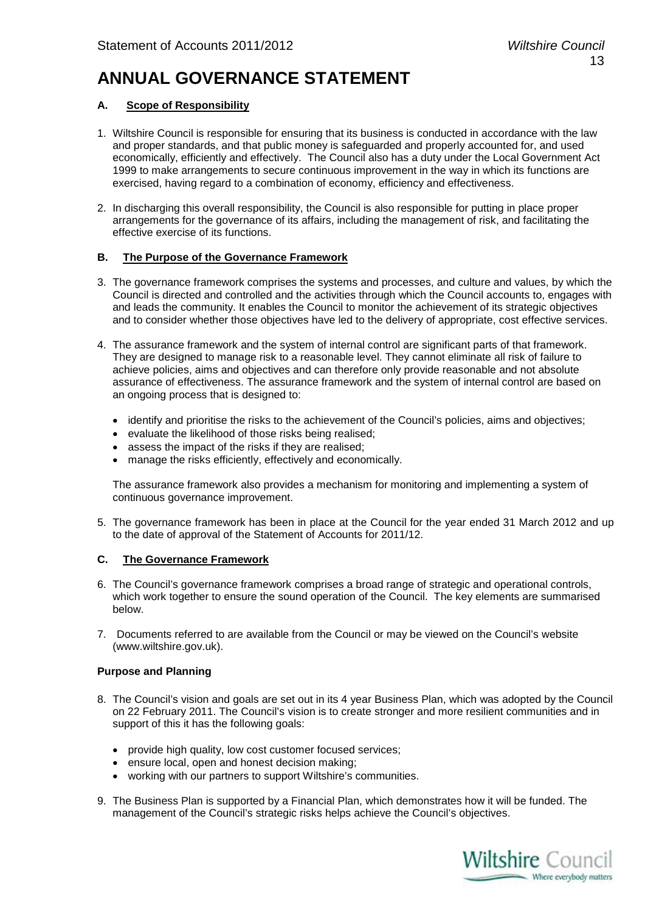# ANNUAL GOVERNANCE STATEMENT

## A. Scope of Responsibility

1. Wiltshire Council is responsible for ensuring that its business is conducted in accordance with the law and proper standards, and that public money is safeguarded and properly accounted for, and used economically, efficiently and effectively. The Council also has a duty under the Local Government Act 1999 to make arrangements to secure continuous improvement in the way in which its functions are exercised, having regard to a combination of economy, efficiency and effectiveness.

2. In discharging this overall responsibility, the Council is also responsible for putting in place proper arrangements for the governance of its affairs, including the management of risk, and facilitating the effective exercise of its functions.

## B. The Purpose of the Governance Framework

3. The governance framework comprises the systems and processes, and culture and values, by which the Council is directed and controlled and the activities through which the Council accounts to, engages with and leads the community. It enables the Council to monitor the achievement of its strategic objectives and to consider whether those objectives have led to the delivery of appropriate, cost effective services.

4. The assurance framework and the system of internal control are significant parts of that framework. They are designed to manage risk to a reasonable level. They cannot eliminate all risk of failure to achieve policies, aims and objectives and can therefore only provide reasonable and not absolute assurance of effectiveness. The assurance framework and the system of internal control are based on an ongoing process that is designed to:

   - identify and prioritise the risks to the achievement of the Council's policies, aims and objectives;
   - evaluate the likelihood of those risks being realised;
   - assess the impact of the risks if they are realised;
   - manage the risks efficiently, effectively and economically.

   The assurance framework also provides a mechanism for monitoring and implementing a system of continuous governance improvement.

5. The governance framework has been in place at the Council for the year ended 31 March 2012 and up to the date of approval of the Statement of Accounts for 2011/12.

## C. The Governance Framework

6. The Council's governance framework comprises a broad range of strategic and operational controls, which work together to ensure the sound operation of the Council. The key elements are summarised below.

7. Documents referred to are available from the Council or may be viewed on the Council's website (www.wiltshire.gov.uk).

**Purpose and Planning**

8. The Council's vision and goals are set out in its 4 year Business Plan, which was adopted by the Council on 22 February 2011. The Council's vision is to create stronger and more resilient communities and in support of this it has the following goals:

   - provide high quality, low cost customer focused services;
   - ensure local, open and honest decision making;
   - working with our partners to support Wiltshire's communities.

9. The Business Plan is supported by a Financial Plan, which demonstrates how it will be funded. The management of the Council's strategic risks helps achieve the Council's objectives.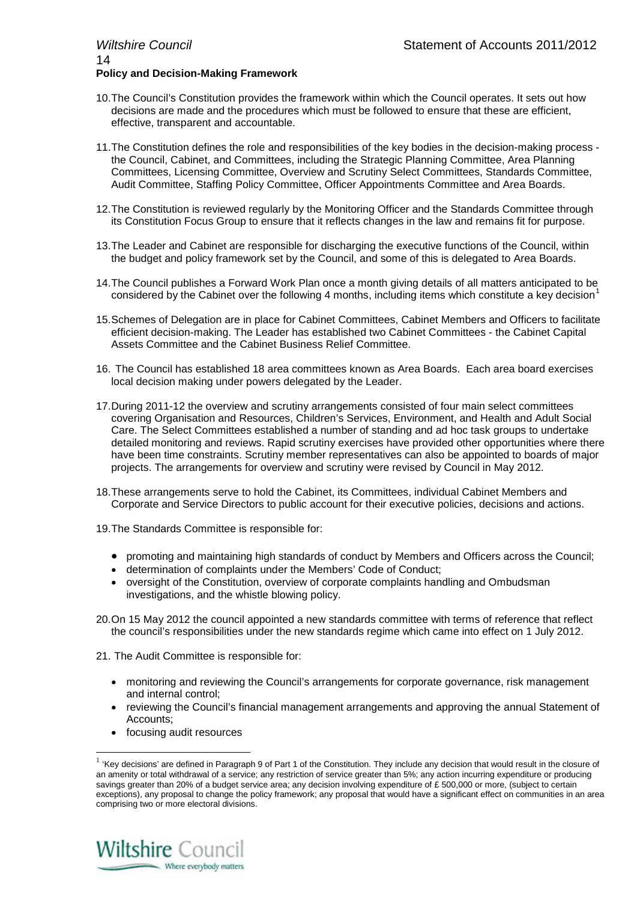**Policy and Decision-Making Framework**

10. The Council's Constitution provides the framework within which the Council operates. It sets out how decisions are made and the procedures which must be followed to ensure that these are efficient, effective, transparent and accountable.

11. The Constitution defines the role and responsibilities of the key bodies in the decision-making process - the Council, Cabinet, and Committees, including the Strategic Planning Committee, Area Planning Committees, Licensing Committee, Overview and Scrutiny Select Committees, Standards Committee, Audit Committee, Staffing Policy Committee, Officer Appointments Committee and Area Boards.

12. The Constitution is reviewed regularly by the Monitoring Officer and the Standards Committee through its Constitution Focus Group to ensure that it reflects changes in the law and remains fit for purpose.

13. The Leader and Cabinet are responsible for discharging the executive functions of the Council, within the budget and policy framework set by the Council, and some of this is delegated to Area Boards.

14. The Council publishes a Forward Work Plan once a month giving details of all matters anticipated to be considered by the Cabinet over the following 4 months, including items which constitute a key decision[1]

15. Schemes of Delegation are in place for Cabinet Committees, Cabinet Members and Officers to facilitate efficient decision-making. The Leader has established two Cabinet Committees - the Cabinet Capital Assets Committee and the Cabinet Business Relief Committee.

16. The Council has established 18 area committees known as Area Boards. Each area board exercises local decision making under powers delegated by the Leader.

17. During 2011-12 the overview and scrutiny arrangements consisted of four main select committees covering Organisation and Resources, Children's Services, Environment, and Health and Adult Social Care. The Select Committees established a number of standing and ad hoc task groups to undertake detailed monitoring and reviews. Rapid scrutiny exercises have provided other opportunities where there have been time constraints. Scrutiny member representatives can also be appointed to boards of major projects. The arrangements for overview and scrutiny were revised by Council in May 2012.

18. These arrangements serve to hold the Cabinet, its Committees, individual Cabinet Members and Corporate and Service Directors to public account for their executive policies, decisions and actions.

19. The Standards Committee is responsible for:

- promoting and maintaining high standards of conduct by Members and Officers across the Council;
- determination of complaints under the Members' Code of Conduct;
- oversight of the Constitution, overview of corporate complaints handling and Ombudsman investigations, and the whistle blowing policy.

20. On 15 May 2012 the council appointed a new standards committee with terms of reference that reflect the council's responsibilities under the new standards regime which came into effect on 1 July 2012.

21. The Audit Committee is responsible for:

- monitoring and reviewing the Council's arrangements for corporate governance, risk management and internal control;
- reviewing the Council's financial management arrangements and approving the annual Statement of Accounts;
- focusing audit resources

---

[1] 'Key decisions' are defined in Paragraph 9 of Part 1 of the Constitution. They include any decision that would result in the closure of an amenity or total withdrawal of a service; any restriction of service greater than 5%; any action incurring expenditure or producing savings greater than 20% of a budget service area; any decision involving expenditure of £ 500,000 or more, (subject to certain exceptions), any proposal to change the policy framework; any proposal that would have a significant effect on communities in an area comprising two or more electoral divisions.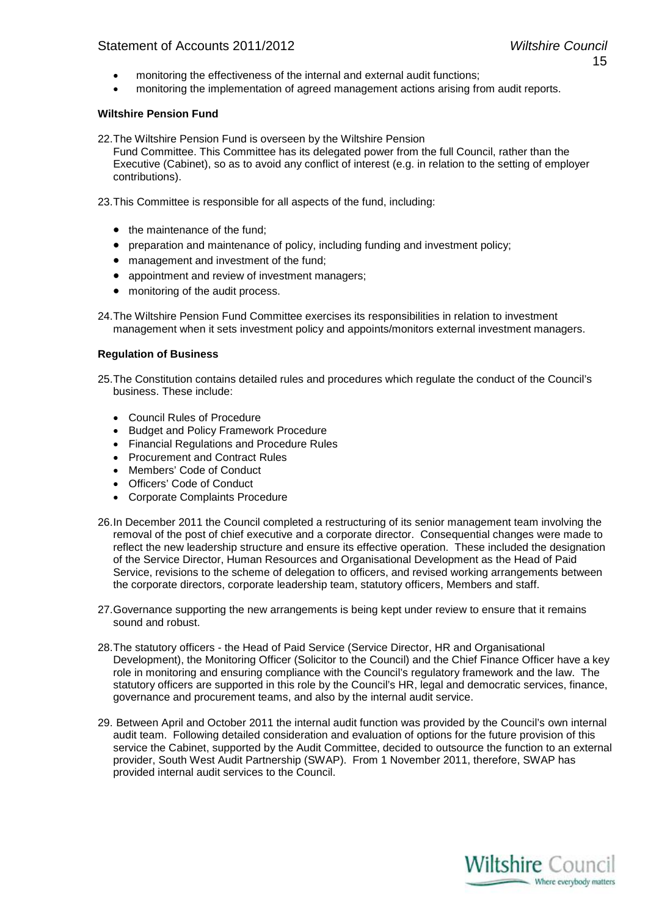- monitoring the effectiveness of the internal and external audit functions;
- monitoring the implementation of agreed management actions arising from audit reports.

**Wiltshire Pension Fund**

22. The Wiltshire Pension Fund is overseen by the Wiltshire Pension Fund Committee. This Committee has its delegated power from the full Council, rather than the Executive (Cabinet), so as to avoid any conflict of interest (e.g. in relation to the setting of employer contributions).

23. This Committee is responsible for all aspects of the fund, including:

    - the maintenance of the fund;
    - preparation and maintenance of policy, including funding and investment policy;
    - management and investment of the fund;
    - appointment and review of investment managers;
    - monitoring of the audit process.

24. The Wiltshire Pension Fund Committee exercises its responsibilities in relation to investment management when it sets investment policy and appoints/monitors external investment managers.

**Regulation of Business**

25. The Constitution contains detailed rules and procedures which regulate the conduct of the Council's business. These include:

    - Council Rules of Procedure
    - Budget and Policy Framework Procedure
    - Financial Regulations and Procedure Rules
    - Procurement and Contract Rules
    - Members' Code of Conduct
    - Officers' Code of Conduct
    - Corporate Complaints Procedure

26. In December 2011 the Council completed a restructuring of its senior management team involving the removal of the post of chief executive and a corporate director. Consequential changes were made to reflect the new leadership structure and ensure its effective operation. These included the designation of the Service Director, Human Resources and Organisational Development as the Head of Paid Service, revisions to the scheme of delegation to officers, and revised working arrangements between the corporate directors, corporate leadership team, statutory officers, Members and staff.

27. Governance supporting the new arrangements is being kept under review to ensure that it remains sound and robust.

28. The statutory officers - the Head of Paid Service (Service Director, HR and Organisational Development), the Monitoring Officer (Solicitor to the Council) and the Chief Finance Officer have a key role in monitoring and ensuring compliance with the Council's regulatory framework and the law. The statutory officers are supported in this role by the Council's HR, legal and democratic services, finance, governance and procurement teams, and also by the internal audit service.

29. Between April and October 2011 the internal audit function was provided by the Council's own internal audit team. Following detailed consideration and evaluation of options for the future provision of this service the Cabinet, supported by the Audit Committee, decided to outsource the function to an external provider, South West Audit Partnership (SWAP). From 1 November 2011, therefore, SWAP has provided internal audit services to the Council.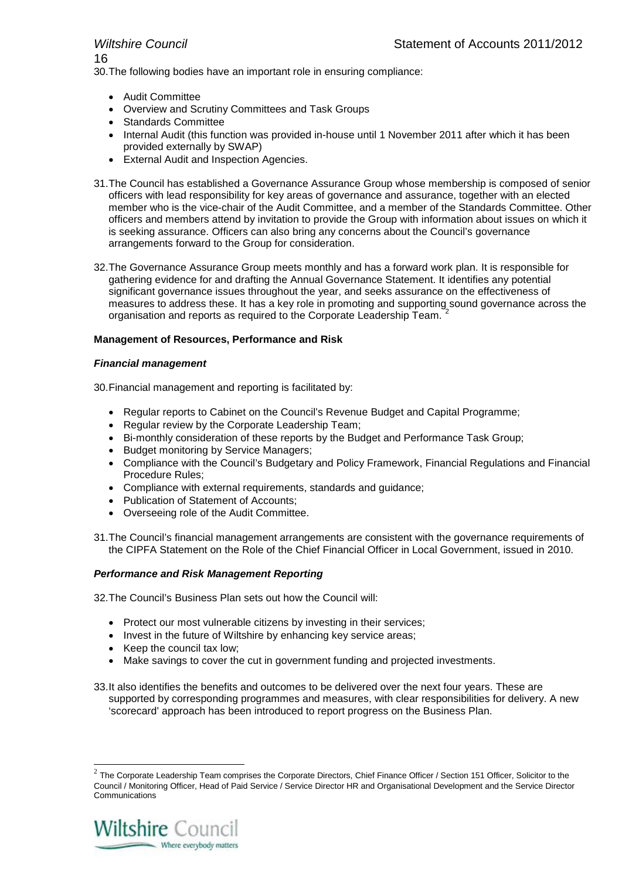30.The following bodies have an important role in ensuring compliance:

- Audit Committee
- Overview and Scrutiny Committees and Task Groups
- Standards Committee
- Internal Audit (this function was provided in-house until 1 November 2011 after which it has been provided externally by SWAP)
- External Audit and Inspection Agencies.

31.The Council has established a Governance Assurance Group whose membership is composed of senior officers with lead responsibility for key areas of governance and assurance, together with an elected member who is the vice-chair of the Audit Committee, and a member of the Standards Committee. Other officers and members attend by invitation to provide the Group with information about issues on which it is seeking assurance. Officers can also bring any concerns about the Council's governance arrangements forward to the Group for consideration.

32.The Governance Assurance Group meets monthly and has a forward work plan. It is responsible for gathering evidence for and drafting the Annual Governance Statement. It identifies any potential significant governance issues throughout the year, and seeks assurance on the effectiveness of measures to address these. It has a key role in promoting and supporting sound governance across the organisation and reports as required to the Corporate Leadership Team. [2]

**Management of Resources, Performance and Risk**

***Financial management***

30.Financial management and reporting is facilitated by:

- Regular reports to Cabinet on the Council's Revenue Budget and Capital Programme;
- Regular review by the Corporate Leadership Team;
- Bi-monthly consideration of these reports by the Budget and Performance Task Group;
- Budget monitoring by Service Managers;
- Compliance with the Council's Budgetary and Policy Framework, Financial Regulations and Financial Procedure Rules;
- Compliance with external requirements, standards and guidance;
- Publication of Statement of Accounts;
- Overseeing role of the Audit Committee.

31.The Council's financial management arrangements are consistent with the governance requirements of the CIPFA Statement on the Role of the Chief Financial Officer in Local Government, issued in 2010.

***Performance and Risk Management Reporting***

32.The Council's Business Plan sets out how the Council will:

- Protect our most vulnerable citizens by investing in their services;
- Invest in the future of Wiltshire by enhancing key service areas;
- Keep the council tax low;
- Make savings to cover the cut in government funding and projected investments.

33.It also identifies the benefits and outcomes to be delivered over the next four years. These are supported by corresponding programmes and measures, with clear responsibilities for delivery. A new 'scorecard' approach has been introduced to report progress on the Business Plan.

---

[2] The Corporate Leadership Team comprises the Corporate Directors, Chief Finance Officer / Section 151 Officer, Solicitor to the Council / Monitoring Officer, Head of Paid Service / Service Director HR and Organisational Development and the Service Director Communications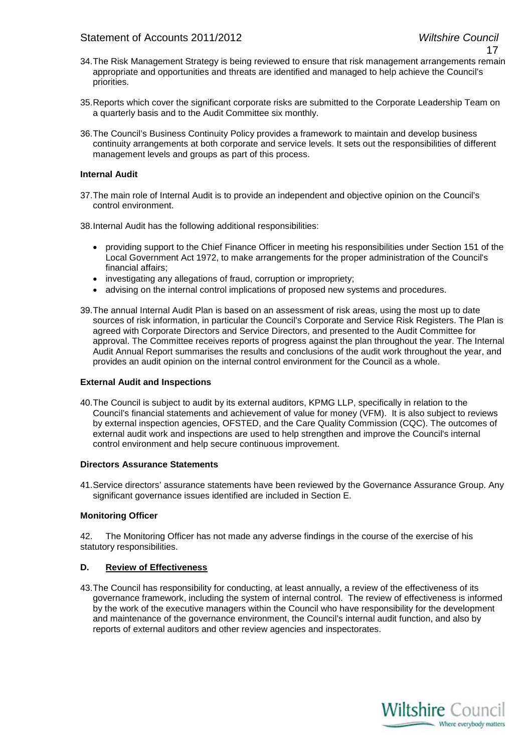34. The Risk Management Strategy is being reviewed to ensure that risk management arrangements remain appropriate and opportunities and threats are identified and managed to help achieve the Council's priorities.

35. Reports which cover the significant corporate risks are submitted to the Corporate Leadership Team on a quarterly basis and to the Audit Committee six monthly.

36. The Council's Business Continuity Policy provides a framework to maintain and develop business continuity arrangements at both corporate and service levels. It sets out the responsibilities of different management levels and groups as part of this process.

**Internal Audit**

37. The main role of Internal Audit is to provide an independent and objective opinion on the Council's control environment.

38. Internal Audit has the following additional responsibilities:

- providing support to the Chief Finance Officer in meeting his responsibilities under Section 151 of the Local Government Act 1972, to make arrangements for the proper administration of the Council's financial affairs;
- investigating any allegations of fraud, corruption or impropriety;
- advising on the internal control implications of proposed new systems and procedures.

39. The annual Internal Audit Plan is based on an assessment of risk areas, using the most up to date sources of risk information, in particular the Council's Corporate and Service Risk Registers. The Plan is agreed with Corporate Directors and Service Directors, and presented to the Audit Committee for approval. The Committee receives reports of progress against the plan throughout the year. The Internal Audit Annual Report summarises the results and conclusions of the audit work throughout the year, and provides an audit opinion on the internal control environment for the Council as a whole.

**External Audit and Inspections**

40. The Council is subject to audit by its external auditors, KPMG LLP, specifically in relation to the Council's financial statements and achievement of value for money (VFM). It is also subject to reviews by external inspection agencies, OFSTED, and the Care Quality Commission (CQC). The outcomes of external audit work and inspections are used to help strengthen and improve the Council's internal control environment and help secure continuous improvement.

**Directors Assurance Statements**

41. Service directors' assurance statements have been reviewed by the Governance Assurance Group. Any significant governance issues identified are included in Section E.

**Monitoring Officer**

42. The Monitoring Officer has not made any adverse findings in the course of the exercise of his statutory responsibilities.

## D. Review of Effectiveness

43. The Council has responsibility for conducting, at least annually, a review of the effectiveness of its governance framework, including the system of internal control. The review of effectiveness is informed by the work of the executive managers within the Council who have responsibility for the development and maintenance of the governance environment, the Council's internal audit function, and also by reports of external auditors and other review agencies and inspectorates.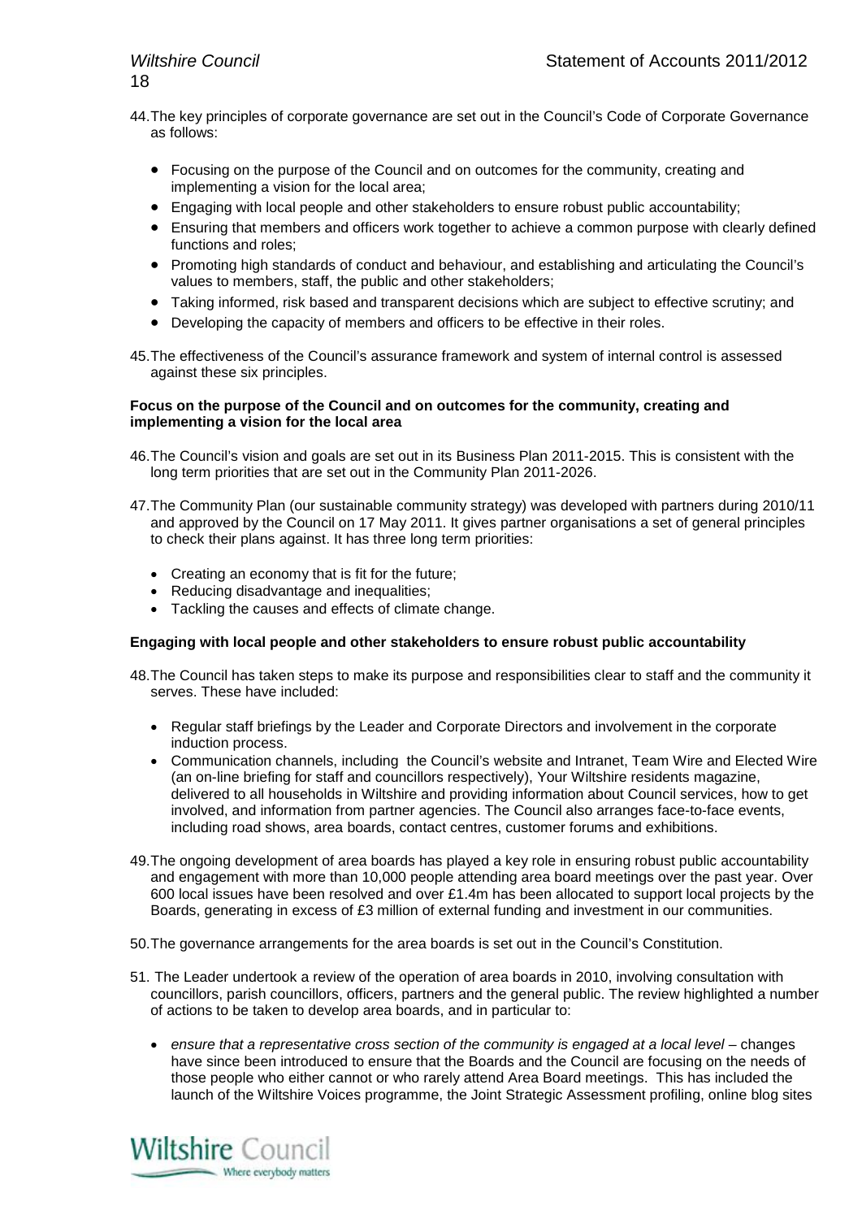44. The key principles of corporate governance are set out in the Council's Code of Corporate Governance as follows:

    - Focusing on the purpose of the Council and on outcomes for the community, creating and implementing a vision for the local area;
    - Engaging with local people and other stakeholders to ensure robust public accountability;
    - Ensuring that members and officers work together to achieve a common purpose with clearly defined functions and roles;
    - Promoting high standards of conduct and behaviour, and establishing and articulating the Council's values to members, staff, the public and other stakeholders;
    - Taking informed, risk based and transparent decisions which are subject to effective scrutiny; and
    - Developing the capacity of members and officers to be effective in their roles.

45. The effectiveness of the Council's assurance framework and system of internal control is assessed against these six principles.

**Focus on the purpose of the Council and on outcomes for the community, creating and implementing a vision for the local area**

46. The Council's vision and goals are set out in its Business Plan 2011-2015. This is consistent with the long term priorities that are set out in the Community Plan 2011-2026.

47. The Community Plan (our sustainable community strategy) was developed with partners during 2010/11 and approved by the Council on 17 May 2011. It gives partner organisations a set of general principles to check their plans against. It has three long term priorities:

    - Creating an economy that is fit for the future;
    - Reducing disadvantage and inequalities;
    - Tackling the causes and effects of climate change.

**Engaging with local people and other stakeholders to ensure robust public accountability**

48. The Council has taken steps to make its purpose and responsibilities clear to staff and the community it serves. These have included:

    - Regular staff briefings by the Leader and Corporate Directors and involvement in the corporate induction process.
    - Communication channels, including the Council's website and Intranet, Team Wire and Elected Wire (an on-line briefing for staff and councillors respectively), Your Wiltshire residents magazine, delivered to all households in Wiltshire and providing information about Council services, how to get involved, and information from partner agencies. The Council also arranges face-to-face events, including road shows, area boards, contact centres, customer forums and exhibitions.

49. The ongoing development of area boards has played a key role in ensuring robust public accountability and engagement with more than 10,000 people attending area board meetings over the past year. Over 600 local issues have been resolved and over £1.4m has been allocated to support local projects by the Boards, generating in excess of £3 million of external funding and investment in our communities.

50. The governance arrangements for the area boards is set out in the Council's Constitution.

51. The Leader undertook a review of the operation of area boards in 2010, involving consultation with councillors, parish councillors, officers, partners and the general public. The review highlighted a number of actions to be taken to develop area boards, and in particular to:

    - *ensure that a representative cross section of the community is engaged at a local level* – changes have since been introduced to ensure that the Boards and the Council are focusing on the needs of those people who either cannot or who rarely attend Area Board meetings. This has included the launch of the Wiltshire Voices programme, the Joint Strategic Assessment profiling, online blog sites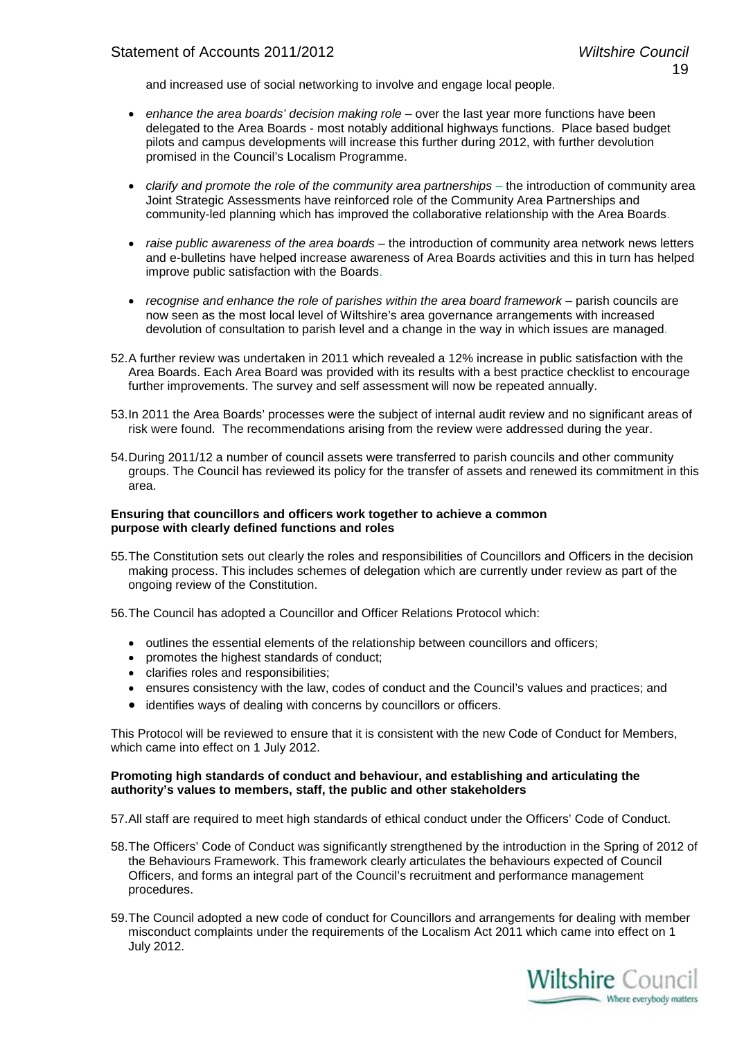and increased use of social networking to involve and engage local people.

- *enhance the area boards' decision making role* – over the last year more functions have been delegated to the Area Boards - most notably additional highways functions. Place based budget pilots and campus developments will increase this further during 2012, with further devolution promised in the Council's Localism Programme.

- *clarify and promote the role of the community area partnerships* – the introduction of community area Joint Strategic Assessments have reinforced role of the Community Area Partnerships and community-led planning which has improved the collaborative relationship with the Area Boards.

- *raise public awareness of the area boards* – the introduction of community area network news letters and e-bulletins have helped increase awareness of Area Boards activities and this in turn has helped improve public satisfaction with the Boards.

- *recognise and enhance the role of parishes within the area board framework* – parish councils are now seen as the most local level of Wiltshire's area governance arrangements with increased devolution of consultation to parish level and a change in the way in which issues are managed.

52. A further review was undertaken in 2011 which revealed a 12% increase in public satisfaction with the Area Boards. Each Area Board was provided with its results with a best practice checklist to encourage further improvements. The survey and self assessment will now be repeated annually.

53. In 2011 the Area Boards' processes were the subject of internal audit review and no significant areas of risk were found. The recommendations arising from the review were addressed during the year.

54. During 2011/12 a number of council assets were transferred to parish councils and other community groups. The Council has reviewed its policy for the transfer of assets and renewed its commitment in this area.

**Ensuring that councillors and officers work together to achieve a common purpose with clearly defined functions and roles**

55. The Constitution sets out clearly the roles and responsibilities of Councillors and Officers in the decision making process. This includes schemes of delegation which are currently under review as part of the ongoing review of the Constitution.

56. The Council has adopted a Councillor and Officer Relations Protocol which:

- outlines the essential elements of the relationship between councillors and officers;
- promotes the highest standards of conduct;
- clarifies roles and responsibilities;
- ensures consistency with the law, codes of conduct and the Council's values and practices; and
- identifies ways of dealing with concerns by councillors or officers.

This Protocol will be reviewed to ensure that it is consistent with the new Code of Conduct for Members, which came into effect on 1 July 2012.

**Promoting high standards of conduct and behaviour, and establishing and articulating the authority's values to members, staff, the public and other stakeholders**

57. All staff are required to meet high standards of ethical conduct under the Officers' Code of Conduct.

58. The Officers' Code of Conduct was significantly strengthened by the introduction in the Spring of 2012 of the Behaviours Framework. This framework clearly articulates the behaviours expected of Council Officers, and forms an integral part of the Council's recruitment and performance management procedures.

59. The Council adopted a new code of conduct for Councillors and arrangements for dealing with member misconduct complaints under the requirements of the Localism Act 2011 which came into effect on 1 July 2012.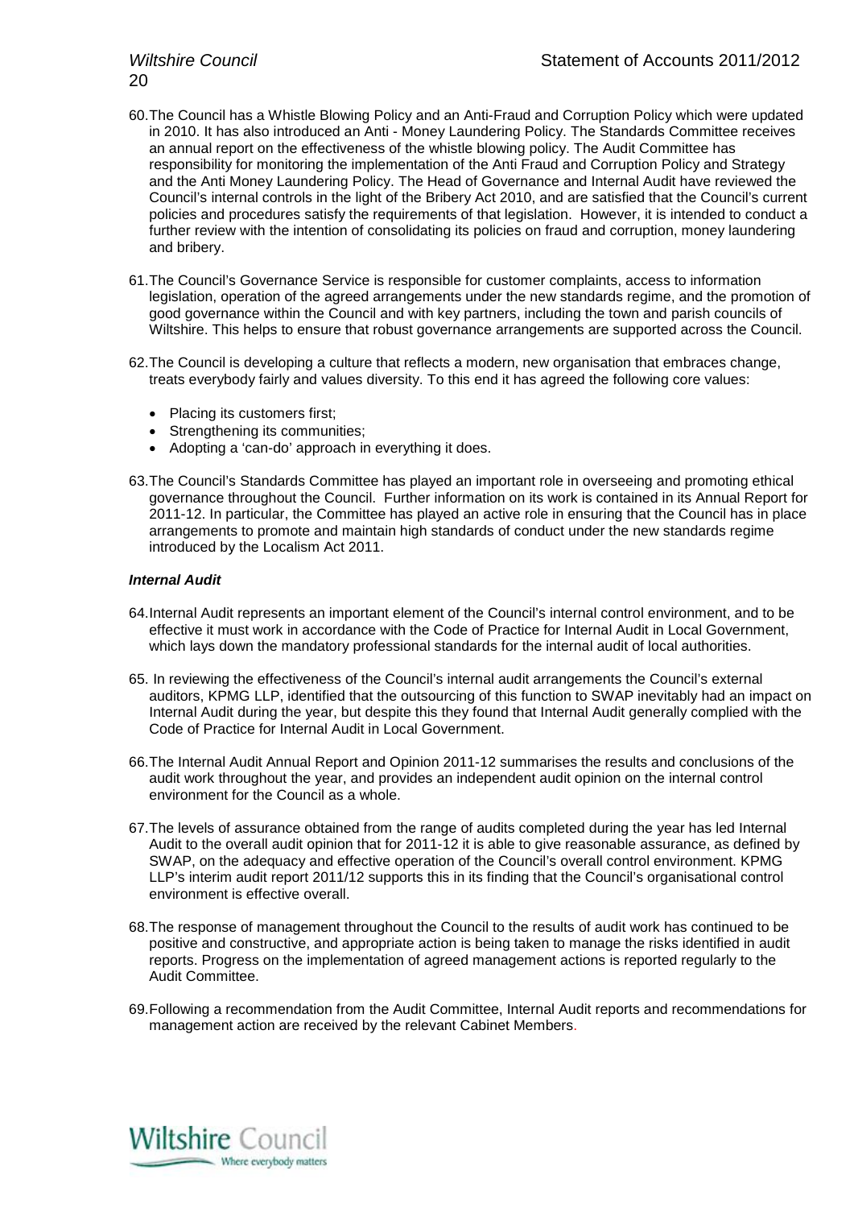60. The Council has a Whistle Blowing Policy and an Anti-Fraud and Corruption Policy which were updated in 2010. It has also introduced an Anti - Money Laundering Policy. The Standards Committee receives an annual report on the effectiveness of the whistle blowing policy. The Audit Committee has responsibility for monitoring the implementation of the Anti Fraud and Corruption Policy and Strategy and the Anti Money Laundering Policy. The Head of Governance and Internal Audit have reviewed the Council's internal controls in the light of the Bribery Act 2010, and are satisfied that the Council's current policies and procedures satisfy the requirements of that legislation. However, it is intended to conduct a further review with the intention of consolidating its policies on fraud and corruption, money laundering and bribery.

61. The Council's Governance Service is responsible for customer complaints, access to information legislation, operation of the agreed arrangements under the new standards regime, and the promotion of good governance within the Council and with key partners, including the town and parish councils of Wiltshire. This helps to ensure that robust governance arrangements are supported across the Council.

62. The Council is developing a culture that reflects a modern, new organisation that embraces change, treats everybody fairly and values diversity. To this end it has agreed the following core values:

- Placing its customers first;
- Strengthening its communities;
- Adopting a 'can-do' approach in everything it does.

63. The Council's Standards Committee has played an important role in overseeing and promoting ethical governance throughout the Council. Further information on its work is contained in its Annual Report for 2011-12. In particular, the Committee has played an active role in ensuring that the Council has in place arrangements to promote and maintain high standards of conduct under the new standards regime introduced by the Localism Act 2011.

***Internal Audit***

64. Internal Audit represents an important element of the Council's internal control environment, and to be effective it must work in accordance with the Code of Practice for Internal Audit in Local Government, which lays down the mandatory professional standards for the internal audit of local authorities.

65. In reviewing the effectiveness of the Council's internal audit arrangements the Council's external auditors, KPMG LLP, identified that the outsourcing of this function to SWAP inevitably had an impact on Internal Audit during the year, but despite this they found that Internal Audit generally complied with the Code of Practice for Internal Audit in Local Government.

66. The Internal Audit Annual Report and Opinion 2011-12 summarises the results and conclusions of the audit work throughout the year, and provides an independent audit opinion on the internal control environment for the Council as a whole.

67. The levels of assurance obtained from the range of audits completed during the year has led Internal Audit to the overall audit opinion that for 2011-12 it is able to give reasonable assurance, as defined by SWAP, on the adequacy and effective operation of the Council's overall control environment. KPMG LLP's interim audit report 2011/12 supports this in its finding that the Council's organisational control environment is effective overall.

68. The response of management throughout the Council to the results of audit work has continued to be positive and constructive, and appropriate action is being taken to manage the risks identified in audit reports. Progress on the implementation of agreed management actions is reported regularly to the Audit Committee.

69. Following a recommendation from the Audit Committee, Internal Audit reports and recommendations for management action are received by the relevant Cabinet Members.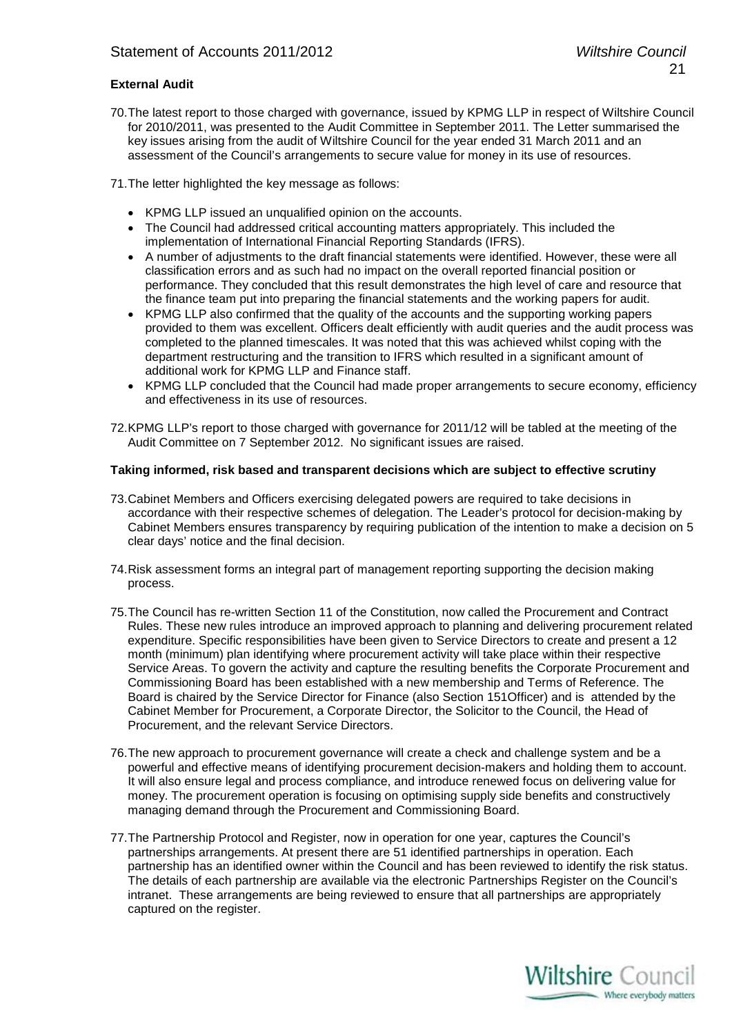**External Audit**

70. The latest report to those charged with governance, issued by KPMG LLP in respect of Wiltshire Council for 2010/2011, was presented to the Audit Committee in September 2011. The Letter summarised the key issues arising from the audit of Wiltshire Council for the year ended 31 March 2011 and an assessment of the Council's arrangements to secure value for money in its use of resources.

71. The letter highlighted the key message as follows:

- KPMG LLP issued an unqualified opinion on the accounts.
- The Council had addressed critical accounting matters appropriately. This included the implementation of International Financial Reporting Standards (IFRS).
- A number of adjustments to the draft financial statements were identified. However, these were all classification errors and as such had no impact on the overall reported financial position or performance. They concluded that this result demonstrates the high level of care and resource that the finance team put into preparing the financial statements and the working papers for audit.
- KPMG LLP also confirmed that the quality of the accounts and the supporting working papers provided to them was excellent. Officers dealt efficiently with audit queries and the audit process was completed to the planned timescales. It was noted that this was achieved whilst coping with the department restructuring and the transition to IFRS which resulted in a significant amount of additional work for KPMG LLP and Finance staff.
- KPMG LLP concluded that the Council had made proper arrangements to secure economy, efficiency and effectiveness in its use of resources.

72. KPMG LLP's report to those charged with governance for 2011/12 will be tabled at the meeting of the Audit Committee on 7 September 2012. No significant issues are raised.

**Taking informed, risk based and transparent decisions which are subject to effective scrutiny**

73. Cabinet Members and Officers exercising delegated powers are required to take decisions in accordance with their respective schemes of delegation. The Leader's protocol for decision-making by Cabinet Members ensures transparency by requiring publication of the intention to make a decision on 5 clear days' notice and the final decision.

74. Risk assessment forms an integral part of management reporting supporting the decision making process.

75. The Council has re-written Section 11 of the Constitution, now called the Procurement and Contract Rules. These new rules introduce an improved approach to planning and delivering procurement related expenditure. Specific responsibilities have been given to Service Directors to create and present a 12 month (minimum) plan identifying where procurement activity will take place within their respective Service Areas. To govern the activity and capture the resulting benefits the Corporate Procurement and Commissioning Board has been established with a new membership and Terms of Reference. The Board is chaired by the Service Director for Finance (also Section 151Officer) and is attended by the Cabinet Member for Procurement, a Corporate Director, the Solicitor to the Council, the Head of Procurement, and the relevant Service Directors.

76. The new approach to procurement governance will create a check and challenge system and be a powerful and effective means of identifying procurement decision-makers and holding them to account. It will also ensure legal and process compliance, and introduce renewed focus on delivering value for money. The procurement operation is focusing on optimising supply side benefits and constructively managing demand through the Procurement and Commissioning Board.

77. The Partnership Protocol and Register, now in operation for one year, captures the Council's partnerships arrangements. At present there are 51 identified partnerships in operation. Each partnership has an identified owner within the Council and has been reviewed to identify the risk status. The details of each partnership are available via the electronic Partnerships Register on the Council's intranet. These arrangements are being reviewed to ensure that all partnerships are appropriately captured on the register.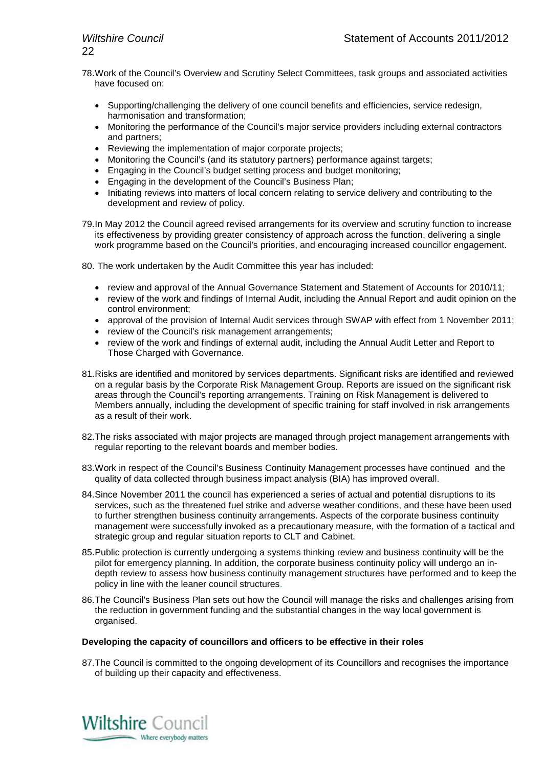78. Work of the Council's Overview and Scrutiny Select Committees, task groups and associated activities have focused on:

    - Supporting/challenging the delivery of one council benefits and efficiencies, service redesign, harmonisation and transformation;
    - Monitoring the performance of the Council's major service providers including external contractors and partners;
    - Reviewing the implementation of major corporate projects;
    - Monitoring the Council's (and its statutory partners) performance against targets;
    - Engaging in the Council's budget setting process and budget monitoring;
    - Engaging in the development of the Council's Business Plan;
    - Initiating reviews into matters of local concern relating to service delivery and contributing to the development and review of policy.

79. In May 2012 the Council agreed revised arrangements for its overview and scrutiny function to increase its effectiveness by providing greater consistency of approach across the function, delivering a single work programme based on the Council's priorities, and encouraging increased councillor engagement.

80. The work undertaken by the Audit Committee this year has included:

    - review and approval of the Annual Governance Statement and Statement of Accounts for 2010/11;
    - review of the work and findings of Internal Audit, including the Annual Report and audit opinion on the control environment;
    - approval of the provision of Internal Audit services through SWAP with effect from 1 November 2011;
    - review of the Council's risk management arrangements;
    - review of the work and findings of external audit, including the Annual Audit Letter and Report to Those Charged with Governance.

81. Risks are identified and monitored by services departments. Significant risks are identified and reviewed on a regular basis by the Corporate Risk Management Group. Reports are issued on the significant risk areas through the Council's reporting arrangements. Training on Risk Management is delivered to Members annually, including the development of specific training for staff involved in risk arrangements as a result of their work.

82. The risks associated with major projects are managed through project management arrangements with regular reporting to the relevant boards and member bodies.

83. Work in respect of the Council's Business Continuity Management processes have continued and the quality of data collected through business impact analysis (BIA) has improved overall.

84. Since November 2011 the council has experienced a series of actual and potential disruptions to its services, such as the threatened fuel strike and adverse weather conditions, and these have been used to further strengthen business continuity arrangements. Aspects of the corporate business continuity management were successfully invoked as a precautionary measure, with the formation of a tactical and strategic group and regular situation reports to CLT and Cabinet.

85. Public protection is currently undergoing a systems thinking review and business continuity will be the pilot for emergency planning. In addition, the corporate business continuity policy will undergo an in-depth review to assess how business continuity management structures have performed and to keep the policy in line with the leaner council structures.

86. The Council's Business Plan sets out how the Council will manage the risks and challenges arising from the reduction in government funding and the substantial changes in the way local government is organised.

**Developing the capacity of councillors and officers to be effective in their roles**

87. The Council is committed to the ongoing development of its Councillors and recognises the importance of building up their capacity and effectiveness.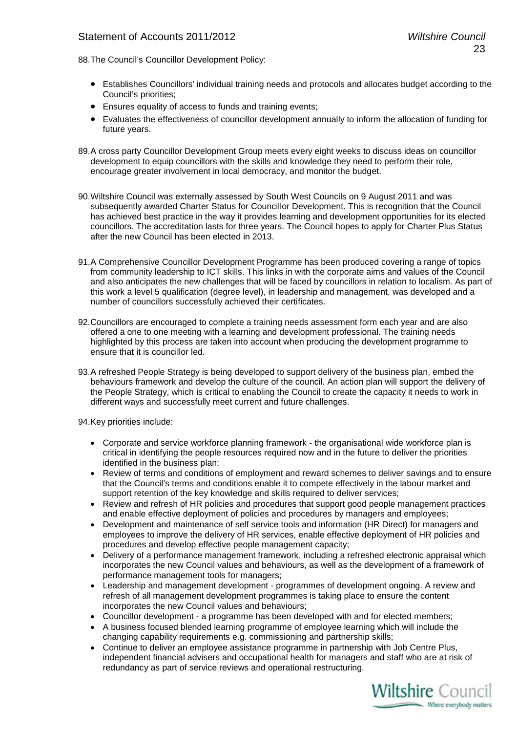88. The Council's Councillor Development Policy:

- Establishes Councillors' individual training needs and protocols and allocates budget according to the Council's priorities;
- Ensures equality of access to funds and training events;
- Evaluates the effectiveness of councillor development annually to inform the allocation of funding for future years.

89. A cross party Councillor Development Group meets every eight weeks to discuss ideas on councillor development to equip councillors with the skills and knowledge they need to perform their role, encourage greater involvement in local democracy, and monitor the budget.

90. Wiltshire Council was externally assessed by South West Councils on 9 August 2011 and was subsequently awarded Charter Status for Councillor Development. This is recognition that the Council has achieved best practice in the way it provides learning and development opportunities for its elected councillors. The accreditation lasts for three years. The Council hopes to apply for Charter Plus Status after the new Council has been elected in 2013.

91. A Comprehensive Councillor Development Programme has been produced covering a range of topics from community leadership to ICT skills. This links in with the corporate aims and values of the Council and also anticipates the new challenges that will be faced by councillors in relation to localism. As part of this work a level 5 qualification (degree level), in leadership and management, was developed and a number of councillors successfully achieved their certificates.

92. Councillors are encouraged to complete a training needs assessment form each year and are also offered a one to one meeting with a learning and development professional. The training needs highlighted by this process are taken into account when producing the development programme to ensure that it is councillor led.

93. A refreshed People Strategy is being developed to support delivery of the business plan, embed the behaviours framework and develop the culture of the council. An action plan will support the delivery of the People Strategy, which is critical to enabling the Council to create the capacity it needs to work in different ways and successfully meet current and future challenges.

94. Key priorities include:

- Corporate and service workforce planning framework - the organisational wide workforce plan is critical in identifying the people resources required now and in the future to deliver the priorities identified in the business plan;
- Review of terms and conditions of employment and reward schemes to deliver savings and to ensure that the Council's terms and conditions enable it to compete effectively in the labour market and support retention of the key knowledge and skills required to deliver services;
- Review and refresh of HR policies and procedures that support good people management practices and enable effective deployment of policies and procedures by managers and employees;
- Development and maintenance of self service tools and information (HR Direct) for managers and employees to improve the delivery of HR services, enable effective deployment of HR policies and procedures and develop effective people management capacity;
- Delivery of a performance management framework, including a refreshed electronic appraisal which incorporates the new Council values and behaviours, as well as the development of a framework of performance management tools for managers;
- Leadership and management development - programmes of development ongoing. A review and refresh of all management development programmes is taking place to ensure the content incorporates the new Council values and behaviours;
- Councillor development - a programme has been developed with and for elected members;
- A business focused blended learning programme of employee learning which will include the changing capability requirements e.g. commissioning and partnership skills;
- Continue to deliver an employee assistance programme in partnership with Job Centre Plus, independent financial advisers and occupational health for managers and staff who are at risk of redundancy as part of service reviews and operational restructuring.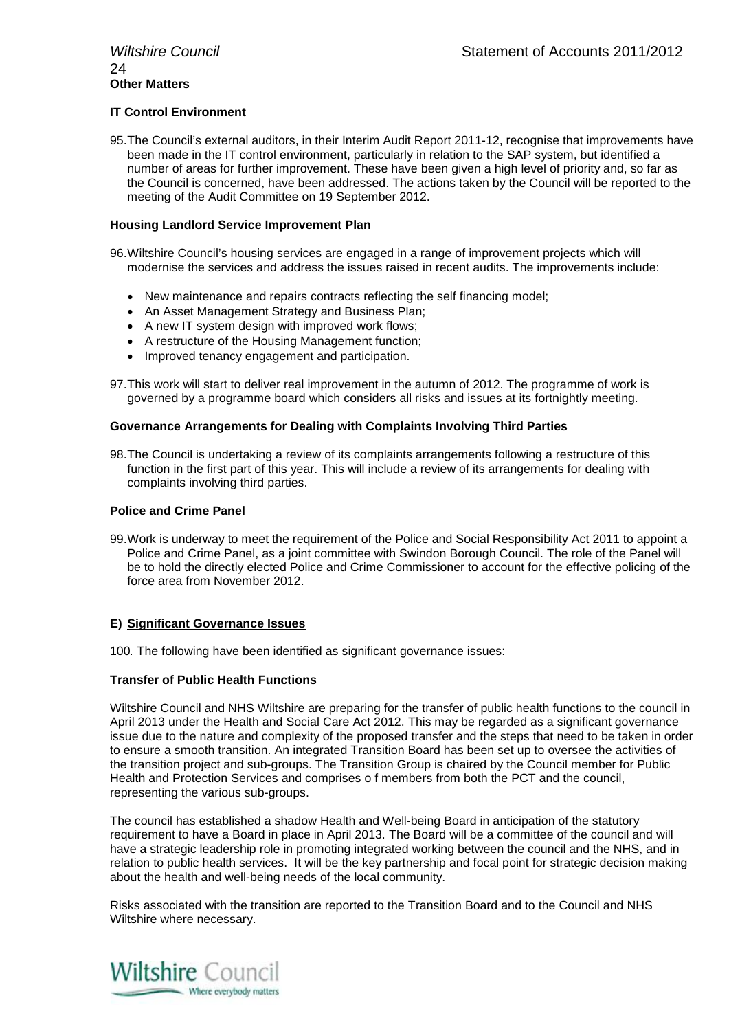**Other Matters**

**IT Control Environment**

95. The Council's external auditors, in their Interim Audit Report 2011-12, recognise that improvements have been made in the IT control environment, particularly in relation to the SAP system, but identified a number of areas for further improvement. These have been given a high level of priority and, so far as the Council is concerned, have been addressed. The actions taken by the Council will be reported to the meeting of the Audit Committee on 19 September 2012.

**Housing Landlord Service Improvement Plan**

96. Wiltshire Council's housing services are engaged in a range of improvement projects which will modernise the services and address the issues raised in recent audits. The improvements include:

- New maintenance and repairs contracts reflecting the self financing model;
- An Asset Management Strategy and Business Plan;
- A new IT system design with improved work flows;
- A restructure of the Housing Management function;
- Improved tenancy engagement and participation.

97. This work will start to deliver real improvement in the autumn of 2012. The programme of work is governed by a programme board which considers all risks and issues at its fortnightly meeting.

**Governance Arrangements for Dealing with Complaints Involving Third Parties**

98. The Council is undertaking a review of its complaints arrangements following a restructure of this function in the first part of this year. This will include a review of its arrangements for dealing with complaints involving third parties.

**Police and Crime Panel**

99. Work is underway to meet the requirement of the Police and Social Responsibility Act 2011 to appoint a Police and Crime Panel, as a joint committee with Swindon Borough Council. The role of the Panel will be to hold the directly elected Police and Crime Commissioner to account for the effective policing of the force area from November 2012.

**E) Significant Governance Issues**

100. The following have been identified as significant governance issues:

**Transfer of Public Health Functions**

Wiltshire Council and NHS Wiltshire are preparing for the transfer of public health functions to the council in April 2013 under the Health and Social Care Act 2012. This may be regarded as a significant governance issue due to the nature and complexity of the proposed transfer and the steps that need to be taken in order to ensure a smooth transition. An integrated Transition Board has been set up to oversee the activities of the transition project and sub-groups. The Transition Group is chaired by the Council member for Public Health and Protection Services and comprises o f members from both the PCT and the council, representing the various sub-groups.

The council has established a shadow Health and Well-being Board in anticipation of the statutory requirement to have a Board in place in April 2013. The Board will be a committee of the council and will have a strategic leadership role in promoting integrated working between the council and the NHS, and in relation to public health services. It will be the key partnership and focal point for strategic decision making about the health and well-being needs of the local community.

Risks associated with the transition are reported to the Transition Board and to the Council and NHS Wiltshire where necessary.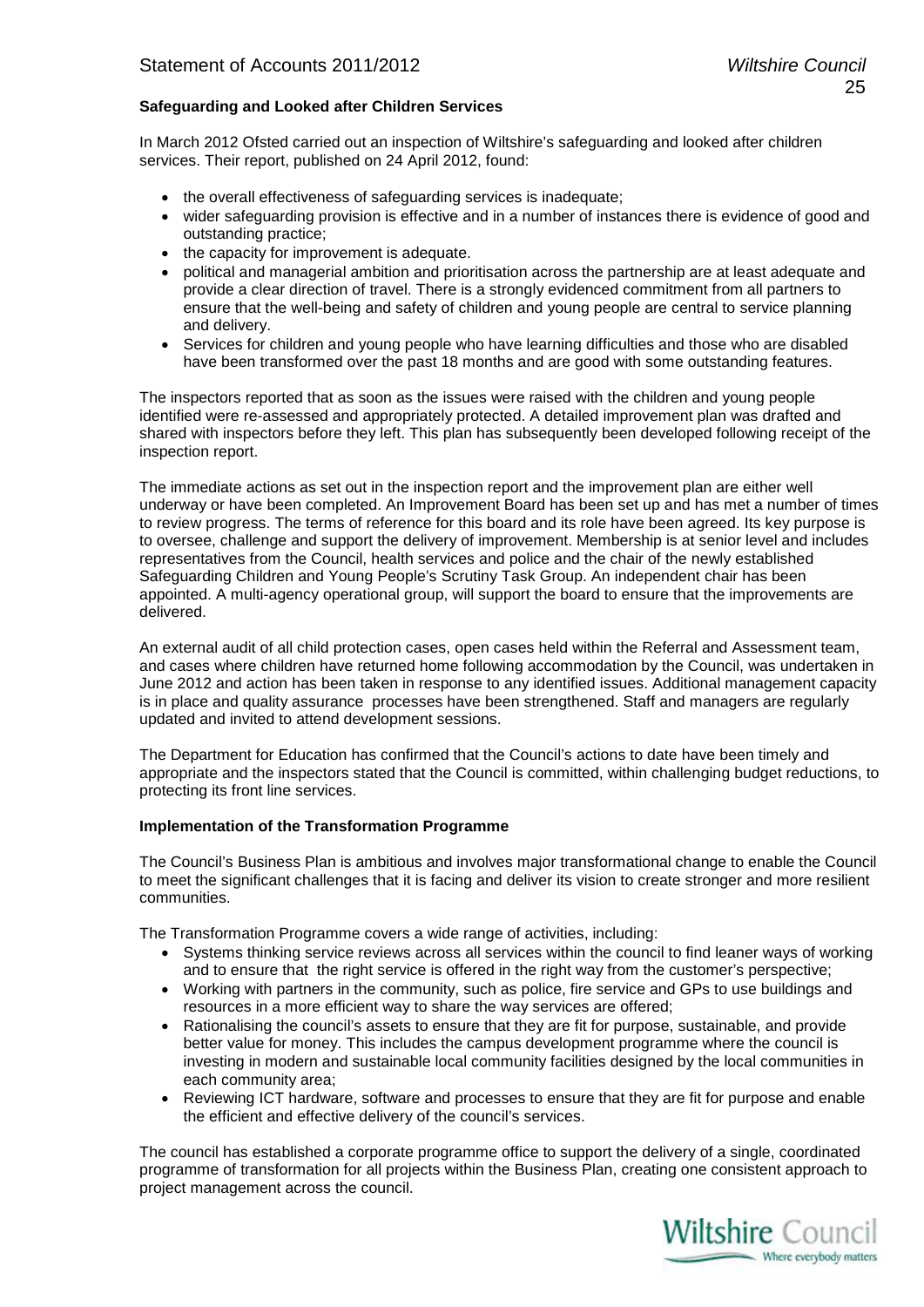**Safeguarding and Looked after Children Services**

In March 2012 Ofsted carried out an inspection of Wiltshire's safeguarding and looked after children services. Their report, published on 24 April 2012, found:

- the overall effectiveness of safeguarding services is inadequate;
- wider safeguarding provision is effective and in a number of instances there is evidence of good and outstanding practice;
- the capacity for improvement is adequate.
- political and managerial ambition and prioritisation across the partnership are at least adequate and provide a clear direction of travel. There is a strongly evidenced commitment from all partners to ensure that the well-being and safety of children and young people are central to service planning and delivery.
- Services for children and young people who have learning difficulties and those who are disabled have been transformed over the past 18 months and are good with some outstanding features.

The inspectors reported that as soon as the issues were raised with the children and young people identified were re-assessed and appropriately protected. A detailed improvement plan was drafted and shared with inspectors before they left. This plan has subsequently been developed following receipt of the inspection report.

The immediate actions as set out in the inspection report and the improvement plan are either well underway or have been completed. An Improvement Board has been set up and has met a number of times to review progress. The terms of reference for this board and its role have been agreed. Its key purpose is to oversee, challenge and support the delivery of improvement. Membership is at senior level and includes representatives from the Council, health services and police and the chair of the newly established Safeguarding Children and Young People's Scrutiny Task Group. An independent chair has been appointed. A multi-agency operational group, will support the board to ensure that the improvements are delivered.

An external audit of all child protection cases, open cases held within the Referral and Assessment team, and cases where children have returned home following accommodation by the Council, was undertaken in June 2012 and action has been taken in response to any identified issues. Additional management capacity is in place and quality assurance processes have been strengthened. Staff and managers are regularly updated and invited to attend development sessions.

The Department for Education has confirmed that the Council's actions to date have been timely and appropriate and the inspectors stated that the Council is committed, within challenging budget reductions, to protecting its front line services.

**Implementation of the Transformation Programme**

The Council's Business Plan is ambitious and involves major transformational change to enable the Council to meet the significant challenges that it is facing and deliver its vision to create stronger and more resilient communities.

The Transformation Programme covers a wide range of activities, including:

- Systems thinking service reviews across all services within the council to find leaner ways of working and to ensure that the right service is offered in the right way from the customer's perspective;
- Working with partners in the community, such as police, fire service and GPs to use buildings and resources in a more efficient way to share the way services are offered;
- Rationalising the council's assets to ensure that they are fit for purpose, sustainable, and provide better value for money. This includes the campus development programme where the council is investing in modern and sustainable local community facilities designed by the local communities in each community area;
- Reviewing ICT hardware, software and processes to ensure that they are fit for purpose and enable the efficient and effective delivery of the council's services.

The council has established a corporate programme office to support the delivery of a single, coordinated programme of transformation for all projects within the Business Plan, creating one consistent approach to project management across the council.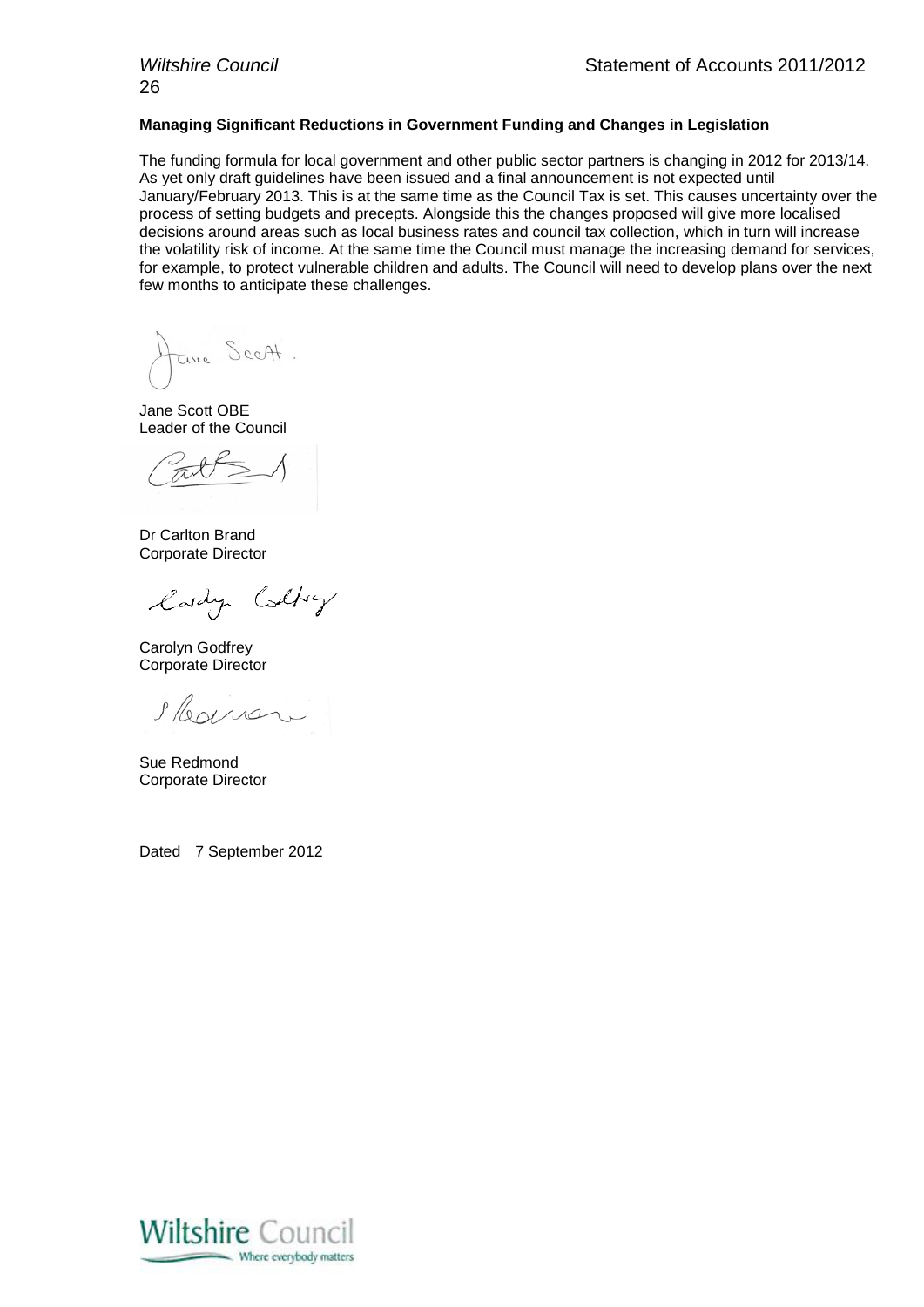**Managing Significant Reductions in Government Funding and Changes in Legislation**

The funding formula for local government and other public sector partners is changing in 2012 for 2013/14. As yet only draft guidelines have been issued and a final announcement is not expected until January/February 2013. This is at the same time as the Council Tax is set. This causes uncertainty over the process of setting budgets and precepts. Alongside this the changes proposed will give more localised decisions around areas such as local business rates and council tax collection, which in turn will increase the volatility risk of income. At the same time the Council must manage the increasing demand for services, for example, to protect vulnerable children and adults. The Council will need to develop plans over the next few months to anticipate these challenges.

Jane Scott OBE
Leader of the Council

Dr Carlton Brand
Corporate Director

Carolyn Godfrey
Corporate Director

Sue Redmond
Corporate Director

Dated 7 September 2012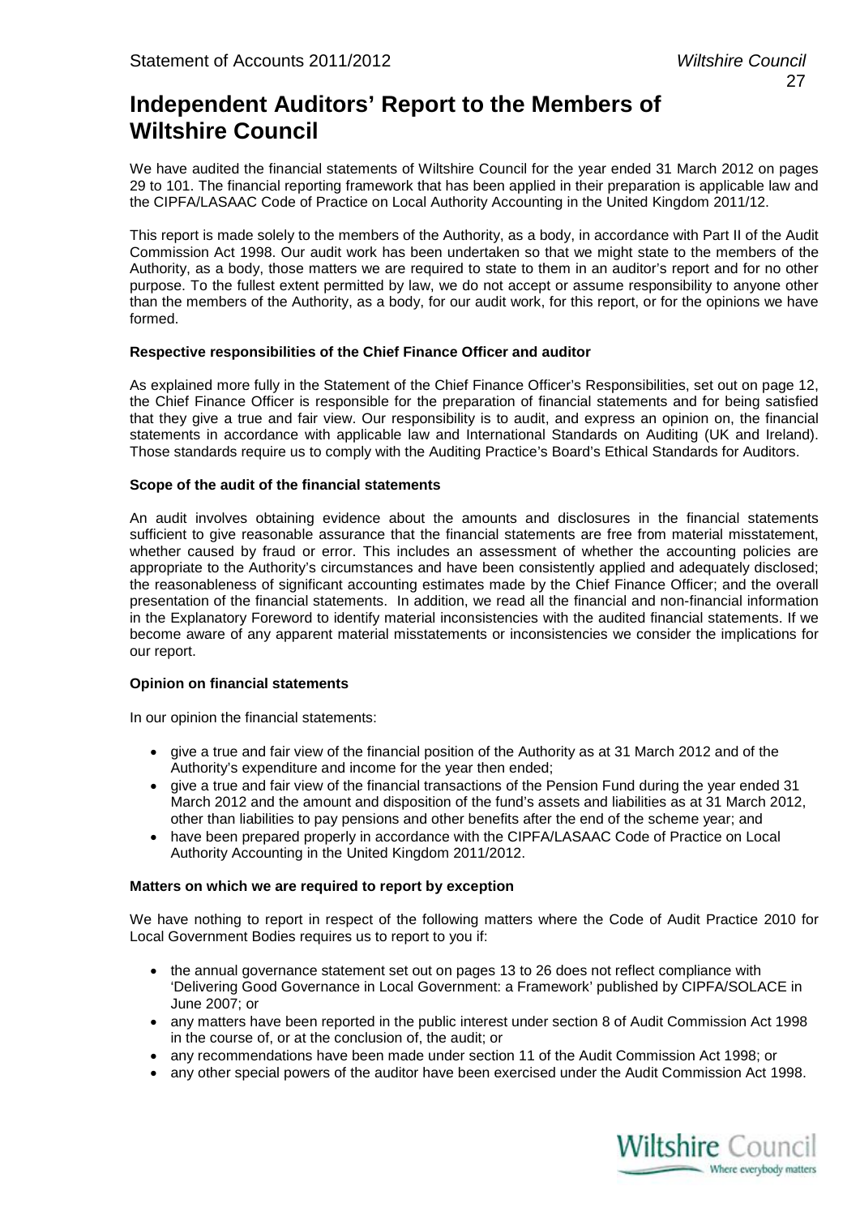# Independent Auditors' Report to the Members of Wiltshire Council

We have audited the financial statements of Wiltshire Council for the year ended 31 March 2012 on pages 29 to 101. The financial reporting framework that has been applied in their preparation is applicable law and the CIPFA/LASAAC Code of Practice on Local Authority Accounting in the United Kingdom 2011/12.

This report is made solely to the members of the Authority, as a body, in accordance with Part II of the Audit Commission Act 1998. Our audit work has been undertaken so that we might state to the members of the Authority, as a body, those matters we are required to state to them in an auditor's report and for no other purpose. To the fullest extent permitted by law, we do not accept or assume responsibility to anyone other than the members of the Authority, as a body, for our audit work, for this report, or for the opinions we have formed.

**Respective responsibilities of the Chief Finance Officer and auditor**

As explained more fully in the Statement of the Chief Finance Officer's Responsibilities, set out on page 12, the Chief Finance Officer is responsible for the preparation of financial statements and for being satisfied that they give a true and fair view. Our responsibility is to audit, and express an opinion on, the financial statements in accordance with applicable law and International Standards on Auditing (UK and Ireland). Those standards require us to comply with the Auditing Practice's Board's Ethical Standards for Auditors.

**Scope of the audit of the financial statements**

An audit involves obtaining evidence about the amounts and disclosures in the financial statements sufficient to give reasonable assurance that the financial statements are free from material misstatement, whether caused by fraud or error. This includes an assessment of whether the accounting policies are appropriate to the Authority's circumstances and have been consistently applied and adequately disclosed; the reasonableness of significant accounting estimates made by the Chief Finance Officer; and the overall presentation of the financial statements. In addition, we read all the financial and non-financial information in the Explanatory Foreword to identify material inconsistencies with the audited financial statements. If we become aware of any apparent material misstatements or inconsistencies we consider the implications for our report.

**Opinion on financial statements**

In our opinion the financial statements:

- give a true and fair view of the financial position of the Authority as at 31 March 2012 and of the Authority's expenditure and income for the year then ended;
- give a true and fair view of the financial transactions of the Pension Fund during the year ended 31 March 2012 and the amount and disposition of the fund's assets and liabilities as at 31 March 2012, other than liabilities to pay pensions and other benefits after the end of the scheme year; and
- have been prepared properly in accordance with the CIPFA/LASAAC Code of Practice on Local Authority Accounting in the United Kingdom 2011/2012.

**Matters on which we are required to report by exception**

We have nothing to report in respect of the following matters where the Code of Audit Practice 2010 for Local Government Bodies requires us to report to you if:

- the annual governance statement set out on pages 13 to 26 does not reflect compliance with 'Delivering Good Governance in Local Government: a Framework' published by CIPFA/SOLACE in June 2007; or
- any matters have been reported in the public interest under section 8 of Audit Commission Act 1998 in the course of, or at the conclusion of, the audit; or
- any recommendations have been made under section 11 of the Audit Commission Act 1998; or
- any other special powers of the auditor have been exercised under the Audit Commission Act 1998.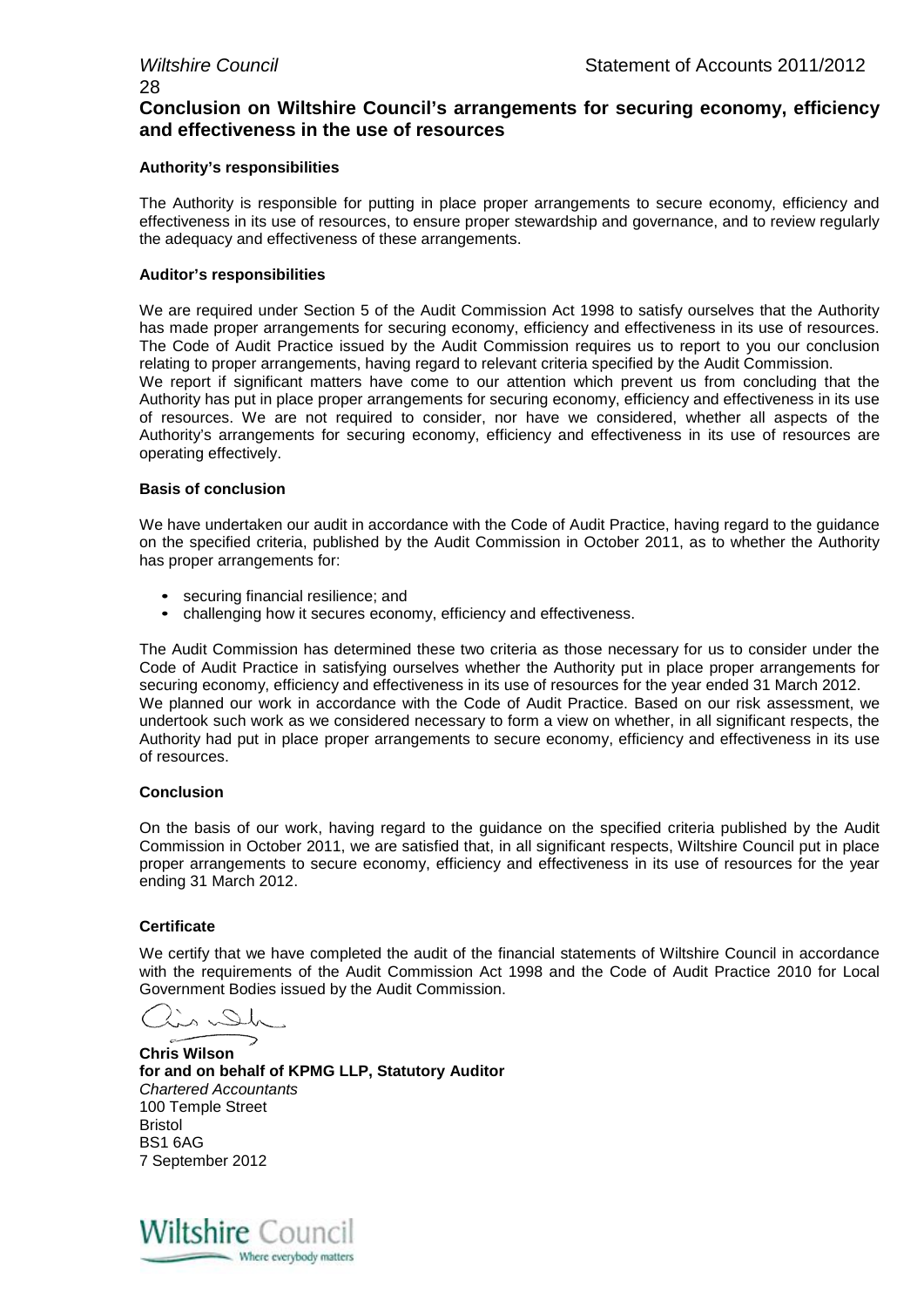## Conclusion on Wiltshire Council's arrangements for securing economy, efficiency and effectiveness in the use of resources

**Authority's responsibilities**

The Authority is responsible for putting in place proper arrangements to secure economy, efficiency and effectiveness in its use of resources, to ensure proper stewardship and governance, and to review regularly the adequacy and effectiveness of these arrangements.

**Auditor's responsibilities**

We are required under Section 5 of the Audit Commission Act 1998 to satisfy ourselves that the Authority has made proper arrangements for securing economy, efficiency and effectiveness in its use of resources. The Code of Audit Practice issued by the Audit Commission requires us to report to you our conclusion relating to proper arrangements, having regard to relevant criteria specified by the Audit Commission.
We report if significant matters have come to our attention which prevent us from concluding that the Authority has put in place proper arrangements for securing economy, efficiency and effectiveness in its use of resources. We are not required to consider, nor have we considered, whether all aspects of the Authority's arrangements for securing economy, efficiency and effectiveness in its use of resources are operating effectively.

**Basis of conclusion**

We have undertaken our audit in accordance with the Code of Audit Practice, having regard to the guidance on the specified criteria, published by the Audit Commission in October 2011, as to whether the Authority has proper arrangements for:

- securing financial resilience; and
- challenging how it secures economy, efficiency and effectiveness.

The Audit Commission has determined these two criteria as those necessary for us to consider under the Code of Audit Practice in satisfying ourselves whether the Authority put in place proper arrangements for securing economy, efficiency and effectiveness in its use of resources for the year ended 31 March 2012.
We planned our work in accordance with the Code of Audit Practice. Based on our risk assessment, we undertook such work as we considered necessary to form a view on whether, in all significant respects, the Authority had put in place proper arrangements to secure economy, efficiency and effectiveness in its use of resources.

**Conclusion**

On the basis of our work, having regard to the guidance on the specified criteria published by the Audit Commission in October 2011, we are satisfied that, in all significant respects, Wiltshire Council put in place proper arrangements to secure economy, efficiency and effectiveness in its use of resources for the year ending 31 March 2012.

**Certificate**

We certify that we have completed the audit of the financial statements of Wiltshire Council in accordance with the requirements of the Audit Commission Act 1998 and the Code of Audit Practice 2010 for Local Government Bodies issued by the Audit Commission.

**Chris Wilson**
**for and on behalf of KPMG LLP, Statutory Auditor**
*Chartered Accountants*
100 Temple Street
Bristol
BS1 6AG
7 September 2012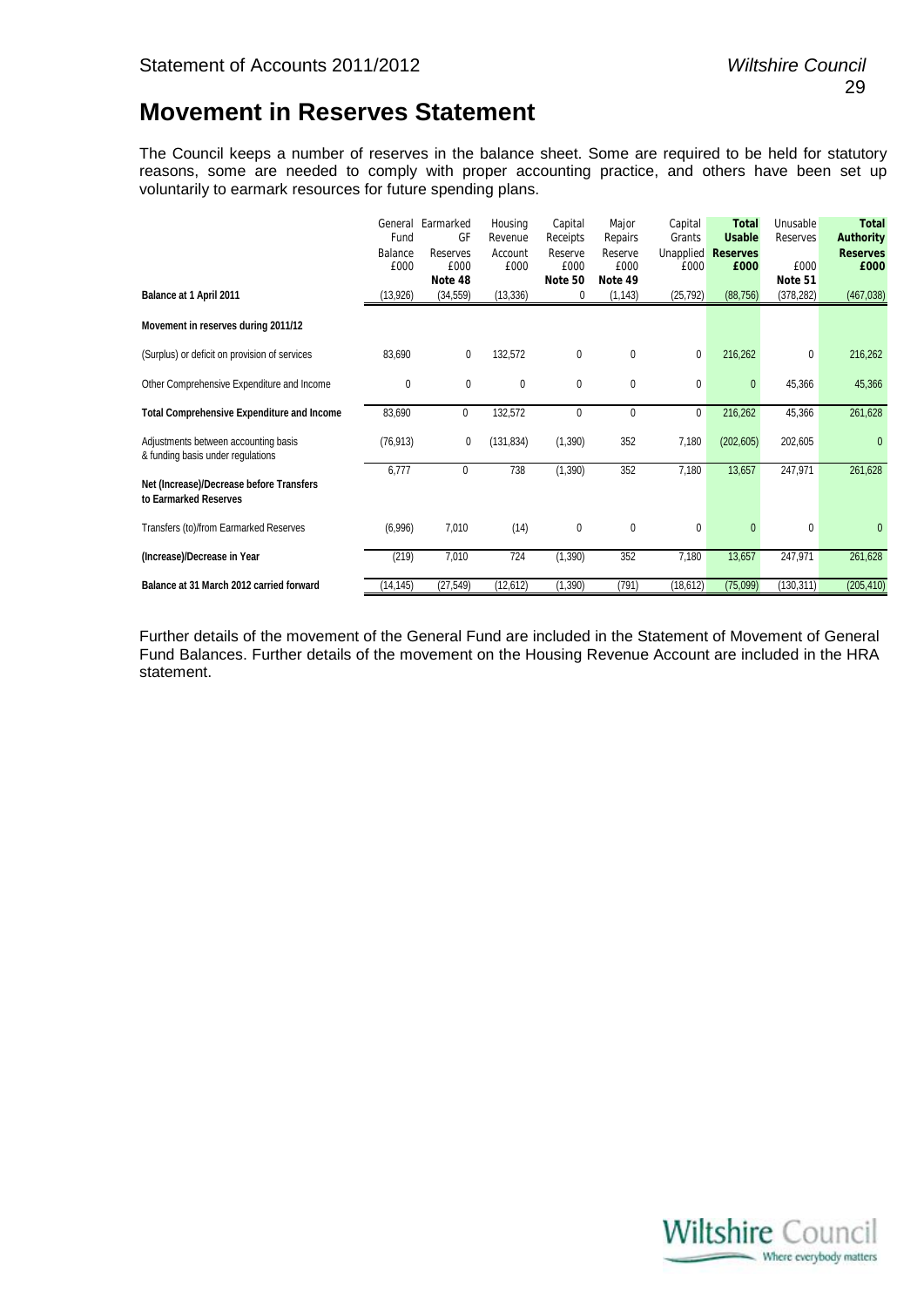# Movement in Reserves Statement

The Council keeps a number of reserves in the balance sheet. Some are required to be held for statutory reasons, some are needed to comply with proper accounting practice, and others have been set up voluntarily to earmark resources for future spending plans.

| | General Fund Balance £000 | Earmarked GF Reserves £000 Note 48 | Housing Revenue Account £000 | Capital Receipts Reserve £000 Note 50 | Major Repairs Reserve £000 Note 49 | Capital Grants Unapplied £000 | **Total Usable Reserves £000** | Unusable Reserves £000 Note 51 | **Total Authority Reserves £000** |
|---|---|---|---|---|---|---|---|---|---|
| **Balance at 1 April 2011** | (13,926) | (34,559) | (13,336) | 0 | (1,143) | (25,792) | (88,756) | (378,282) | (467,038) |
| **Movement in reserves during 2011/12** | | | | | | | | | |
| (Surplus) or deficit on provision of services | 83,690 | 0 | 132,572 | 0 | 0 | 0 | 216,262 | 0 | 216,262 |
| Other Comprehensive Expenditure and Income | 0 | 0 | 0 | 0 | 0 | 0 | 0 | 45,366 | 45,366 |
| **Total Comprehensive Expenditure and Income** | 83,690 | 0 | 132,572 | 0 | 0 | 0 | 216,262 | 45,366 | 261,628 |
| Adjustments between accounting basis & funding basis under regulations | (76,913) | 0 | (131,834) | (1,390) | 352 | 7,180 | (202,605) | 202,605 | 0 |
| **Net (Increase)/Decrease before Transfers to Earmarked Reserves** | 6,777 | 0 | 738 | (1,390) | 352 | 7,180 | 13,657 | 247,971 | 261,628 |
| Transfers (to)/from Earmarked Reserves | (6,996) | 7,010 | (14) | 0 | 0 | 0 | 0 | 0 | 0 |
| **(Increase)/Decrease in Year** | (219) | 7,010 | 724 | (1,390) | 352 | 7,180 | 13,657 | 247,971 | 261,628 |
| **Balance at 31 March 2012 carried forward** | (14,145) | (27,549) | (12,612) | (1,390) | (791) | (18,612) | (75,099) | (130,311) | (205,410) |

Further details of the movement of the General Fund are included in the Statement of Movement of General Fund Balances. Further details of the movement on the Housing Revenue Account are included in the HRA statement.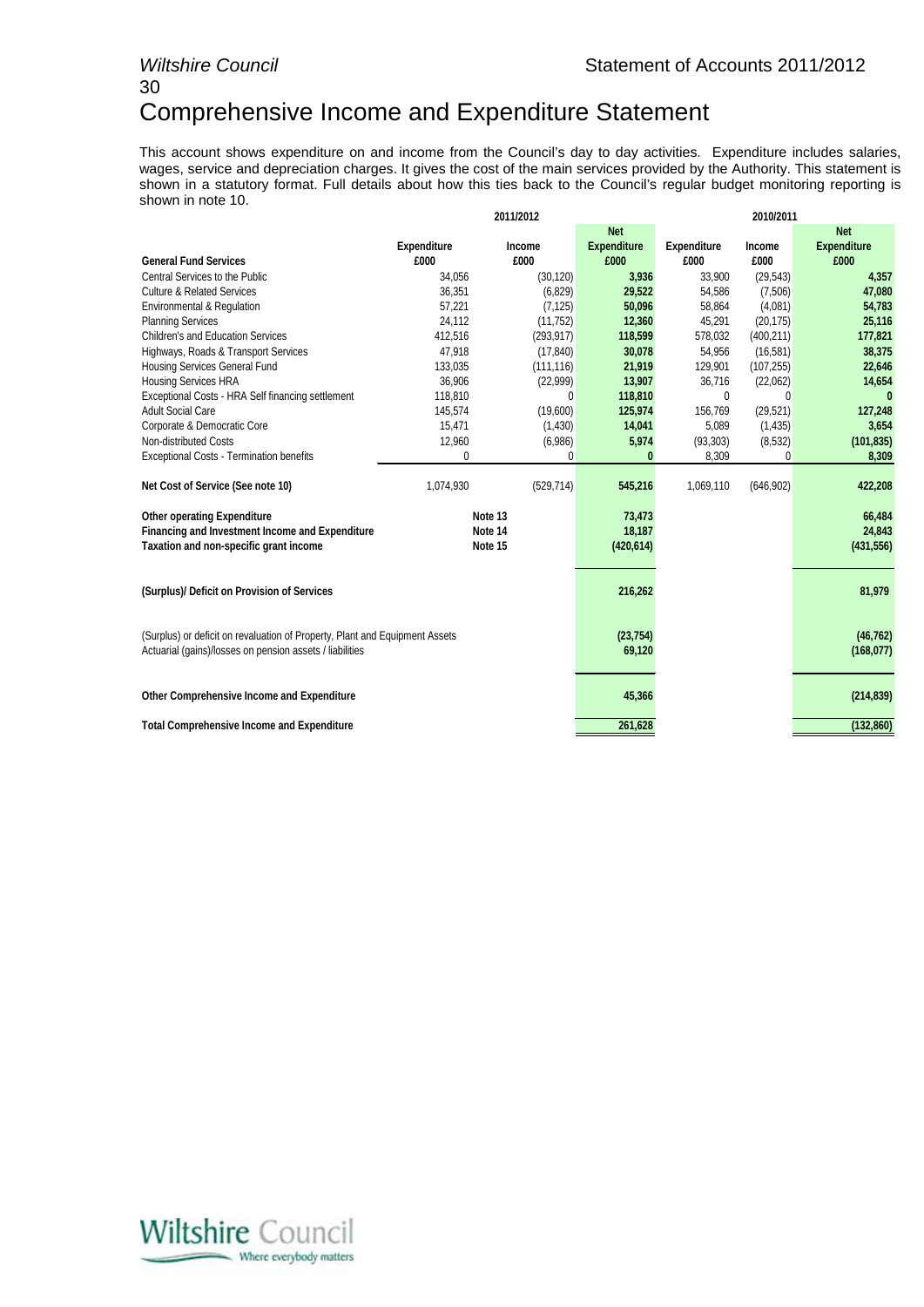# Comprehensive Income and Expenditure Statement

This account shows expenditure on and income from the Council's day to day activities. Expenditure includes salaries, wages, service and depreciation charges. It gives the cost of the main services provided by the Authority. This statement is shown in a statutory format. Full details about how this ties back to the Council's regular budget monitoring reporting is shown in note 10.

| | 2011/2012 | | | 2010/2011 | | |
|---|---|---|---|---|---|---|
| **General Fund Services** | **Expenditure £000** | **Income £000** | **Net Expenditure £000** | **Expenditure £000** | **Income £000** | **Net Expenditure £000** |
| Central Services to the Public | 34,056 | (30,120) | **3,936** | 33,900 | (29,543) | **4,357** |
| Culture & Related Services | 36,351 | (6,829) | **29,522** | 54,586 | (7,506) | **47,080** |
| Environmental & Regulation | 57,221 | (7,125) | **50,096** | 58,864 | (4,081) | **54,783** |
| Planning Services | 24,112 | (11,752) | **12,360** | 45,291 | (20,175) | **25,116** |
| Children's and Education Services | 412,516 | (293,917) | **118,599** | 578,032 | (400,211) | **177,821** |
| Highways, Roads & Transport Services | 47,918 | (17,840) | **30,078** | 54,956 | (16,581) | **38,375** |
| Housing Services General Fund | 133,035 | (111,116) | **21,919** | 129,901 | (107,255) | **22,646** |
| Housing Services HRA | 36,906 | (22,999) | **13,907** | 36,716 | (22,062) | **14,654** |
| Exceptional Costs - HRA Self financing settlement | 118,810 | 0 | **118,810** | 0 | 0 | **0** |
| Adult Social Care | 145,574 | (19,600) | **125,974** | 156,769 | (29,521) | **127,248** |
| Corporate & Democratic Core | 15,471 | (1,430) | **14,041** | 5,089 | (1,435) | **3,654** |
| Non-distributed Costs | 12,960 | (6,986) | **5,974** | (93,303) | (8,532) | **(101,835)** |
| Exceptional Costs - Termination benefits | 0 | 0 | **0** | 8,309 | 0 | **8,309** |
| **Net Cost of Service (See note 10)** | 1,074,930 | (529,714) | **545,216** | 1,069,110 | (646,902) | **422,208** |
| **Other operating Expenditure** | **Note 13** | | **73,473** | | | **66,484** |
| **Financing and Investment Income and Expenditure** | **Note 14** | | **18,187** | | | **24,843** |
| **Taxation and non-specific grant income** | **Note 15** | | **(420,614)** | | | **(431,556)** |
| **(Surplus)/ Deficit on Provision of Services** | | | **216,262** | | | **81,979** |
| (Surplus) or deficit on revaluation of Property, Plant and Equipment Assets | | | **(23,754)** | | | **(46,762)** |
| Actuarial (gains)/losses on pension assets / liabilities | | | **69,120** | | | **(168,077)** |
| **Other Comprehensive Income and Expenditure** | | | **45,366** | | | **(214,839)** |
| **Total Comprehensive Income and Expenditure** | | | **261,628** | | | **(132,860)** |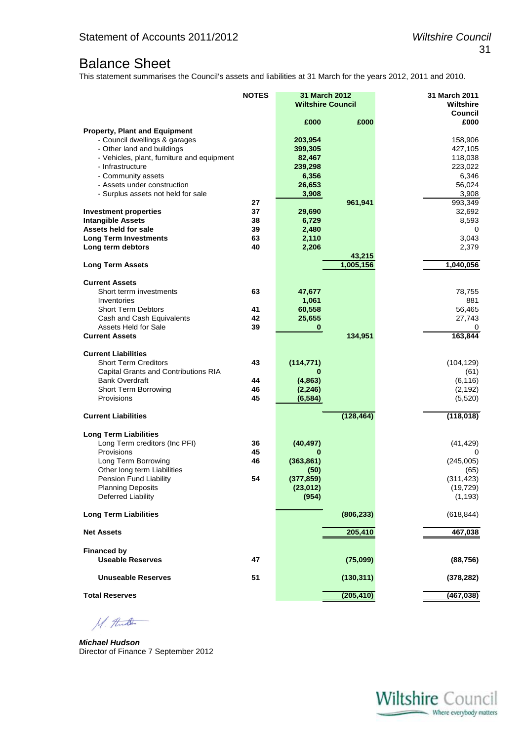# Balance Sheet

This statement summarises the Council's assets and liabilities at 31 March for the years 2012, 2011 and 2010.

| | NOTES | 31 March 2012 Wiltshire Council | | 31 March 2011 Wiltshire Council |
|---|---|---|---|---|
| | | £000 | £000 | £000 |
| **Property, Plant and Equipment** | | | | |
| - Council dwellings & garages | | 203,954 | | 158,906 |
| - Other land and buildings | | 399,305 | | 427,105 |
| - Vehicles, plant, furniture and equipment | | 82,467 | | 118,038 |
| - Infrastructure | | 239,298 | | 223,022 |
| - Community assets | | 6,356 | | 6,346 |
| - Assets under construction | | 26,653 | | 56,024 |
| - Surplus assets not held for sale | | 3,908 | | 3,908 |
| | 27 | | 961,941 | 993,349 |
| **Investment properties** | 37 | 29,690 | | 32,692 |
| **Intangible Assets** | 38 | 6,729 | | 8,593 |
| **Assets held for sale** | 39 | 2,480 | | 0 |
| **Long Term Investments** | 63 | 2,110 | | 3,043 |
| **Long term debtors** | 40 | 2,206 | | 2,379 |
| | | | 43,215 | |
| **Long Term Assets** | | | 1,005,156 | 1,040,056 |
| **Current Assets** | | | | |
| Short terrm investments | 63 | 47,677 | | 78,755 |
| Inventories | | 1,061 | | 881 |
| Short Term Debtors | 41 | 60,558 | | 56,465 |
| Cash and Cash Equivalents | 42 | 25,655 | | 27,743 |
| Assets Held for Sale | 39 | 0 | | 0 |
| **Current Assets** | | | 134,951 | 163,844 |
| **Current Liabilities** | | | | |
| Short Term Creditors | 43 | (114,771) | | (104,129) |
| Capital Grants and Contributions RIA | | 0 | | (61) |
| Bank Overdraft | 44 | (4,863) | | (6,116) |
| Short Term Borrowing | 46 | (2,246) | | (2,192) |
| Provisions | 45 | (6,584) | | (5,520) |
| **Current Liabilities** | | | (128,464) | (118,018) |
| **Long Term Liabilities** | | | | |
| Long Term creditors (Inc PFI) | 36 | (40,497) | | (41,429) |
| Provisions | 45 | 0 | | 0 |
| Long Term Borrowing | 46 | (363,861) | | (245,005) |
| Other long term Liabilities | | (50) | | (65) |
| Pension Fund Liability | 54 | (377,859) | | (311,423) |
| Planning Deposits | | (23,012) | | (19,729) |
| Deferred Liability | | (954) | | (1,193) |
| **Long Term Liabilities** | | | (806,233) | (618,844) |
| **Net Assets** | | | 205,410 | 467,038 |
| **Financed by** | | | | |
| **Useable Reserves** | 47 | | (75,099) | (88,756) |
| **Unuseable Reserves** | 51 | | (130,311) | (378,282) |
| **Total Reserves** | | | (205,410) | (467,038) |

***Michael Hudson***
Director of Finance 7 September 2012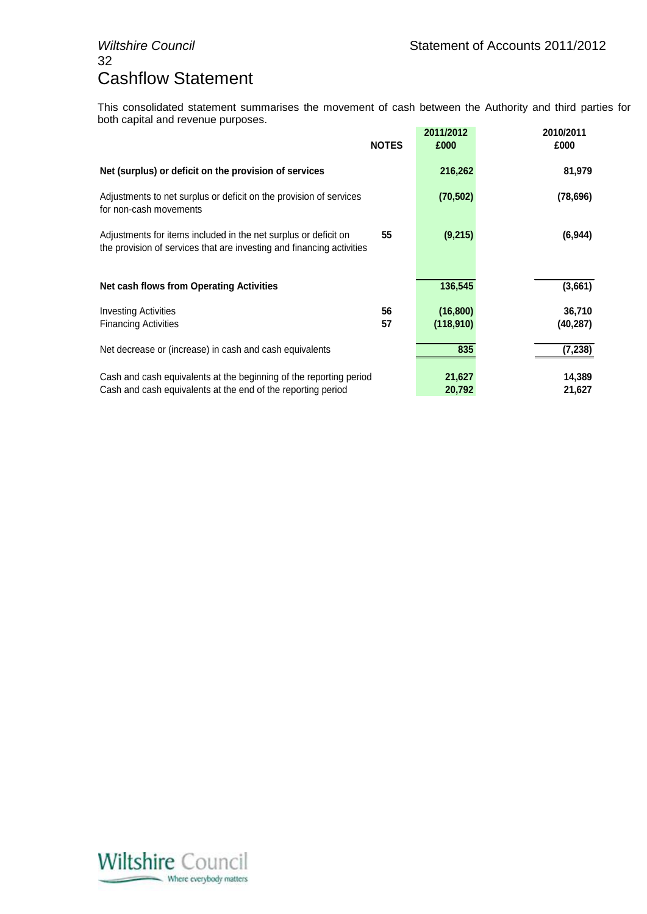# Cashflow Statement

This consolidated statement summarises the movement of cash between the Authority and third parties for both capital and revenue purposes.

| | NOTES | 2011/2012 £000 | 2010/2011 £000 |
|---|---|---|---|
| **Net (surplus) or deficit on the provision of services** | | 216,262 | 81,979 |
| Adjustments to net surplus or deficit on the provision of services for non-cash movements | | (70,502) | (78,696) |
| Adjustments for items included in the net surplus or deficit on the provision of services that are investing and financing activities | 55 | (9,215) | (6,944) |
| **Net cash flows from Operating Activities** | | 136,545 | (3,661) |
| Investing Activities | 56 | (16,800) | 36,710 |
| Financing Activities | 57 | (118,910) | (40,287) |
| Net decrease or (increase) in cash and cash equivalents | | 835 | (7,238) |
| Cash and cash equivalents at the beginning of the reporting period | | 21,627 | 14,389 |
| Cash and cash equivalents at the end of the reporting period | | 20,792 | 21,627 |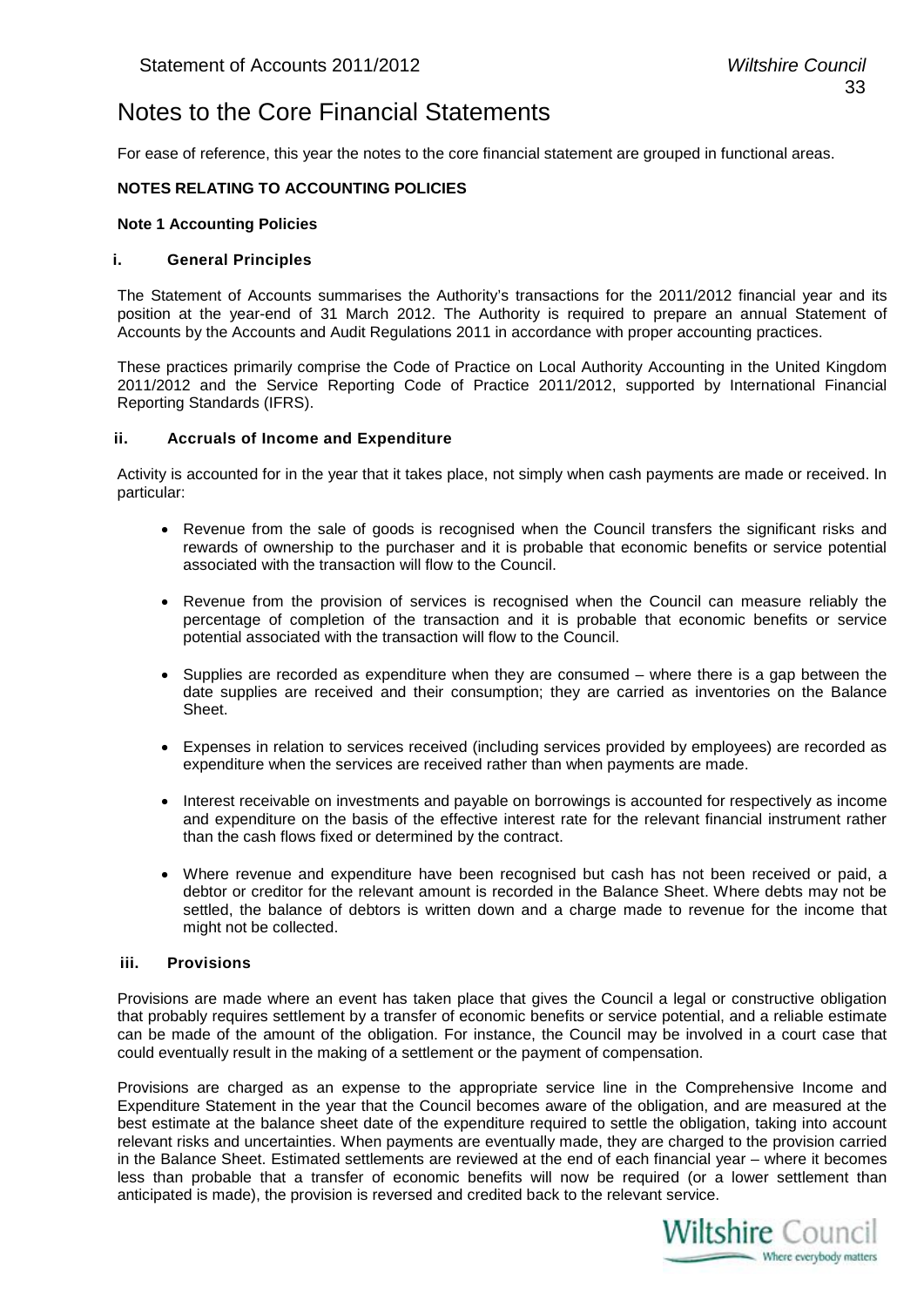# Notes to the Core Financial Statements

For ease of reference, this year the notes to the core financial statement are grouped in functional areas.

**NOTES RELATING TO ACCOUNTING POLICIES**

**Note 1 Accounting Policies**

### i. General Principles

The Statement of Accounts summarises the Authority's transactions for the 2011/2012 financial year and its position at the year-end of 31 March 2012. The Authority is required to prepare an annual Statement of Accounts by the Accounts and Audit Regulations 2011 in accordance with proper accounting practices.

These practices primarily comprise the Code of Practice on Local Authority Accounting in the United Kingdom 2011/2012 and the Service Reporting Code of Practice 2011/2012, supported by International Financial Reporting Standards (IFRS).

### ii. Accruals of Income and Expenditure

Activity is accounted for in the year that it takes place, not simply when cash payments are made or received. In particular:

- Revenue from the sale of goods is recognised when the Council transfers the significant risks and rewards of ownership to the purchaser and it is probable that economic benefits or service potential associated with the transaction will flow to the Council.
- Revenue from the provision of services is recognised when the Council can measure reliably the percentage of completion of the transaction and it is probable that economic benefits or service potential associated with the transaction will flow to the Council.
- Supplies are recorded as expenditure when they are consumed – where there is a gap between the date supplies are received and their consumption; they are carried as inventories on the Balance Sheet.
- Expenses in relation to services received (including services provided by employees) are recorded as expenditure when the services are received rather than when payments are made.
- Interest receivable on investments and payable on borrowings is accounted for respectively as income and expenditure on the basis of the effective interest rate for the relevant financial instrument rather than the cash flows fixed or determined by the contract.
- Where revenue and expenditure have been recognised but cash has not been received or paid, a debtor or creditor for the relevant amount is recorded in the Balance Sheet. Where debts may not be settled, the balance of debtors is written down and a charge made to revenue for the income that might not be collected.

### iii. Provisions

Provisions are made where an event has taken place that gives the Council a legal or constructive obligation that probably requires settlement by a transfer of economic benefits or service potential, and a reliable estimate can be made of the amount of the obligation. For instance, the Council may be involved in a court case that could eventually result in the making of a settlement or the payment of compensation.

Provisions are charged as an expense to the appropriate service line in the Comprehensive Income and Expenditure Statement in the year that the Council becomes aware of the obligation, and are measured at the best estimate at the balance sheet date of the expenditure required to settle the obligation, taking into account relevant risks and uncertainties. When payments are eventually made, they are charged to the provision carried in the Balance Sheet. Estimated settlements are reviewed at the end of each financial year – where it becomes less than probable that a transfer of economic benefits will now be required (or a lower settlement than anticipated is made), the provision is reversed and credited back to the relevant service.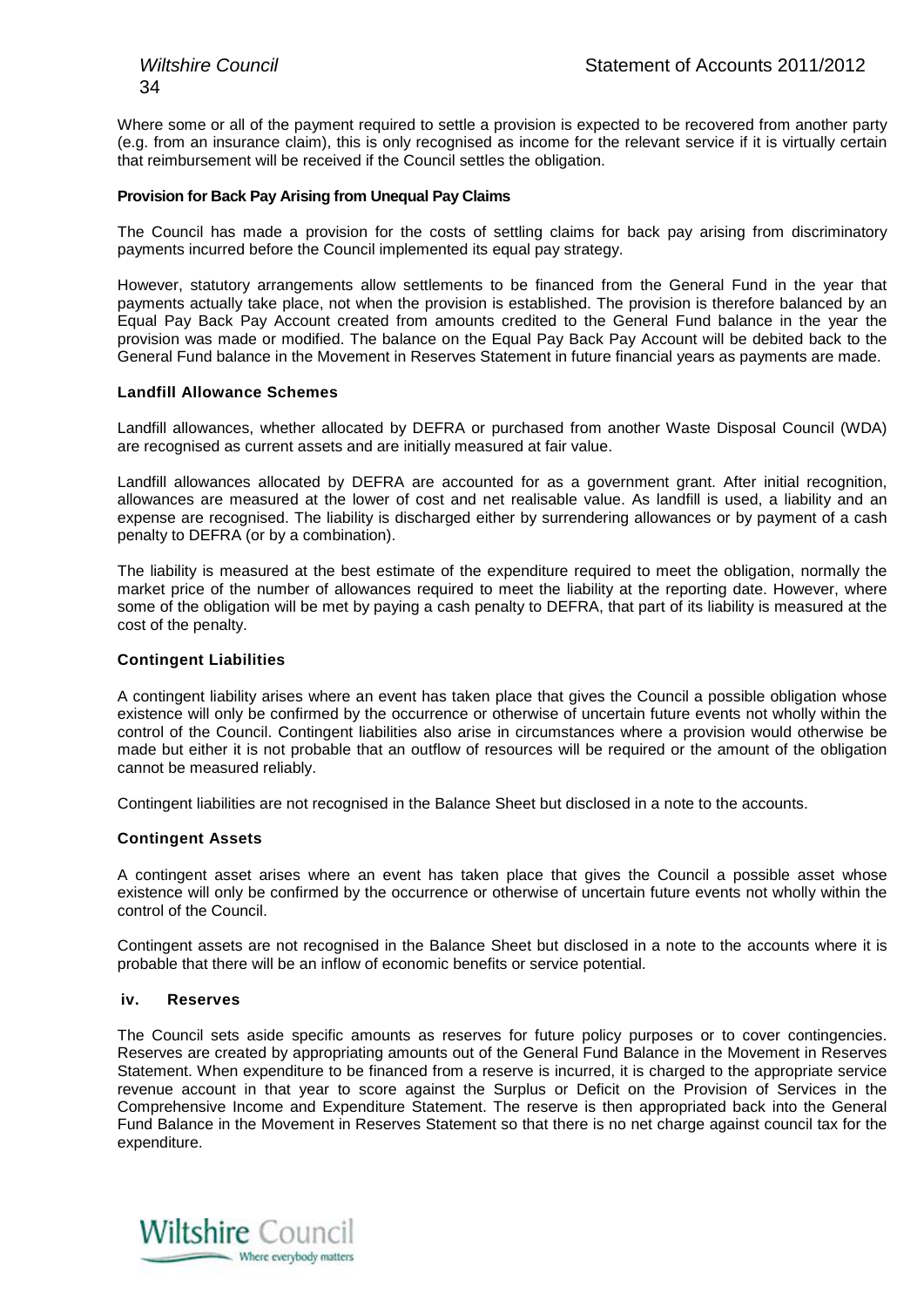Where some or all of the payment required to settle a provision is expected to be recovered from another party (e.g. from an insurance claim), this is only recognised as income for the relevant service if it is virtually certain that reimbursement will be received if the Council settles the obligation.

**Provision for Back Pay Arising from Unequal Pay Claims**

The Council has made a provision for the costs of settling claims for back pay arising from discriminatory payments incurred before the Council implemented its equal pay strategy.

However, statutory arrangements allow settlements to be financed from the General Fund in the year that payments actually take place, not when the provision is established. The provision is therefore balanced by an Equal Pay Back Pay Account created from amounts credited to the General Fund balance in the year the provision was made or modified. The balance on the Equal Pay Back Pay Account will be debited back to the General Fund balance in the Movement in Reserves Statement in future financial years as payments are made.

**Landfill Allowance Schemes**

Landfill allowances, whether allocated by DEFRA or purchased from another Waste Disposal Council (WDA) are recognised as current assets and are initially measured at fair value.

Landfill allowances allocated by DEFRA are accounted for as a government grant. After initial recognition, allowances are measured at the lower of cost and net realisable value. As landfill is used, a liability and an expense are recognised. The liability is discharged either by surrendering allowances or by payment of a cash penalty to DEFRA (or by a combination).

The liability is measured at the best estimate of the expenditure required to meet the obligation, normally the market price of the number of allowances required to meet the liability at the reporting date. However, where some of the obligation will be met by paying a cash penalty to DEFRA, that part of its liability is measured at the cost of the penalty.

**Contingent Liabilities**

A contingent liability arises where an event has taken place that gives the Council a possible obligation whose existence will only be confirmed by the occurrence or otherwise of uncertain future events not wholly within the control of the Council. Contingent liabilities also arise in circumstances where a provision would otherwise be made but either it is not probable that an outflow of resources will be required or the amount of the obligation cannot be measured reliably.

Contingent liabilities are not recognised in the Balance Sheet but disclosed in a note to the accounts.

**Contingent Assets**

A contingent asset arises where an event has taken place that gives the Council a possible asset whose existence will only be confirmed by the occurrence or otherwise of uncertain future events not wholly within the control of the Council.

Contingent assets are not recognised in the Balance Sheet but disclosed in a note to the accounts where it is probable that there will be an inflow of economic benefits or service potential.

### iv. Reserves

The Council sets aside specific amounts as reserves for future policy purposes or to cover contingencies. Reserves are created by appropriating amounts out of the General Fund Balance in the Movement in Reserves Statement. When expenditure to be financed from a reserve is incurred, it is charged to the appropriate service revenue account in that year to score against the Surplus or Deficit on the Provision of Services in the Comprehensive Income and Expenditure Statement. The reserve is then appropriated back into the General Fund Balance in the Movement in Reserves Statement so that there is no net charge against council tax for the expenditure.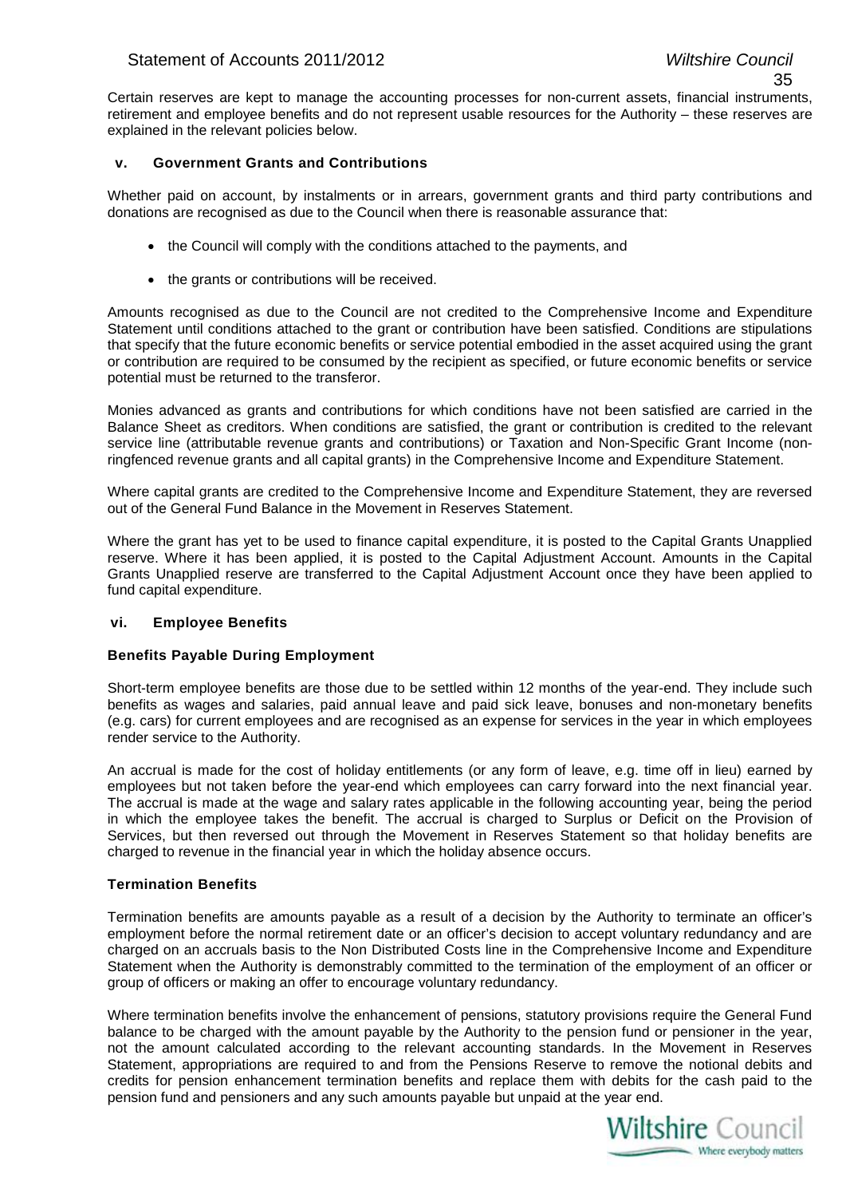Certain reserves are kept to manage the accounting processes for non-current assets, financial instruments, retirement and employee benefits and do not represent usable resources for the Authority – these reserves are explained in the relevant policies below.

### v. Government Grants and Contributions

Whether paid on account, by instalments or in arrears, government grants and third party contributions and donations are recognised as due to the Council when there is reasonable assurance that:

- the Council will comply with the conditions attached to the payments, and
- the grants or contributions will be received.

Amounts recognised as due to the Council are not credited to the Comprehensive Income and Expenditure Statement until conditions attached to the grant or contribution have been satisfied. Conditions are stipulations that specify that the future economic benefits or service potential embodied in the asset acquired using the grant or contribution are required to be consumed by the recipient as specified, or future economic benefits or service potential must be returned to the transferor.

Monies advanced as grants and contributions for which conditions have not been satisfied are carried in the Balance Sheet as creditors. When conditions are satisfied, the grant or contribution is credited to the relevant service line (attributable revenue grants and contributions) or Taxation and Non-Specific Grant Income (non-ringfenced revenue grants and all capital grants) in the Comprehensive Income and Expenditure Statement.

Where capital grants are credited to the Comprehensive Income and Expenditure Statement, they are reversed out of the General Fund Balance in the Movement in Reserves Statement.

Where the grant has yet to be used to finance capital expenditure, it is posted to the Capital Grants Unapplied reserve. Where it has been applied, it is posted to the Capital Adjustment Account. Amounts in the Capital Grants Unapplied reserve are transferred to the Capital Adjustment Account once they have been applied to fund capital expenditure.

### vi. Employee Benefits

#### Benefits Payable During Employment

Short-term employee benefits are those due to be settled within 12 months of the year-end. They include such benefits as wages and salaries, paid annual leave and paid sick leave, bonuses and non-monetary benefits (e.g. cars) for current employees and are recognised as an expense for services in the year in which employees render service to the Authority.

An accrual is made for the cost of holiday entitlements (or any form of leave, e.g. time off in lieu) earned by employees but not taken before the year-end which employees can carry forward into the next financial year. The accrual is made at the wage and salary rates applicable in the following accounting year, being the period in which the employee takes the benefit. The accrual is charged to Surplus or Deficit on the Provision of Services, but then reversed out through the Movement in Reserves Statement so that holiday benefits are charged to revenue in the financial year in which the holiday absence occurs.

#### Termination Benefits

Termination benefits are amounts payable as a result of a decision by the Authority to terminate an officer's employment before the normal retirement date or an officer's decision to accept voluntary redundancy and are charged on an accruals basis to the Non Distributed Costs line in the Comprehensive Income and Expenditure Statement when the Authority is demonstrably committed to the termination of the employment of an officer or group of officers or making an offer to encourage voluntary redundancy.

Where termination benefits involve the enhancement of pensions, statutory provisions require the General Fund balance to be charged with the amount payable by the Authority to the pension fund or pensioner in the year, not the amount calculated according to the relevant accounting standards. In the Movement in Reserves Statement, appropriations are required to and from the Pensions Reserve to remove the notional debits and credits for pension enhancement termination benefits and replace them with debits for the cash paid to the pension fund and pensioners and any such amounts payable but unpaid at the year end.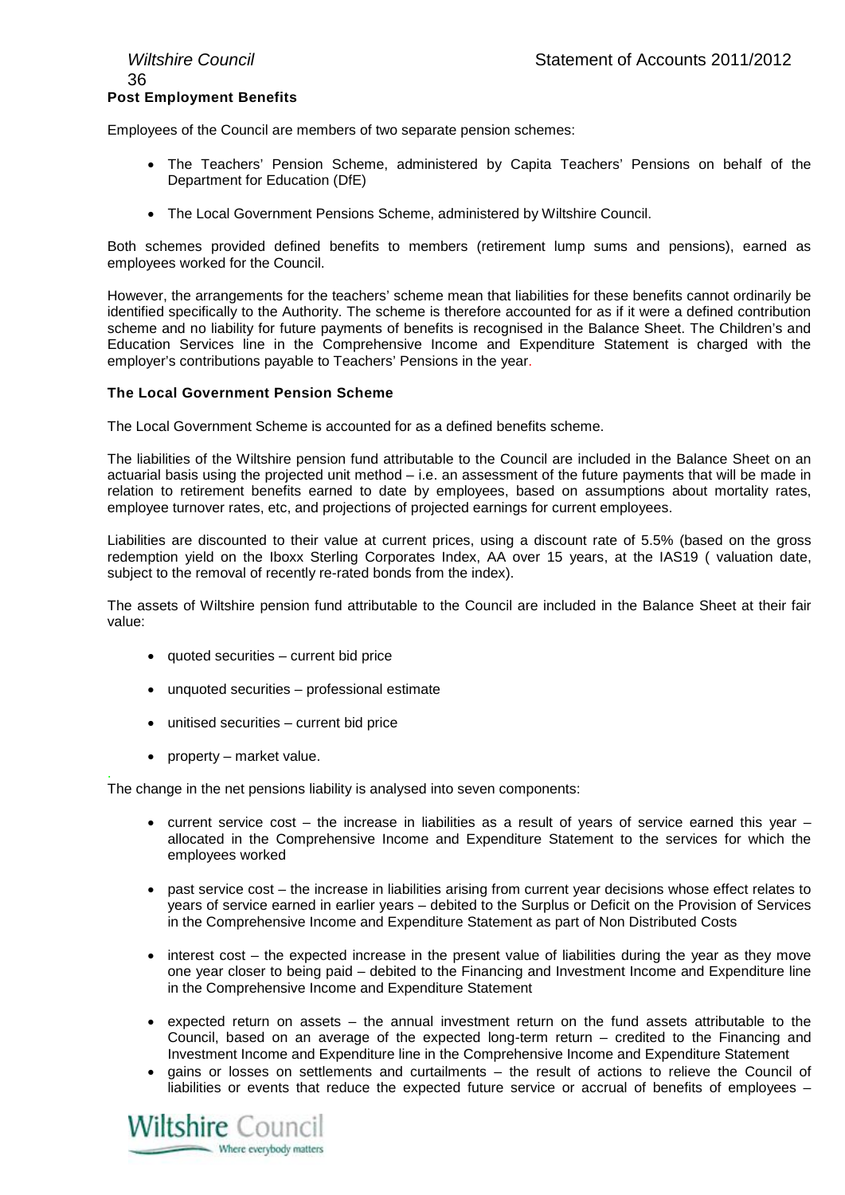**Post Employment Benefits**

Employees of the Council are members of two separate pension schemes:

- The Teachers' Pension Scheme, administered by Capita Teachers' Pensions on behalf of the Department for Education (DfE)
- The Local Government Pensions Scheme, administered by Wiltshire Council.

Both schemes provided defined benefits to members (retirement lump sums and pensions), earned as employees worked for the Council.

However, the arrangements for the teachers' scheme mean that liabilities for these benefits cannot ordinarily be identified specifically to the Authority. The scheme is therefore accounted for as if it were a defined contribution scheme and no liability for future payments of benefits is recognised in the Balance Sheet. The Children's and Education Services line in the Comprehensive Income and Expenditure Statement is charged with the employer's contributions payable to Teachers' Pensions in the year.

**The Local Government Pension Scheme**

The Local Government Scheme is accounted for as a defined benefits scheme.

The liabilities of the Wiltshire pension fund attributable to the Council are included in the Balance Sheet on an actuarial basis using the projected unit method – i.e. an assessment of the future payments that will be made in relation to retirement benefits earned to date by employees, based on assumptions about mortality rates, employee turnover rates, etc, and projections of projected earnings for current employees.

Liabilities are discounted to their value at current prices, using a discount rate of 5.5% (based on the gross redemption yield on the Iboxx Sterling Corporates Index, AA over 15 years, at the IAS19 ( valuation date, subject to the removal of recently re-rated bonds from the index).

The assets of Wiltshire pension fund attributable to the Council are included in the Balance Sheet at their fair value:

- quoted securities – current bid price
- unquoted securities – professional estimate
- unitised securities – current bid price
- property – market value.

The change in the net pensions liability is analysed into seven components:

- current service cost – the increase in liabilities as a result of years of service earned this year – allocated in the Comprehensive Income and Expenditure Statement to the services for which the employees worked
- past service cost – the increase in liabilities arising from current year decisions whose effect relates to years of service earned in earlier years – debited to the Surplus or Deficit on the Provision of Services in the Comprehensive Income and Expenditure Statement as part of Non Distributed Costs
- interest cost – the expected increase in the present value of liabilities during the year as they move one year closer to being paid – debited to the Financing and Investment Income and Expenditure line in the Comprehensive Income and Expenditure Statement
- expected return on assets – the annual investment return on the fund assets attributable to the Council, based on an average of the expected long-term return – credited to the Financing and Investment Income and Expenditure line in the Comprehensive Income and Expenditure Statement
- gains or losses on settlements and curtailments – the result of actions to relieve the Council of liabilities or events that reduce the expected future service or accrual of benefits of employees –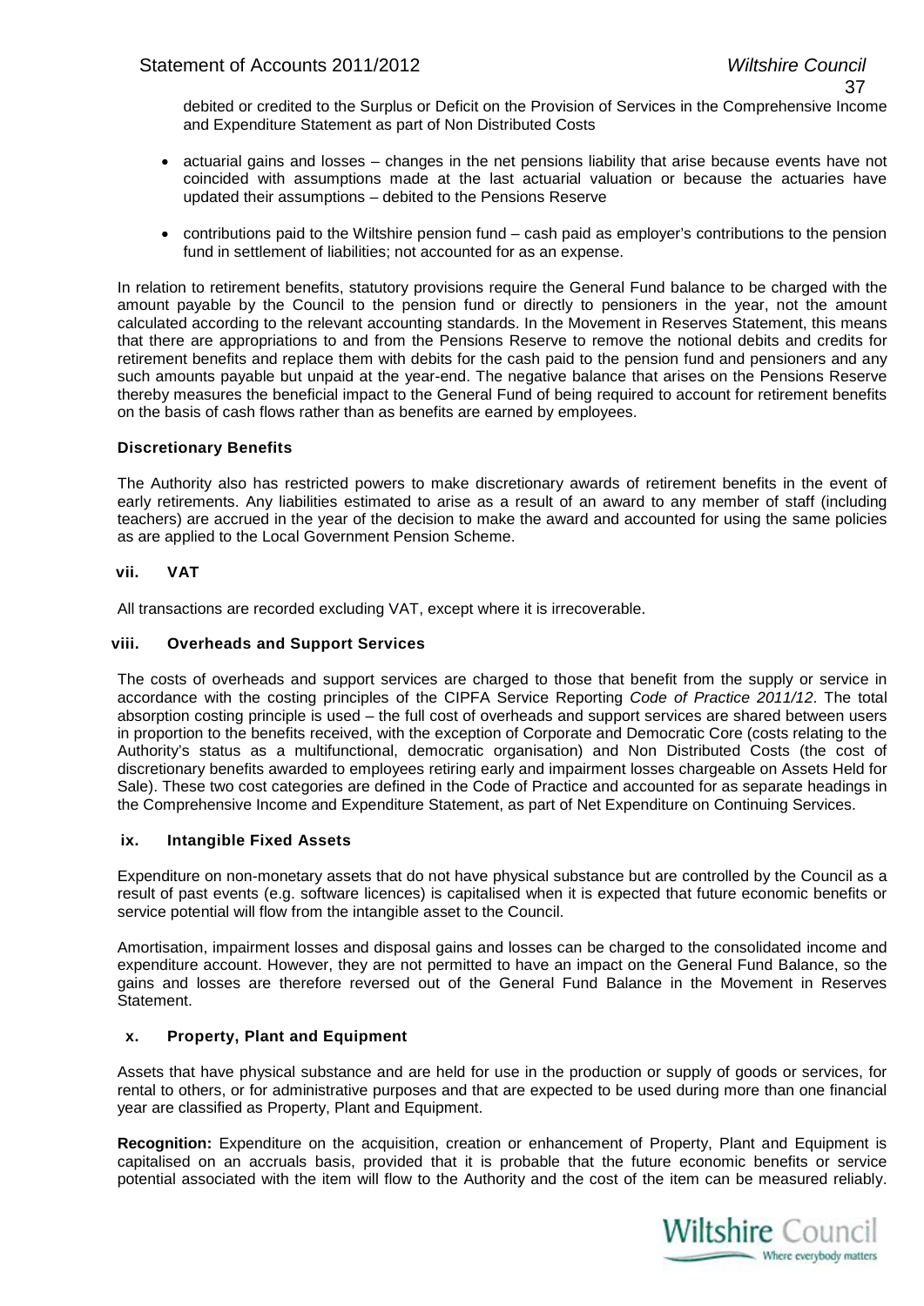debited or credited to the Surplus or Deficit on the Provision of Services in the Comprehensive Income and Expenditure Statement as part of Non Distributed Costs

- actuarial gains and losses – changes in the net pensions liability that arise because events have not coincided with assumptions made at the last actuarial valuation or because the actuaries have updated their assumptions – debited to the Pensions Reserve
- contributions paid to the Wiltshire pension fund – cash paid as employer's contributions to the pension fund in settlement of liabilities; not accounted for as an expense.

In relation to retirement benefits, statutory provisions require the General Fund balance to be charged with the amount payable by the Council to the pension fund or directly to pensioners in the year, not the amount calculated according to the relevant accounting standards. In the Movement in Reserves Statement, this means that there are appropriations to and from the Pensions Reserve to remove the notional debits and credits for retirement benefits and replace them with debits for the cash paid to the pension fund and pensioners and any such amounts payable but unpaid at the year-end. The negative balance that arises on the Pensions Reserve thereby measures the beneficial impact to the General Fund of being required to account for retirement benefits on the basis of cash flows rather than as benefits are earned by employees.

**Discretionary Benefits**

The Authority also has restricted powers to make discretionary awards of retirement benefits in the event of early retirements. Any liabilities estimated to arise as a result of an award to any member of staff (including teachers) are accrued in the year of the decision to make the award and accounted for using the same policies as are applied to the Local Government Pension Scheme.

### vii. VAT

All transactions are recorded excluding VAT, except where it is irrecoverable.

### viii. Overheads and Support Services

The costs of overheads and support services are charged to those that benefit from the supply or service in accordance with the costing principles of the CIPFA Service Reporting *Code of Practice 2011/12*. The total absorption costing principle is used – the full cost of overheads and support services are shared between users in proportion to the benefits received, with the exception of Corporate and Democratic Core (costs relating to the Authority's status as a multifunctional, democratic organisation) and Non Distributed Costs (the cost of discretionary benefits awarded to employees retiring early and impairment losses chargeable on Assets Held for Sale). These two cost categories are defined in the Code of Practice and accounted for as separate headings in the Comprehensive Income and Expenditure Statement, as part of Net Expenditure on Continuing Services.

### ix. Intangible Fixed Assets

Expenditure on non-monetary assets that do not have physical substance but are controlled by the Council as a result of past events (e.g. software licences) is capitalised when it is expected that future economic benefits or service potential will flow from the intangible asset to the Council.

Amortisation, impairment losses and disposal gains and losses can be charged to the consolidated income and expenditure account. However, they are not permitted to have an impact on the General Fund Balance, so the gains and losses are therefore reversed out of the General Fund Balance in the Movement in Reserves Statement.

### x. Property, Plant and Equipment

Assets that have physical substance and are held for use in the production or supply of goods or services, for rental to others, or for administrative purposes and that are expected to be used during more than one financial year are classified as Property, Plant and Equipment.

**Recognition:** Expenditure on the acquisition, creation or enhancement of Property, Plant and Equipment is capitalised on an accruals basis, provided that it is probable that the future economic benefits or service potential associated with the item will flow to the Authority and the cost of the item can be measured reliably.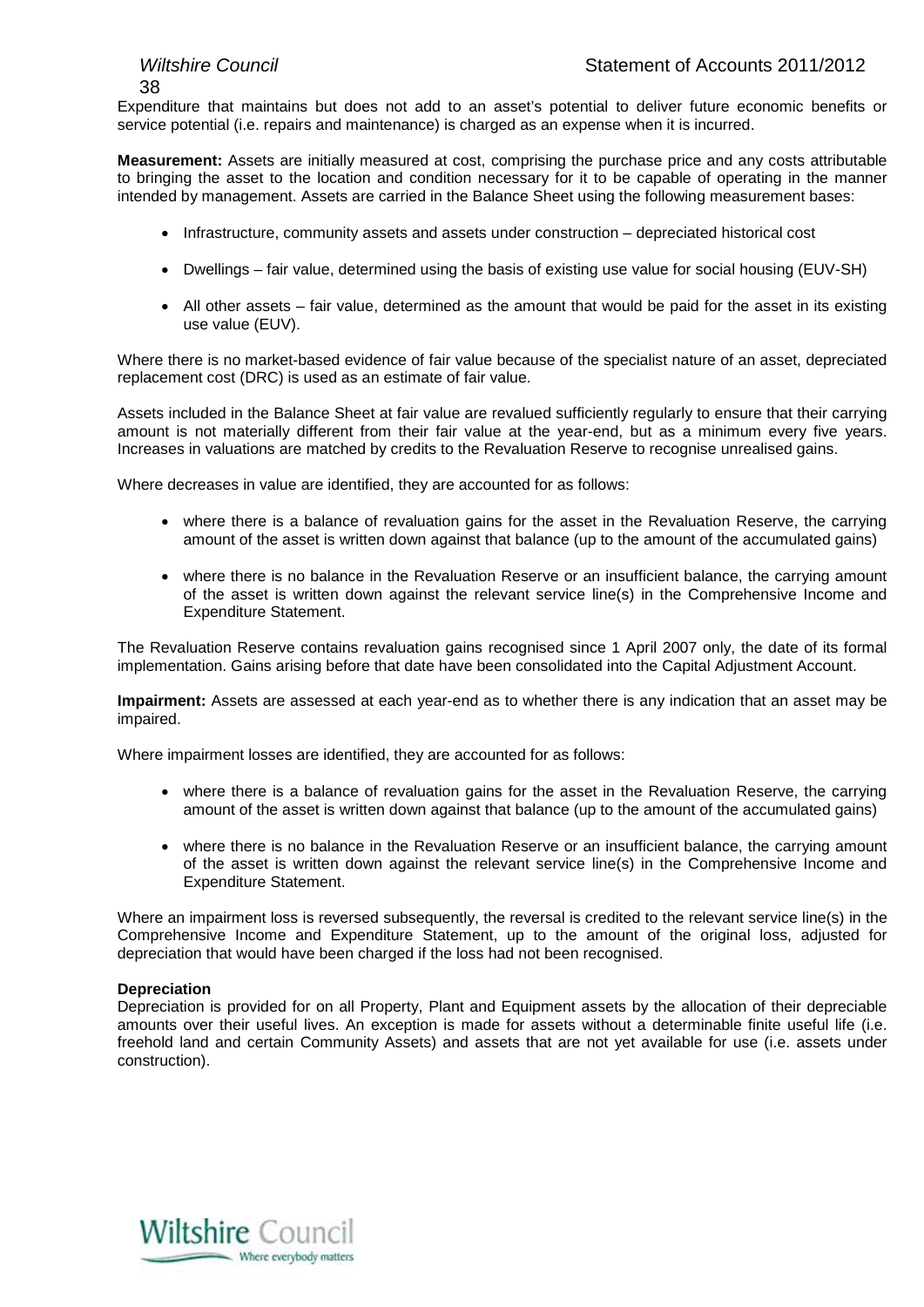Expenditure that maintains but does not add to an asset's potential to deliver future economic benefits or service potential (i.e. repairs and maintenance) is charged as an expense when it is incurred.

**Measurement:** Assets are initially measured at cost, comprising the purchase price and any costs attributable to bringing the asset to the location and condition necessary for it to be capable of operating in the manner intended by management. Assets are carried in the Balance Sheet using the following measurement bases:

- Infrastructure, community assets and assets under construction – depreciated historical cost
- Dwellings – fair value, determined using the basis of existing use value for social housing (EUV-SH)
- All other assets – fair value, determined as the amount that would be paid for the asset in its existing use value (EUV).

Where there is no market-based evidence of fair value because of the specialist nature of an asset, depreciated replacement cost (DRC) is used as an estimate of fair value.

Assets included in the Balance Sheet at fair value are revalued sufficiently regularly to ensure that their carrying amount is not materially different from their fair value at the year-end, but as a minimum every five years. Increases in valuations are matched by credits to the Revaluation Reserve to recognise unrealised gains.

Where decreases in value are identified, they are accounted for as follows:

- where there is a balance of revaluation gains for the asset in the Revaluation Reserve, the carrying amount of the asset is written down against that balance (up to the amount of the accumulated gains)
- where there is no balance in the Revaluation Reserve or an insufficient balance, the carrying amount of the asset is written down against the relevant service line(s) in the Comprehensive Income and Expenditure Statement.

The Revaluation Reserve contains revaluation gains recognised since 1 April 2007 only, the date of its formal implementation. Gains arising before that date have been consolidated into the Capital Adjustment Account.

**Impairment:** Assets are assessed at each year-end as to whether there is any indication that an asset may be impaired.

Where impairment losses are identified, they are accounted for as follows:

- where there is a balance of revaluation gains for the asset in the Revaluation Reserve, the carrying amount of the asset is written down against that balance (up to the amount of the accumulated gains)
- where there is no balance in the Revaluation Reserve or an insufficient balance, the carrying amount of the asset is written down against the relevant service line(s) in the Comprehensive Income and Expenditure Statement.

Where an impairment loss is reversed subsequently, the reversal is credited to the relevant service line(s) in the Comprehensive Income and Expenditure Statement, up to the amount of the original loss, adjusted for depreciation that would have been charged if the loss had not been recognised.

**Depreciation**

Depreciation is provided for on all Property, Plant and Equipment assets by the allocation of their depreciable amounts over their useful lives. An exception is made for assets without a determinable finite useful life (i.e. freehold land and certain Community Assets) and assets that are not yet available for use (i.e. assets under construction).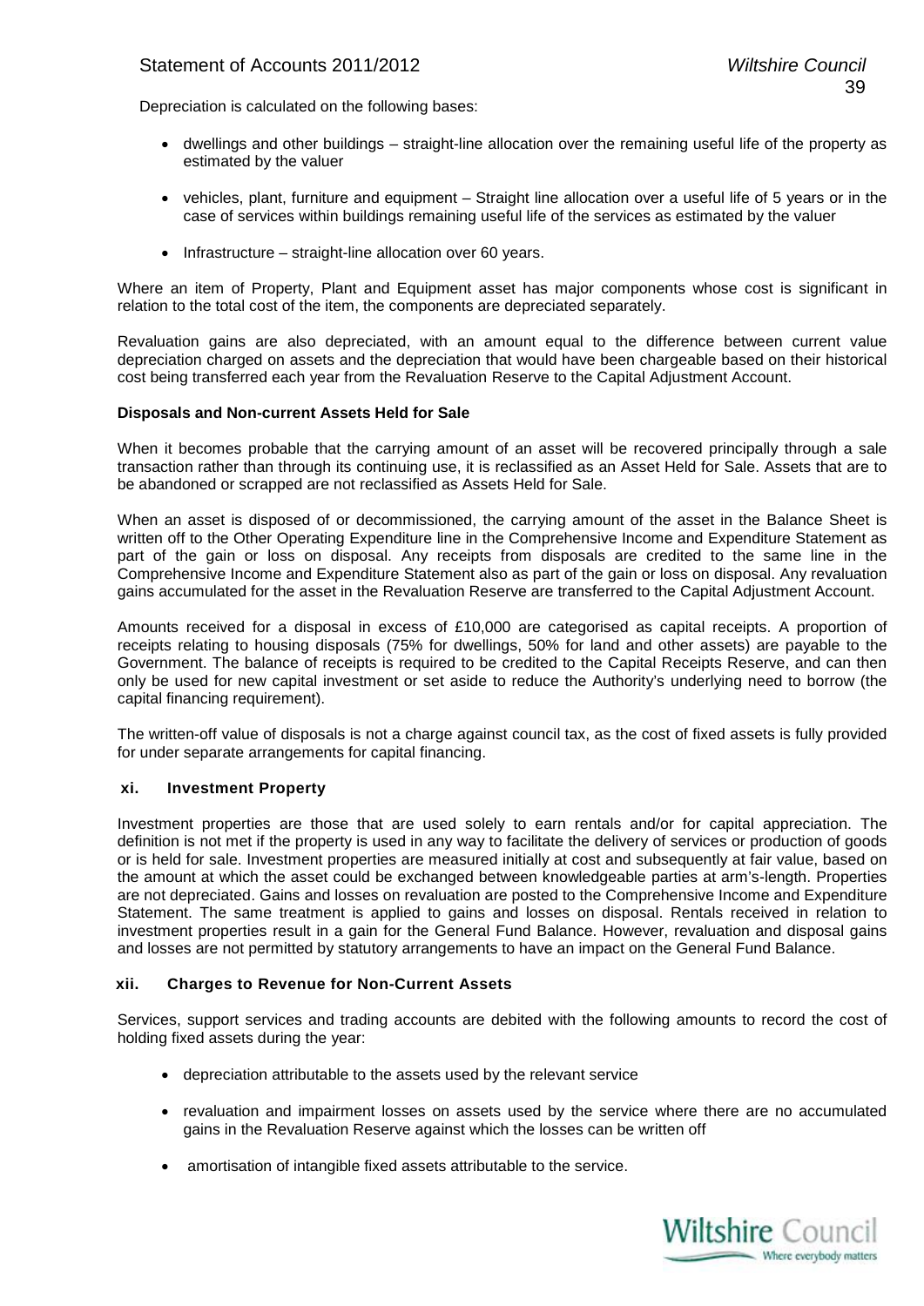Depreciation is calculated on the following bases:

- dwellings and other buildings – straight-line allocation over the remaining useful life of the property as estimated by the valuer
- vehicles, plant, furniture and equipment – Straight line allocation over a useful life of 5 years or in the case of services within buildings remaining useful life of the services as estimated by the valuer
- Infrastructure – straight-line allocation over 60 years.

Where an item of Property, Plant and Equipment asset has major components whose cost is significant in relation to the total cost of the item, the components are depreciated separately.

Revaluation gains are also depreciated, with an amount equal to the difference between current value depreciation charged on assets and the depreciation that would have been chargeable based on their historical cost being transferred each year from the Revaluation Reserve to the Capital Adjustment Account.

**Disposals and Non-current Assets Held for Sale**

When it becomes probable that the carrying amount of an asset will be recovered principally through a sale transaction rather than through its continuing use, it is reclassified as an Asset Held for Sale. Assets that are to be abandoned or scrapped are not reclassified as Assets Held for Sale.

When an asset is disposed of or decommissioned, the carrying amount of the asset in the Balance Sheet is written off to the Other Operating Expenditure line in the Comprehensive Income and Expenditure Statement as part of the gain or loss on disposal. Any receipts from disposals are credited to the same line in the Comprehensive Income and Expenditure Statement also as part of the gain or loss on disposal. Any revaluation gains accumulated for the asset in the Revaluation Reserve are transferred to the Capital Adjustment Account.

Amounts received for a disposal in excess of £10,000 are categorised as capital receipts. A proportion of receipts relating to housing disposals (75% for dwellings, 50% for land and other assets) are payable to the Government. The balance of receipts is required to be credited to the Capital Receipts Reserve, and can then only be used for new capital investment or set aside to reduce the Authority's underlying need to borrow (the capital financing requirement).

The written-off value of disposals is not a charge against council tax, as the cost of fixed assets is fully provided for under separate arrangements for capital financing.

### xi. Investment Property

Investment properties are those that are used solely to earn rentals and/or for capital appreciation. The definition is not met if the property is used in any way to facilitate the delivery of services or production of goods or is held for sale. Investment properties are measured initially at cost and subsequently at fair value, based on the amount at which the asset could be exchanged between knowledgeable parties at arm's-length. Properties are not depreciated. Gains and losses on revaluation are posted to the Comprehensive Income and Expenditure Statement. The same treatment is applied to gains and losses on disposal. Rentals received in relation to investment properties result in a gain for the General Fund Balance. However, revaluation and disposal gains and losses are not permitted by statutory arrangements to have an impact on the General Fund Balance.

### xii. Charges to Revenue for Non-Current Assets

Services, support services and trading accounts are debited with the following amounts to record the cost of holding fixed assets during the year:

- depreciation attributable to the assets used by the relevant service
- revaluation and impairment losses on assets used by the service where there are no accumulated gains in the Revaluation Reserve against which the losses can be written off
- amortisation of intangible fixed assets attributable to the service.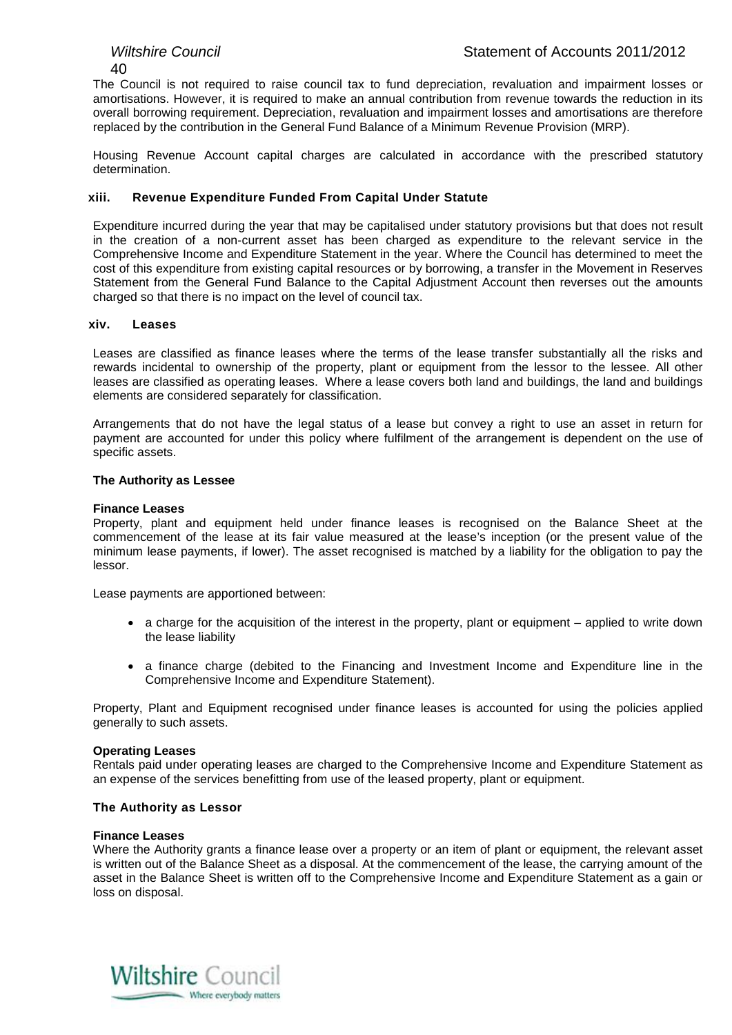The Council is not required to raise council tax to fund depreciation, revaluation and impairment losses or amortisations. However, it is required to make an annual contribution from revenue towards the reduction in its overall borrowing requirement. Depreciation, revaluation and impairment losses and amortisations are therefore replaced by the contribution in the General Fund Balance of a Minimum Revenue Provision (MRP).

Housing Revenue Account capital charges are calculated in accordance with the prescribed statutory determination.

### xiii. Revenue Expenditure Funded From Capital Under Statute

Expenditure incurred during the year that may be capitalised under statutory provisions but that does not result in the creation of a non-current asset has been charged as expenditure to the relevant service in the Comprehensive Income and Expenditure Statement in the year. Where the Council has determined to meet the cost of this expenditure from existing capital resources or by borrowing, a transfer in the Movement in Reserves Statement from the General Fund Balance to the Capital Adjustment Account then reverses out the amounts charged so that there is no impact on the level of council tax.

### xiv. Leases

Leases are classified as finance leases where the terms of the lease transfer substantially all the risks and rewards incidental to ownership of the property, plant or equipment from the lessor to the lessee. All other leases are classified as operating leases. Where a lease covers both land and buildings, the land and buildings elements are considered separately for classification.

Arrangements that do not have the legal status of a lease but convey a right to use an asset in return for payment are accounted for under this policy where fulfilment of the arrangement is dependent on the use of specific assets.

**The Authority as Lessee**

**Finance Leases**
Property, plant and equipment held under finance leases is recognised on the Balance Sheet at the commencement of the lease at its fair value measured at the lease's inception (or the present value of the minimum lease payments, if lower). The asset recognised is matched by a liability for the obligation to pay the lessor.

Lease payments are apportioned between:

- a charge for the acquisition of the interest in the property, plant or equipment – applied to write down the lease liability
- a finance charge (debited to the Financing and Investment Income and Expenditure line in the Comprehensive Income and Expenditure Statement).

Property, Plant and Equipment recognised under finance leases is accounted for using the policies applied generally to such assets.

**Operating Leases**
Rentals paid under operating leases are charged to the Comprehensive Income and Expenditure Statement as an expense of the services benefitting from use of the leased property, plant or equipment.

**The Authority as Lessor**

**Finance Leases**
Where the Authority grants a finance lease over a property or an item of plant or equipment, the relevant asset is written out of the Balance Sheet as a disposal. At the commencement of the lease, the carrying amount of the asset in the Balance Sheet is written off to the Comprehensive Income and Expenditure Statement as a gain or loss on disposal.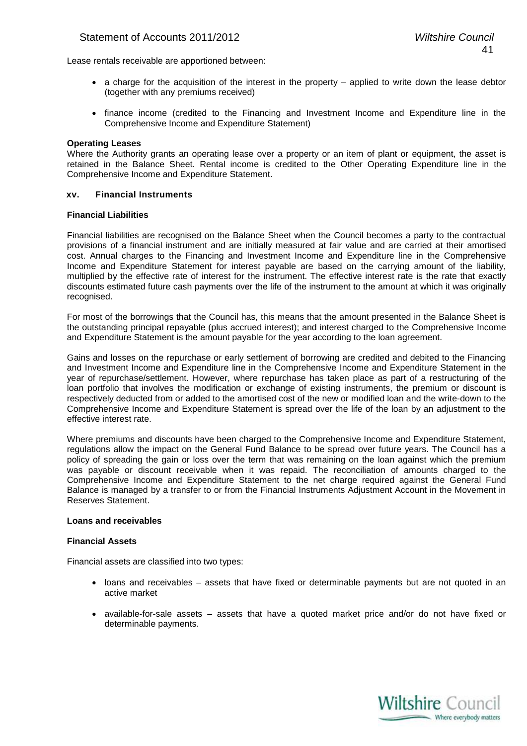Lease rentals receivable are apportioned between:

- a charge for the acquisition of the interest in the property – applied to write down the lease debtor (together with any premiums received)
- finance income (credited to the Financing and Investment Income and Expenditure line in the Comprehensive Income and Expenditure Statement)

**Operating Leases**
Where the Authority grants an operating lease over a property or an item of plant or equipment, the asset is retained in the Balance Sheet. Rental income is credited to the Other Operating Expenditure line in the Comprehensive Income and Expenditure Statement.

### xv. Financial Instruments

**Financial Liabilities**

Financial liabilities are recognised on the Balance Sheet when the Council becomes a party to the contractual provisions of a financial instrument and are initially measured at fair value and are carried at their amortised cost. Annual charges to the Financing and Investment Income and Expenditure line in the Comprehensive Income and Expenditure Statement for interest payable are based on the carrying amount of the liability, multiplied by the effective rate of interest for the instrument. The effective interest rate is the rate that exactly discounts estimated future cash payments over the life of the instrument to the amount at which it was originally recognised.

For most of the borrowings that the Council has, this means that the amount presented in the Balance Sheet is the outstanding principal repayable (plus accrued interest); and interest charged to the Comprehensive Income and Expenditure Statement is the amount payable for the year according to the loan agreement.

Gains and losses on the repurchase or early settlement of borrowing are credited and debited to the Financing and Investment Income and Expenditure line in the Comprehensive Income and Expenditure Statement in the year of repurchase/settlement. However, where repurchase has taken place as part of a restructuring of the loan portfolio that involves the modification or exchange of existing instruments, the premium or discount is respectively deducted from or added to the amortised cost of the new or modified loan and the write-down to the Comprehensive Income and Expenditure Statement is spread over the life of the loan by an adjustment to the effective interest rate.

Where premiums and discounts have been charged to the Comprehensive Income and Expenditure Statement, regulations allow the impact on the General Fund Balance to be spread over future years. The Council has a policy of spreading the gain or loss over the term that was remaining on the loan against which the premium was payable or discount receivable when it was repaid. The reconciliation of amounts charged to the Comprehensive Income and Expenditure Statement to the net charge required against the General Fund Balance is managed by a transfer to or from the Financial Instruments Adjustment Account in the Movement in Reserves Statement.

**Loans and receivables**

**Financial Assets**

Financial assets are classified into two types:

- loans and receivables – assets that have fixed or determinable payments but are not quoted in an active market
- available-for-sale assets – assets that have a quoted market price and/or do not have fixed or determinable payments.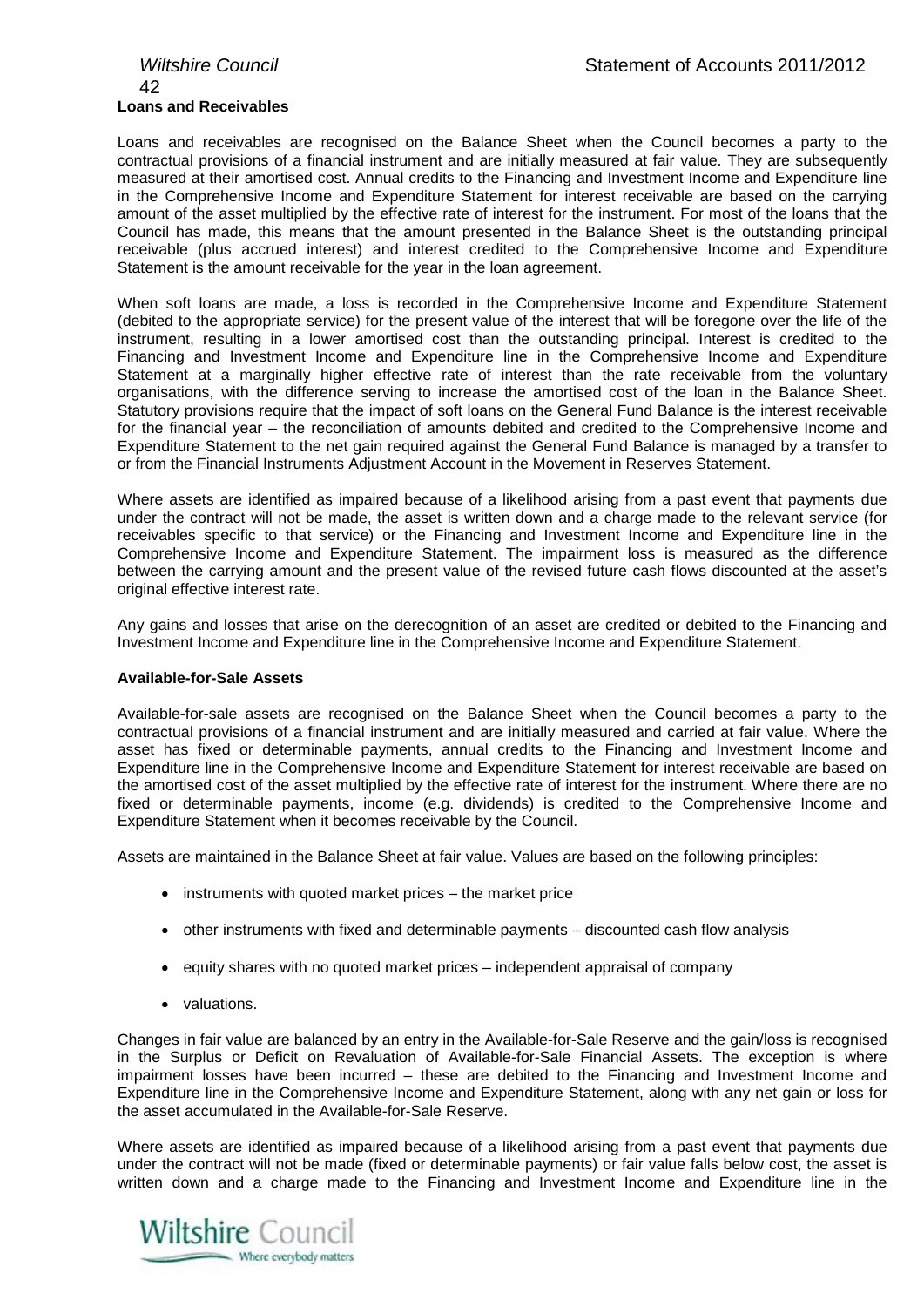**Loans and Receivables**

Loans and receivables are recognised on the Balance Sheet when the Council becomes a party to the contractual provisions of a financial instrument and are initially measured at fair value. They are subsequently measured at their amortised cost. Annual credits to the Financing and Investment Income and Expenditure line in the Comprehensive Income and Expenditure Statement for interest receivable are based on the carrying amount of the asset multiplied by the effective rate of interest for the instrument. For most of the loans that the Council has made, this means that the amount presented in the Balance Sheet is the outstanding principal receivable (plus accrued interest) and interest credited to the Comprehensive Income and Expenditure Statement is the amount receivable for the year in the loan agreement.

When soft loans are made, a loss is recorded in the Comprehensive Income and Expenditure Statement (debited to the appropriate service) for the present value of the interest that will be foregone over the life of the instrument, resulting in a lower amortised cost than the outstanding principal. Interest is credited to the Financing and Investment Income and Expenditure line in the Comprehensive Income and Expenditure Statement at a marginally higher effective rate of interest than the rate receivable from the voluntary organisations, with the difference serving to increase the amortised cost of the loan in the Balance Sheet. Statutory provisions require that the impact of soft loans on the General Fund Balance is the interest receivable for the financial year – the reconciliation of amounts debited and credited to the Comprehensive Income and Expenditure Statement to the net gain required against the General Fund Balance is managed by a transfer to or from the Financial Instruments Adjustment Account in the Movement in Reserves Statement.

Where assets are identified as impaired because of a likelihood arising from a past event that payments due under the contract will not be made, the asset is written down and a charge made to the relevant service (for receivables specific to that service) or the Financing and Investment Income and Expenditure line in the Comprehensive Income and Expenditure Statement. The impairment loss is measured as the difference between the carrying amount and the present value of the revised future cash flows discounted at the asset's original effective interest rate.

Any gains and losses that arise on the derecognition of an asset are credited or debited to the Financing and Investment Income and Expenditure line in the Comprehensive Income and Expenditure Statement.

**Available-for-Sale Assets**

Available-for-sale assets are recognised on the Balance Sheet when the Council becomes a party to the contractual provisions of a financial instrument and are initially measured and carried at fair value. Where the asset has fixed or determinable payments, annual credits to the Financing and Investment Income and Expenditure line in the Comprehensive Income and Expenditure Statement for interest receivable are based on the amortised cost of the asset multiplied by the effective rate of interest for the instrument. Where there are no fixed or determinable payments, income (e.g. dividends) is credited to the Comprehensive Income and Expenditure Statement when it becomes receivable by the Council.

Assets are maintained in the Balance Sheet at fair value. Values are based on the following principles:

- instruments with quoted market prices – the market price
- other instruments with fixed and determinable payments – discounted cash flow analysis
- equity shares with no quoted market prices – independent appraisal of company
- valuations.

Changes in fair value are balanced by an entry in the Available-for-Sale Reserve and the gain/loss is recognised in the Surplus or Deficit on Revaluation of Available-for-Sale Financial Assets. The exception is where impairment losses have been incurred – these are debited to the Financing and Investment Income and Expenditure line in the Comprehensive Income and Expenditure Statement, along with any net gain or loss for the asset accumulated in the Available-for-Sale Reserve.

Where assets are identified as impaired because of a likelihood arising from a past event that payments due under the contract will not be made (fixed or determinable payments) or fair value falls below cost, the asset is written down and a charge made to the Financing and Investment Income and Expenditure line in the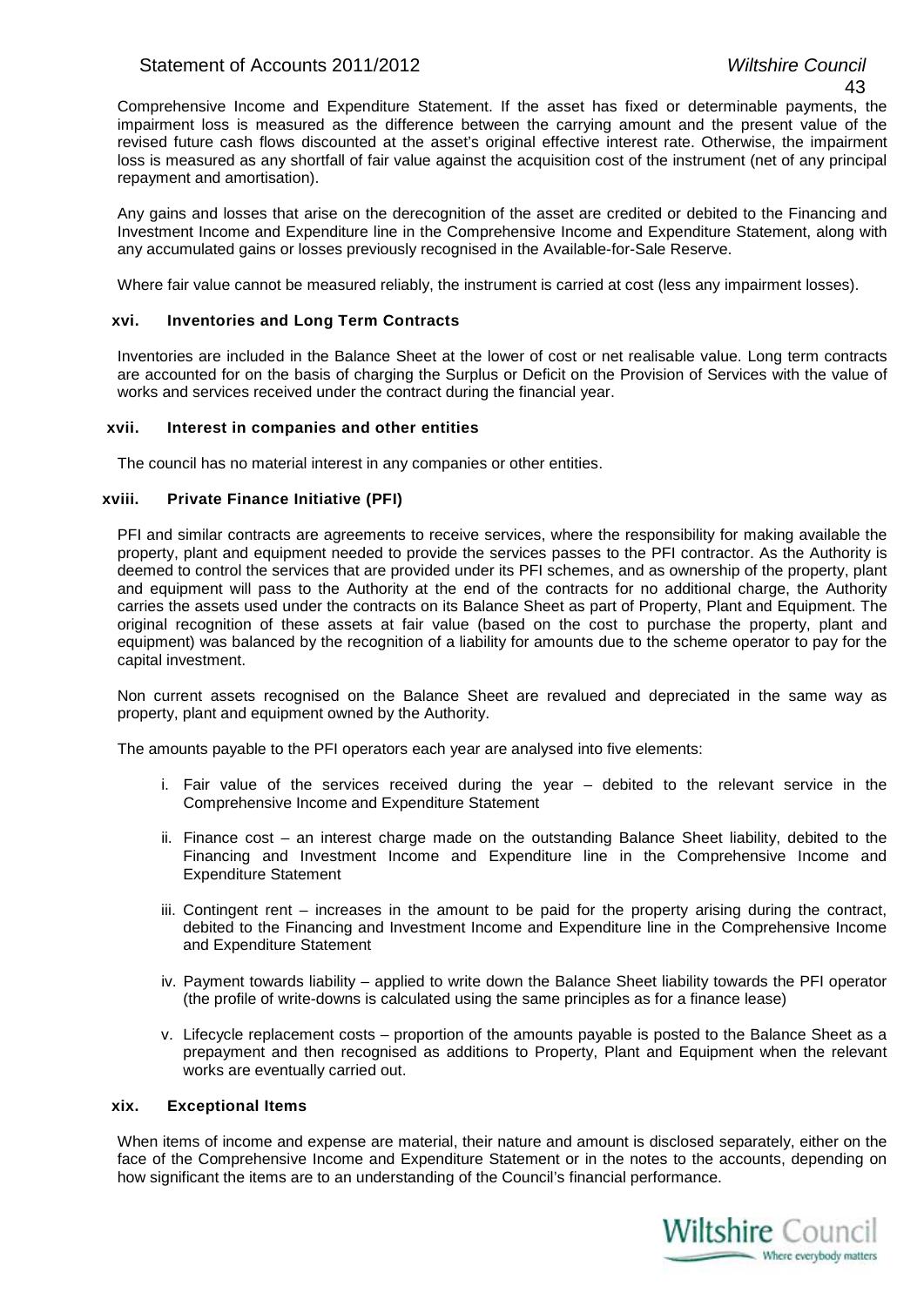Comprehensive Income and Expenditure Statement. If the asset has fixed or determinable payments, the impairment loss is measured as the difference between the carrying amount and the present value of the revised future cash flows discounted at the asset's original effective interest rate. Otherwise, the impairment loss is measured as any shortfall of fair value against the acquisition cost of the instrument (net of any principal repayment and amortisation).

Any gains and losses that arise on the derecognition of the asset are credited or debited to the Financing and Investment Income and Expenditure line in the Comprehensive Income and Expenditure Statement, along with any accumulated gains or losses previously recognised in the Available-for-Sale Reserve.

Where fair value cannot be measured reliably, the instrument is carried at cost (less any impairment losses).

### xvi. Inventories and Long Term Contracts

Inventories are included in the Balance Sheet at the lower of cost or net realisable value. Long term contracts are accounted for on the basis of charging the Surplus or Deficit on the Provision of Services with the value of works and services received under the contract during the financial year.

### xvii. Interest in companies and other entities

The council has no material interest in any companies or other entities.

### xviii. Private Finance Initiative (PFI)

PFI and similar contracts are agreements to receive services, where the responsibility for making available the property, plant and equipment needed to provide the services passes to the PFI contractor. As the Authority is deemed to control the services that are provided under its PFI schemes, and as ownership of the property, plant and equipment will pass to the Authority at the end of the contracts for no additional charge, the Authority carries the assets used under the contracts on its Balance Sheet as part of Property, Plant and Equipment. The original recognition of these assets at fair value (based on the cost to purchase the property, plant and equipment) was balanced by the recognition of a liability for amounts due to the scheme operator to pay for the capital investment.

Non current assets recognised on the Balance Sheet are revalued and depreciated in the same way as property, plant and equipment owned by the Authority.

The amounts payable to the PFI operators each year are analysed into five elements:

i. Fair value of the services received during the year – debited to the relevant service in the Comprehensive Income and Expenditure Statement

ii. Finance cost – an interest charge made on the outstanding Balance Sheet liability, debited to the Financing and Investment Income and Expenditure line in the Comprehensive Income and Expenditure Statement

iii. Contingent rent – increases in the amount to be paid for the property arising during the contract, debited to the Financing and Investment Income and Expenditure line in the Comprehensive Income and Expenditure Statement

iv. Payment towards liability – applied to write down the Balance Sheet liability towards the PFI operator (the profile of write-downs is calculated using the same principles as for a finance lease)

v. Lifecycle replacement costs – proportion of the amounts payable is posted to the Balance Sheet as a prepayment and then recognised as additions to Property, Plant and Equipment when the relevant works are eventually carried out.

### xix. Exceptional Items

When items of income and expense are material, their nature and amount is disclosed separately, either on the face of the Comprehensive Income and Expenditure Statement or in the notes to the accounts, depending on how significant the items are to an understanding of the Council's financial performance.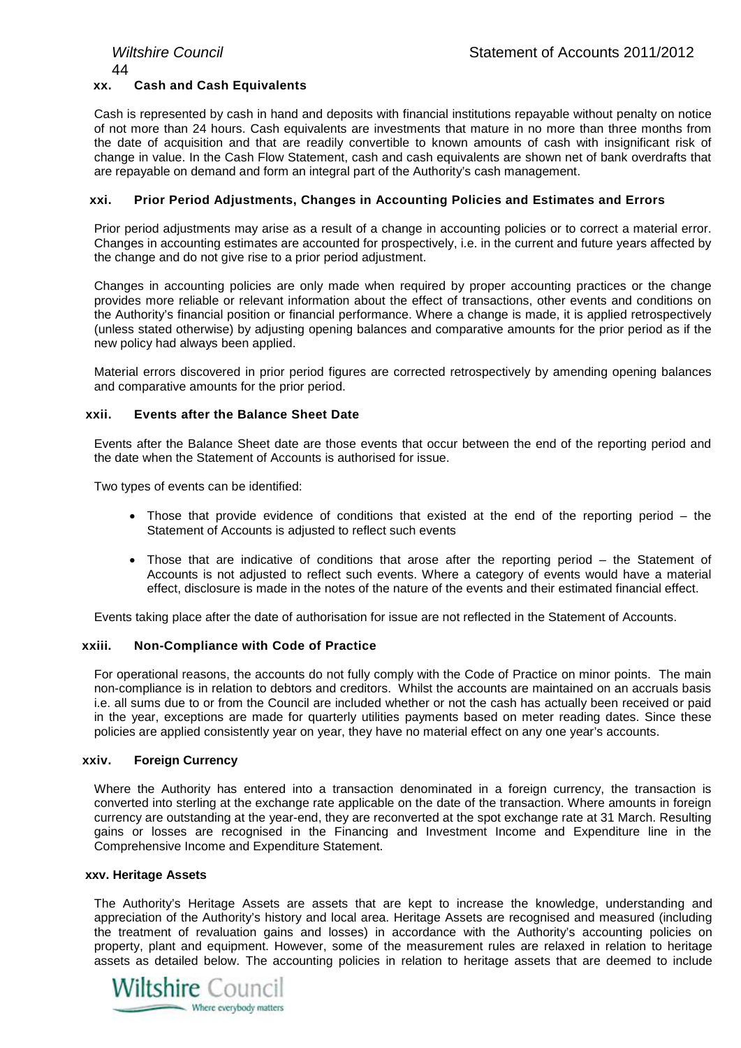### xx. Cash and Cash Equivalents

Cash is represented by cash in hand and deposits with financial institutions repayable without penalty on notice of not more than 24 hours. Cash equivalents are investments that mature in no more than three months from the date of acquisition and that are readily convertible to known amounts of cash with insignificant risk of change in value. In the Cash Flow Statement, cash and cash equivalents are shown net of bank overdrafts that are repayable on demand and form an integral part of the Authority's cash management.

### xxi. Prior Period Adjustments, Changes in Accounting Policies and Estimates and Errors

Prior period adjustments may arise as a result of a change in accounting policies or to correct a material error. Changes in accounting estimates are accounted for prospectively, i.e. in the current and future years affected by the change and do not give rise to a prior period adjustment.

Changes in accounting policies are only made when required by proper accounting practices or the change provides more reliable or relevant information about the effect of transactions, other events and conditions on the Authority's financial position or financial performance. Where a change is made, it is applied retrospectively (unless stated otherwise) by adjusting opening balances and comparative amounts for the prior period as if the new policy had always been applied.

Material errors discovered in prior period figures are corrected retrospectively by amending opening balances and comparative amounts for the prior period.

### xxii. Events after the Balance Sheet Date

Events after the Balance Sheet date are those events that occur between the end of the reporting period and the date when the Statement of Accounts is authorised for issue.

Two types of events can be identified:

- Those that provide evidence of conditions that existed at the end of the reporting period – the Statement of Accounts is adjusted to reflect such events
- Those that are indicative of conditions that arose after the reporting period – the Statement of Accounts is not adjusted to reflect such events. Where a category of events would have a material effect, disclosure is made in the notes of the nature of the events and their estimated financial effect.

Events taking place after the date of authorisation for issue are not reflected in the Statement of Accounts.

### xxiii. Non-Compliance with Code of Practice

For operational reasons, the accounts do not fully comply with the Code of Practice on minor points. The main non-compliance is in relation to debtors and creditors. Whilst the accounts are maintained on an accruals basis i.e. all sums due to or from the Council are included whether or not the cash has actually been received or paid in the year, exceptions are made for quarterly utilities payments based on meter reading dates. Since these policies are applied consistently year on year, they have no material effect on any one year's accounts.

### xxiv. Foreign Currency

Where the Authority has entered into a transaction denominated in a foreign currency, the transaction is converted into sterling at the exchange rate applicable on the date of the transaction. Where amounts in foreign currency are outstanding at the year-end, they are reconverted at the spot exchange rate at 31 March. Resulting gains or losses are recognised in the Financing and Investment Income and Expenditure line in the Comprehensive Income and Expenditure Statement.

### xxv. Heritage Assets

The Authority's Heritage Assets are assets that are kept to increase the knowledge, understanding and appreciation of the Authority's history and local area. Heritage Assets are recognised and measured (including the treatment of revaluation gains and losses) in accordance with the Authority's accounting policies on property, plant and equipment. However, some of the measurement rules are relaxed in relation to heritage assets as detailed below. The accounting policies in relation to heritage assets that are deemed to include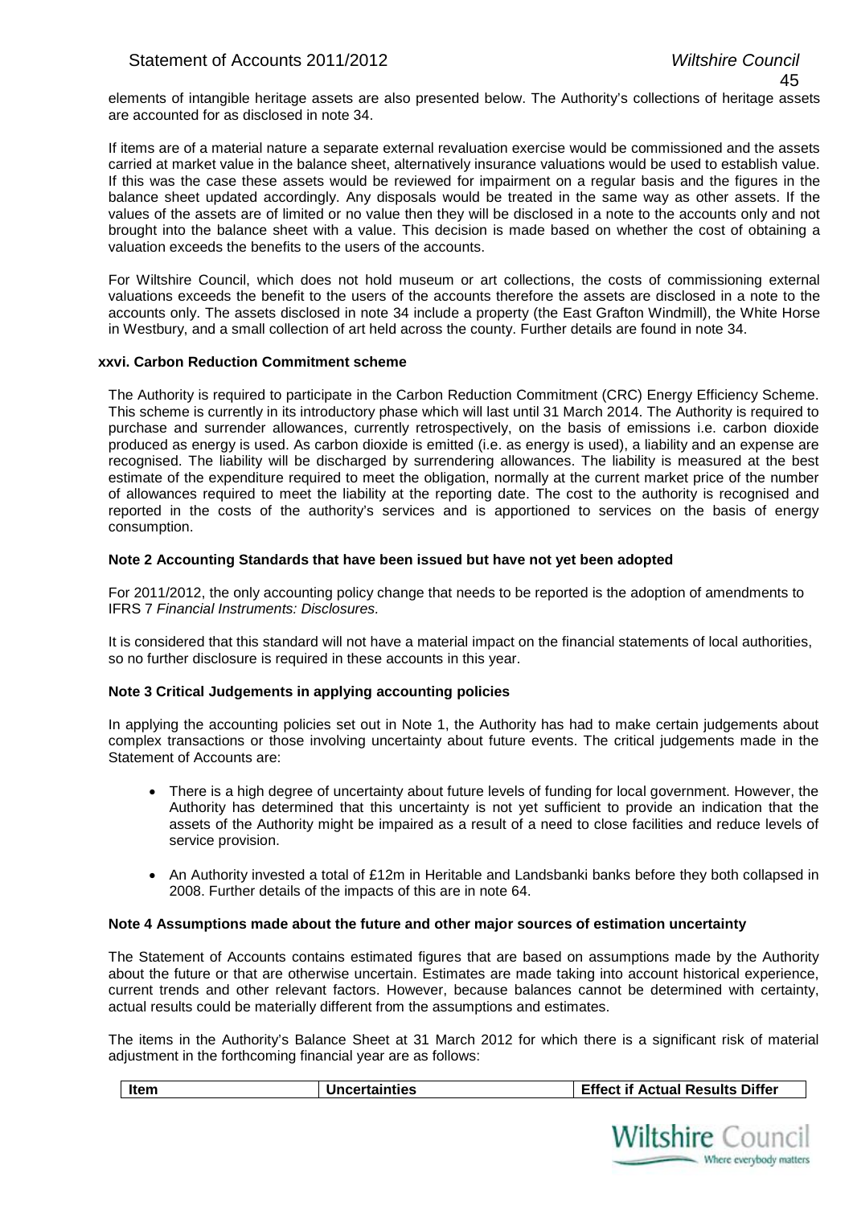elements of intangible heritage assets are also presented below. The Authority's collections of heritage assets are accounted for as disclosed in note 34.

If items are of a material nature a separate external revaluation exercise would be commissioned and the assets carried at market value in the balance sheet, alternatively insurance valuations would be used to establish value. If this was the case these assets would be reviewed for impairment on a regular basis and the figures in the balance sheet updated accordingly. Any disposals would be treated in the same way as other assets. If the values of the assets are of limited or no value then they will be disclosed in a note to the accounts only and not brought into the balance sheet with a value. This decision is made based on whether the cost of obtaining a valuation exceeds the benefits to the users of the accounts.

For Wiltshire Council, which does not hold museum or art collections, the costs of commissioning external valuations exceeds the benefit to the users of the accounts therefore the assets are disclosed in a note to the accounts only. The assets disclosed in note 34 include a property (the East Grafton Windmill), the White Horse in Westbury, and a small collection of art held across the county. Further details are found in note 34.

### xxvi. Carbon Reduction Commitment scheme

The Authority is required to participate in the Carbon Reduction Commitment (CRC) Energy Efficiency Scheme. This scheme is currently in its introductory phase which will last until 31 March 2014. The Authority is required to purchase and surrender allowances, currently retrospectively, on the basis of emissions i.e. carbon dioxide produced as energy is used. As carbon dioxide is emitted (i.e. as energy is used), a liability and an expense are recognised. The liability will be discharged by surrendering allowances. The liability is measured at the best estimate of the expenditure required to meet the obligation, normally at the current market price of the number of allowances required to meet the liability at the reporting date. The cost to the authority is recognised and reported in the costs of the authority's services and is apportioned to services on the basis of energy consumption.

## Note 2 Accounting Standards that have been issued but have not yet been adopted

For 2011/2012, the only accounting policy change that needs to be reported is the adoption of amendments to IFRS 7 *Financial Instruments: Disclosures.*

It is considered that this standard will not have a material impact on the financial statements of local authorities, so no further disclosure is required in these accounts in this year.

## Note 3 Critical Judgements in applying accounting policies

In applying the accounting policies set out in Note 1, the Authority has had to make certain judgements about complex transactions or those involving uncertainty about future events. The critical judgements made in the Statement of Accounts are:

- There is a high degree of uncertainty about future levels of funding for local government. However, the Authority has determined that this uncertainty is not yet sufficient to provide an indication that the assets of the Authority might be impaired as a result of a need to close facilities and reduce levels of service provision.
- An Authority invested a total of £12m in Heritable and Landsbanki banks before they both collapsed in 2008. Further details of the impacts of this are in note 64.

## Note 4 Assumptions made about the future and other major sources of estimation uncertainty

The Statement of Accounts contains estimated figures that are based on assumptions made by the Authority about the future or that are otherwise uncertain. Estimates are made taking into account historical experience, current trends and other relevant factors. However, because balances cannot be determined with certainty, actual results could be materially different from the assumptions and estimates.

The items in the Authority's Balance Sheet at 31 March 2012 for which there is a significant risk of material adjustment in the forthcoming financial year are as follows:

| Item | Uncertainties | Effect if Actual Results Differ |
|---|---|---|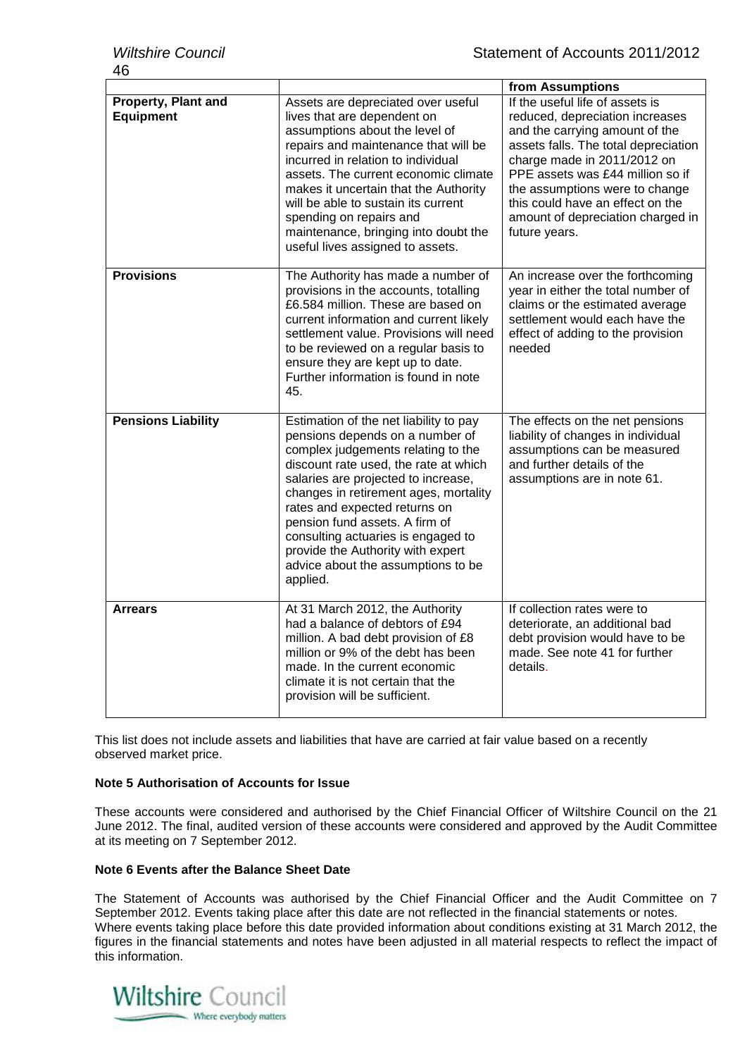| | | from Assumptions |
|---|---|---|
| **Property, Plant and Equipment** | Assets are depreciated over useful lives that are dependent on assumptions about the level of repairs and maintenance that will be incurred in relation to individual assets. The current economic climate makes it uncertain that the Authority will be able to sustain its current spending on repairs and maintenance, bringing into doubt the useful lives assigned to assets. | If the useful life of assets is reduced, depreciation increases and the carrying amount of the assets falls. The total depreciation charge made in 2011/2012 on PPE assets was £44 million so if the assumptions were to change this could have an effect on the amount of depreciation charged in future years. |
| **Provisions** | The Authority has made a number of provisions in the accounts, totalling £6.584 million. These are based on current information and current likely settlement value. Provisions will need to be reviewed on a regular basis to ensure they are kept up to date. Further information is found in note 45. | An increase over the forthcoming year in either the total number of claims or the estimated average settlement would each have the effect of adding to the provision needed |
| **Pensions Liability** | Estimation of the net liability to pay pensions depends on a number of complex judgements relating to the discount rate used, the rate at which salaries are projected to increase, changes in retirement ages, mortality rates and expected returns on pension fund assets. A firm of consulting actuaries is engaged to provide the Authority with expert advice about the assumptions to be applied. | The effects on the net pensions liability of changes in individual assumptions can be measured and further details of the assumptions are in note 61. |
| **Arrears** | At 31 March 2012, the Authority had a balance of debtors of £94 million. A bad debt provision of £8 million or 9% of the debt has been made. In the current economic climate it is not certain that the provision will be sufficient. | If collection rates were to deteriorate, an additional bad debt provision would have to be made. See note 41 for further details. |

This list does not include assets and liabilities that have are carried at fair value based on a recently observed market price.

**Note 5 Authorisation of Accounts for Issue**

These accounts were considered and authorised by the Chief Financial Officer of Wiltshire Council on the 21 June 2012. The final, audited version of these accounts were considered and approved by the Audit Committee at its meeting on 7 September 2012.

**Note 6 Events after the Balance Sheet Date**

The Statement of Accounts was authorised by the Chief Financial Officer and the Audit Committee on 7 September 2012. Events taking place after this date are not reflected in the financial statements or notes. Where events taking place before this date provided information about conditions existing at 31 March 2012, the figures in the financial statements and notes have been adjusted in all material respects to reflect the impact of this information.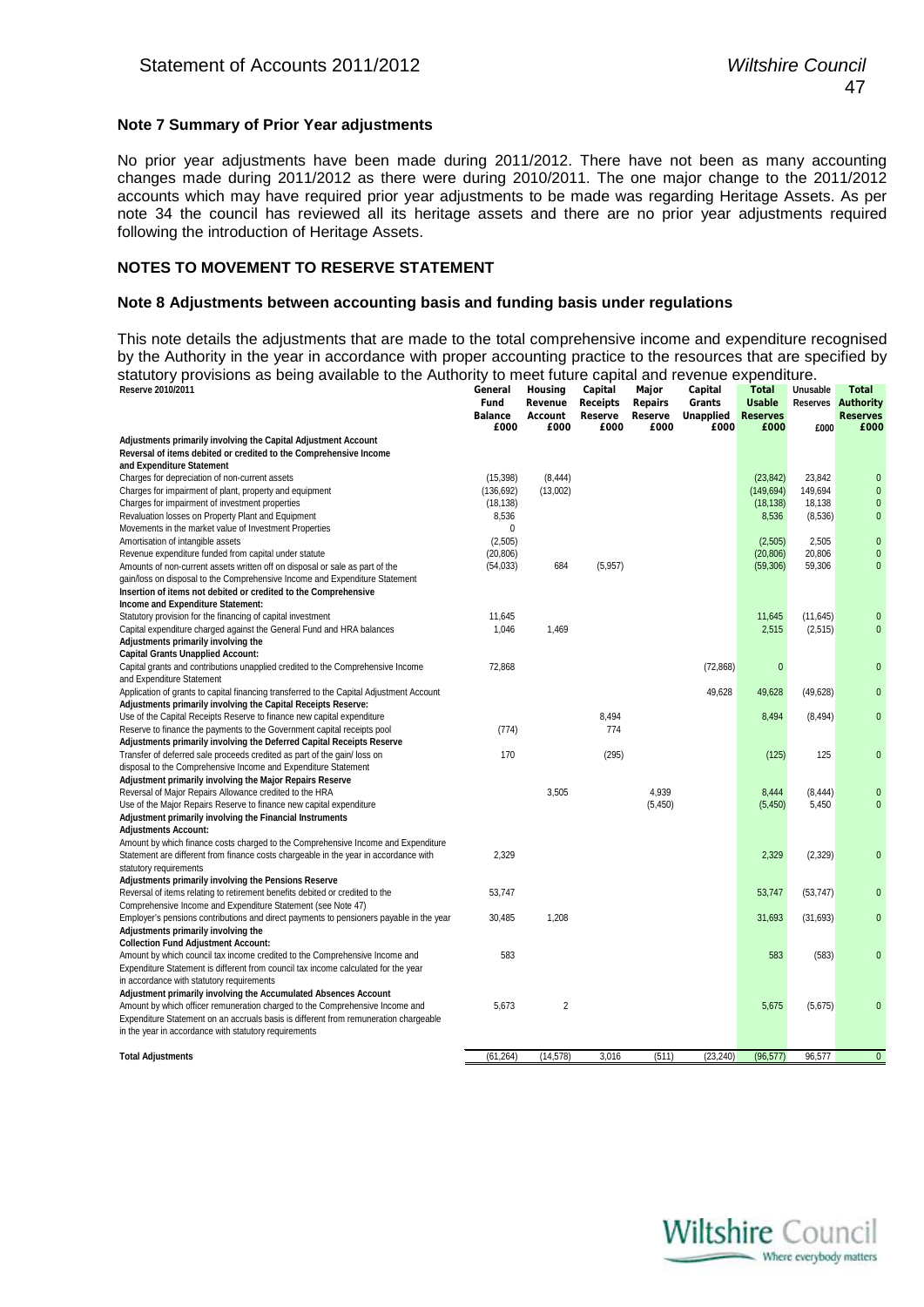### Note 7 Summary of Prior Year adjustments

No prior year adjustments have been made during 2011/2012. There have not been as many accounting changes made during 2011/2012 as there were during 2010/2011. The one major change to the 2011/2012 accounts which may have required prior year adjustments to be made was regarding Heritage Assets. As per note 34 the council has reviewed all its heritage assets and there are no prior year adjustments required following the introduction of Heritage Assets.

### NOTES TO MOVEMENT TO RESERVE STATEMENT

### Note 8 Adjustments between accounting basis and funding basis under regulations

This note details the adjustments that are made to the total comprehensive income and expenditure recognised by the Authority in the year in accordance with proper accounting practice to the resources that are specified by statutory provisions as being available to the Authority to meet future capital and revenue expenditure.

| Reserve 2010/2011 | General Fund Balance £000 | Housing Revenue Account £000 | Capital Receipts Reserve £000 | Major Repairs Reserve £000 | Capital Grants Unapplied £000 | Total Usable Reserves £000 | Unusable Reserves £000 | Total Authority Reserves £000 |
|---|---|---|---|---|---|---|---|---|
| **Adjustments primarily involving the Capital Adjustment Account** | | | | | | | | |
| **Reversal of items debited or credited to the Comprehensive Income and Expenditure Statement** | | | | | | | | |
| Charges for depreciation of non-current assets | (15,398) | (8,444) | | | | (23,842) | 23,842 | 0 |
| Charges for impairment of plant, property and equipment | (136,692) | (13,002) | | | | (149,694) | 149,694 | 0 |
| Charges for impairment of investment properties | (18,138) | | | | | (18,138) | 18,138 | 0 |
| Revaluation losses on Property Plant and Equipment | 8,536 | | | | | 8,536 | (8,536) | 0 |
| Movements in the market value of Investment Properties | 0 | | | | | | | |
| Amortisation of intangible assets | (2,505) | | | | | (2,505) | 2,505 | 0 |
| Revenue expenditure funded from capital under statute | (20,806) | | | | | (20,806) | 20,806 | 0 |
| Amounts of non-current assets written off on disposal or sale as part of the gain/loss on disposal to the Comprehensive Income and Expenditure Statement | (54,033) | 684 | (5,957) | | | (59,306) | 59,306 | 0 |
| **Insertion of items not debited or credited to the Comprehensive Income and Expenditure Statement:** | | | | | | | | |
| Statutory provision for the financing of capital investment | 11,645 | | | | | 11,645 | (11,645) | 0 |
| Capital expenditure charged against the General Fund and HRA balances | 1,046 | 1,469 | | | | 2,515 | (2,515) | 0 |
| **Adjustments primarily involving the Capital Grants Unapplied Account:** | | | | | | | | |
| Capital grants and contributions unapplied credited to the Comprehensive Income and Expenditure Statement | 72,868 | | | | (72,868) | 0 | | 0 |
| Application of grants to capital financing transferred to the Capital Adjustment Account | | | | | 49,628 | 49,628 | (49,628) | 0 |
| **Adjustments primarily involving the Capital Receipts Reserve:** | | | | | | | | |
| Use of the Capital Receipts Reserve to finance new capital expenditure | | | 8,494 | | | 8,494 | (8,494) | 0 |
| Reserve to finance the payments to the Government capital receipts pool | (774) | | 774 | | | | | |
| **Adjustments primarily involving the Deferred Capital Receipts Reserve** | | | | | | | | |
| Transfer of deferred sale proceeds credited as part of the gain/ loss on disposal to the Comprehensive Income and Expenditure Statement | 170 | | (295) | | | (125) | 125 | 0 |
| **Adjustment primarily involving the Major Repairs Reserve** | | | | | | | | |
| Reversal of Major Repairs Allowance credited to the HRA | | 3,505 | | 4,939 | | 8,444 | (8,444) | 0 |
| Use of the Major Repairs Reserve to finance new capital expenditure | | | | (5,450) | | (5,450) | 5,450 | 0 |
| **Adjustment primarily involving the Financial Instruments Adjustments Account:** | | | | | | | | |
| Amount by which finance costs charged to the Comprehensive Income and Expenditure Statement are different from finance costs chargeable in the year in accordance with statutory requirements | 2,329 | | | | | 2,329 | (2,329) | 0 |
| **Adjustments primarily involving the Pensions Reserve** | | | | | | | | |
| Reversal of items relating to retirement benefits debited or credited to the Comprehensive Income and Expenditure Statement (see Note 47) | 53,747 | | | | | 53,747 | (53,747) | 0 |
| Employer's pensions contributions and direct payments to pensioners payable in the year | 30,485 | 1,208 | | | | 31,693 | (31,693) | 0 |
| **Adjustments primarily involving the Collection Fund Adjustment Account:** | | | | | | | | |
| Amount by which council tax income credited to the Comprehensive Income and Expenditure Statement is different from council tax income calculated for the year in accordance with statutory requirements | 583 | | | | | 583 | (583) | 0 |
| **Adjustment primarily involving the Accumulated Absences Account** | | | | | | | | |
| Amount by which officer remuneration charged to the Comprehensive Income and Expenditure Statement on an accruals basis is different from remuneration chargeable in the year in accordance with statutory requirements | 5,673 | 2 | | | | 5,675 | (5,675) | 0 |
| **Total Adjustments** | (61,264) | (14,578) | 3,016 | (511) | (23,240) | (96,577) | 96,577 | 0 |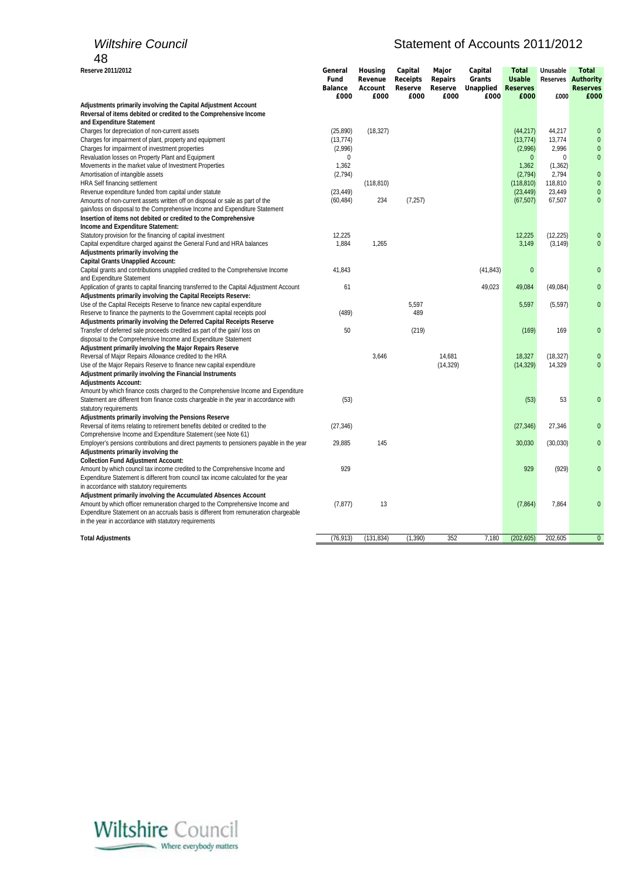| Reserve 2011/2012 | General Fund Balance £000 | Housing Revenue Account £000 | Capital Receipts Reserve £000 | Major Repairs Reserve £000 | Capital Grants Unapplied £000 | Total Usable Reserves £000 | Unusable Reserves £000 | Total Authority Reserves £000 |
|---|---|---|---|---|---|---|---|---|
| **Adjustments primarily involving the Capital Adjustment Account** | | | | | | | | |
| **Reversal of items debited or credited to the Comprehensive Income and Expenditure Statement** | | | | | | | | |
| Charges for depreciation of non-current assets | (25,890) | (18,327) | | | | (44,217) | 44,217 | 0 |
| Charges for impairment of plant, property and equipment | (13,774) | | | | | (13,774) | 13,774 | 0 |
| Charges for impairment of investment properties | (2,996) | | | | | (2,996) | 2,996 | 0 |
| Revaluation losses on Property Plant and Equipment | 0 | | | | | 0 | 0 | 0 |
| Movements in the market value of Investment Properties | 1,362 | | | | | 1,362 | (1,362) | |
| Amortisation of intangible assets | (2,794) | | | | | (2,794) | 2,794 | 0 |
| HRA Self financing settlement | | (118,810) | | | | (118,810) | 118,810 | 0 |
| Revenue expenditure funded from capital under statute | (23,449) | | | | | (23,449) | 23,449 | 0 |
| Amounts of non-current assets written off on disposal or sale as part of the gain/loss on disposal to the Comprehensive Income and Expenditure Statement | (60,484) | 234 | (7,257) | | | (67,507) | 67,507 | 0 |
| **Insertion of items not debited or credited to the Comprehensive Income and Expenditure Statement:** | | | | | | | | |
| Statutory provision for the financing of capital investment | 12,225 | | | | | 12,225 | (12,225) | 0 |
| Capital expenditure charged against the General Fund and HRA balances | 1,884 | 1,265 | | | | 3,149 | (3,149) | 0 |
| **Adjustments primarily involving the Capital Grants Unapplied Account:** | | | | | | | | |
| Capital grants and contributions unapplied credited to the Comprehensive Income and Expenditure Statement | 41,843 | | | | (41,843) | 0 | | 0 |
| Application of grants to capital financing transferred to the Capital Adjustment Account | 61 | | | | 49,023 | 49,084 | (49,084) | 0 |
| **Adjustments primarily involving the Capital Receipts Reserve:** | | | | | | | | |
| Use of the Capital Receipts Reserve to finance new capital expenditure | | | 5,597 | | | 5,597 | (5,597) | 0 |
| Reserve to finance the payments to the Government capital receipts pool | (489) | | 489 | | | | | |
| **Adjustments primarily involving the Deferred Capital Receipts Reserve** | | | | | | | | |
| Transfer of deferred sale proceeds credited as part of the gain/ loss on disposal to the Comprehensive Income and Expenditure Statement | 50 | | (219) | | | (169) | 169 | 0 |
| **Adjustment primarily involving the Major Repairs Reserve** | | | | | | | | |
| Reversal of Major Repairs Allowance credited to the HRA | | 3,646 | | 14,681 | | 18,327 | (18,327) | 0 |
| Use of the Major Repairs Reserve to finance new capital expenditure | | | | (14,329) | | (14,329) | 14,329 | 0 |
| **Adjustment primarily involving the Financial Instruments Adjustments Account:** | | | | | | | | |
| Amount by which finance costs charged to the Comprehensive Income and Expenditure Statement are different from finance costs chargeable in the year in accordance with statutory requirements | (53) | | | | | (53) | 53 | 0 |
| **Adjustments primarily involving the Pensions Reserve** | | | | | | | | |
| Reversal of items relating to retirement benefits debited or credited to the Comprehensive Income and Expenditure Statement (see Note 61) | (27,346) | | | | | (27,346) | 27,346 | 0 |
| Employer's pensions contributions and direct payments to pensioners payable in the year | 29,885 | 145 | | | | 30,030 | (30,030) | 0 |
| **Adjustments primarily involving the Collection Fund Adjustment Account:** | | | | | | | | |
| Amount by which council tax income credited to the Comprehensive Income and Expenditure Statement is different from council tax income calculated for the year in accordance with statutory requirements | 929 | | | | | 929 | (929) | 0 |
| **Adjustment primarily involving the Accumulated Absences Account** | | | | | | | | |
| Amount by which officer remuneration charged to the Comprehensive Income and Expenditure Statement on an accruals basis is different from remuneration chargeable in the year in accordance with statutory requirements | (7,877) | 13 | | | | (7,864) | 7,864 | 0 |
| **Total Adjustments** | (76,913) | (131,834) | (1,390) | 352 | 7,180 | (202,605) | 202,605 | 0 |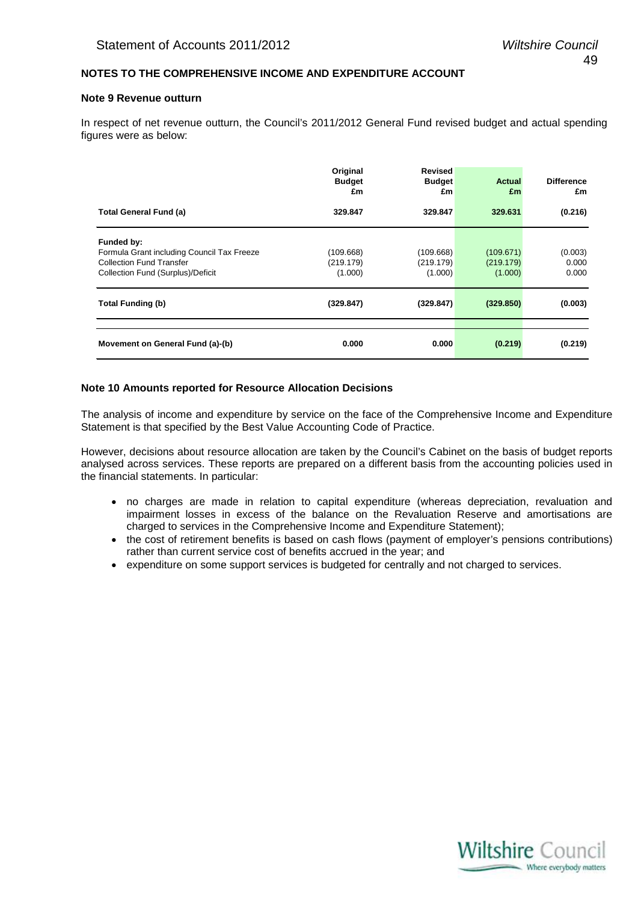## NOTES TO THE COMPREHENSIVE INCOME AND EXPENDITURE ACCOUNT

### Note 9 Revenue outturn

In respect of net revenue outturn, the Council's 2011/2012 General Fund revised budget and actual spending figures were as below:

| | Original Budget £m | Revised Budget £m | Actual £m | Difference £m |
|---|---|---|---|---|
| **Total General Fund (a)** | **329.847** | **329.847** | **329.631** | **(0.216)** |
| **Funded by:** | | | | |
| Formula Grant including Council Tax Freeze | (109.668) | (109.668) | (109.671) | (0.003) |
| Collection Fund Transfer | (219.179) | (219.179) | (219.179) | 0.000 |
| Collection Fund (Surplus)/Deficit | (1.000) | (1.000) | (1.000) | 0.000 |
| **Total Funding (b)** | **(329.847)** | **(329.847)** | **(329.850)** | **(0.003)** |
| **Movement on General Fund (a)-(b)** | **0.000** | **0.000** | **(0.219)** | **(0.219)** |

### Note 10 Amounts reported for Resource Allocation Decisions

The analysis of income and expenditure by service on the face of the Comprehensive Income and Expenditure Statement is that specified by the Best Value Accounting Code of Practice.

However, decisions about resource allocation are taken by the Council's Cabinet on the basis of budget reports analysed across services. These reports are prepared on a different basis from the accounting policies used in the financial statements. In particular:

- no charges are made in relation to capital expenditure (whereas depreciation, revaluation and impairment losses in excess of the balance on the Revaluation Reserve and amortisations are charged to services in the Comprehensive Income and Expenditure Statement);
- the cost of retirement benefits is based on cash flows (payment of employer's pensions contributions) rather than current service cost of benefits accrued in the year; and
- expenditure on some support services is budgeted for centrally and not charged to services.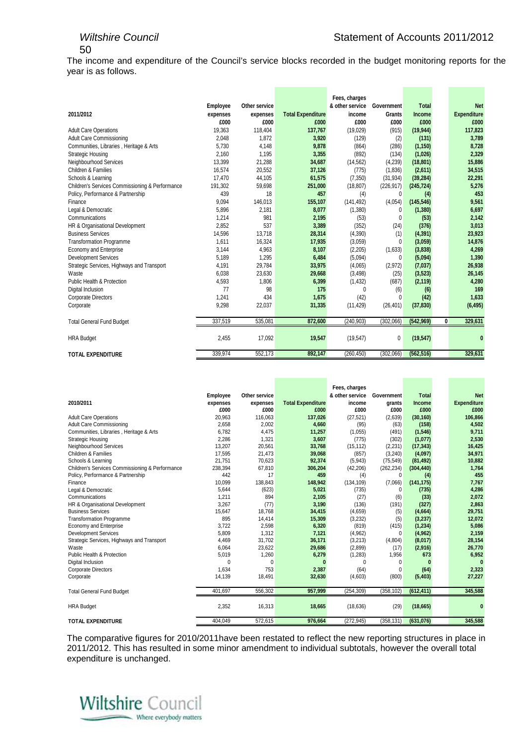The income and expenditure of the Council's service blocks recorded in the budget monitoring reports for the year is as follows.

| 2011/2012 | Employee expenses £000 | Other service expenses £000 | Total Expenditure £000 | Fees, charges & other service income £000 | Government Grants £000 | Total Income £000 | | Net Expenditure £000 |
|---|---|---|---|---|---|---|---|---|
| Adult Care Operations | 19,363 | 118,404 | **137,767** | (19,029) | (915) | **(19,944)** | | **117,823** |
| Adult Care Commissioning | 2,048 | 1,872 | **3,920** | (129) | (2) | **(131)** | | **3,789** |
| Communities, Libraries , Heritage & Arts | 5,730 | 4,148 | **9,878** | (864) | (286) | **(1,150)** | | **8,728** |
| Strategic Housing | 2,160 | 1,195 | **3,355** | (892) | (134) | **(1,026)** | | **2,329** |
| Neighbourhood Services | 13,399 | 21,288 | **34,687** | (14,562) | (4,239) | **(18,801)** | | **15,886** |
| Children & Families | 16,574 | 20,552 | **37,126** | (775) | (1,836) | **(2,611)** | | **34,515** |
| Schools & Learning | 17,470 | 44,105 | **61,575** | (7,350) | (31,934) | **(39,284)** | | **22,291** |
| Children's Services Commissioning & Performance | 191,302 | 59,698 | **251,000** | (18,807) | (226,917) | **(245,724)** | | **5,276** |
| Policy, Performance & Partnership | 439 | 18 | **457** | (4) | 0 | **(4)** | | **453** |
| Finance | 9,094 | 146,013 | **155,107** | (141,492) | (4,054) | **(145,546)** | | **9,561** |
| Legal & Democratic | 5,896 | 2,181 | **8,077** | (1,380) | 0 | **(1,380)** | | **6,697** |
| Communications | 1,214 | 981 | **2,195** | (53) | 0 | **(53)** | | **2,142** |
| HR & Organisational Development | 2,852 | 537 | **3,389** | (352) | (24) | **(376)** | | **3,013** |
| Business Services | 14,596 | 13,718 | **28,314** | (4,390) | (1) | **(4,391)** | | **23,923** |
| Transformation Programme | 1,611 | 16,324 | **17,935** | (3,059) | 0 | **(3,059)** | | **14,876** |
| Economy and Enterprise | 3,144 | 4,963 | **8,107** | (2,205) | (1,633) | **(3,838)** | | **4,269** |
| Development Services | 5,189 | 1,295 | **6,484** | (5,094) | 0 | **(5,094)** | | **1,390** |
| Strategic Services, Highways and Transport | 4,191 | 29,784 | **33,975** | (4,065) | (2,972) | **(7,037)** | | **26,938** |
| Waste | 6,038 | 23,630 | **29,668** | (3,498) | (25) | **(3,523)** | | **26,145** |
| Public Health & Protection | 4,593 | 1,806 | **6,399** | (1,432) | (687) | **(2,119)** | | **4,280** |
| Digital Inclusion | 77 | 98 | **175** | 0 | (6) | **(6)** | | **169** |
| Corporate Directors | 1,241 | 434 | **1,675** | (42) | 0 | **(42)** | | **1,633** |
| Corporate | 9,298 | 22,037 | **31,335** | (11,429) | (26,401) | **(37,830)** | | **(6,495)** |
| Total General Fund Budget | 337,519 | 535,081 | **872,600** | (240,903) | (302,066) | **(542,969)** | **0** | **329,631** |
| HRA Budget | 2,455 | 17,092 | **19,547** | (19,547) | 0 | **(19,547)** | | **0** |
| **TOTAL EXPENDITURE** | 339,974 | 552,173 | **892,147** | (260,450) | (302,066) | **(562,516)** | | **329,631** |

| 2010/2011 | Employee expenses £000 | Other service expenses £000 | Total Expenditure £000 | Fees, charges & other service income £000 | Government grants £000 | Total Income £000 | Net Expenditure £000 |
|---|---|---|---|---|---|---|---|
| Adult Care Operations | 20,963 | 116,063 | **137,026** | (27,521) | (2,639) | **(30,160)** | **106,866** |
| Adult Care Commissioning | 2,658 | 2,002 | **4,660** | (95) | (63) | **(158)** | **4,502** |
| Communities, Libraries , Heritage & Arts | 6,782 | 4,475 | **11,257** | (1,055) | (491) | **(1,546)** | **9,711** |
| Strategic Housing | 2,286 | 1,321 | **3,607** | (775) | (302) | **(1,077)** | **2,530** |
| Neighbourhood Services | 13,207 | 20,561 | **33,768** | (15,112) | (2,231) | **(17,343)** | **16,425** |
| Children & Families | 17,595 | 21,473 | **39,068** | (857) | (3,240) | **(4,097)** | **34,971** |
| Schools & Learning | 21,751 | 70,623 | **92,374** | (5,943) | (75,549) | **(81,492)** | **10,882** |
| Children's Services Commissioning & Performance | 238,394 | 67,810 | **306,204** | (42,206) | (262,234) | **(304,440)** | **1,764** |
| Policy, Performance & Partnership | 442 | 17 | **459** | (4) | 0 | **(4)** | **455** |
| Finance | 10,099 | 138,843 | **148,942** | (134,109) | (7,066) | **(141,175)** | **7,767** |
| Legal & Democratic | 5,644 | (623) | **5,021** | (735) | 0 | **(735)** | **4,286** |
| Communications | 1,211 | 894 | **2,105** | (27) | (6) | **(33)** | **2,072** |
| HR & Organisational Development | 3,267 | (77) | **3,190** | (136) | (191) | **(327)** | **2,863** |
| Business Services | 15,647 | 18,768 | **34,415** | (4,659) | (5) | **(4,664)** | **29,751** |
| Transformation Programme | 895 | 14,414 | **15,309** | (3,232) | (5) | **(3,237)** | **12,072** |
| Economy and Enterprise | 3,722 | 2,598 | **6,320** | (819) | (415) | **(1,234)** | **5,086** |
| Development Services | 5,809 | 1,312 | **7,121** | (4,962) | 0 | **(4,962)** | **2,159** |
| Strategic Services, Highways and Transport | 4,469 | 31,702 | **36,171** | (3,213) | (4,804) | **(8,017)** | **28,154** |
| Waste | 6,064 | 23,622 | **29,686** | (2,899) | (17) | **(2,916)** | **26,770** |
| Public Health & Protection | 5,019 | 1,260 | **6,279** | (1,283) | 1,956 | **673** | **6,952** |
| Digital Inclusion | 0 | 0 | **0** | 0 | 0 | **0** | **0** |
| Corporate Directors | 1,634 | 753 | **2,387** | (64) | 0 | **(64)** | **2,323** |
| Corporate | 14,139 | 18,491 | **32,630** | (4,603) | (800) | **(5,403)** | **27,227** |
| Total General Fund Budget | 401,697 | 556,302 | **957,999** | (254,309) | (358,102) | **(612,411)** | **345,588** |
| HRA Budget | 2,352 | 16,313 | **18,665** | (18,636) | (29) | **(18,665)** | **0** |
| **TOTAL EXPENDITURE** | 404,049 | 572,615 | **976,664** | (272,945) | (358,131) | **(631,076)** | **345,588** |

The comparative figures for 2010/2011have been restated to reflect the new reporting structures in place in 2011/2012. This has resulted in some minor amendment to individual subtotals, however the overall total expenditure is unchanged.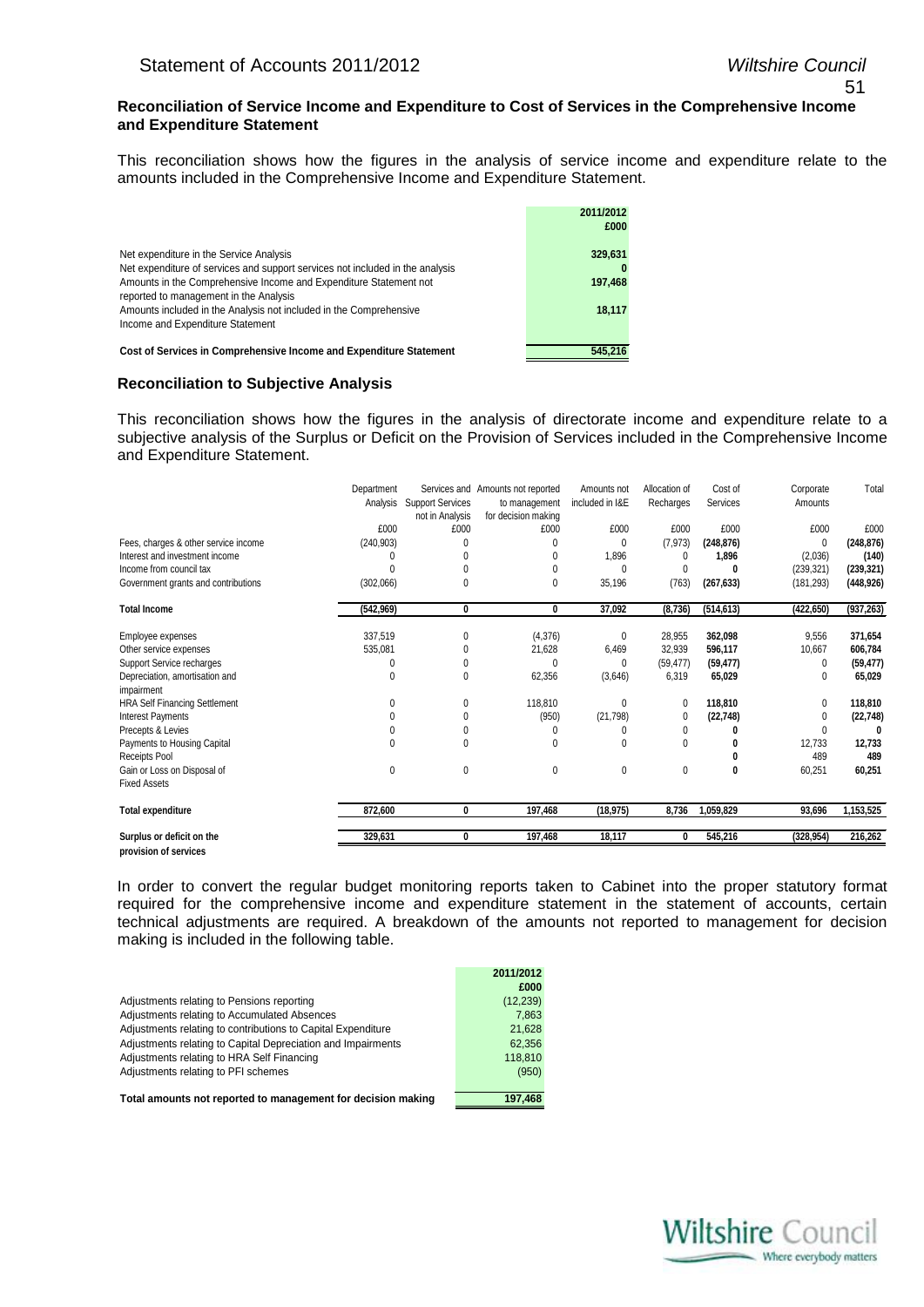### Reconciliation of Service Income and Expenditure to Cost of Services in the Comprehensive Income and Expenditure Statement

This reconciliation shows how the figures in the analysis of service income and expenditure relate to the amounts included in the Comprehensive Income and Expenditure Statement.

| | 2011/2012 £000 |
|---|---|
| Net expenditure in the Service Analysis | 329,631 |
| Net expenditure of services and support services not included in the analysis | 0 |
| Amounts in the Comprehensive Income and Expenditure Statement not reported to management in the Analysis | 197,468 |
| Amounts included in the Analysis not included in the Comprehensive Income and Expenditure Statement | 18,117 |
| **Cost of Services in Comprehensive Income and Expenditure Statement** | **545,216** |

### Reconciliation to Subjective Analysis

This reconciliation shows how the figures in the analysis of directorate income and expenditure relate to a subjective analysis of the Surplus or Deficit on the Provision of Services included in the Comprehensive Income and Expenditure Statement.

| | Department Analysis | Services and Support Services not in Analysis | Amounts not reported to management for decision making | Amounts not included in I&E | Allocation of Recharges | Cost of Services | Corporate Amounts | Total |
|---|---|---|---|---|---|---|---|---|
| | £000 | £000 | £000 | £000 | £000 | £000 | £000 | £000 |
| Fees, charges & other service income | (240,903) | 0 | 0 | 0 | (7,973) | **(248,876)** | 0 | **(248,876)** |
| Interest and investment income | 0 | 0 | 0 | 1,896 | 0 | **1,896** | (2,036) | **(140)** |
| Income from council tax | 0 | 0 | 0 | 0 | 0 | **0** | (239,321) | **(239,321)** |
| Government grants and contributions | (302,066) | 0 | 0 | 35,196 | (763) | **(267,633)** | (181,293) | **(448,926)** |
| **Total Income** | **(542,969)** | **0** | **0** | **37,092** | **(8,736)** | **(514,613)** | **(422,650)** | **(937,263)** |
| Employee expenses | 337,519 | 0 | (4,376) | 0 | 28,955 | **362,098** | 9,556 | **371,654** |
| Other service expenses | 535,081 | 0 | 21,628 | 6,469 | 32,939 | **596,117** | 10,667 | **606,784** |
| Support Service recharges | 0 | 0 | 0 | 0 | (59,477) | **(59,477)** | 0 | **(59,477)** |
| Depreciation, amortisation and impairment | 0 | 0 | 62,356 | (3,646) | 6,319 | **65,029** | 0 | **65,029** |
| HRA Self Financing Settlement | 0 | 0 | 118,810 | 0 | 0 | **118,810** | 0 | **118,810** |
| Interest Payments | 0 | 0 | (950) | (21,798) | 0 | **(22,748)** | 0 | **(22,748)** |
| Precepts & Levies | 0 | 0 | 0 | 0 | 0 | **0** | 0 | **0** |
| Payments to Housing Capital Receipts Pool | 0 | 0 | 0 | 0 | 0 | **0** | 12,733 | **12,733** |
| | | | | | | **0** | 489 | **489** |
| Gain or Loss on Disposal of Fixed Assets | 0 | 0 | 0 | 0 | 0 | **0** | 60,251 | **60,251** |
| **Total expenditure** | **872,600** | **0** | **197,468** | **(18,975)** | **8,736** | **1,059,829** | **93,696** | **1,153,525** |
| **Surplus or deficit on the provision of services** | **329,631** | **0** | **197,468** | **18,117** | **0** | **545,216** | **(328,954)** | **216,262** |

In order to convert the regular budget monitoring reports taken to Cabinet into the proper statutory format required for the comprehensive income and expenditure statement in the statement of accounts, certain technical adjustments are required. A breakdown of the amounts not reported to management for decision making is included in the following table.

| | 2011/2012 £000 |
|---|---|
| Adjustments relating to Pensions reporting | (12,239) |
| Adjustments relating to Accumulated Absences | 7,863 |
| Adjustments relating to contributions to Capital Expenditure | 21,628 |
| Adjustments relating to Capital Depreciation and Impairments | 62,356 |
| Adjustments relating to HRA Self Financing | 118,810 |
| Adjustments relating to PFI schemes | (950) |
| **Total amounts not reported to management for decision making** | **197,468** |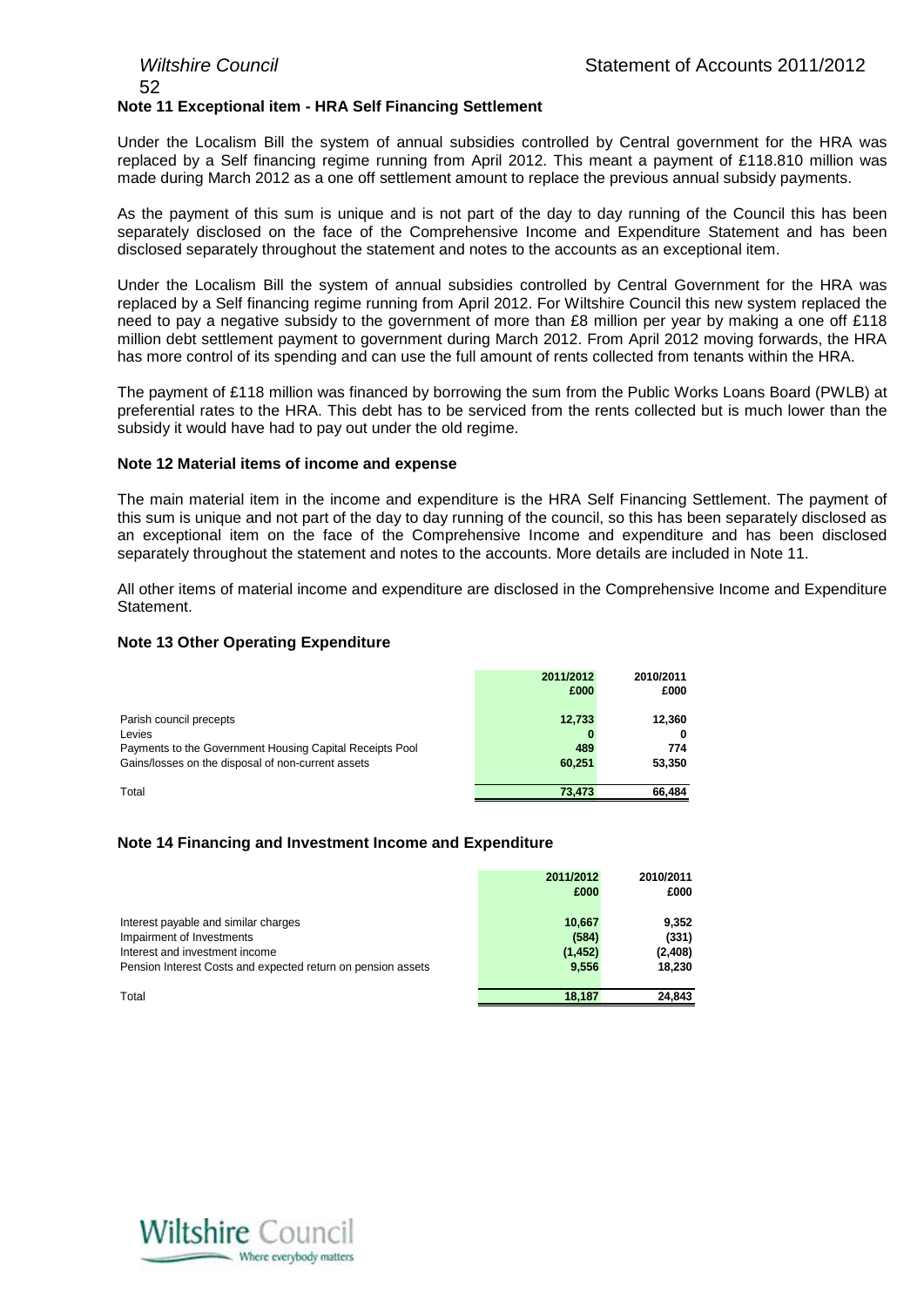## Note 11 Exceptional item - HRA Self Financing Settlement

Under the Localism Bill the system of annual subsidies controlled by Central government for the HRA was replaced by a Self financing regime running from April 2012. This meant a payment of £118.810 million was made during March 2012 as a one off settlement amount to replace the previous annual subsidy payments.

As the payment of this sum is unique and is not part of the day to day running of the Council this has been separately disclosed on the face of the Comprehensive Income and Expenditure Statement and has been disclosed separately throughout the statement and notes to the accounts as an exceptional item.

Under the Localism Bill the system of annual subsidies controlled by Central Government for the HRA was replaced by a Self financing regime running from April 2012. For Wiltshire Council this new system replaced the need to pay a negative subsidy to the government of more than £8 million per year by making a one off £118 million debt settlement payment to government during March 2012. From April 2012 moving forwards, the HRA has more control of its spending and can use the full amount of rents collected from tenants within the HRA.

The payment of £118 million was financed by borrowing the sum from the Public Works Loans Board (PWLB) at preferential rates to the HRA. This debt has to be serviced from the rents collected but is much lower than the subsidy it would have had to pay out under the old regime.

## Note 12 Material items of income and expense

The main material item in the income and expenditure is the HRA Self Financing Settlement. The payment of this sum is unique and not part of the day to day running of the council, so this has been separately disclosed as an exceptional item on the face of the Comprehensive Income and expenditure and has been disclosed separately throughout the statement and notes to the accounts. More details are included in Note 11.

All other items of material income and expenditure are disclosed in the Comprehensive Income and Expenditure Statement.

## Note 13 Other Operating Expenditure

| | 2011/2012 £000 | 2010/2011 £000 |
|---|---|---|
| Parish council precepts | 12,733 | 12,360 |
| Levies | 0 | 0 |
| Payments to the Government Housing Capital Receipts Pool | 489 | 774 |
| Gains/losses on the disposal of non-current assets | 60,251 | 53,350 |
| Total | 73,473 | 66,484 |

## Note 14 Financing and Investment Income and Expenditure

| | 2011/2012 £000 | 2010/2011 £000 |
|---|---|---|
| Interest payable and similar charges | 10,667 | 9,352 |
| Impairment of Investments | (584) | (331) |
| Interest and investment income | (1,452) | (2,408) |
| Pension Interest Costs and expected return on pension assets | 9,556 | 18,230 |
| Total | 18,187 | 24,843 |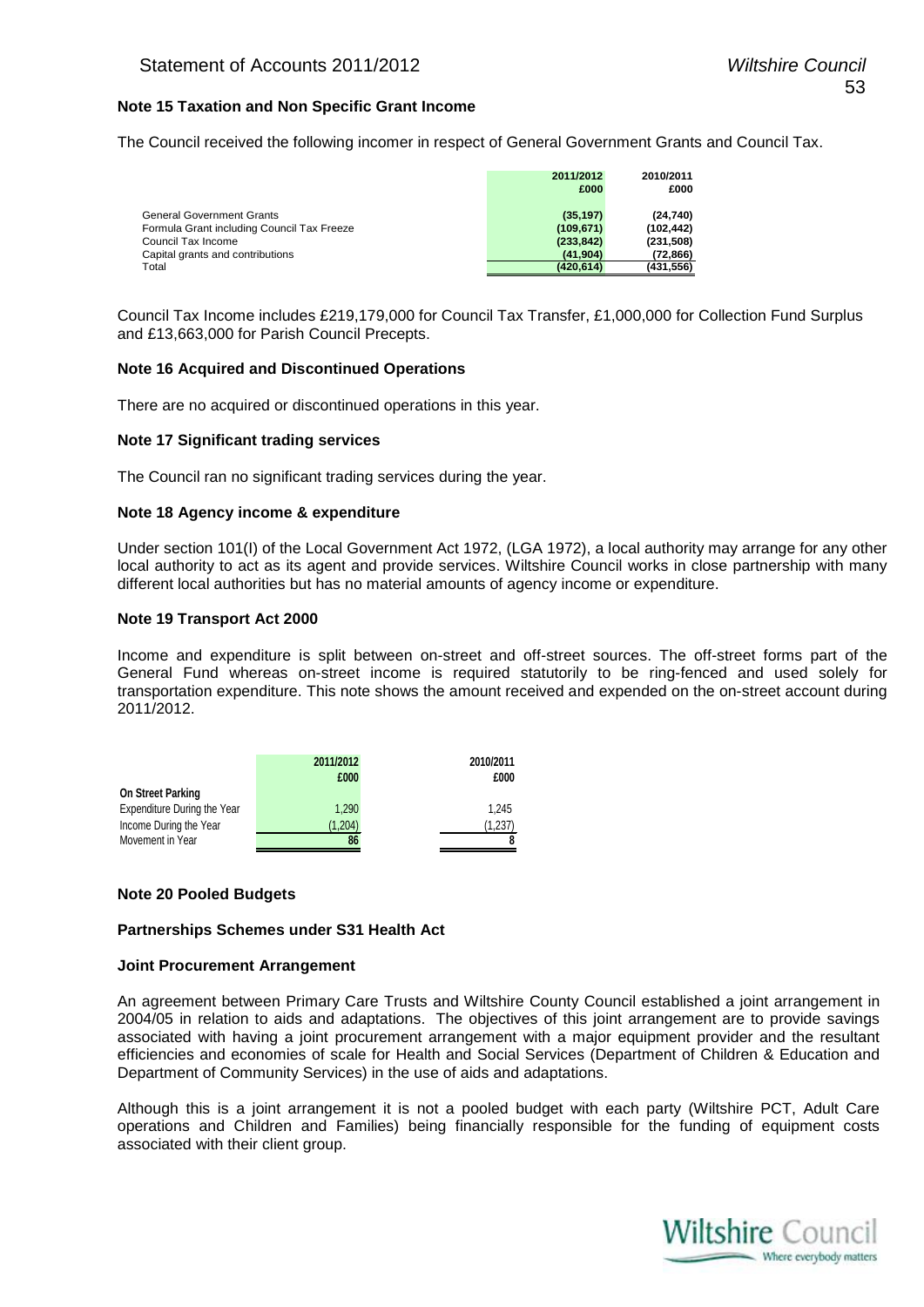**Note 15 Taxation and Non Specific Grant Income**

The Council received the following incomer in respect of General Government Grants and Council Tax.

| | 2011/2012 £000 | 2010/2011 £000 |
|---|---|---|
| General Government Grants | (35,197) | (24,740) |
| Formula Grant including Council Tax Freeze | (109,671) | (102,442) |
| Council Tax Income | (233,842) | (231,508) |
| Capital grants and contributions | (41,904) | (72,866) |
| Total | (420,614) | (431,556) |

Council Tax Income includes £219,179,000 for Council Tax Transfer, £1,000,000 for Collection Fund Surplus and £13,663,000 for Parish Council Precepts.

**Note 16 Acquired and Discontinued Operations**

There are no acquired or discontinued operations in this year.

**Note 17 Significant trading services**

The Council ran no significant trading services during the year.

**Note 18 Agency income & expenditure**

Under section 101(I) of the Local Government Act 1972, (LGA 1972), a local authority may arrange for any other local authority to act as its agent and provide services. Wiltshire Council works in close partnership with many different local authorities but has no material amounts of agency income or expenditure.

**Note 19 Transport Act 2000**

Income and expenditure is split between on-street and off-street sources. The off-street forms part of the General Fund whereas on-street income is required statutorily to be ring-fenced and used solely for transportation expenditure. This note shows the amount received and expended on the on-street account during 2011/2012.

| | 2011/2012 £000 | 2010/2011 £000 |
|---|---|---|
| **On Street Parking** | | |
| Expenditure During the Year | 1,290 | 1,245 |
| Income During the Year | (1,204) | (1,237) |
| Movement in Year | 86 | 8 |

**Note 20 Pooled Budgets**

**Partnerships Schemes under S31 Health Act**

**Joint Procurement Arrangement**

An agreement between Primary Care Trusts and Wiltshire County Council established a joint arrangement in 2004/05 in relation to aids and adaptations. The objectives of this joint arrangement are to provide savings associated with having a joint procurement arrangement with a major equipment provider and the resultant efficiencies and economies of scale for Health and Social Services (Department of Children & Education and Department of Community Services) in the use of aids and adaptations.

Although this is a joint arrangement it is not a pooled budget with each party (Wiltshire PCT, Adult Care operations and Children and Families) being financially responsible for the funding of equipment costs associated with their client group.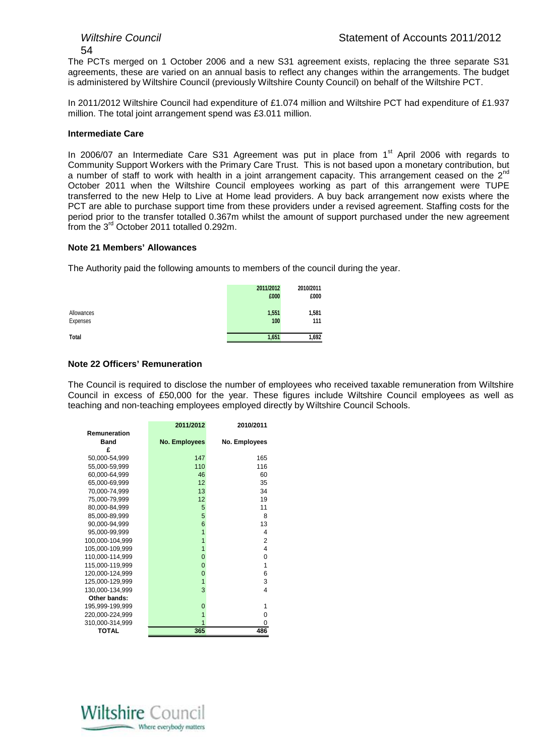The PCTs merged on 1 October 2006 and a new S31 agreement exists, replacing the three separate S31 agreements, these are varied on an annual basis to reflect any changes within the arrangements. The budget is administered by Wiltshire Council (previously Wiltshire County Council) on behalf of the Wiltshire PCT.

In 2011/2012 Wiltshire Council had expenditure of £1.074 million and Wiltshire PCT had expenditure of £1.937 million. The total joint arrangement spend was £3.011 million.

**Intermediate Care**

In 2006/07 an Intermediate Care S31 Agreement was put in place from 1st April 2006 with regards to Community Support Workers with the Primary Care Trust. This is not based upon a monetary contribution, but a number of staff to work with health in a joint arrangement capacity. This arrangement ceased on the 2nd October 2011 when the Wiltshire Council employees working as part of this arrangement were TUPE transferred to the new Help to Live at Home lead providers. A buy back arrangement now exists where the PCT are able to purchase support time from these providers under a revised agreement. Staffing costs for the period prior to the transfer totalled 0.367m whilst the amount of support purchased under the new agreement from the 3rd October 2011 totalled 0.292m.

**Note 21 Members' Allowances**

The Authority paid the following amounts to members of the council during the year.

| | 2011/2012<br>£000 | 2010/2011<br>£000 |
|---|---|---|
| Allowances | 1,551 | 1,581 |
| Expenses | 100 | 111 |
| **Total** | **1,651** | **1,692** |

**Note 22 Officers' Remuneration**

The Council is required to disclose the number of employees who received taxable remuneration from Wiltshire Council in excess of £50,000 for the year. These figures include Wiltshire Council employees as well as teaching and non-teaching employees employed directly by Wiltshire Council Schools.

| Remuneration Band £ | 2011/2012<br>No. Employees | 2010/2011<br>No. Employees |
|---|---|---|
| 50,000-54,999 | 147 | 165 |
| 55,000-59,999 | 110 | 116 |
| 60,000-64,999 | 46 | 60 |
| 65,000-69,999 | 12 | 35 |
| 70,000-74,999 | 13 | 34 |
| 75,000-79,999 | 12 | 19 |
| 80,000-84,999 | 5 | 11 |
| 85,000-89,999 | 5 | 8 |
| 90,000-94,999 | 6 | 13 |
| 95,000-99,999 | 1 | 4 |
| 100,000-104,999 | 1 | 2 |
| 105,000-109,999 | 1 | 4 |
| 110,000-114,999 | 0 | 0 |
| 115,000-119,999 | 0 | 1 |
| 120,000-124,999 | 0 | 6 |
| 125,000-129,999 | 1 | 3 |
| 130,000-134,999 | 3 | 4 |
| **Other bands:** | | |
| 195,999-199,999 | 0 | 1 |
| 220,000-224,999 | 1 | 0 |
| 310,000-314,999 | 1 | 0 |
| **TOTAL** | **365** | **486** |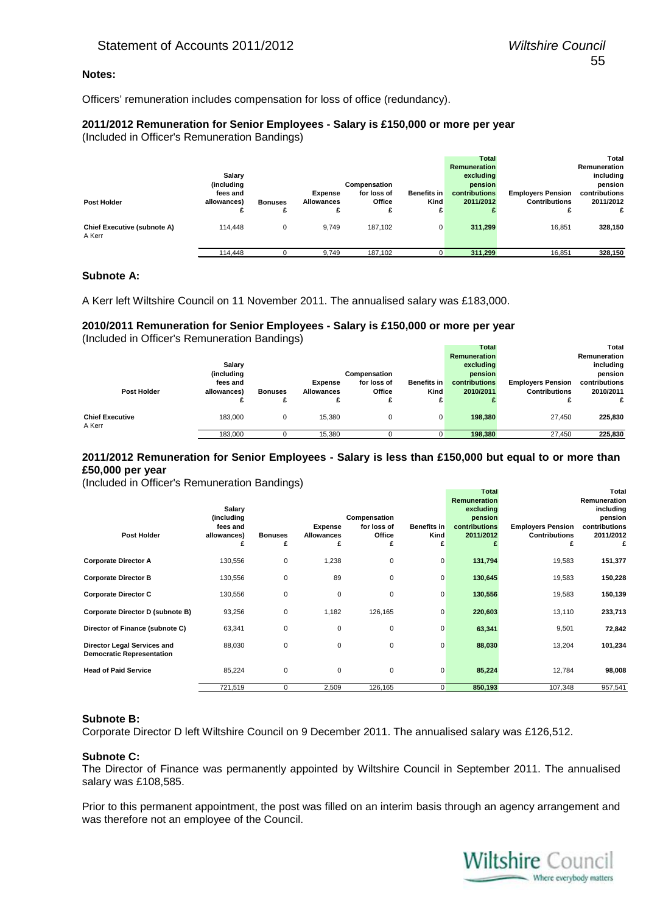**Notes:**

Officers' remuneration includes compensation for loss of office (redundancy).

**2011/2012 Remuneration for Senior Employees - Salary is £150,000 or more per year**
(Included in Officer's Remuneration Bandings)

| Post Holder | Salary (including fees and allowances) £ | Bonuses £ | Expense Allowances £ | Compensation for loss of Office £ | Benefits in Kind £ | Total Remuneration excluding pension contributions 2011/2012 £ | Employers Pension Contributions £ | Total Remuneration including pension contributions 2011/2012 £ |
|---|---|---|---|---|---|---|---|---|
| **Chief Executive (subnote A)** A Kerr | 114,448 | 0 | 9,749 | 187,102 | 0 | **311,299** | 16,851 | **328,150** |
| | 114,448 | 0 | 9,749 | 187,102 | 0 | **311,299** | 16,851 | **328,150** |

**Subnote A:**

A Kerr left Wiltshire Council on 11 November 2011. The annualised salary was £183,000.

**2010/2011 Remuneration for Senior Employees - Salary is £150,000 or more per year**
(Included in Officer's Remuneration Bandings)

| Post Holder | Salary (including fees and allowances) £ | Bonuses £ | Expense Allowances £ | Compensation for loss of Office £ | Benefits in Kind £ | Total Remuneration excluding pension contributions 2010/2011 £ | Employers Pension Contributions £ | Total Remuneration including pension contributions 2010/2011 £ |
|---|---|---|---|---|---|---|---|---|
| **Chief Executive** A Kerr | 183,000 | 0 | 15,380 | 0 | 0 | **198,380** | 27,450 | **225,830** |
| | 183,000 | 0 | 15,380 | 0 | 0 | **198,380** | 27,450 | **225,830** |

**2011/2012 Remuneration for Senior Employees - Salary is less than £150,000 but equal to or more than £50,000 per year**
(Included in Officer's Remuneration Bandings)

| Post Holder | Salary (including fees and allowances) £ | Bonuses £ | Expense Allowances £ | Compensation for loss of Office £ | Benefits in Kind £ | Total Remuneration excluding pension contributions 2011/2012 £ | Employers Pension Contributions £ | Total Remuneration including pension contributions 2011/2012 £ |
|---|---|---|---|---|---|---|---|---|
| **Corporate Director A** | 130,556 | 0 | 1,238 | 0 | 0 | **131,794** | 19,583 | **151,377** |
| **Corporate Director B** | 130,556 | 0 | 89 | 0 | 0 | **130,645** | 19,583 | **150,228** |
| **Corporate Director C** | 130,556 | 0 | 0 | 0 | 0 | **130,556** | 19,583 | **150,139** |
| **Corporate Director D (subnote B)** | 93,256 | 0 | 1,182 | 126,165 | 0 | **220,603** | 13,110 | **233,713** |
| **Director of Finance (subnote C)** | 63,341 | 0 | 0 | 0 | 0 | **63,341** | 9,501 | **72,842** |
| **Director Legal Services and Democratic Representation** | 88,030 | 0 | 0 | 0 | 0 | **88,030** | 13,204 | **101,234** |
| **Head of Paid Service** | 85,224 | 0 | 0 | 0 | 0 | **85,224** | 12,784 | **98,008** |
| | 721,519 | 0 | 2,509 | 126,165 | 0 | **850,193** | 107,348 | 957,541 |

**Subnote B:**
Corporate Director D left Wiltshire Council on 9 December 2011. The annualised salary was £126,512.

**Subnote C:**
The Director of Finance was permanently appointed by Wiltshire Council in September 2011. The annualised salary was £108,585.

Prior to this permanent appointment, the post was filled on an interim basis through an agency arrangement and was therefore not an employee of the Council.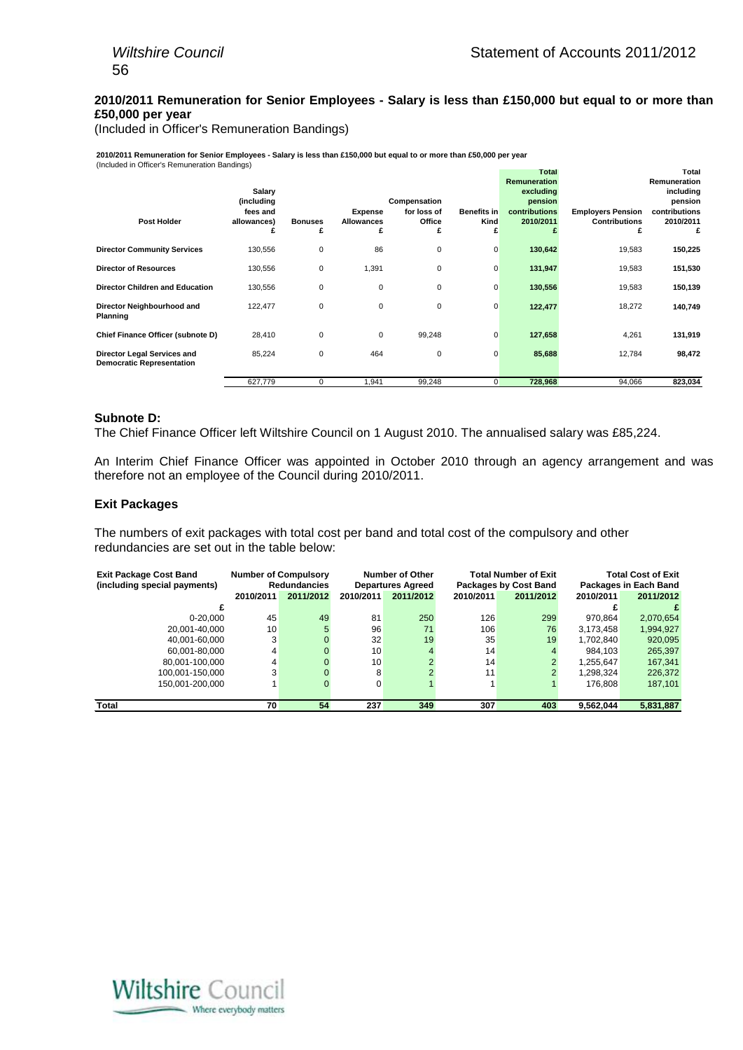### 2010/2011 Remuneration for Senior Employees - Salary is less than £150,000 but equal to or more than £50,000 per year

(Included in Officer's Remuneration Bandings)

**2010/2011 Remuneration for Senior Employees - Salary is less than £150,000 but equal to or more than £50,000 per year**
(Included in Officer's Remuneration Bandings)

| Post Holder | Salary (including fees and allowances) £ | Bonuses £ | Expense Allowances £ | Compensation for loss of Office £ | Benefits in Kind £ | Total Remuneration excluding pension contributions 2010/2011 £ | Employers Pension Contributions £ | Total Remuneration including pension contributions 2010/2011 £ |
|---|---|---|---|---|---|---|---|---|
| **Director Community Services** | 130,556 | 0 | 86 | 0 | 0 | **130,642** | 19,583 | **150,225** |
| **Director of Resources** | 130,556 | 0 | 1,391 | 0 | 0 | **131,947** | 19,583 | **151,530** |
| **Director Children and Education** | 130,556 | 0 | 0 | 0 | 0 | **130,556** | 19,583 | **150,139** |
| **Director Neighbourhood and Planning** | 122,477 | 0 | 0 | 0 | 0 | **122,477** | 18,272 | **140,749** |
| **Chief Finance Officer (subnote D)** | 28,410 | 0 | 0 | 99,248 | 0 | **127,658** | 4,261 | **131,919** |
| **Director Legal Services and Democratic Representation** | 85,224 | 0 | 464 | 0 | 0 | **85,688** | 12,784 | **98,472** |
| | 627,779 | 0 | 1,941 | 99,248 | 0 | **728,968** | 94,066 | **823,034** |

### Subnote D:

The Chief Finance Officer left Wiltshire Council on 1 August 2010. The annualised salary was £85,224.

An Interim Chief Finance Officer was appointed in October 2010 through an agency arrangement and was therefore not an employee of the Council during 2010/2011.

### Exit Packages

The numbers of exit packages with total cost per band and total cost of the compulsory and other redundancies are set out in the table below:

| Exit Package Cost Band (including special payments) | Number of Compulsory Redundancies | | Number of Other Departures Agreed | | Total Number of Exit Packages by Cost Band | | Total Cost of Exit Packages in Each Band | |
|---|---|---|---|---|---|---|---|---|
| | 2010/2011 | 2011/2012 | 2010/2011 | 2011/2012 | 2010/2011 | 2011/2012 | 2010/2011 | 2011/2012 |
| £ | | | | | | | £ | £ |
| 0-20,000 | 45 | 49 | 81 | 250 | 126 | 299 | 970,864 | 2,070,654 |
| 20,001-40,000 | 10 | 5 | 96 | 71 | 106 | 76 | 3,173,458 | 1,994,927 |
| 40,001-60,000 | 3 | 0 | 32 | 19 | 35 | 19 | 1,702,840 | 920,095 |
| 60,001-80,000 | 4 | 0 | 10 | 4 | 14 | 4 | 984,103 | 265,397 |
| 80,001-100,000 | 4 | 0 | 10 | 2 | 14 | 2 | 1,255,647 | 167,341 |
| 100,001-150,000 | 3 | 0 | 8 | 2 | 11 | 2 | 1,298,324 | 226,372 |
| 150,001-200,000 | 1 | 0 | 0 | 1 | 1 | 1 | 176,808 | 187,101 |
| **Total** | **70** | **54** | **237** | **349** | **307** | **403** | **9,562,044** | **5,831,887** |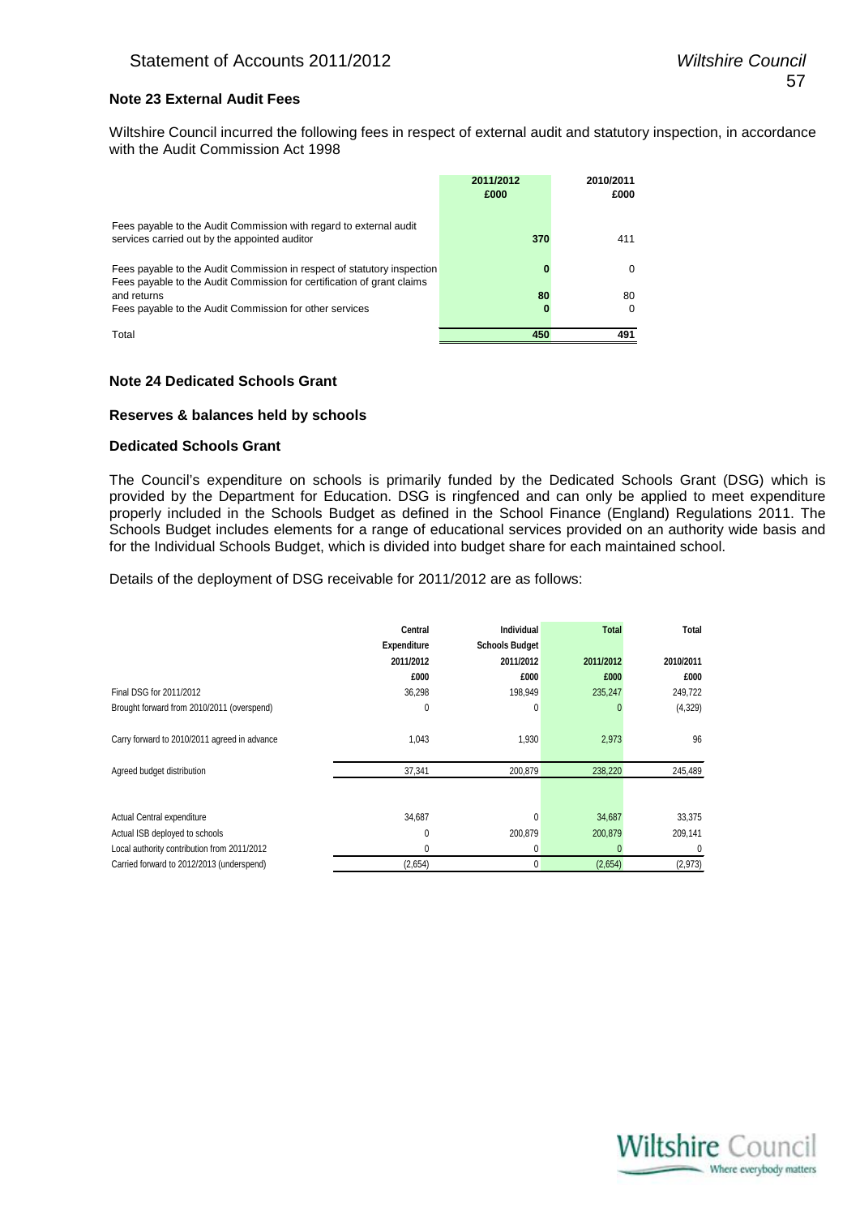### Note 23 External Audit Fees

Wiltshire Council incurred the following fees in respect of external audit and statutory inspection, in accordance with the Audit Commission Act 1998

| | 2011/2012 £000 | 2010/2011 £000 |
|---|---|---|
| Fees payable to the Audit Commission with regard to external audit services carried out by the appointed auditor | 370 | 411 |
| Fees payable to the Audit Commission in respect of statutory inspection | 0 | 0 |
| Fees payable to the Audit Commission for certification of grant claims and returns | 80 | 80 |
| Fees payable to the Audit Commission for other services | 0 | 0 |
| Total | 450 | 491 |

### Note 24 Dedicated Schools Grant

#### Reserves & balances held by schools

#### Dedicated Schools Grant

The Council's expenditure on schools is primarily funded by the Dedicated Schools Grant (DSG) which is provided by the Department for Education. DSG is ringfenced and can only be applied to meet expenditure properly included in the Schools Budget as defined in the School Finance (England) Regulations 2011. The Schools Budget includes elements for a range of educational services provided on an authority wide basis and for the Individual Schools Budget, which is divided into budget share for each maintained school.

Details of the deployment of DSG receivable for 2011/2012 are as follows:

| | Central Expenditure 2011/2012 £000 | Individual Schools Budget 2011/2012 £000 | Total 2011/2012 £000 | Total 2010/2011 £000 |
|---|---|---|---|---|
| Final DSG for 2011/2012 | 36,298 | 198,949 | 235,247 | 249,722 |
| Brought forward from 2010/2011 (overspend) | 0 | 0 | 0 | (4,329) |
| Carry forward to 2010/2011 agreed in advance | 1,043 | 1,930 | 2,973 | 96 |
| Agreed budget distribution | 37,341 | 200,879 | 238,220 | 245,489 |
| Actual Central expenditure | 34,687 | 0 | 34,687 | 33,375 |
| Actual ISB deployed to schools | 0 | 200,879 | 200,879 | 209,141 |
| Local authority contribution from 2011/2012 | 0 | 0 | 0 | 0 |
| Carried forward to 2012/2013 (underspend) | (2,654) | 0 | (2,654) | (2,973) |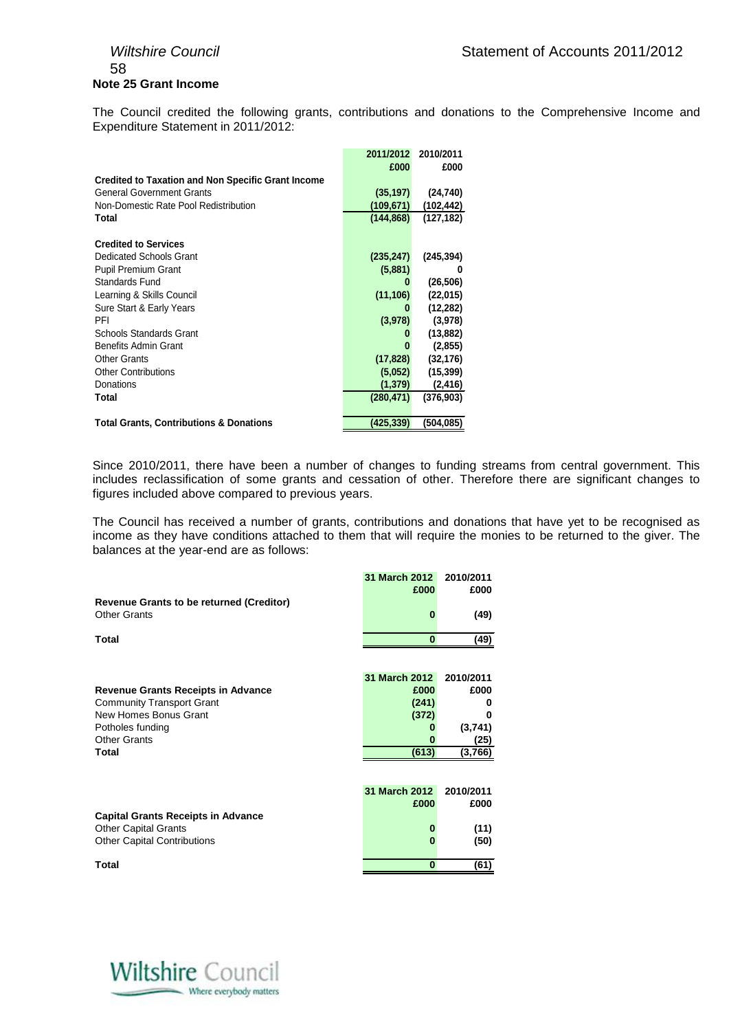## Note 25 Grant Income

The Council credited the following grants, contributions and donations to the Comprehensive Income and Expenditure Statement in 2011/2012:

| | 2011/2012 £000 | 2010/2011 £000 |
|---|---|---|
| **Credited to Taxation and Non Specific Grant Income** | | |
| General Government Grants | (35,197) | (24,740) |
| Non-Domestic Rate Pool Redistribution | (109,671) | (102,442) |
| **Total** | **(144,868)** | **(127,182)** |
| | | |
| **Credited to Services** | | |
| Dedicated Schools Grant | (235,247) | (245,394) |
| Pupil Premium Grant | (5,881) | 0 |
| Standards Fund | 0 | (26,506) |
| Learning & Skills Council | (11,106) | (22,015) |
| Sure Start & Early Years | 0 | (12,282) |
| PFI | (3,978) | (3,978) |
| Schools Standards Grant | 0 | (13,882) |
| Benefits Admin Grant | 0 | (2,855) |
| Other Grants | (17,828) | (32,176) |
| Other Contributions | (5,052) | (15,399) |
| Donations | (1,379) | (2,416) |
| **Total** | **(280,471)** | **(376,903)** |
| | | |
| **Total Grants, Contributions & Donations** | **(425,339)** | **(504,085)** |

Since 2010/2011, there have been a number of changes to funding streams from central government. This includes reclassification of some grants and cessation of other. Therefore there are significant changes to figures included above compared to previous years.

The Council has received a number of grants, contributions and donations that have yet to be recognised as income as they have conditions attached to them that will require the monies to be returned to the giver. The balances at the year-end are as follows:

| | 31 March 2012 £000 | 2010/2011 £000 |
|---|---|---|
| **Revenue Grants to be returned (Creditor)** | | |
| Other Grants | 0 | (49) |
| **Total** | **0** | **(49)** |

| | 31 March 2012 £000 | 2010/2011 £000 |
|---|---|---|
| **Revenue Grants Receipts in Advance** | | |
| Community Transport Grant | (241) | 0 |
| New Homes Bonus Grant | (372) | 0 |
| Potholes funding | 0 | (3,741) |
| Other Grants | 0 | (25) |
| **Total** | **(613)** | **(3,766)** |

| | 31 March 2012 £000 | 2010/2011 £000 |
|---|---|---|
| **Capital Grants Receipts in Advance** | | |
| Other Capital Grants | 0 | (11) |
| Other Capital Contributions | 0 | (50) |
| **Total** | **0** | **(61)** |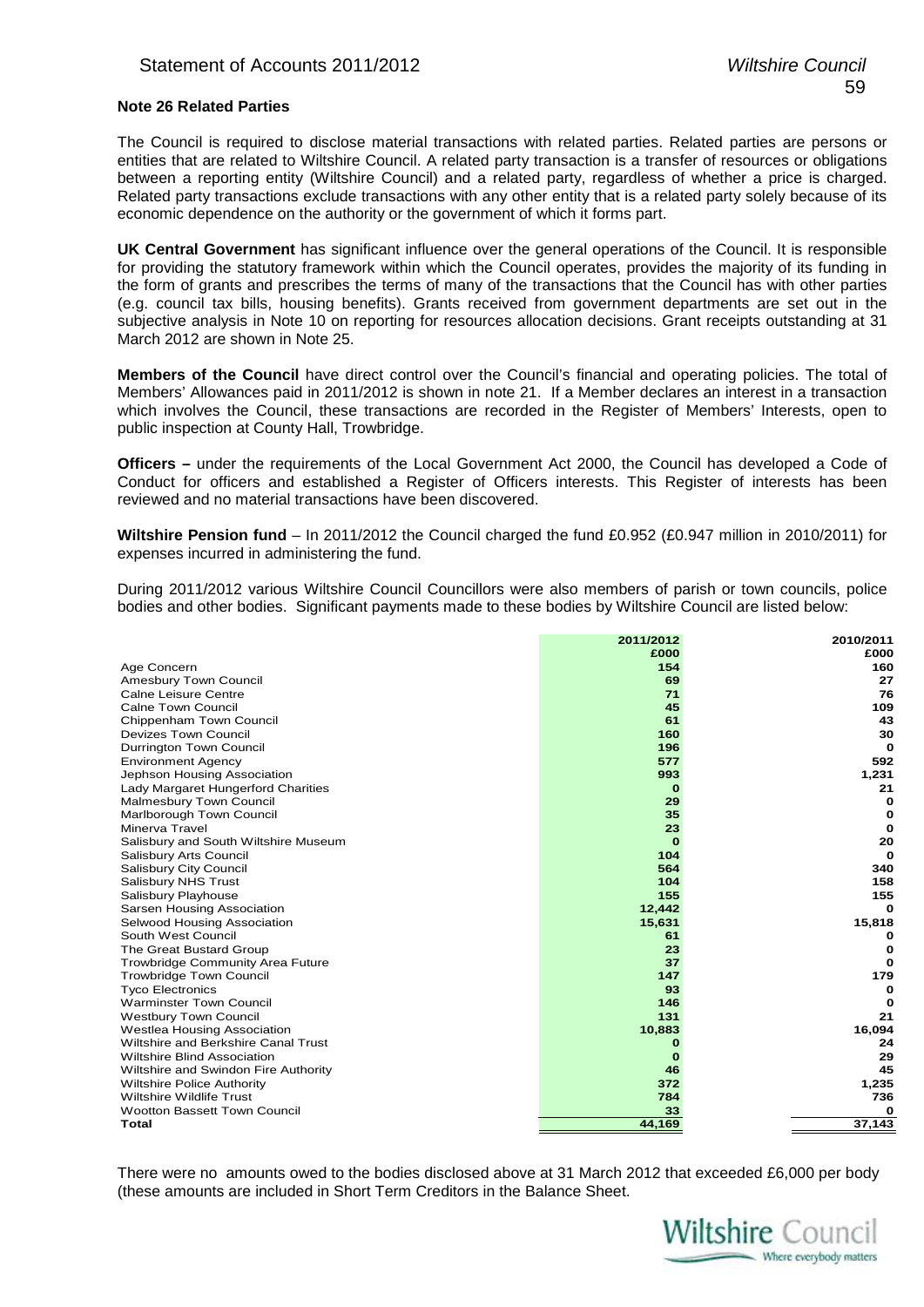### Note 26 Related Parties

The Council is required to disclose material transactions with related parties. Related parties are persons or entities that are related to Wiltshire Council. A related party transaction is a transfer of resources or obligations between a reporting entity (Wiltshire Council) and a related party, regardless of whether a price is charged. Related party transactions exclude transactions with any other entity that is a related party solely because of its economic dependence on the authority or the government of which it forms part.

**UK Central Government** has significant influence over the general operations of the Council. It is responsible for providing the statutory framework within which the Council operates, provides the majority of its funding in the form of grants and prescribes the terms of many of the transactions that the Council has with other parties (e.g. council tax bills, housing benefits). Grants received from government departments are set out in the subjective analysis in Note 10 on reporting for resources allocation decisions. Grant receipts outstanding at 31 March 2012 are shown in Note 25.

**Members of the Council** have direct control over the Council's financial and operating policies. The total of Members' Allowances paid in 2011/2012 is shown in note 21. If a Member declares an interest in a transaction which involves the Council, these transactions are recorded in the Register of Members' Interests, open to public inspection at County Hall, Trowbridge.

**Officers –** under the requirements of the Local Government Act 2000, the Council has developed a Code of Conduct for officers and established a Register of Officers interests. This Register of interests has been reviewed and no material transactions have been discovered.

**Wiltshire Pension fund** – In 2011/2012 the Council charged the fund £0.952 (£0.947 million in 2010/2011) for expenses incurred in administering the fund.

During 2011/2012 various Wiltshire Council Councillors were also members of parish or town councils, police bodies and other bodies. Significant payments made to these bodies by Wiltshire Council are listed below:

| | 2011/2012 | 2010/2011 |
|---|---|---|
| | £000 | £000 |
| Age Concern | 154 | 160 |
| Amesbury Town Council | 69 | 27 |
| Calne Leisure Centre | 71 | 76 |
| Calne Town Council | 45 | 109 |
| Chippenham Town Council | 61 | 43 |
| Devizes Town Council | 160 | 30 |
| Durrington Town Council | 196 | 0 |
| Environment Agency | 577 | 592 |
| Jephson Housing Association | 993 | 1,231 |
| Lady Margaret Hungerford Charities | 0 | 21 |
| Malmesbury Town Council | 29 | 0 |
| Marlborough Town Council | 35 | 0 |
| Minerva Travel | 23 | 0 |
| Salisbury and South Wiltshire Museum | 0 | 20 |
| Salisbury Arts Council | 104 | 0 |
| Salisbury City Council | 564 | 340 |
| Salisbury NHS Trust | 104 | 158 |
| Salisbury Playhouse | 155 | 155 |
| Sarsen Housing Association | 12,442 | 0 |
| Selwood Housing Association | 15,631 | 15,818 |
| South West Council | 61 | 0 |
| The Great Bustard Group | 23 | 0 |
| Trowbridge Community Area Future | 37 | 0 |
| Trowbridge Town Council | 147 | 179 |
| Tyco Electronics | 93 | 0 |
| Warminster Town Council | 146 | 0 |
| Westbury Town Council | 131 | 21 |
| Westlea Housing Association | 10,883 | 16,094 |
| Wiltshire and Berkshire Canal Trust | 0 | 24 |
| Wiltshire Blind Association | 0 | 29 |
| Wiltshire and Swindon Fire Authority | 46 | 45 |
| Wiltshire Police Authority | 372 | 1,235 |
| Wiltshire Wildlife Trust | 784 | 736 |
| Wootton Bassett Town Council | 33 | 0 |
| **Total** | **44,169** | **37,143** |

There were no amounts owed to the bodies disclosed above at 31 March 2012 that exceeded £6,000 per body (these amounts are included in Short Term Creditors in the Balance Sheet.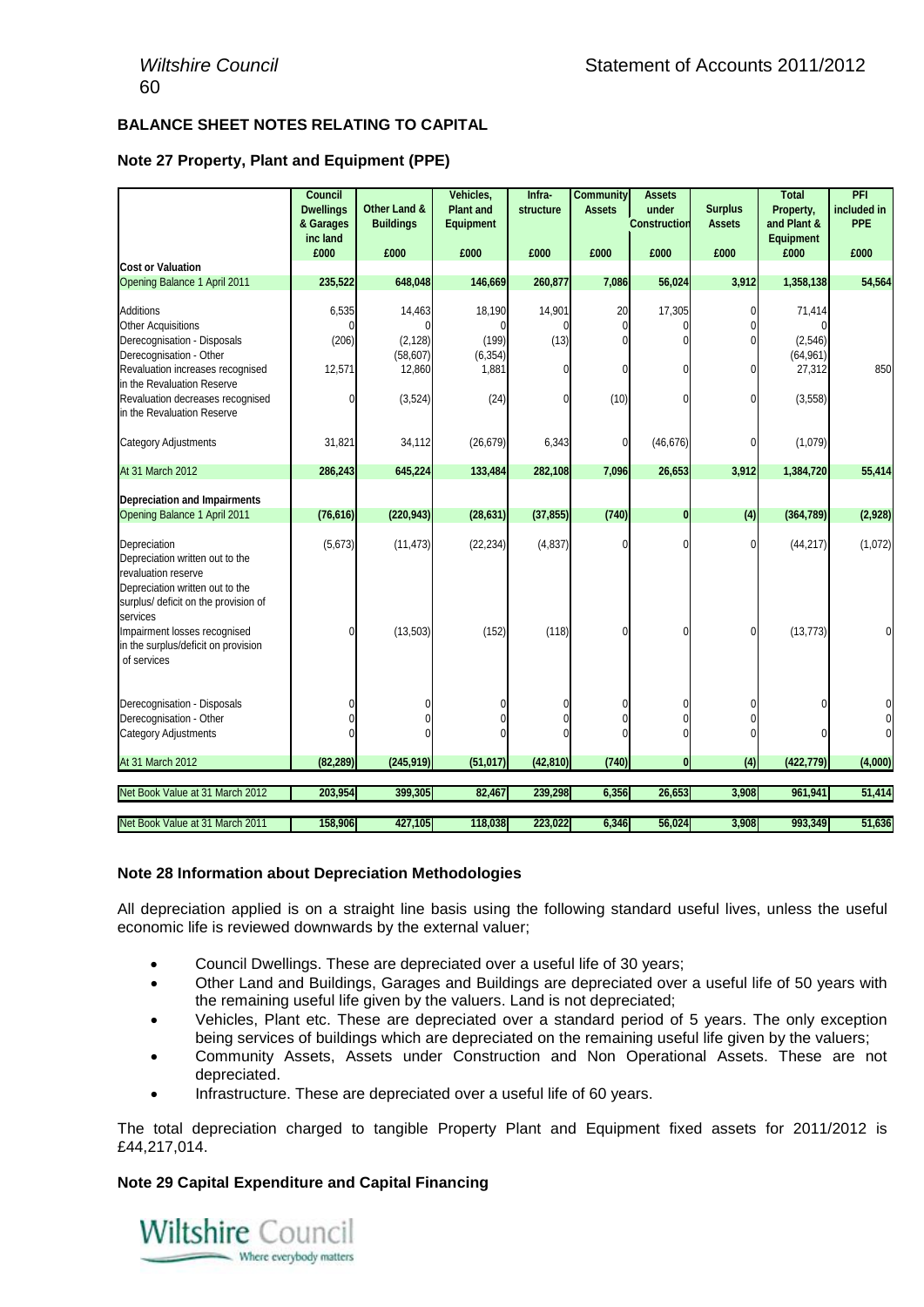## BALANCE SHEET NOTES RELATING TO CAPITAL

### Note 27 Property, Plant and Equipment (PPE)

| | Council Dwellings & Garages inc land £000 | Other Land & Buildings £000 | Vehicles, Plant and Equipment £000 | Infra-structure £000 | Community Assets £000 | Assets under Construction £000 | Surplus Assets £000 | Total Property, and Plant & Equipment £000 | PFI included in PPE £000 |
|---|---|---|---|---|---|---|---|---|---|
| **Cost or Valuation** | | | | | | | | | |
| Opening Balance 1 April 2011 | 235,522 | 648,048 | 146,669 | 260,877 | 7,086 | 56,024 | 3,912 | 1,358,138 | 54,564 |
| Additions | 6,535 | 14,463 | 18,190 | 14,901 | 20 | 17,305 | 0 | 71,414 | |
| Other Acquisitions | 0 | 0 | 0 | 0 | 0 | 0 | 0 | 0 | |
| Derecognisation - Disposals | (206) | (2,128) | (199) | (13) | 0 | 0 | 0 | (2,546) | |
| Derecognisation - Other | | (58,607) | (6,354) | | | | | (64,961) | |
| Revaluation increases recognised in the Revaluation Reserve | 12,571 | 12,860 | 1,881 | 0 | 0 | 0 | 0 | 27,312 | 850 |
| Revaluation decreases recognised in the Revaluation Reserve | 0 | (3,524) | (24) | 0 | (10) | 0 | 0 | (3,558) | |
| Category Adjustments | 31,821 | 34,112 | (26,679) | 6,343 | 0 | (46,676) | 0 | (1,079) | |
| At 31 March 2012 | 286,243 | 645,224 | 133,484 | 282,108 | 7,096 | 26,653 | 3,912 | 1,384,720 | 55,414 |
| **Depreciation and Impairments** | | | | | | | | | |
| Opening Balance 1 April 2011 | (76,616) | (220,943) | (28,631) | (37,855) | (740) | 0 | (4) | (364,789) | (2,928) |
| Depreciation | (5,673) | (11,473) | (22,234) | (4,837) | 0 | 0 | 0 | (44,217) | (1,072) |
| Depreciation written out to the revaluation reserve | | | | | | | | | |
| Depreciation written out to the surplus/ deficit on the provision of services | | | | | | | | | |
| Impairment losses recognised in the surplus/deficit on provision of services | 0 | (13,503) | (152) | (118) | 0 | 0 | 0 | (13,773) | 0 |
| Derecognisation - Disposals | 0 | 0 | 0 | 0 | 0 | 0 | 0 | 0 | 0 |
| Derecognisation - Other | 0 | 0 | 0 | 0 | 0 | 0 | 0 | | 0 |
| Category Adjustments | 0 | 0 | 0 | 0 | 0 | 0 | 0 | 0 | 0 |
| At 31 March 2012 | (82,289) | (245,919) | (51,017) | (42,810) | (740) | 0 | (4) | (422,779) | (4,000) |
| Net Book Value at 31 March 2012 | 203,954 | 399,305 | 82,467 | 239,298 | 6,356 | 26,653 | 3,908 | 961,941 | 51,414 |
| Net Book Value at 31 March 2011 | 158,906 | 427,105 | 118,038 | 223,022 | 6,346 | 56,024 | 3,908 | 993,349 | 51,636 |

### Note 28 Information about Depreciation Methodologies

All depreciation applied is on a straight line basis using the following standard useful lives, unless the useful economic life is reviewed downwards by the external valuer;

- Council Dwellings. These are depreciated over a useful life of 30 years;
- Other Land and Buildings, Garages and Buildings are depreciated over a useful life of 50 years with the remaining useful life given by the valuers. Land is not depreciated;
- Vehicles, Plant etc. These are depreciated over a standard period of 5 years. The only exception being services of buildings which are depreciated on the remaining useful life given by the valuers;
- Community Assets, Assets under Construction and Non Operational Assets. These are not depreciated.
- Infrastructure. These are depreciated over a useful life of 60 years.

The total depreciation charged to tangible Property Plant and Equipment fixed assets for 2011/2012 is £44,217,014.

### Note 29 Capital Expenditure and Capital Financing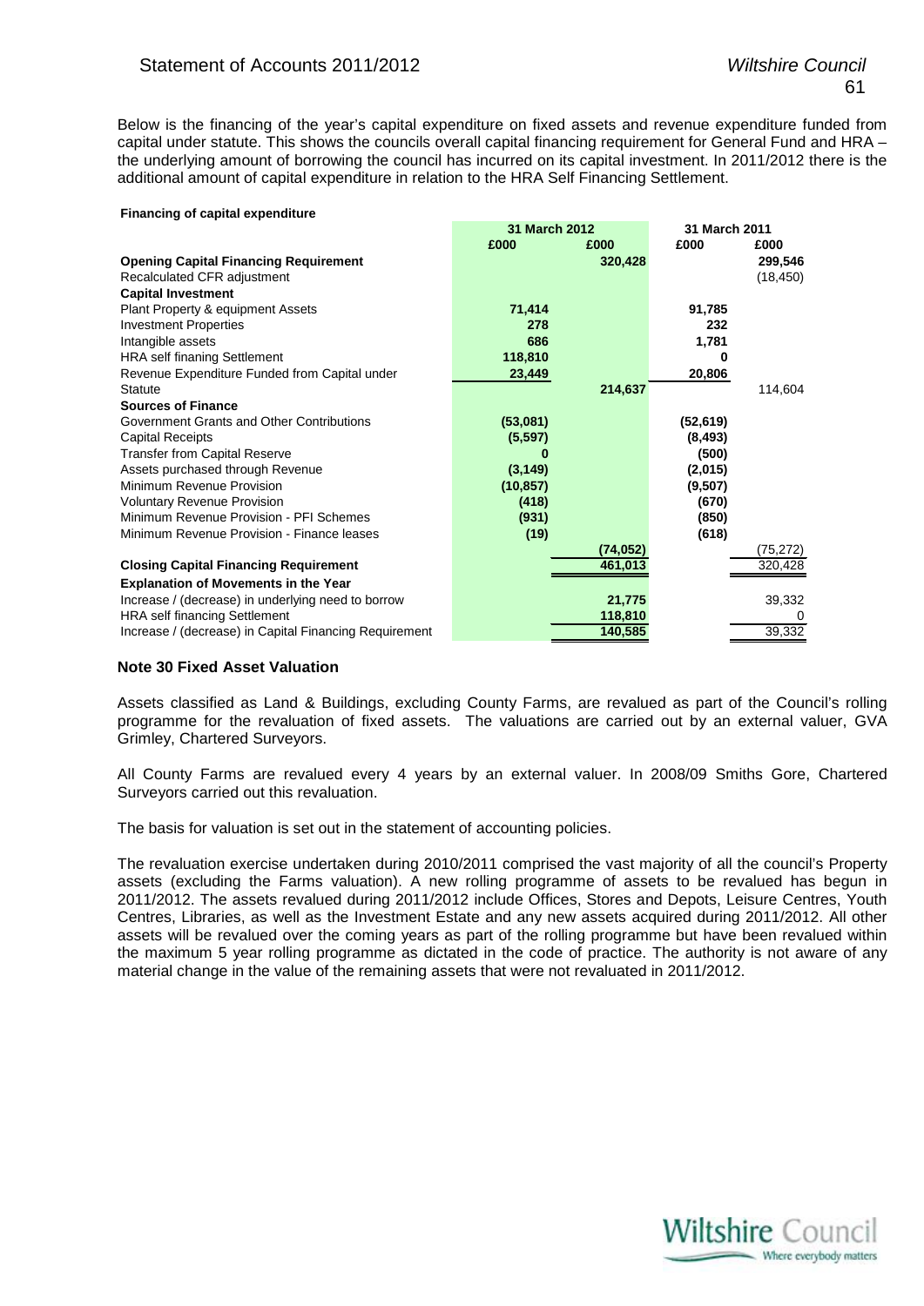Below is the financing of the year's capital expenditure on fixed assets and revenue expenditure funded from capital under statute. This shows the councils overall capital financing requirement for General Fund and HRA – the underlying amount of borrowing the council has incurred on its capital investment. In 2011/2012 there is the additional amount of capital expenditure in relation to the HRA Self Financing Settlement.

**Financing of capital expenditure**

| | 31 March 2012 | | 31 March 2011 | |
|---|---|---|---|---|
| | £000 | £000 | £000 | £000 |
| **Opening Capital Financing Requirement** | | **320,428** | | **299,546** |
| Recalculated CFR adjustment | | | | (18,450) |
| **Capital Investment** | | | | |
| Plant Property & equipment Assets | **71,414** | | **91,785** | |
| Investment Properties | **278** | | **232** | |
| Intangible assets | **686** | | **1,781** | |
| HRA self finaning Settlement | **118,810** | | **0** | |
| Revenue Expenditure Funded from Capital under Statute | **23,449** | **214,637** | **20,806** | 114,604 |
| **Sources of Finance** | | | | |
| Government Grants and Other Contributions | **(53,081)** | | **(52,619)** | |
| Capital Receipts | **(5,597)** | | **(8,493)** | |
| Transfer from Capital Reserve | **0** | | **(500)** | |
| Assets purchased through Revenue | **(3,149)** | | **(2,015)** | |
| Minimum Revenue Provision | **(10,857)** | | **(9,507)** | |
| Voluntary Revenue Provision | **(418)** | | **(670)** | |
| Minimum Revenue Provision - PFI Schemes | **(931)** | | **(850)** | |
| Minimum Revenue Provision - Finance leases | **(19)** | | **(618)** | |
| | | **(74,052)** | | (75,272) |
| **Closing Capital Financing Requirement** | | **461,013** | | 320,428 |
| **Explanation of Movements in the Year** | | | | |
| Increase / (decrease) in underlying need to borrow | | **21,775** | | 39,332 |
| HRA self financing Settlement | | **118,810** | | 0 |
| Increase / (decrease) in Capital Financing Requirement | | **140,585** | | 39,332 |

### Note 30 Fixed Asset Valuation

Assets classified as Land & Buildings, excluding County Farms, are revalued as part of the Council's rolling programme for the revaluation of fixed assets. The valuations are carried out by an external valuer, GVA Grimley, Chartered Surveyors.

All County Farms are revalued every 4 years by an external valuer. In 2008/09 Smiths Gore, Chartered Surveyors carried out this revaluation.

The basis for valuation is set out in the statement of accounting policies.

The revaluation exercise undertaken during 2010/2011 comprised the vast majority of all the council's Property assets (excluding the Farms valuation). A new rolling programme of assets to be revalued has begun in 2011/2012. The assets revalued during 2011/2012 include Offices, Stores and Depots, Leisure Centres, Youth Centres, Libraries, as well as the Investment Estate and any new assets acquired during 2011/2012. All other assets will be revalued over the coming years as part of the rolling programme but have been revalued within the maximum 5 year rolling programme as dictated in the code of practice. The authority is not aware of any material change in the value of the remaining assets that were not revaluated in 2011/2012.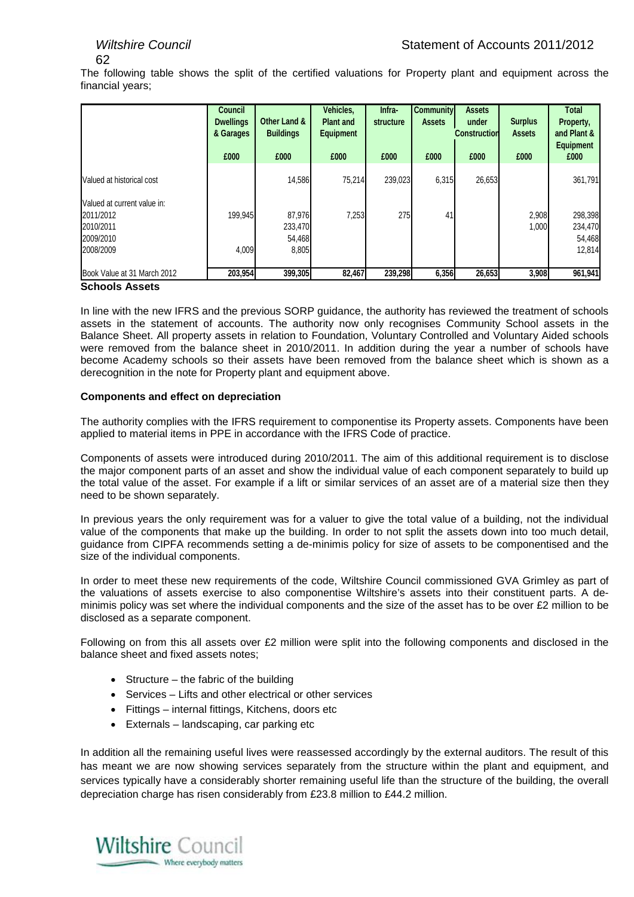The following table shows the split of the certified valuations for Property plant and equipment across the financial years;

| | Council Dwellings & Garages | Other Land & Buildings | Vehicles, Plant and Equipment | Infra-structure | Community Assets | Assets under Construction | Surplus Assets | Total Property, and Plant & Equipment |
|---|---|---|---|---|---|---|---|---|
| | £000 | £000 | £000 | £000 | £000 | £000 | £000 | £000 |
| Valued at historical cost | | 14,586 | 75,214 | 239,023 | 6,315 | 26,653 | | 361,791 |
| Valued at current value in: | | | | | | | | |
| 2011/2012 | 199,945 | 87,976 | 7,253 | 275 | 41 | | 2,908 | 298,398 |
| 2010/2011 | | 233,470 | | | | | 1,000 | 234,470 |
| 2009/2010 | | 54,468 | | | | | | 54,468 |
| 2008/2009 | 4,009 | 8,805 | | | | | | 12,814 |
| Book Value at 31 March 2012 | 203,954 | 399,305 | 82,467 | 239,298 | 6,356 | 26,653 | 3,908 | 961,941 |

**Schools Assets**

In line with the new IFRS and the previous SORP guidance, the authority has reviewed the treatment of schools assets in the statement of accounts. The authority now only recognises Community School assets in the Balance Sheet. All property assets in relation to Foundation, Voluntary Controlled and Voluntary Aided schools were removed from the balance sheet in 2010/2011. In addition during the year a number of schools have become Academy schools so their assets have been removed from the balance sheet which is shown as a derecognition in the note for Property plant and equipment above.

**Components and effect on depreciation**

The authority complies with the IFRS requirement to componentise its Property assets. Components have been applied to material items in PPE in accordance with the IFRS Code of practice.

Components of assets were introduced during 2010/2011. The aim of this additional requirement is to disclose the major component parts of an asset and show the individual value of each component separately to build up the total value of the asset. For example if a lift or similar services of an asset are of a material size then they need to be shown separately.

In previous years the only requirement was for a valuer to give the total value of a building, not the individual value of the components that make up the building. In order to not split the assets down into too much detail, guidance from CIPFA recommends setting a de-minimis policy for size of assets to be componentised and the size of the individual components.

In order to meet these new requirements of the code, Wiltshire Council commissioned GVA Grimley as part of the valuations of assets exercise to also componentise Wiltshire's assets into their constituent parts. A de-minimis policy was set where the individual components and the size of the asset has to be over £2 million to be disclosed as a separate component.

Following on from this all assets over £2 million were split into the following components and disclosed in the balance sheet and fixed assets notes;

- Structure – the fabric of the building
- Services – Lifts and other electrical or other services
- Fittings – internal fittings, Kitchens, doors etc
- Externals – landscaping, car parking etc

In addition all the remaining useful lives were reassessed accordingly by the external auditors. The result of this has meant we are now showing services separately from the structure within the plant and equipment, and services typically have a considerably shorter remaining useful life than the structure of the building, the overall depreciation charge has risen considerably from £23.8 million to £44.2 million.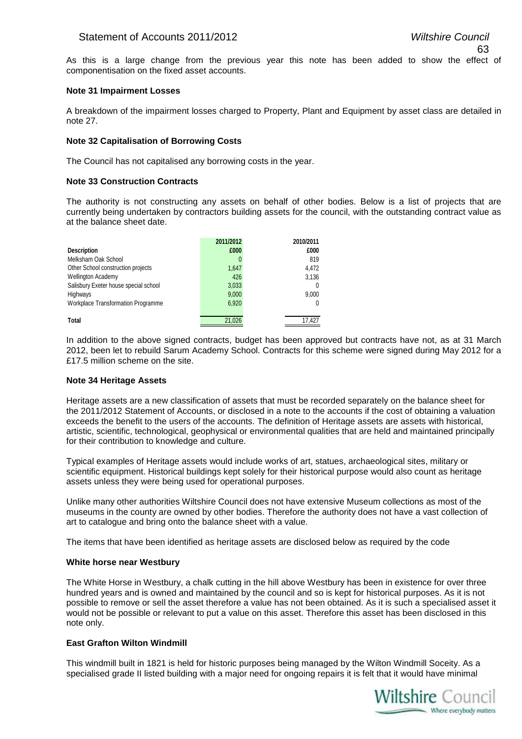As this is a large change from the previous year this note has been added to show the effect of componentisation on the fixed asset accounts.

**Note 31 Impairment Losses**

A breakdown of the impairment losses charged to Property, Plant and Equipment by asset class are detailed in note 27.

**Note 32 Capitalisation of Borrowing Costs**

The Council has not capitalised any borrowing costs in the year.

**Note 33 Construction Contracts**

The authority is not constructing any assets on behalf of other bodies. Below is a list of projects that are currently being undertaken by contractors building assets for the council, with the outstanding contract value as at the balance sheet date.

| Description | 2011/2012 £000 | 2010/2011 £000 |
|---|---|---|
| Melksham Oak School | 0 | 819 |
| Other School construction projects | 1,647 | 4,472 |
| Wellington Academy | 426 | 3,136 |
| Salisbury Exeter house special school | 3,033 | 0 |
| Highways | 9,000 | 9,000 |
| Workplace Transformation Programme | 6,920 | 0 |
| **Total** | 21,026 | 17,427 |

In addition to the above signed contracts, budget has been approved but contracts have not, as at 31 March 2012, been let to rebuild Sarum Academy School. Contracts for this scheme were signed during May 2012 for a £17.5 million scheme on the site.

**Note 34 Heritage Assets**

Heritage assets are a new classification of assets that must be recorded separately on the balance sheet for the 2011/2012 Statement of Accounts, or disclosed in a note to the accounts if the cost of obtaining a valuation exceeds the benefit to the users of the accounts. The definition of Heritage assets are assets with historical, artistic, scientific, technological, geophysical or environmental qualities that are held and maintained principally for their contribution to knowledge and culture.

Typical examples of Heritage assets would include works of art, statues, archaeological sites, military or scientific equipment. Historical buildings kept solely for their historical purpose would also count as heritage assets unless they were being used for operational purposes.

Unlike many other authorities Wiltshire Council does not have extensive Museum collections as most of the museums in the county are owned by other bodies. Therefore the authority does not have a vast collection of art to catalogue and bring onto the balance sheet with a value.

The items that have been identified as heritage assets are disclosed below as required by the code

**White horse near Westbury**

The White Horse in Westbury, a chalk cutting in the hill above Westbury has been in existence for over three hundred years and is owned and maintained by the council and so is kept for historical purposes. As it is not possible to remove or sell the asset therefore a value has not been obtained. As it is such a specialised asset it would not be possible or relevant to put a value on this asset. Therefore this asset has been disclosed in this note only.

**East Grafton Wilton Windmill**

This windmill built in 1821 is held for historic purposes being managed by the Wilton Windmill Soceity. As a specialised grade II listed building with a major need for ongoing repairs it is felt that it would have minimal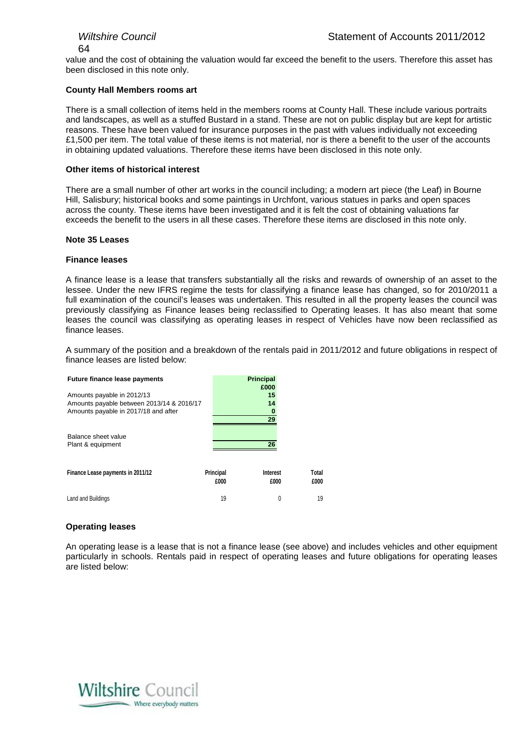value and the cost of obtaining the valuation would far exceed the benefit to the users. Therefore this asset has been disclosed in this note only.

**County Hall Members rooms art**

There is a small collection of items held in the members rooms at County Hall. These include various portraits and landscapes, as well as a stuffed Bustard in a stand. These are not on public display but are kept for artistic reasons. These have been valued for insurance purposes in the past with values individually not exceeding £1,500 per item. The total value of these items is not material, nor is there a benefit to the user of the accounts in obtaining updated valuations. Therefore these items have been disclosed in this note only.

**Other items of historical interest**

There are a small number of other art works in the council including; a modern art piece (the Leaf) in Bourne Hill, Salisbury; historical books and some paintings in Urchfont, various statues in parks and open spaces across the county. These items have been investigated and it is felt the cost of obtaining valuations far exceeds the benefit to the users in all these cases. Therefore these items are disclosed in this note only.

## Note 35 Leases

### Finance leases

A finance lease is a lease that transfers substantially all the risks and rewards of ownership of an asset to the lessee. Under the new IFRS regime the tests for classifying a finance lease has changed, so for 2010/2011 a full examination of the council's leases was undertaken. This resulted in all the property leases the council was previously classifying as Finance leases being reclassified to Operating leases. It has also meant that some leases the council was classifying as operating leases in respect of Vehicles have now been reclassified as finance leases.

A summary of the position and a breakdown of the rentals paid in 2011/2012 and future obligations in respect of finance leases are listed below:

| Future finance lease payments | Principal £000 |
|---|---|
| Amounts payable in 2012/13 | 15 |
| Amounts payable between 2013/14 & 2016/17 | 14 |
| Amounts payable in 2017/18 and after | 0 |
| | 29 |
| Balance sheet value | |
| Plant & equipment | 26 |

| Finance Lease payments in 2011/12 | Principal £000 | Interest £000 | Total £000 |
|---|---|---|---|
| Land and Buildings | 19 | 0 | 19 |

### Operating leases

An operating lease is a lease that is not a finance lease (see above) and includes vehicles and other equipment particularly in schools. Rentals paid in respect of operating leases and future obligations for operating leases are listed below: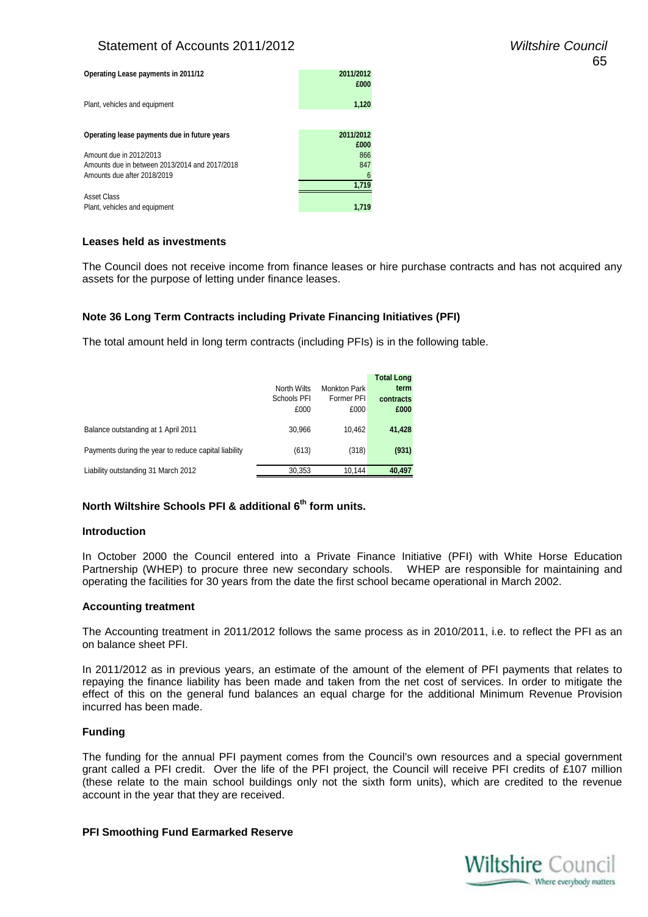| Operating Lease payments in 2011/12 | 2011/2012 £000 |
| --- | --- |
| Plant, vehicles and equipment | 1,120 |

| Operating lease payments due in future years | 2011/2012 £000 |
| --- | --- |
| Amount due in 2012/2013 | 866 |
| Amounts due in between 2013/2014 and 2017/2018 | 847 |
| Amounts due after 2018/2019 | 6 |
| | 1,719 |
| Asset Class | |
| Plant, vehicles and equipment | 1,719 |

### Leases held as investments

The Council does not receive income from finance leases or hire purchase contracts and has not acquired any assets for the purpose of letting under finance leases.

### Note 36 Long Term Contracts including Private Financing Initiatives (PFI)

The total amount held in long term contracts (including PFIs) is in the following table.

| | North Wilts Schools PFI £000 | Monkton Park Former PFI £000 | Total Long term contracts £000 |
| --- | --- | --- | --- |
| Balance outstanding at 1 April 2011 | 30,966 | 10,462 | 41,428 |
| Payments during the year to reduce capital liability | (613) | (318) | (931) |
| Liability outstanding 31 March 2012 | 30,353 | 10,144 | 40,497 |

### North Wiltshire Schools PFI & additional 6th form units.

#### Introduction

In October 2000 the Council entered into a Private Finance Initiative (PFI) with White Horse Education Partnership (WHEP) to procure three new secondary schools. WHEP are responsible for maintaining and operating the facilities for 30 years from the date the first school became operational in March 2002.

#### Accounting treatment

The Accounting treatment in 2011/2012 follows the same process as in 2010/2011, i.e. to reflect the PFI as an on balance sheet PFI.

In 2011/2012 as in previous years, an estimate of the amount of the element of PFI payments that relates to repaying the finance liability has been made and taken from the net cost of services. In order to mitigate the effect of this on the general fund balances an equal charge for the additional Minimum Revenue Provision incurred has been made.

#### Funding

The funding for the annual PFI payment comes from the Council's own resources and a special government grant called a PFI credit. Over the life of the PFI project, the Council will receive PFI credits of £107 million (these relate to the main school buildings only not the sixth form units), which are credited to the revenue account in the year that they are received.

#### PFI Smoothing Fund Earmarked Reserve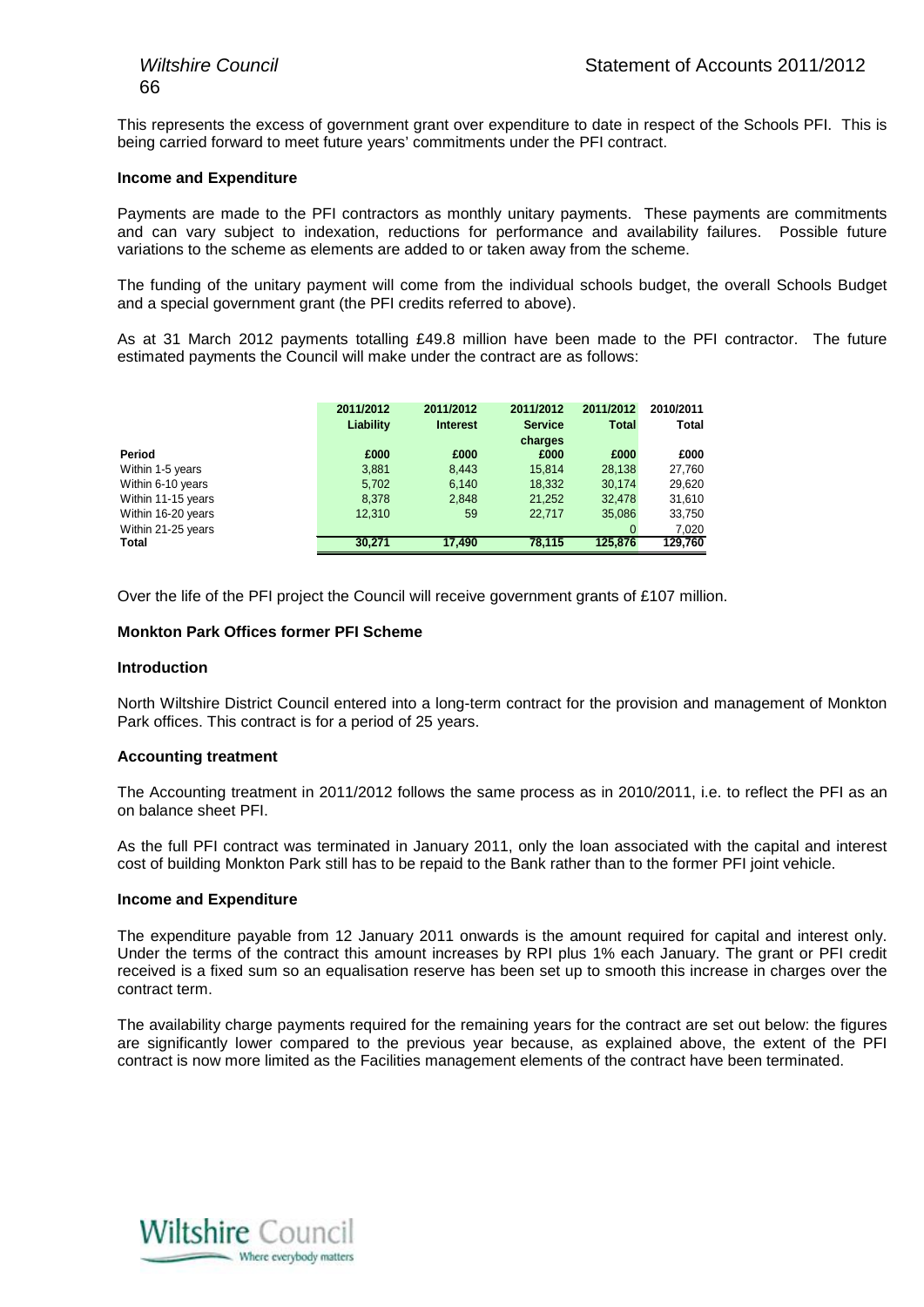This represents the excess of government grant over expenditure to date in respect of the Schools PFI. This is being carried forward to meet future years' commitments under the PFI contract.

**Income and Expenditure**

Payments are made to the PFI contractors as monthly unitary payments. These payments are commitments and can vary subject to indexation, reductions for performance and availability failures. Possible future variations to the scheme as elements are added to or taken away from the scheme.

The funding of the unitary payment will come from the individual schools budget, the overall Schools Budget and a special government grant (the PFI credits referred to above).

As at 31 March 2012 payments totalling £49.8 million have been made to the PFI contractor. The future estimated payments the Council will make under the contract are as follows:

| Period | 2011/2012 Liability £000 | 2011/2012 Interest £000 | 2011/2012 Service charges £000 | 2011/2012 Total £000 | 2010/2011 Total £000 |
|---|---|---|---|---|---|
| Within 1-5 years | 3,881 | 8,443 | 15,814 | 28,138 | 27,760 |
| Within 6-10 years | 5,702 | 6,140 | 18,332 | 30,174 | 29,620 |
| Within 11-15 years | 8,378 | 2,848 | 21,252 | 32,478 | 31,610 |
| Within 16-20 years | 12,310 | 59 | 22,717 | 35,086 | 33,750 |
| Within 21-25 years | | | | 0 | 7,020 |
| **Total** | **30,271** | **17,490** | **78,115** | **125,876** | **129,760** |

Over the life of the PFI project the Council will receive government grants of £107 million.

**Monkton Park Offices former PFI Scheme**

**Introduction**

North Wiltshire District Council entered into a long-term contract for the provision and management of Monkton Park offices. This contract is for a period of 25 years.

**Accounting treatment**

The Accounting treatment in 2011/2012 follows the same process as in 2010/2011, i.e. to reflect the PFI as an on balance sheet PFI.

As the full PFI contract was terminated in January 2011, only the loan associated with the capital and interest cost of building Monkton Park still has to be repaid to the Bank rather than to the former PFI joint vehicle.

**Income and Expenditure**

The expenditure payable from 12 January 2011 onwards is the amount required for capital and interest only. Under the terms of the contract this amount increases by RPI plus 1% each January. The grant or PFI credit received is a fixed sum so an equalisation reserve has been set up to smooth this increase in charges over the contract term.

The availability charge payments required for the remaining years for the contract are set out below: the figures are significantly lower compared to the previous year because, as explained above, the extent of the PFI contract is now more limited as the Facilities management elements of the contract have been terminated.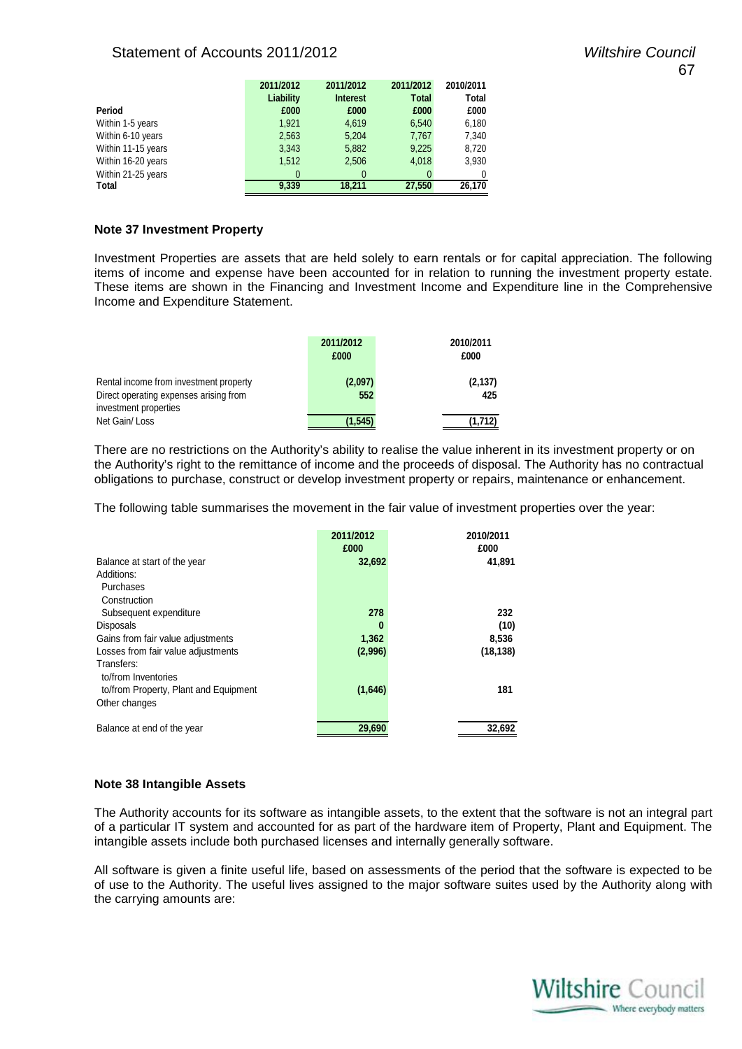| Period | 2011/2012 Liability £000 | 2011/2012 Interest £000 | 2011/2012 Total £000 | 2010/2011 Total £000 |
|---|---|---|---|---|
| Within 1-5 years | 1,921 | 4,619 | 6,540 | 6,180 |
| Within 6-10 years | 2,563 | 5,204 | 7,767 | 7,340 |
| Within 11-15 years | 3,343 | 5,882 | 9,225 | 8,720 |
| Within 16-20 years | 1,512 | 2,506 | 4,018 | 3,930 |
| Within 21-25 years | 0 | 0 | 0 | 0 |
| **Total** | **9,339** | **18,211** | **27,550** | **26,170** |

### Note 37 Investment Property

Investment Properties are assets that are held solely to earn rentals or for capital appreciation. The following items of income and expense have been accounted for in relation to running the investment property estate. These items are shown in the Financing and Investment Income and Expenditure line in the Comprehensive Income and Expenditure Statement.

| | 2011/2012 £000 | 2010/2011 £000 |
|---|---|---|
| Rental income from investment property | (2,097) | (2,137) |
| Direct operating expenses arising from investment properties | 552 | 425 |
| Net Gain/ Loss | (1,545) | (1,712) |

There are no restrictions on the Authority's ability to realise the value inherent in its investment property or on the Authority's right to the remittance of income and the proceeds of disposal. The Authority has no contractual obligations to purchase, construct or develop investment property or repairs, maintenance or enhancement.

The following table summarises the movement in the fair value of investment properties over the year:

| | 2011/2012 £000 | 2010/2011 £000 |
|---|---|---|
| Balance at start of the year | 32,692 | 41,891 |
| Additions: | | |
| Purchases | | |
| Construction | | |
| Subsequent expenditure | 278 | 232 |
| Disposals | 0 | (10) |
| Gains from fair value adjustments | 1,362 | 8,536 |
| Losses from fair value adjustments | (2,996) | (18,138) |
| Transfers: | | |
| to/from Inventories | | |
| to/from Property, Plant and Equipment | (1,646) | 181 |
| Other changes | | |
| Balance at end of the year | 29,690 | 32,692 |

### Note 38 Intangible Assets

The Authority accounts for its software as intangible assets, to the extent that the software is not an integral part of a particular IT system and accounted for as part of the hardware item of Property, Plant and Equipment. The intangible assets include both purchased licenses and internally generally software.

All software is given a finite useful life, based on assessments of the period that the software is expected to be of use to the Authority. The useful lives assigned to the major software suites used by the Authority along with the carrying amounts are: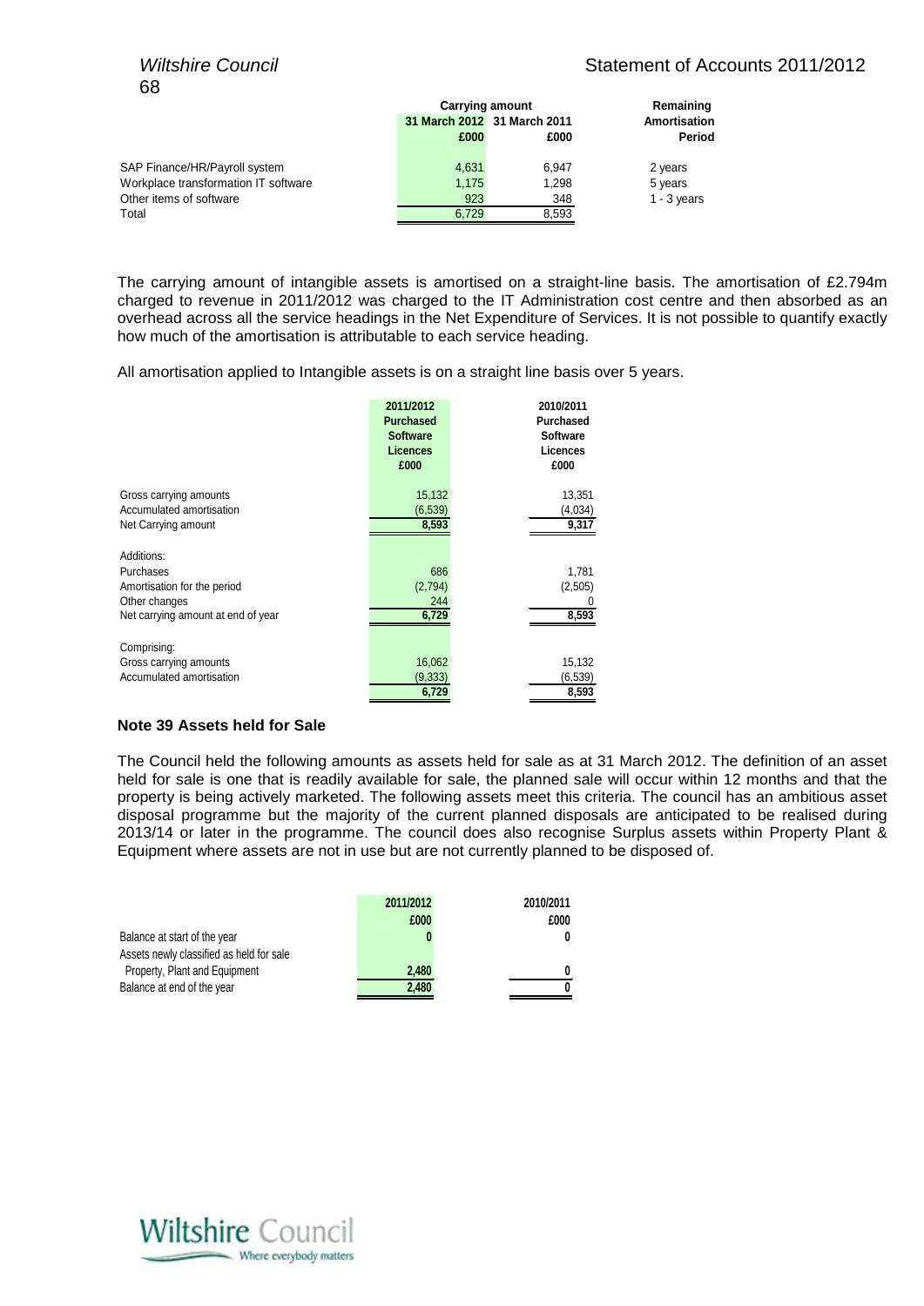| | Carrying amount | | Remaining |
|---|---|---|---|
| | 31 March 2012 | 31 March 2011 | Amortisation |
| | £000 | £000 | Period |
| SAP Finance/HR/Payroll system | 4,631 | 6,947 | 2 years |
| Workplace transformation IT software | 1,175 | 1,298 | 5 years |
| Other items of software | 923 | 348 | 1 - 3 years |
| Total | 6,729 | 8,593 | |

The carrying amount of intangible assets is amortised on a straight-line basis. The amortisation of £2.794m charged to revenue in 2011/2012 was charged to the IT Administration cost centre and then absorbed as an overhead across all the service headings in the Net Expenditure of Services. It is not possible to quantify exactly how much of the amortisation is attributable to each service heading.

All amortisation applied to Intangible assets is on a straight line basis over 5 years.

| | 2011/2012 Purchased Software Licences £000 | 2010/2011 Purchased Software Licences £000 |
|---|---|---|
| Gross carrying amounts | 15,132 | 13,351 |
| Accumulated amortisation | (6,539) | (4,034) |
| Net Carrying amount | 8,593 | 9,317 |
| | | |
| Additions: | | |
| Purchases | 686 | 1,781 |
| Amortisation for the period | (2,794) | (2,505) |
| Other changes | 244 | 0 |
| Net carrying amount at end of year | 6,729 | 8,593 |
| | | |
| Comprising: | | |
| Gross carrying amounts | 16,062 | 15,132 |
| Accumulated amortisation | (9,333) | (6,539) |
| | 6,729 | 8,593 |

#### Note 39 Assets held for Sale

The Council held the following amounts as assets held for sale as at 31 March 2012. The definition of an asset held for sale is one that is readily available for sale, the planned sale will occur within 12 months and that the property is being actively marketed. The following assets meet this criteria. The council has an ambitious asset disposal programme but the majority of the current planned disposals are anticipated to be realised during 2013/14 or later in the programme. The council does also recognise Surplus assets within Property Plant & Equipment where assets are not in use but are not currently planned to be disposed of.

| | 2011/2012 £000 | 2010/2011 £000 |
|---|---|---|
| Balance at start of the year | 0 | 0 |
| Assets newly classified as held for sale Property, Plant and Equipment | 2,480 | 0 |
| Balance at end of the year | 2,480 | 0 |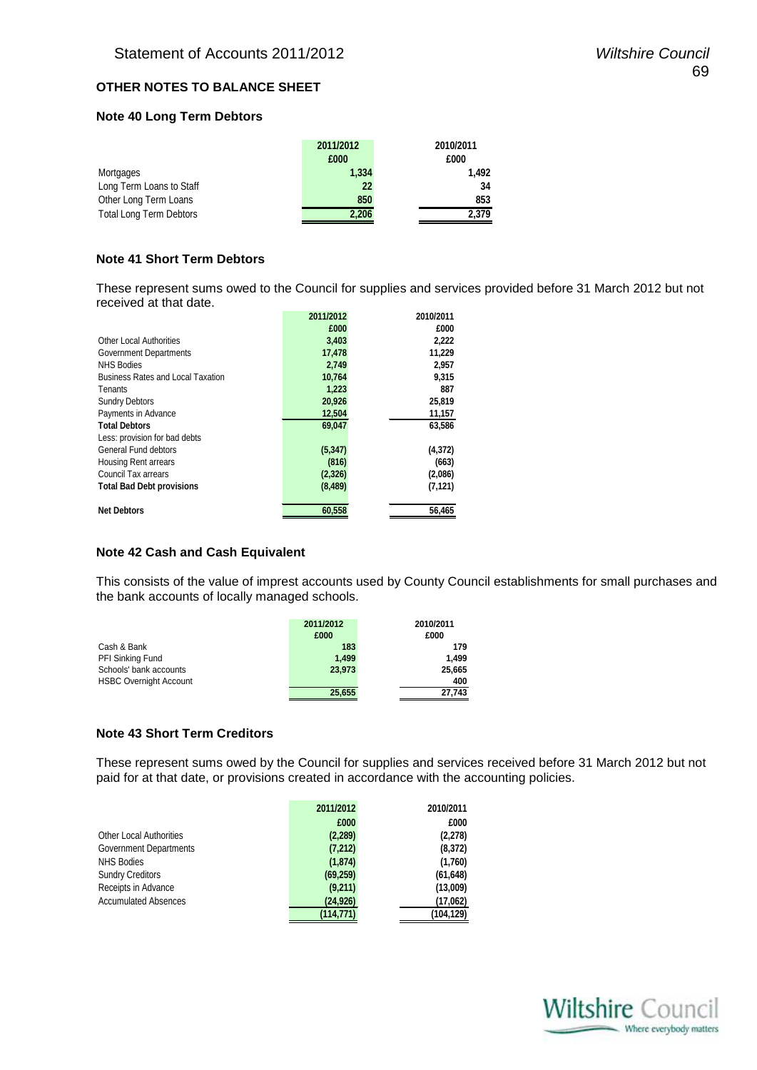## OTHER NOTES TO BALANCE SHEET

### Note 40 Long Term Debtors

| | 2011/2012 | 2010/2011 |
|---|---|---|
| | £000 | £000 |
| Mortgages | 1,334 | 1,492 |
| Long Term Loans to Staff | 22 | 34 |
| Other Long Term Loans | 850 | 853 |
| Total Long Term Debtors | 2,206 | 2,379 |

### Note 41 Short Term Debtors

These represent sums owed to the Council for supplies and services provided before 31 March 2012 but not received at that date.

| | 2011/2012 | 2010/2011 |
|---|---|---|
| | £000 | £000 |
| Other Local Authorities | 3,403 | 2,222 |
| Government Departments | 17,478 | 11,229 |
| NHS Bodies | 2,749 | 2,957 |
| Business Rates and Local Taxation | 10,764 | 9,315 |
| Tenants | 1,223 | 887 |
| Sundry Debtors | 20,926 | 25,819 |
| Payments in Advance | 12,504 | 11,157 |
| **Total Debtors** | 69,047 | 63,586 |
| Less: provision for bad debts | | |
| General Fund debtors | (5,347) | (4,372) |
| Housing Rent arrears | (816) | (663) |
| Council Tax arrears | (2,326) | (2,086) |
| **Total Bad Debt provisions** | (8,489) | (7,121) |
| **Net Debtors** | 60,558 | 56,465 |

### Note 42 Cash and Cash Equivalent

This consists of the value of imprest accounts used by County Council establishments for small purchases and the bank accounts of locally managed schools.

| | 2011/2012 | 2010/2011 |
|---|---|---|
| | £000 | £000 |
| Cash & Bank | 183 | 179 |
| PFI Sinking Fund | 1,499 | 1,499 |
| Schools' bank accounts | 23,973 | 25,665 |
| HSBC Overnight Account | | 400 |
| | 25,655 | 27,743 |

### Note 43 Short Term Creditors

These represent sums owed by the Council for supplies and services received before 31 March 2012 but not paid for at that date, or provisions created in accordance with the accounting policies.

| | 2011/2012 | 2010/2011 |
|---|---|---|
| | £000 | £000 |
| Other Local Authorities | (2,289) | (2,278) |
| Government Departments | (7,212) | (8,372) |
| NHS Bodies | (1,874) | (1,760) |
| Sundry Creditors | (69,259) | (61,648) |
| Receipts in Advance | (9,211) | (13,009) |
| Accumulated Absences | (24,926) | (17,062) |
| | (114,771) | (104,129) |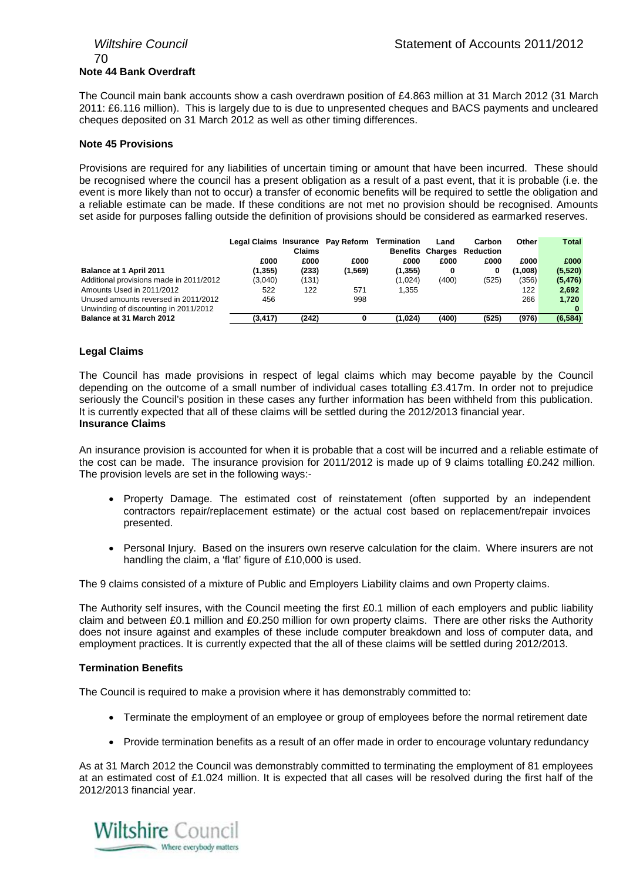## Note 44 Bank Overdraft

The Council main bank accounts show a cash overdrawn position of £4.863 million at 31 March 2012 (31 March 2011: £6.116 million). This is largely due to is due to unpresented cheques and BACS payments and uncleared cheques deposited on 31 March 2012 as well as other timing differences.

## Note 45 Provisions

Provisions are required for any liabilities of uncertain timing or amount that have been incurred. These should be recognised where the council has a present obligation as a result of a past event, that it is probable (i.e. the event is more likely than not to occur) a transfer of economic benefits will be required to settle the obligation and a reliable estimate can be made. If these conditions are not met no provision should be recognised. Amounts set aside for purposes falling outside the definition of provisions should be considered as earmarked reserves.

| | Legal Claims | Insurance Claims | Pay Reform | Termination Benefits | Land Charges | Carbon Reduction | Other | Total |
|---|---|---|---|---|---|---|---|---|
| | £000 | £000 | £000 | £000 | £000 | £000 | £000 | £000 |
| **Balance at 1 April 2011** | (1,355) | (233) | (1,569) | (1,355) | 0 | 0 | (1,008) | (5,520) |
| Additional provisions made in 2011/2012 | (3,040) | (131) | | (1,024) | (400) | (525) | (356) | (5,476) |
| Amounts Used in 2011/2012 | 522 | 122 | 571 | 1,355 | | | 122 | 2,692 |
| Unused amounts reversed in 2011/2012 | 456 | | 998 | | | | 266 | 1,720 |
| Unwinding of discounting in 2011/2012 | | | | | | | | 0 |
| **Balance at 31 March 2012** | (3,417) | (242) | 0 | (1,024) | (400) | (525) | (976) | (6,584) |

### Legal Claims

The Council has made provisions in respect of legal claims which may become payable by the Council depending on the outcome of a small number of individual cases totalling £3.417m. In order not to prejudice seriously the Council's position in these cases any further information has been withheld from this publication. It is currently expected that all of these claims will be settled during the 2012/2013 financial year.

### Insurance Claims

An insurance provision is accounted for when it is probable that a cost will be incurred and a reliable estimate of the cost can be made. The insurance provision for 2011/2012 is made up of 9 claims totalling £0.242 million. The provision levels are set in the following ways:-

- Property Damage. The estimated cost of reinstatement (often supported by an independent contractors repair/replacement estimate) or the actual cost based on replacement/repair invoices presented.
- Personal Injury. Based on the insurers own reserve calculation for the claim. Where insurers are not handling the claim, a 'flat' figure of £10,000 is used.

The 9 claims consisted of a mixture of Public and Employers Liability claims and own Property claims.

The Authority self insures, with the Council meeting the first £0.1 million of each employers and public liability claim and between £0.1 million and £0.250 million for own property claims. There are other risks the Authority does not insure against and examples of these include computer breakdown and loss of computer data, and employment practices. It is currently expected that the all of these claims will be settled during 2012/2013.

### Termination Benefits

The Council is required to make a provision where it has demonstrably committed to:

- Terminate the employment of an employee or group of employees before the normal retirement date
- Provide termination benefits as a result of an offer made in order to encourage voluntary redundancy

As at 31 March 2012 the Council was demonstrably committed to terminating the employment of 81 employees at an estimated cost of £1.024 million. It is expected that all cases will be resolved during the first half of the 2012/2013 financial year.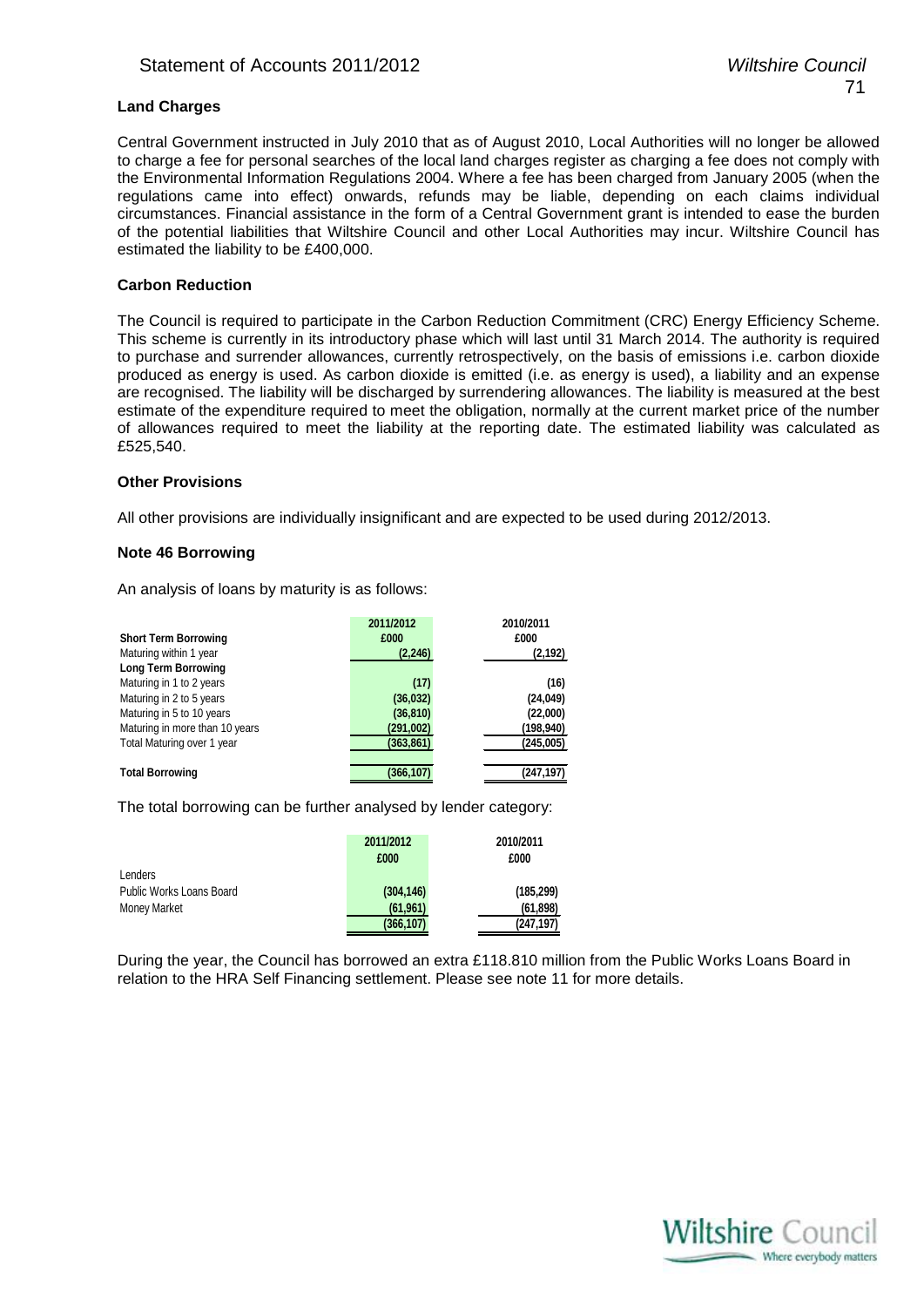### Land Charges

Central Government instructed in July 2010 that as of August 2010, Local Authorities will no longer be allowed to charge a fee for personal searches of the local land charges register as charging a fee does not comply with the Environmental Information Regulations 2004. Where a fee has been charged from January 2005 (when the regulations came into effect) onwards, refunds may be liable, depending on each claims individual circumstances. Financial assistance in the form of a Central Government grant is intended to ease the burden of the potential liabilities that Wiltshire Council and other Local Authorities may incur. Wiltshire Council has estimated the liability to be £400,000.

### Carbon Reduction

The Council is required to participate in the Carbon Reduction Commitment (CRC) Energy Efficiency Scheme. This scheme is currently in its introductory phase which will last until 31 March 2014. The authority is required to purchase and surrender allowances, currently retrospectively, on the basis of emissions i.e. carbon dioxide produced as energy is used. As carbon dioxide is emitted (i.e. as energy is used), a liability and an expense are recognised. The liability will be discharged by surrendering allowances. The liability is measured at the best estimate of the expenditure required to meet the obligation, normally at the current market price of the number of allowances required to meet the liability at the reporting date. The estimated liability was calculated as £525,540.

### Other Provisions

All other provisions are individually insignificant and are expected to be used during 2012/2013.

## Note 46 Borrowing

An analysis of loans by maturity is as follows:

| | 2011/2012<br>£000 | 2010/2011<br>£000 |
|---|---|---|
| **Short Term Borrowing** | | |
| Maturing within 1 year | (2,246) | (2,192) |
| **Long Term Borrowing** | | |
| Maturing in 1 to 2 years | (17) | (16) |
| Maturing in 2 to 5 years | (36,032) | (24,049) |
| Maturing in 5 to 10 years | (36,810) | (22,000) |
| Maturing in more than 10 years | (291,002) | (198,940) |
| Total Maturing over 1 year | (363,861) | (245,005) |
| **Total Borrowing** | (366,107) | (247,197) |

The total borrowing can be further analysed by lender category:

| | 2011/2012<br>£000 | 2010/2011<br>£000 |
|---|---|---|
| Lenders | | |
| Public Works Loans Board | (304,146) | (185,299) |
| Money Market | (61,961) | (61,898) |
| | (366,107) | (247,197) |

During the year, the Council has borrowed an extra £118.810 million from the Public Works Loans Board in relation to the HRA Self Financing settlement. Please see note 11 for more details.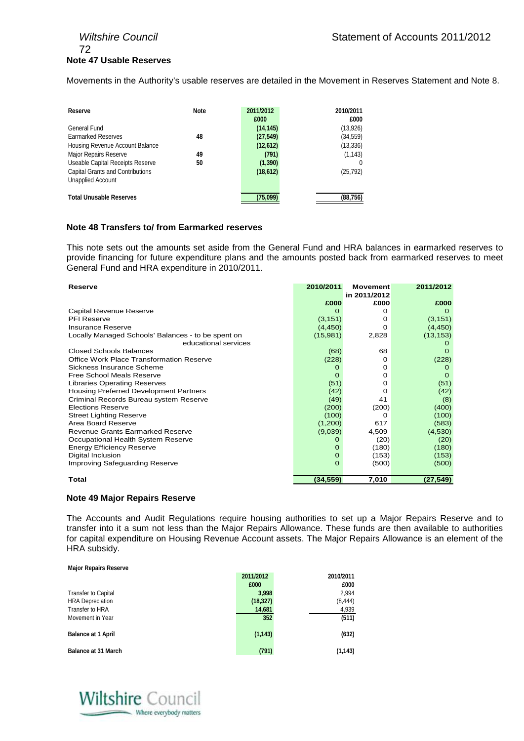## Note 47 Usable Reserves

Movements in the Authority's usable reserves are detailed in the Movement in Reserves Statement and Note 8.

| Reserve | Note | 2011/2012 | 2010/2011 |
|---|---|---|---|
| | | £000 | £000 |
| General Fund | | (14,145) | (13,926) |
| Earmarked Reserves | 48 | (27,549) | (34,559) |
| Housing Revenue Account Balance | | (12,612) | (13,336) |
| Major Repairs Reserve | 49 | (791) | (1,143) |
| Useable Capital Receipts Reserve | 50 | (1,390) | 0 |
| Capital Grants and Contributions Unapplied Account | | (18,612) | (25,792) |
| **Total Unusable Reserves** | | (75,099) | (88,756) |

## Note 48 Transfers to/ from Earmarked reserves

This note sets out the amounts set aside from the General Fund and HRA balances in earmarked reserves to provide financing for future expenditure plans and the amounts posted back from earmarked reserves to meet General Fund and HRA expenditure in 2010/2011.

| Reserve | 2010/2011 | Movement in 2011/2012 | 2011/2012 |
|---|---|---|---|
| | £000 | £000 | £000 |
| Capital Revenue Reserve | 0 | 0 | 0 |
| PFI Reserve | (3,151) | 0 | (3,151) |
| Insurance Reserve | (4,450) | 0 | (4,450) |
| Locally Managed Schools' Balances - to be spent on | (15,981) | 2,828 | (13,153) |
| educational services | | | 0 |
| Closed Schools Balances | (68) | 68 | 0 |
| Office Work Place Transformation Reserve | (228) | 0 | (228) |
| Sickness Insurance Scheme | 0 | 0 | 0 |
| Free School Meals Reserve | 0 | 0 | 0 |
| Libraries Operating Reserves | (51) | 0 | (51) |
| Housing Preferred Development Partners | (42) | 0 | (42) |
| Criminal Records Bureau system Reserve | (49) | 41 | (8) |
| Elections Reserve | (200) | (200) | (400) |
| Street Lighting Reserve | (100) | 0 | (100) |
| Area Board Reserve | (1,200) | 617 | (583) |
| Revenue Grants Earmarked Reserve | (9,039) | 4,509 | (4,530) |
| Occupational Health System Reserve | 0 | (20) | (20) |
| Energy Efficiency Reserve | 0 | (180) | (180) |
| Digital Inclusion | 0 | (153) | (153) |
| Improving Safeguarding Reserve | 0 | (500) | (500) |
| **Total** | **(34,559)** | **7,010** | **(27,549)** |

## Note 49 Major Repairs Reserve

The Accounts and Audit Regulations require housing authorities to set up a Major Repairs Reserve and to transfer into it a sum not less than the Major Repairs Allowance. These funds are then available to authorities for capital expenditure on Housing Revenue Account assets. The Major Repairs Allowance is an element of the HRA subsidy.

**Major Repairs Reserve**

| | 2011/2012 | 2010/2011 |
|---|---|---|
| | £000 | £000 |
| Transfer to Capital | 3,998 | 2,994 |
| HRA Depreciation | (18,327) | (8,444) |
| Transfer to HRA | 14,681 | 4,939 |
| Movement in Year | 352 | (511) |
| **Balance at 1 April** | (1,143) | (632) |
| **Balance at 31 March** | (791) | (1,143) |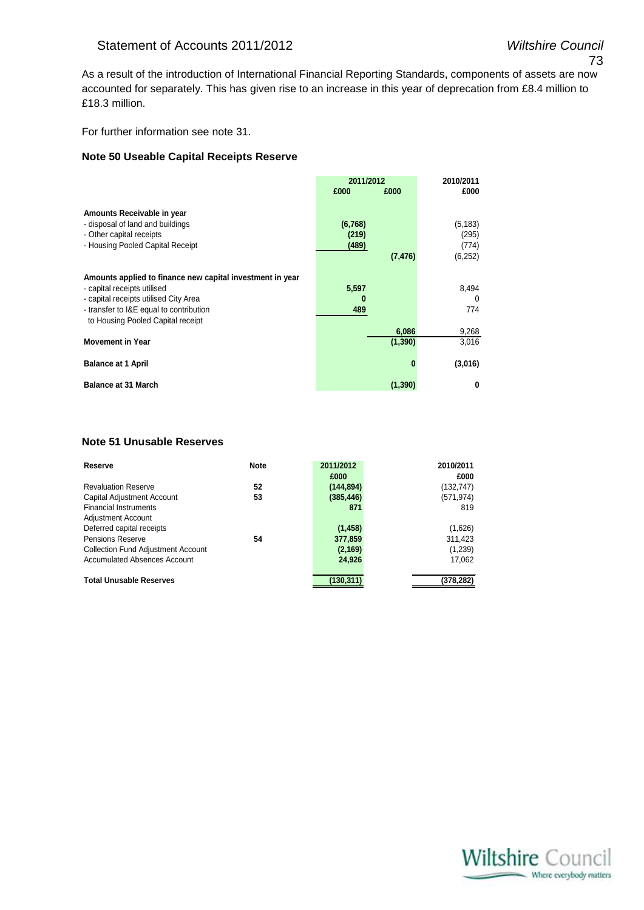As a result of the introduction of International Financial Reporting Standards, components of assets are now accounted for separately. This has given rise to an increase in this year of deprecation from £8.4 million to £18.3 million.

For further information see note 31.

### Note 50 Useable Capital Receipts Reserve

| | 2011/2012 | | 2010/2011 |
|---|---|---|---|
| | £000 | £000 | £000 |
| **Amounts Receivable in year** | | | |
| - disposal of land and buildings | (6,768) | | (5,183) |
| - Other capital receipts | (219) | | (295) |
| - Housing Pooled Capital Receipt | (489) | | (774) |
| | | (7,476) | (6,252) |
| **Amounts applied to finance new capital investment in year** | | | |
| - capital receipts utilised | 5,597 | | 8,494 |
| - capital receipts utilised City Area | 0 | | 0 |
| - transfer to I&E equal to contribution to Housing Pooled Capital receipt | 489 | | 774 |
| | | 6,086 | 9,268 |
| **Movement in Year** | | (1,390) | 3,016 |
| **Balance at 1 April** | | 0 | (3,016) |
| **Balance at 31 March** | | (1,390) | 0 |

### Note 51 Unusable Reserves

| Reserve | Note | 2011/2012 | 2010/2011 |
|---|---|---|---|
| | | £000 | £000 |
| Revaluation Reserve | 52 | (144,894) | (132,747) |
| Capital Adjustment Account | 53 | (385,446) | (571,974) |
| Financial Instruments Adjustment Account | | 871 | 819 |
| Deferred capital receipts | | (1,458) | (1,626) |
| Pensions Reserve | 54 | 377,859 | 311,423 |
| Collection Fund Adjustment Account | | (2,169) | (1,239) |
| Accumulated Absences Account | | 24,926 | 17,062 |
| **Total Unusable Reserves** | | (130,311) | (378,282) |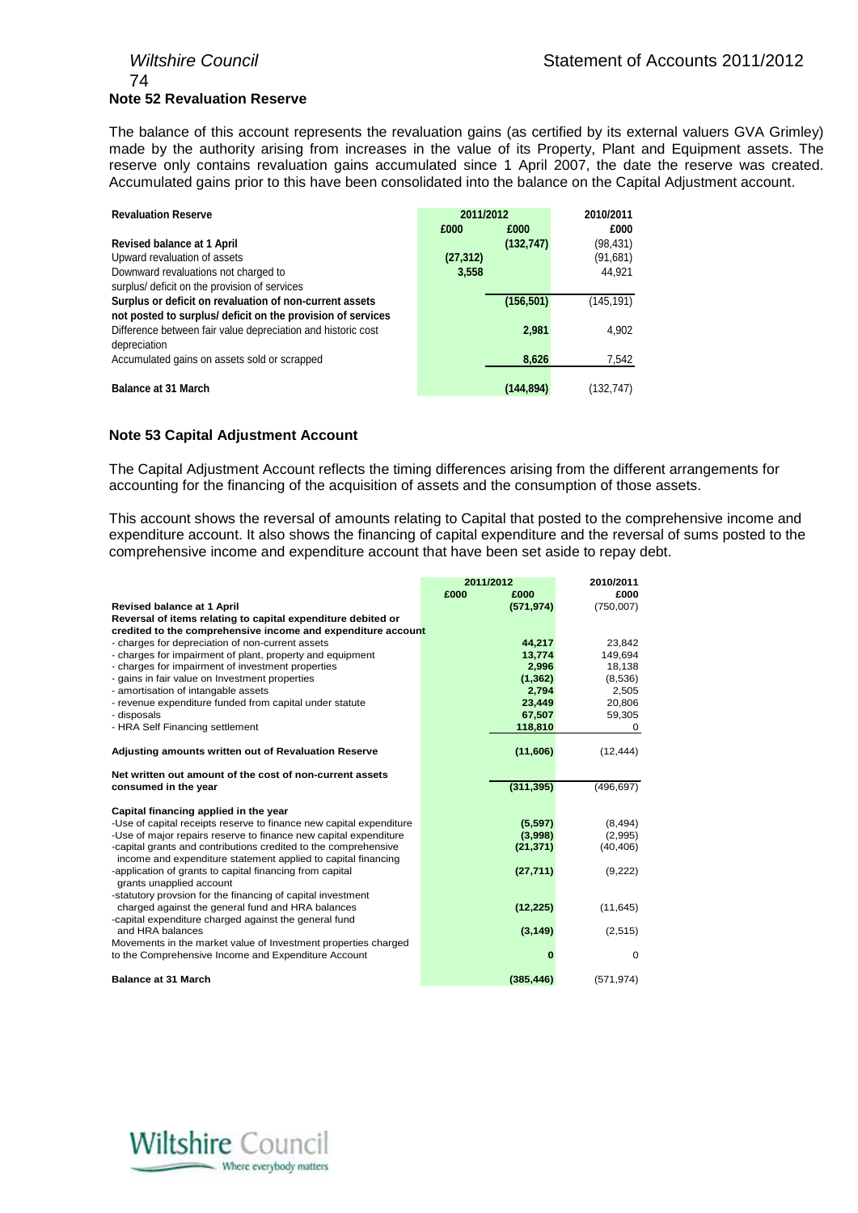## Note 52 Revaluation Reserve

The balance of this account represents the revaluation gains (as certified by its external valuers GVA Grimley) made by the authority arising from increases in the value of its Property, Plant and Equipment assets. The reserve only contains revaluation gains accumulated since 1 April 2007, the date the reserve was created. Accumulated gains prior to this have been consolidated into the balance on the Capital Adjustment account.

| Revaluation Reserve | 2011/2012 | | 2010/2011 |
|---|---|---|---|
| | £000 | £000 | £000 |
| **Revised balance at 1 April** | | **(132,747)** | (98,431) |
| Upward revaluation of assets | **(27,312)** | | (91,681) |
| Downward revaluations not charged to surplus/ deficit on the provision of services | **3,558** | | 44,921 |
| **Surplus or deficit on revaluation of non-current assets not posted to surplus/ deficit on the provision of services** | | **(156,501)** | (145,191) |
| Difference between fair value depreciation and historic cost depreciation | | **2,981** | 4,902 |
| Accumulated gains on assets sold or scrapped | | **8,626** | 7,542 |
| **Balance at 31 March** | | **(144,894)** | (132,747) |

## Note 53 Capital Adjustment Account

The Capital Adjustment Account reflects the timing differences arising from the different arrangements for accounting for the financing of the acquisition of assets and the consumption of those assets.

This account shows the reversal of amounts relating to Capital that posted to the comprehensive income and expenditure account. It also shows the financing of capital expenditure and the reversal of sums posted to the comprehensive income and expenditure account that have been set aside to repay debt.

| | 2011/2012 | | 2010/2011 |
|---|---|---|---|
| | £000 | £000 | £000 |
| **Revised balance at 1 April** | | **(571,974)** | (750,007) |
| **Reversal of items relating to capital expenditure debited or credited to the comprehensive income and expenditure account** | | | |
| - charges for depreciation of non-current assets | | **44,217** | 23,842 |
| - charges for impairment of plant, property and equipment | | **13,774** | 149,694 |
| - charges for impairment of investment properties | | **2,996** | 18,138 |
| - gains in fair value on Investment properties | | **(1,362)** | (8,536) |
| - amortisation of intangable assets | | **2,794** | 2,505 |
| - revenue expenditure funded from capital under statute | | **23,449** | 20,806 |
| - disposals | | **67,507** | 59,305 |
| - HRA Self Financing settlement | | **118,810** | 0 |
| **Adjusting amounts written out of Revaluation Reserve** | | **(11,606)** | (12,444) |
| **Net written out amount of the cost of non-current assets consumed in the year** | | **(311,395)** | (496,697) |
| **Capital financing applied in the year** | | | |
| -Use of capital receipts reserve to finance new capital expenditure | | **(5,597)** | (8,494) |
| -Use of major repairs reserve to finance new capital expenditure | | **(3,998)** | (2,995) |
| -capital grants and contributions credited to the comprehensive income and expenditure statement applied to capital financing | | **(21,371)** | (40,406) |
| -application of grants to capital financing from capital grants unapplied account | | **(27,711)** | (9,222) |
| -statutory provsion for the financing of capital investment charged against the general fund and HRA balances | | **(12,225)** | (11,645) |
| -capital expenditure charged against the general fund and HRA balances | | **(3,149)** | (2,515) |
| Movements in the market value of Investment properties charged to the Comprehensive Income and Expenditure Account | | **0** | 0 |
| **Balance at 31 March** | | **(385,446)** | (571,974) |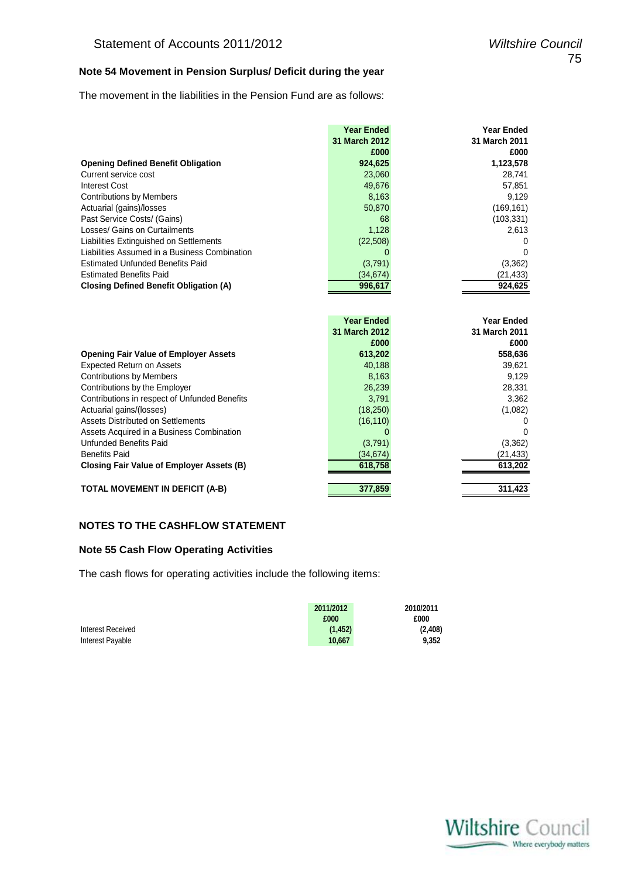### Note 54 Movement in Pension Surplus/ Deficit during the year

The movement in the liabilities in the Pension Fund are as follows:

| | Year Ended 31 March 2012 £000 | Year Ended 31 March 2011 £000 |
|---|---|---|
| **Opening Defined Benefit Obligation** | **924,625** | **1,123,578** |
| Current service cost | 23,060 | 28,741 |
| Interest Cost | 49,676 | 57,851 |
| Contributions by Members | 8,163 | 9,129 |
| Actuarial (gains)/losses | 50,870 | (169,161) |
| Past Service Costs/ (Gains) | 68 | (103,331) |
| Losses/ Gains on Curtailments | 1,128 | 2,613 |
| Liabilities Extinguished on Settlements | (22,508) | 0 |
| Liabilities Assumed in a Business Combination | 0 | 0 |
| Estimated Unfunded Benefits Paid | (3,791) | (3,362) |
| Estimated Benefits Paid | (34,674) | (21,433) |
| **Closing Defined Benefit Obligation (A)** | **996,617** | **924,625** |

| | Year Ended 31 March 2012 £000 | Year Ended 31 March 2011 £000 |
|---|---|---|
| **Opening Fair Value of Employer Assets** | **613,202** | **558,636** |
| Expected Return on Assets | 40,188 | 39,621 |
| Contributions by Members | 8,163 | 9,129 |
| Contributions by the Employer | 26,239 | 28,331 |
| Contributions in respect of Unfunded Benefits | 3,791 | 3,362 |
| Actuarial gains/(losses) | (18,250) | (1,082) |
| Assets Distributed on Settlements | (16,110) | 0 |
| Assets Acquired in a Business Combination | 0 | 0 |
| Unfunded Benefits Paid | (3,791) | (3,362) |
| Benefits Paid | (34,674) | (21,433) |
| **Closing Fair Value of Employer Assets (B)** | **618,758** | **613,202** |
| **TOTAL MOVEMENT IN DEFICIT (A-B)** | **377,859** | **311,423** |

## NOTES TO THE CASHFLOW STATEMENT

### Note 55 Cash Flow Operating Activities

The cash flows for operating activities include the following items:

| | 2011/2012 £000 | 2010/2011 £000 |
|---|---|---|
| Interest Received | (1,452) | (2,408) |
| Interest Payable | 10,667 | 9,352 |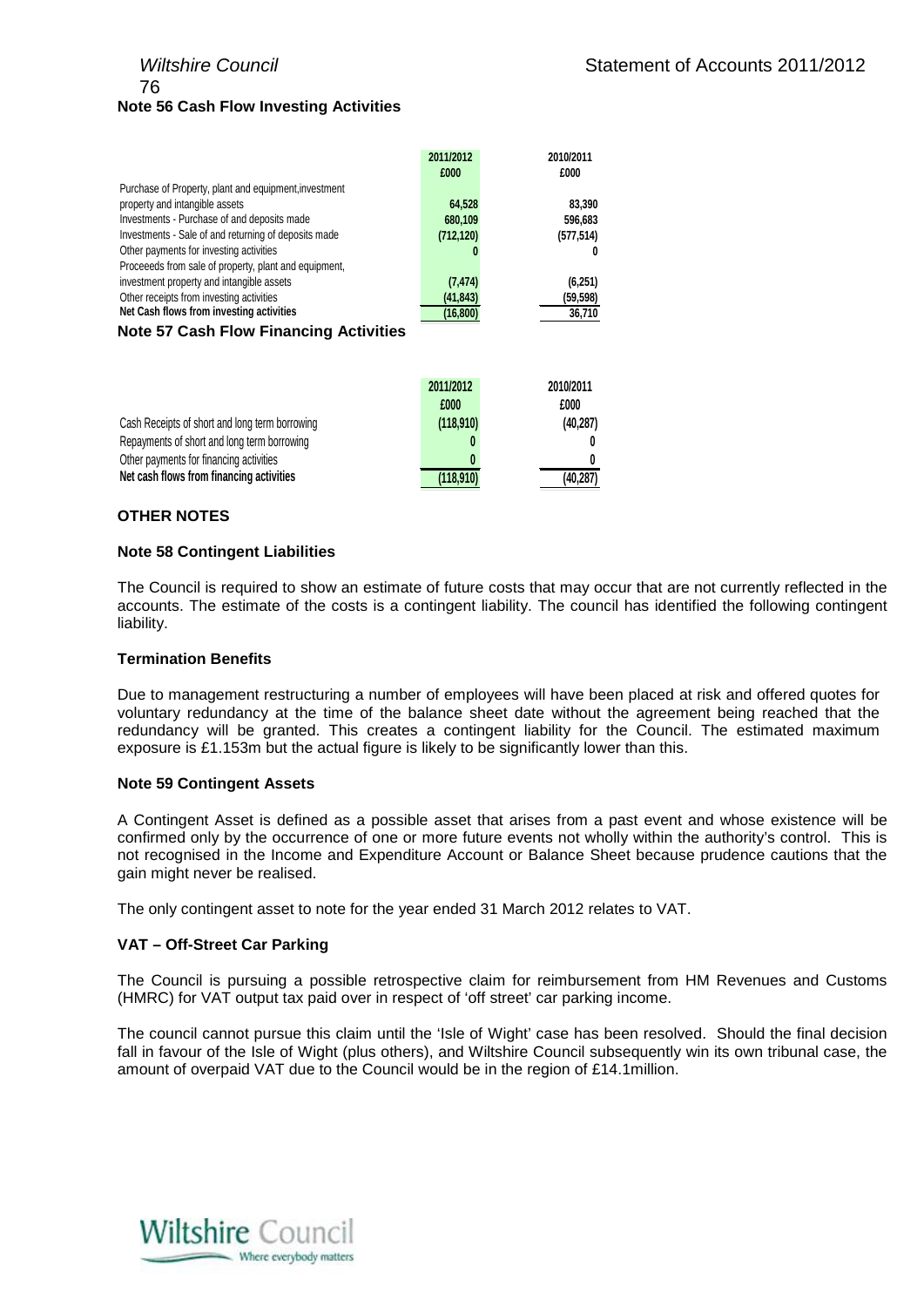### Note 56 Cash Flow Investing Activities

| | 2011/2012 £000 | 2010/2011 £000 |
|---|---|---|
| Purchase of Property, plant and equipment,investment property and intangible assets | 64,528 | 83,390 |
| Investments - Purchase of and deposits made | 680,109 | 596,683 |
| Investments - Sale of and returning of deposits made | (712,120) | (577,514) |
| Other payments for investing activities | 0 | 0 |
| Proceeeds from sale of property, plant and equipment, investment property and intangible assets | (7,474) | (6,251) |
| Other receipts from investing activities | (41,843) | (59,598) |
| **Net Cash flows from investing activities** | **(16,800)** | **36,710** |

### Note 57 Cash Flow Financing Activities

| | 2011/2012 £000 | 2010/2011 £000 |
|---|---|---|
| Cash Receipts of short and long term borrowing | (118,910) | (40,287) |
| Repayments of short and long term borrowing | 0 | 0 |
| Other payments for financing activities | 0 | 0 |
| **Net cash flows from financing activities** | **(118,910)** | **(40,287)** |

## OTHER NOTES

### Note 58 Contingent Liabilities

The Council is required to show an estimate of future costs that may occur that are not currently reflected in the accounts. The estimate of the costs is a contingent liability. The council has identified the following contingent liability.

#### Termination Benefits

Due to management restructuring a number of employees will have been placed at risk and offered quotes for voluntary redundancy at the time of the balance sheet date without the agreement being reached that the redundancy will be granted. This creates a contingent liability for the Council. The estimated maximum exposure is £1.153m but the actual figure is likely to be significantly lower than this.

### Note 59 Contingent Assets

A Contingent Asset is defined as a possible asset that arises from a past event and whose existence will be confirmed only by the occurrence of one or more future events not wholly within the authority's control. This is not recognised in the Income and Expenditure Account or Balance Sheet because prudence cautions that the gain might never be realised.

The only contingent asset to note for the year ended 31 March 2012 relates to VAT.

#### VAT – Off-Street Car Parking

The Council is pursuing a possible retrospective claim for reimbursement from HM Revenues and Customs (HMRC) for VAT output tax paid over in respect of 'off street' car parking income.

The council cannot pursue this claim until the 'Isle of Wight' case has been resolved. Should the final decision fall in favour of the Isle of Wight (plus others), and Wiltshire Council subsequently win its own tribunal case, the amount of overpaid VAT due to the Council would be in the region of £14.1million.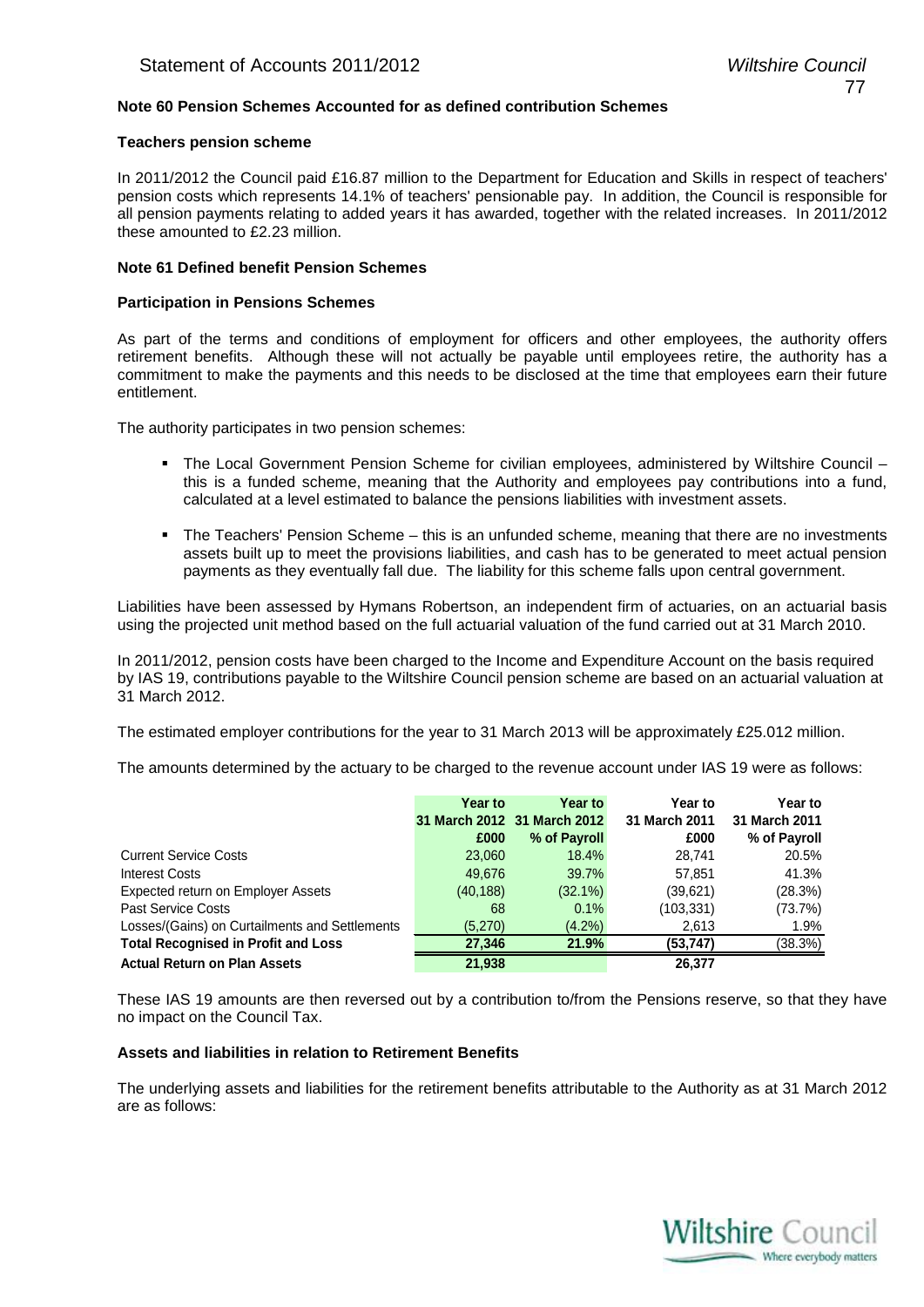**Note 60 Pension Schemes Accounted for as defined contribution Schemes**

**Teachers pension scheme**

In 2011/2012 the Council paid £16.87 million to the Department for Education and Skills in respect of teachers' pension costs which represents 14.1% of teachers' pensionable pay. In addition, the Council is responsible for all pension payments relating to added years it has awarded, together with the related increases. In 2011/2012 these amounted to £2.23 million.

**Note 61 Defined benefit Pension Schemes**

**Participation in Pensions Schemes**

As part of the terms and conditions of employment for officers and other employees, the authority offers retirement benefits. Although these will not actually be payable until employees retire, the authority has a commitment to make the payments and this needs to be disclosed at the time that employees earn their future entitlement.

The authority participates in two pension schemes:

- The Local Government Pension Scheme for civilian employees, administered by Wiltshire Council – this is a funded scheme, meaning that the Authority and employees pay contributions into a fund, calculated at a level estimated to balance the pensions liabilities with investment assets.
- The Teachers' Pension Scheme – this is an unfunded scheme, meaning that there are no investments assets built up to meet the provisions liabilities, and cash has to be generated to meet actual pension payments as they eventually fall due. The liability for this scheme falls upon central government.

Liabilities have been assessed by Hymans Robertson, an independent firm of actuaries, on an actuarial basis using the projected unit method based on the full actuarial valuation of the fund carried out at 31 March 2010.

In 2011/2012, pension costs have been charged to the Income and Expenditure Account on the basis required by IAS 19, contributions payable to the Wiltshire Council pension scheme are based on an actuarial valuation at 31 March 2012.

The estimated employer contributions for the year to 31 March 2013 will be approximately £25.012 million.

The amounts determined by the actuary to be charged to the revenue account under IAS 19 were as follows:

| | Year to 31 March 2012 £000 | Year to 31 March 2012 % of Payroll | Year to 31 March 2011 £000 | Year to 31 March 2011 % of Payroll |
|---|---|---|---|---|
| Current Service Costs | 23,060 | 18.4% | 28,741 | 20.5% |
| Interest Costs | 49,676 | 39.7% | 57,851 | 41.3% |
| Expected return on Employer Assets | (40,188) | (32.1%) | (39,621) | (28.3%) |
| Past Service Costs | 68 | 0.1% | (103,331) | (73.7%) |
| Losses/(Gains) on Curtailments and Settlements | (5,270) | (4.2%) | 2,613 | 1.9% |
| **Total Recognised in Profit and Loss** | **27,346** | **21.9%** | **(53,747)** | (38.3%) |
| **Actual Return on Plan Assets** | **21,938** | | **26,377** | |

These IAS 19 amounts are then reversed out by a contribution to/from the Pensions reserve, so that they have no impact on the Council Tax.

**Assets and liabilities in relation to Retirement Benefits**

The underlying assets and liabilities for the retirement benefits attributable to the Authority as at 31 March 2012 are as follows: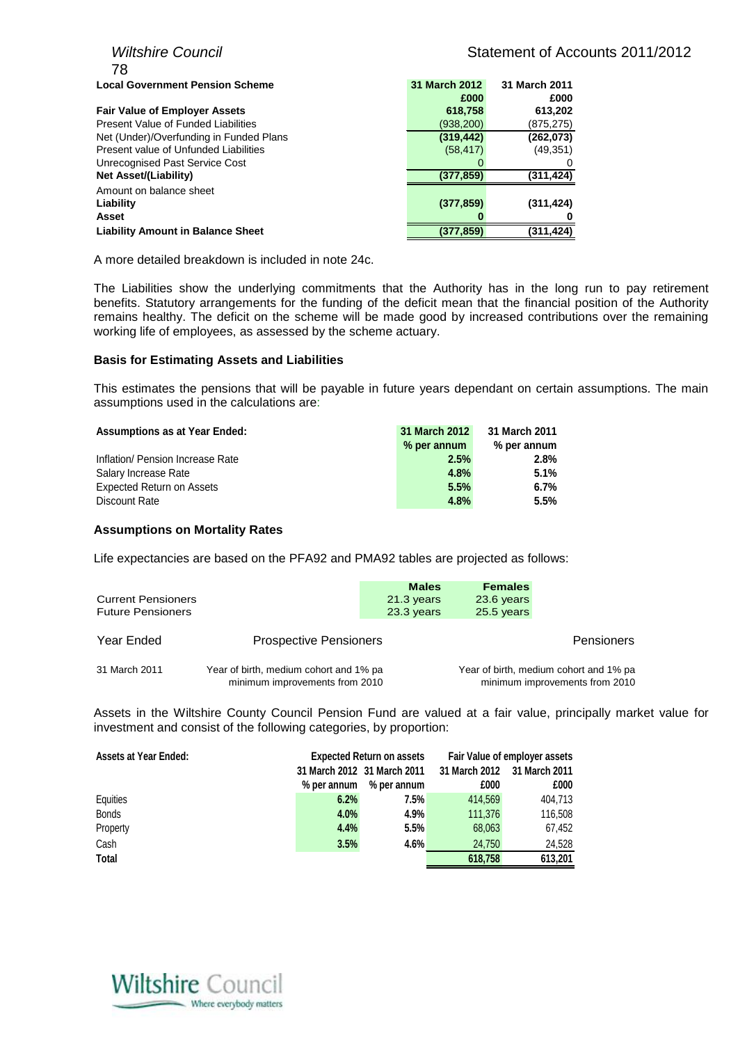| Local Government Pension Scheme | 31 March 2012 | 31 March 2011 |
|---|---|---|
| | £000 | £000 |
| **Fair Value of Employer Assets** | **618,758** | **613,202** |
| Present Value of Funded Liabilities | (938,200) | (875,275) |
| **Net (Under)/Overfunding in Funded Plans** | **(319,442)** | **(262,073)** |
| Present value of Unfunded Liabilities | (58,417) | (49,351) |
| Unrecognised Past Service Cost | 0 | 0 |
| **Net Asset/(Liability)** | **(377,859)** | **(311,424)** |
| Amount on balance sheet | | |
| **Liability** | **(377,859)** | **(311,424)** |
| **Asset** | **0** | **0** |
| **Liability Amount in Balance Sheet** | **(377,859)** | **(311,424)** |

A more detailed breakdown is included in note 24c.

The Liabilities show the underlying commitments that the Authority has in the long run to pay retirement benefits. Statutory arrangements for the funding of the deficit mean that the financial position of the Authority remains healthy. The deficit on the scheme will be made good by increased contributions over the remaining working life of employees, as assessed by the scheme actuary.

### Basis for Estimating Assets and Liabilities

This estimates the pensions that will be payable in future years dependant on certain assumptions. The main assumptions used in the calculations are:

| Assumptions as at Year Ended: | 31 March 2012 | 31 March 2011 |
|---|---|---|
| | % per annum | % per annum |
| Inflation/ Pension Increase Rate | 2.5% | 2.8% |
| Salary Increase Rate | 4.8% | 5.1% |
| Expected Return on Assets | 5.5% | 6.7% |
| Discount Rate | 4.8% | 5.5% |

### Assumptions on Mortality Rates

Life expectancies are based on the PFA92 and PMA92 tables are projected as follows:

| | Males | Females |
|---|---|---|
| Current Pensioners | 21.3 years | 23.6 years |
| Future Pensioners | 23.3 years | 25.5 years |

| Year Ended | Prospective Pensioners | Pensioners |
|---|---|---|
| 31 March 2011 | Year of birth, medium cohort and 1% pa minimum improvements from 2010 | Year of birth, medium cohort and 1% pa minimum improvements from 2010 |

Assets in the Wiltshire County Council Pension Fund are valued at a fair value, principally market value for investment and consist of the following categories, by proportion:

| Assets at Year Ended: | Expected Return on assets | | Fair Value of employer assets | |
|---|---|---|---|---|
| | 31 March 2012 | 31 March 2011 | 31 March 2012 | 31 March 2011 |
| | % per annum | % per annum | £000 | £000 |
| Equities | 6.2% | 7.5% | 414,569 | 404,713 |
| Bonds | 4.0% | 4.9% | 111,376 | 116,508 |
| Property | 4.4% | 5.5% | 68,063 | 67,452 |
| Cash | 3.5% | 4.6% | 24,750 | 24,528 |
| **Total** | | | **618,758** | **613,201** |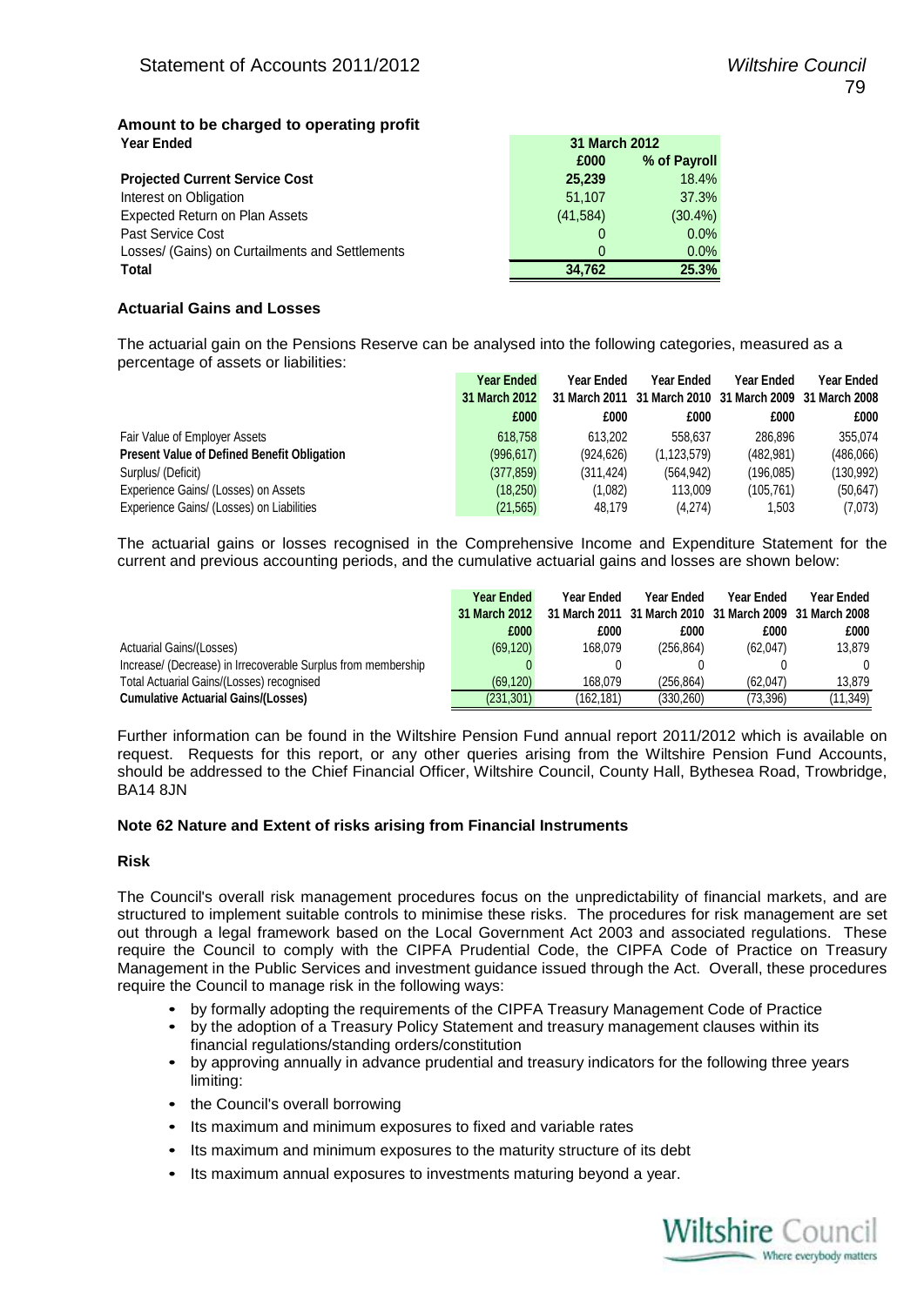### Amount to be charged to operating profit

| Year Ended | 31 March 2012 | |
|---|---|---|
| | £000 | % of Payroll |
| **Projected Current Service Cost** | **25,239** | 18.4% |
| Interest on Obligation | 51,107 | 37.3% |
| Expected Return on Plan Assets | (41,584) | (30.4%) |
| Past Service Cost | 0 | 0.0% |
| Losses/ (Gains) on Curtailments and Settlements | 0 | 0.0% |
| **Total** | **34,762** | **25.3%** |

### Actuarial Gains and Losses

The actuarial gain on the Pensions Reserve can be analysed into the following categories, measured as a percentage of assets or liabilities:

| | Year Ended 31 March 2012 | Year Ended 31 March 2011 | Year Ended 31 March 2010 | Year Ended 31 March 2009 | Year Ended 31 March 2008 |
|---|---|---|---|---|---|
| | £000 | £000 | £000 | £000 | £000 |
| Fair Value of Employer Assets | 618,758 | 613,202 | 558,637 | 286,896 | 355,074 |
| **Present Value of Defined Benefit Obligation** | (996,617) | (924,626) | (1,123,579) | (482,981) | (486,066) |
| Surplus/ (Deficit) | (377,859) | (311,424) | (564,942) | (196,085) | (130,992) |
| Experience Gains/ (Losses) on Assets | (18,250) | (1,082) | 113,009 | (105,761) | (50,647) |
| Experience Gains/ (Losses) on Liabilities | (21,565) | 48,179 | (4,274) | 1,503 | (7,073) |

The actuarial gains or losses recognised in the Comprehensive Income and Expenditure Statement for the current and previous accounting periods, and the cumulative actuarial gains and losses are shown below:

| | Year Ended 31 March 2012 | Year Ended 31 March 2011 | Year Ended 31 March 2010 | Year Ended 31 March 2009 | Year Ended 31 March 2008 |
|---|---|---|---|---|---|
| | £000 | £000 | £000 | £000 | £000 |
| Actuarial Gains/(Losses) | (69,120) | 168,079 | (256,864) | (62,047) | 13,879 |
| Increase/ (Decrease) in Irrecoverable Surplus from membership | 0 | 0 | 0 | 0 | 0 |
| Total Actuarial Gains/(Losses) recognised | (69,120) | 168,079 | (256,864) | (62,047) | 13,879 |
| **Cumulative Actuarial Gains/(Losses)** | (231,301) | (162,181) | (330,260) | (73,396) | (11,349) |

Further information can be found in the Wiltshire Pension Fund annual report 2011/2012 which is available on request. Requests for this report, or any other queries arising from the Wiltshire Pension Fund Accounts, should be addressed to the Chief Financial Officer, Wiltshire Council, County Hall, Bythesea Road, Trowbridge, BA14 8JN

### Note 62 Nature and Extent of risks arising from Financial Instruments

#### Risk

The Council's overall risk management procedures focus on the unpredictability of financial markets, and are structured to implement suitable controls to minimise these risks. The procedures for risk management are set out through a legal framework based on the Local Government Act 2003 and associated regulations. These require the Council to comply with the CIPFA Prudential Code, the CIPFA Code of Practice on Treasury Management in the Public Services and investment guidance issued through the Act. Overall, these procedures require the Council to manage risk in the following ways:

- by formally adopting the requirements of the CIPFA Treasury Management Code of Practice
- by the adoption of a Treasury Policy Statement and treasury management clauses within its financial regulations/standing orders/constitution
- by approving annually in advance prudential and treasury indicators for the following three years limiting:
- the Council's overall borrowing
- Its maximum and minimum exposures to fixed and variable rates
- Its maximum and minimum exposures to the maturity structure of its debt
- Its maximum annual exposures to investments maturing beyond a year.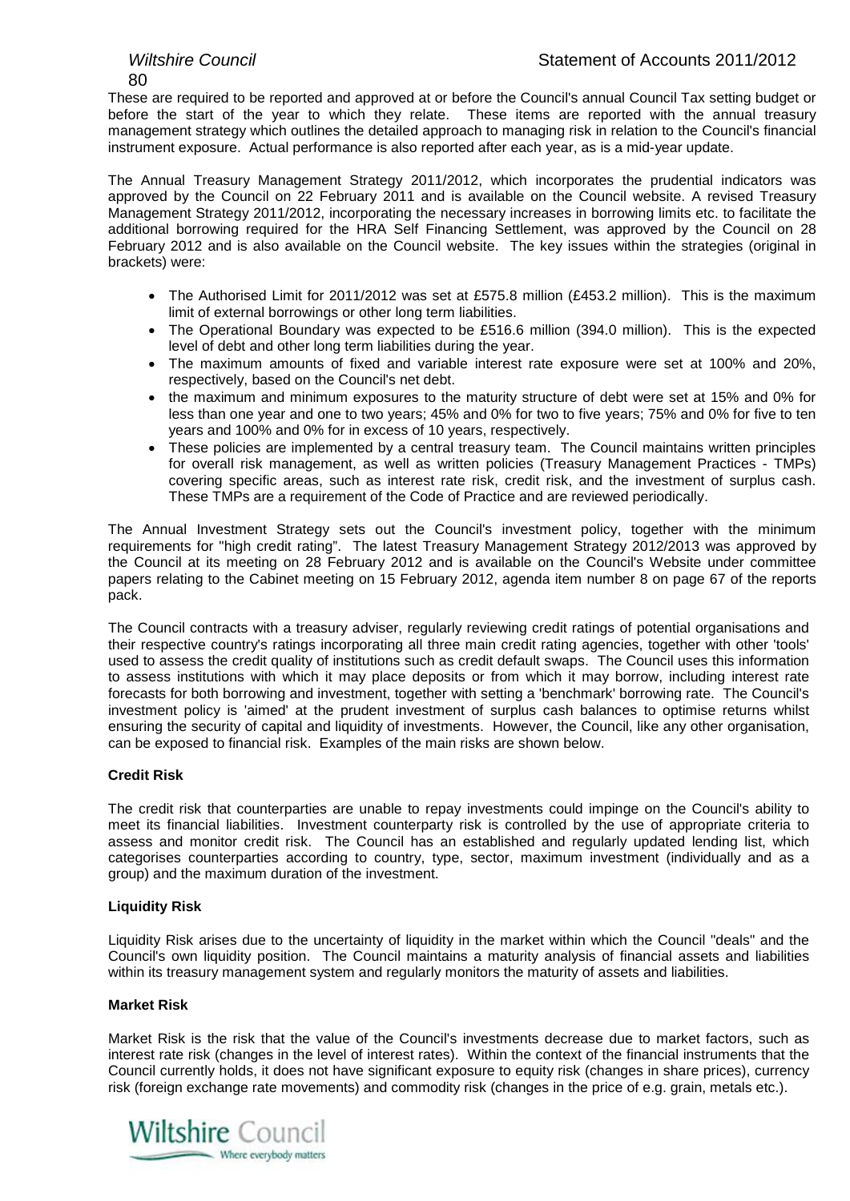These are required to be reported and approved at or before the Council's annual Council Tax setting budget or before the start of the year to which they relate. These items are reported with the annual treasury management strategy which outlines the detailed approach to managing risk in relation to the Council's financial instrument exposure. Actual performance is also reported after each year, as is a mid-year update.

The Annual Treasury Management Strategy 2011/2012, which incorporates the prudential indicators was approved by the Council on 22 February 2011 and is available on the Council website. A revised Treasury Management Strategy 2011/2012, incorporating the necessary increases in borrowing limits etc. to facilitate the additional borrowing required for the HRA Self Financing Settlement, was approved by the Council on 28 February 2012 and is also available on the Council website. The key issues within the strategies (original in brackets) were:

- The Authorised Limit for 2011/2012 was set at £575.8 million (£453.2 million). This is the maximum limit of external borrowings or other long term liabilities.
- The Operational Boundary was expected to be £516.6 million (394.0 million). This is the expected level of debt and other long term liabilities during the year.
- The maximum amounts of fixed and variable interest rate exposure were set at 100% and 20%, respectively, based on the Council's net debt.
- the maximum and minimum exposures to the maturity structure of debt were set at 15% and 0% for less than one year and one to two years; 45% and 0% for two to five years; 75% and 0% for five to ten years and 100% and 0% for in excess of 10 years, respectively.
- These policies are implemented by a central treasury team. The Council maintains written principles for overall risk management, as well as written policies (Treasury Management Practices - TMPs) covering specific areas, such as interest rate risk, credit risk, and the investment of surplus cash. These TMPs are a requirement of the Code of Practice and are reviewed periodically.

The Annual Investment Strategy sets out the Council's investment policy, together with the minimum requirements for "high credit rating". The latest Treasury Management Strategy 2012/2013 was approved by the Council at its meeting on 28 February 2012 and is available on the Council's Website under committee papers relating to the Cabinet meeting on 15 February 2012, agenda item number 8 on page 67 of the reports pack.

The Council contracts with a treasury adviser, regularly reviewing credit ratings of potential organisations and their respective country's ratings incorporating all three main credit rating agencies, together with other 'tools' used to assess the credit quality of institutions such as credit default swaps. The Council uses this information to assess institutions with which it may place deposits or from which it may borrow, including interest rate forecasts for both borrowing and investment, together with setting a 'benchmark' borrowing rate. The Council's investment policy is 'aimed' at the prudent investment of surplus cash balances to optimise returns whilst ensuring the security of capital and liquidity of investments. However, the Council, like any other organisation, can be exposed to financial risk. Examples of the main risks are shown below.

**Credit Risk**

The credit risk that counterparties are unable to repay investments could impinge on the Council's ability to meet its financial liabilities. Investment counterparty risk is controlled by the use of appropriate criteria to assess and monitor credit risk. The Council has an established and regularly updated lending list, which categorises counterparties according to country, type, sector, maximum investment (individually and as a group) and the maximum duration of the investment.

**Liquidity Risk**

Liquidity Risk arises due to the uncertainty of liquidity in the market within which the Council "deals" and the Council's own liquidity position. The Council maintains a maturity analysis of financial assets and liabilities within its treasury management system and regularly monitors the maturity of assets and liabilities.

**Market Risk**

Market Risk is the risk that the value of the Council's investments decrease due to market factors, such as interest rate risk (changes in the level of interest rates). Within the context of the financial instruments that the Council currently holds, it does not have significant exposure to equity risk (changes in share prices), currency risk (foreign exchange rate movements) and commodity risk (changes in the price of e.g. grain, metals etc.).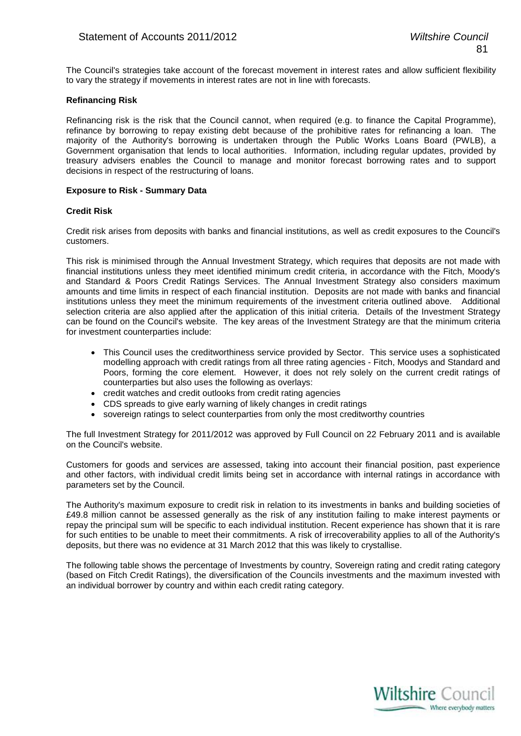The Council's strategies take account of the forecast movement in interest rates and allow sufficient flexibility to vary the strategy if movements in interest rates are not in line with forecasts.

**Refinancing Risk**

Refinancing risk is the risk that the Council cannot, when required (e.g. to finance the Capital Programme), refinance by borrowing to repay existing debt because of the prohibitive rates for refinancing a loan. The majority of the Authority's borrowing is undertaken through the Public Works Loans Board (PWLB), a Government organisation that lends to local authorities. Information, including regular updates, provided by treasury advisers enables the Council to manage and monitor forecast borrowing rates and to support decisions in respect of the restructuring of loans.

**Exposure to Risk - Summary Data**

**Credit Risk**

Credit risk arises from deposits with banks and financial institutions, as well as credit exposures to the Council's customers.

This risk is minimised through the Annual Investment Strategy, which requires that deposits are not made with financial institutions unless they meet identified minimum credit criteria, in accordance with the Fitch, Moody's and Standard & Poors Credit Ratings Services. The Annual Investment Strategy also considers maximum amounts and time limits in respect of each financial institution. Deposits are not made with banks and financial institutions unless they meet the minimum requirements of the investment criteria outlined above. Additional selection criteria are also applied after the application of this initial criteria. Details of the Investment Strategy can be found on the Council's website. The key areas of the Investment Strategy are that the minimum criteria for investment counterparties include:

- This Council uses the creditworthiness service provided by Sector. This service uses a sophisticated modelling approach with credit ratings from all three rating agencies - Fitch, Moodys and Standard and Poors, forming the core element. However, it does not rely solely on the current credit ratings of counterparties but also uses the following as overlays:
- credit watches and credit outlooks from credit rating agencies
- CDS spreads to give early warning of likely changes in credit ratings
- sovereign ratings to select counterparties from only the most creditworthy countries

The full Investment Strategy for 2011/2012 was approved by Full Council on 22 February 2011 and is available on the Council's website.

Customers for goods and services are assessed, taking into account their financial position, past experience and other factors, with individual credit limits being set in accordance with internal ratings in accordance with parameters set by the Council.

The Authority's maximum exposure to credit risk in relation to its investments in banks and building societies of £49.8 million cannot be assessed generally as the risk of any institution failing to make interest payments or repay the principal sum will be specific to each individual institution. Recent experience has shown that it is rare for such entities to be unable to meet their commitments. A risk of irrecoverability applies to all of the Authority's deposits, but there was no evidence at 31 March 2012 that this was likely to crystallise.

The following table shows the percentage of Investments by country, Sovereign rating and credit rating category (based on Fitch Credit Ratings), the diversification of the Councils investments and the maximum invested with an individual borrower by country and within each credit rating category.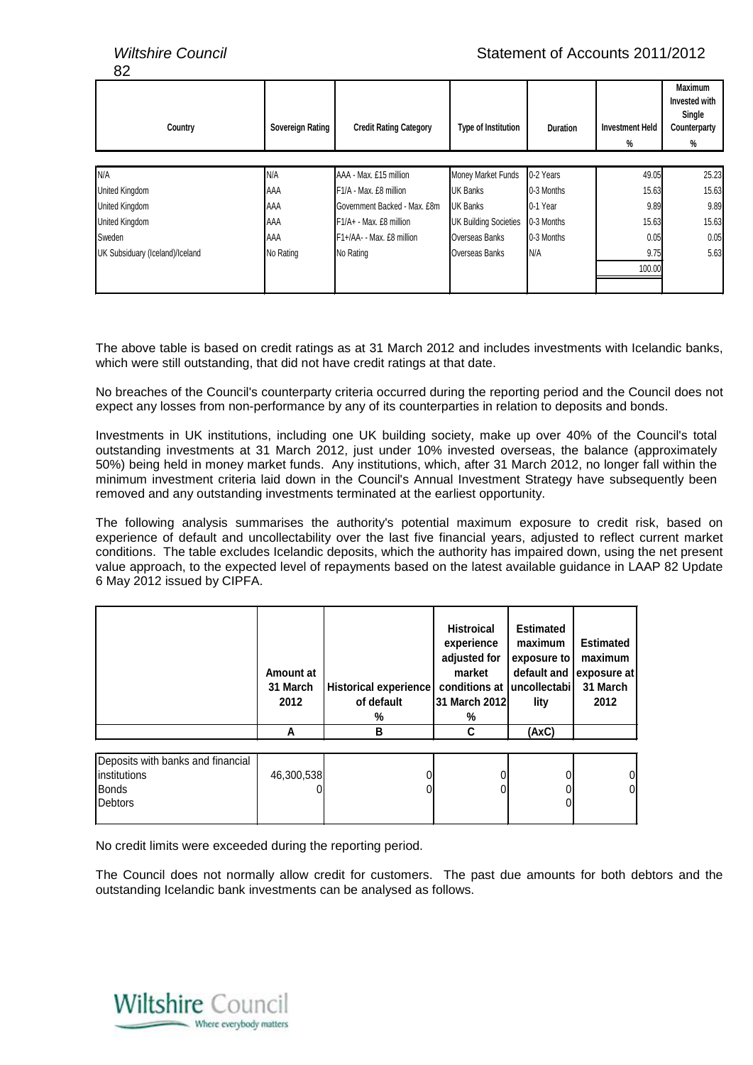| Country | Sovereign Rating | Credit Rating Category | Type of Institution | Duration | Investment Held % | Maximum Invested with Single Counterparty % |
|---|---|---|---|---|---|---|
| N/A | N/A | AAA - Max. £15 million | Money Market Funds | 0-2 Years | 49.05 | 25.23 |
| United Kingdom | AAA | F1/A - Max. £8 million | UK Banks | 0-3 Months | 15.63 | 15.63 |
| United Kingdom | AAA | Government Backed - Max. £8m | UK Banks | 0-1 Year | 9.89 | 9.89 |
| United Kingdom | AAA | F1/A+ - Max. £8 million | UK Building Societies | 0-3 Months | 15.63 | 15.63 |
| Sweden | AAA | F1+/AA- - Max. £8 million | Overseas Banks | 0-3 Months | 0.05 | 0.05 |
| UK Subsiduary (Iceland)/Iceland | No Rating | No Rating | Overseas Banks | N/A | 9.75 | 5.63 |
| | | | | | 100.00 | |

The above table is based on credit ratings as at 31 March 2012 and includes investments with Icelandic banks, which were still outstanding, that did not have credit ratings at that date.

No breaches of the Council's counterparty criteria occurred during the reporting period and the Council does not expect any losses from non-performance by any of its counterparties in relation to deposits and bonds.

Investments in UK institutions, including one UK building society, make up over 40% of the Council's total outstanding investments at 31 March 2012, just under 10% invested overseas, the balance (approximately 50%) being held in money market funds. Any institutions, which, after 31 March 2012, no longer fall within the minimum investment criteria laid down in the Council's Annual Investment Strategy have subsequently been removed and any outstanding investments terminated at the earliest opportunity.

The following analysis summarises the authority's potential maximum exposure to credit risk, based on experience of default and uncollectability over the last five financial years, adjusted to reflect current market conditions. The table excludes Icelandic deposits, which the authority has impaired down, using the net present value approach, to the expected level of repayments based on the latest available guidance in LAAP 82 Update 6 May 2012 issued by CIPFA.

| | Amount at 31 March 2012 | Historical experience of default % | Histroical experience adjusted for market conditions at 31 March 2012 % | Estimated maximum exposure to default and uncollectability | Estimated maximum exposure at 31 March 2012 |
|---|---|---|---|---|---|
| | A | B | C | (AxC) | |
| Deposits with banks and financial institutions | 46,300,538 | 0 | 0 | 0 | 0 |
| Bonds | 0 | 0 | 0 | 0 | 0 |
| Debtors | | | | 0 | |

No credit limits were exceeded during the reporting period.

The Council does not normally allow credit for customers. The past due amounts for both debtors and the outstanding Icelandic bank investments can be analysed as follows.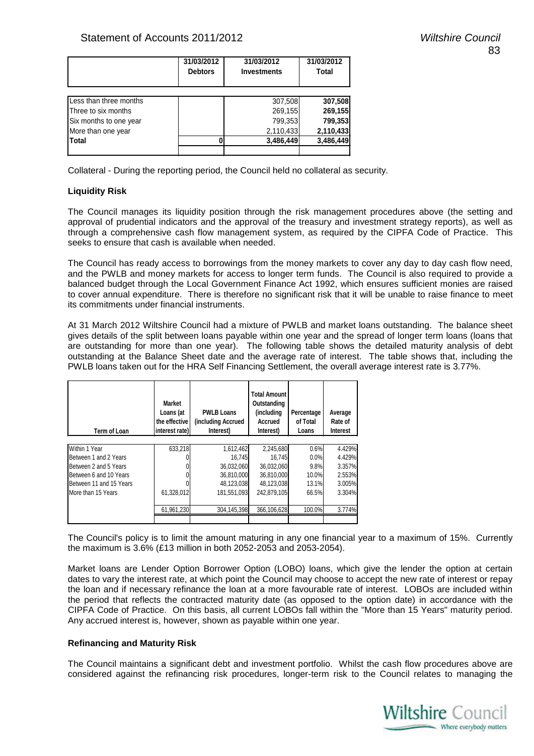| | 31/03/2012 Debtors | 31/03/2012 Investments | 31/03/2012 Total |
|---|---|---|---|
| Less than three months | | 307,508 | **307,508** |
| Three to six months | | 269,155 | **269,155** |
| Six months to one year | | 799,353 | **799,353** |
| More than one year | | 2,110,433 | **2,110,433** |
| **Total** | **0** | **3,486,449** | **3,486,449** |

Collateral - During the reporting period, the Council held no collateral as security.

**Liquidity Risk**

The Council manages its liquidity position through the risk management procedures above (the setting and approval of prudential indicators and the approval of the treasury and investment strategy reports), as well as through a comprehensive cash flow management system, as required by the CIPFA Code of Practice. This seeks to ensure that cash is available when needed.

The Council has ready access to borrowings from the money markets to cover any day to day cash flow need, and the PWLB and money markets for access to longer term funds. The Council is also required to provide a balanced budget through the Local Government Finance Act 1992, which ensures sufficient monies are raised to cover annual expenditure. There is therefore no significant risk that it will be unable to raise finance to meet its commitments under financial instruments.

At 31 March 2012 Wiltshire Council had a mixture of PWLB and market loans outstanding. The balance sheet gives details of the split between loans payable within one year and the spread of longer term loans (loans that are outstanding for more than one year). The following table shows the detailed maturity analysis of debt outstanding at the Balance Sheet date and the average rate of interest. The table shows that, including the PWLB loans taken out for the HRA Self Financing Settlement, the overall average interest rate is 3.77%.

| Term of Loan | Market Loans (at the effective interest rate) | PWLB Loans (including Accrued Interest) | Total Amount Outstanding (including Accrued Interest) | Percentage of Total Loans | Average Rate of Interest |
|---|---|---|---|---|---|
| Within 1 Year | 633,218 | 1,612,462 | 2,245,680 | 0.6% | 4.429% |
| Between 1 and 2 Years | 0 | 16,745 | 16,745 | 0.0% | 4.429% |
| Between 2 and 5 Years | 0 | 36,032,060 | 36,032,060 | 9.8% | 3.357% |
| Between 6 and 10 Years | 0 | 36,810,000 | 36,810,000 | 10.0% | 2.553% |
| Between 11 and 15 Years | 0 | 48,123,038 | 48,123,038 | 13.1% | 3.005% |
| More than 15 Years | 61,328,012 | 181,551,093 | 242,879,105 | 66.5% | 3.304% |
| | 61,961,230 | 304,145,398 | 366,106,628 | 100.0% | 3.774% |

The Council's policy is to limit the amount maturing in any one financial year to a maximum of 15%. Currently the maximum is 3.6% (£13 million in both 2052-2053 and 2053-2054).

Market loans are Lender Option Borrower Option (LOBO) loans, which give the lender the option at certain dates to vary the interest rate, at which point the Council may choose to accept the new rate of interest or repay the loan and if necessary refinance the loan at a more favourable rate of interest. LOBOs are included within the period that reflects the contracted maturity date (as opposed to the option date) in accordance with the CIPFA Code of Practice. On this basis, all current LOBOs fall within the "More than 15 Years" maturity period. Any accrued interest is, however, shown as payable within one year.

**Refinancing and Maturity Risk**

The Council maintains a significant debt and investment portfolio. Whilst the cash flow procedures above are considered against the refinancing risk procedures, longer-term risk to the Council relates to managing the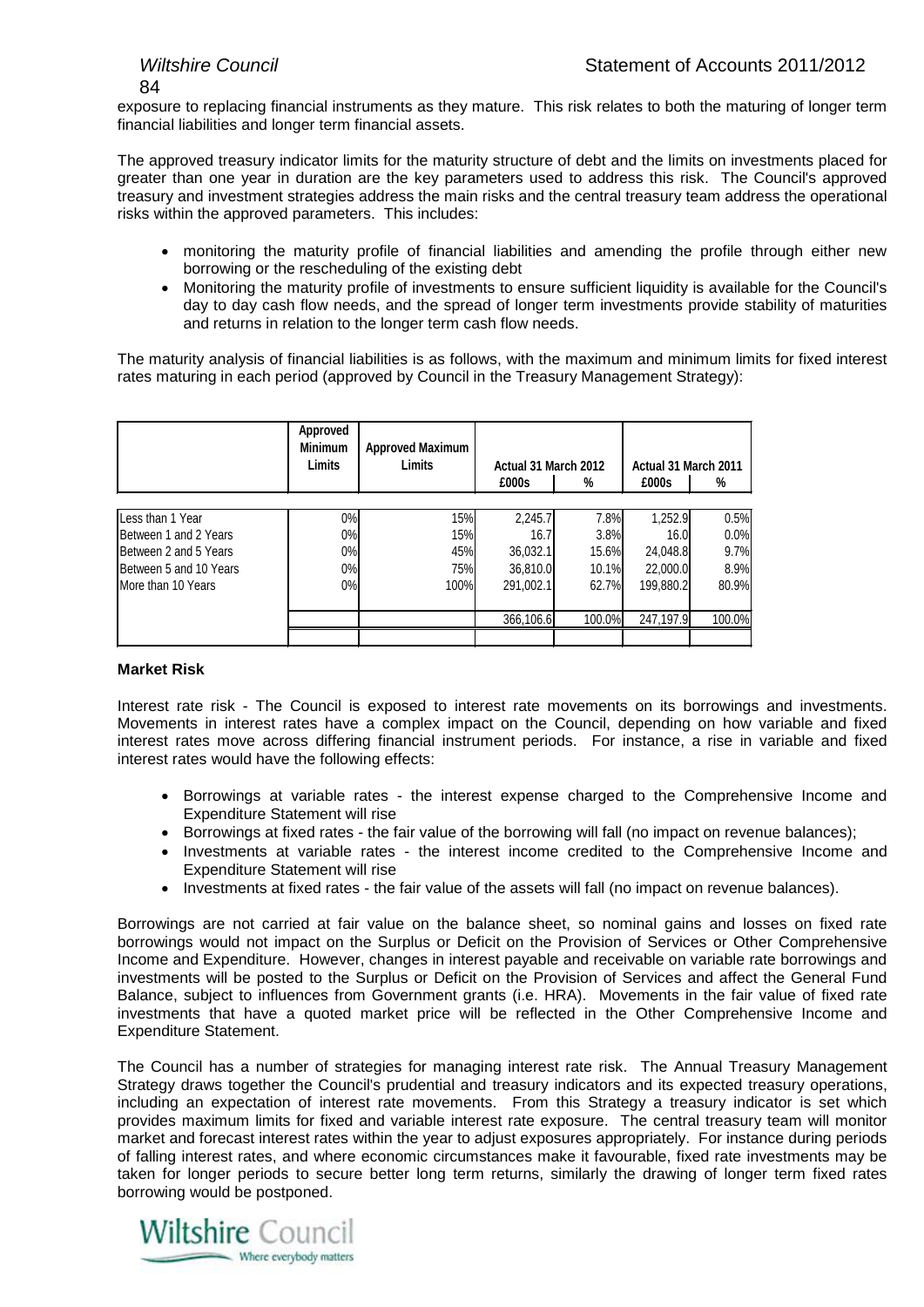exposure to replacing financial instruments as they mature. This risk relates to both the maturing of longer term financial liabilities and longer term financial assets.

The approved treasury indicator limits for the maturity structure of debt and the limits on investments placed for greater than one year in duration are the key parameters used to address this risk. The Council's approved treasury and investment strategies address the main risks and the central treasury team address the operational risks within the approved parameters. This includes:

- monitoring the maturity profile of financial liabilities and amending the profile through either new borrowing or the rescheduling of the existing debt
- Monitoring the maturity profile of investments to ensure sufficient liquidity is available for the Council's day to day cash flow needs, and the spread of longer term investments provide stability of maturities and returns in relation to the longer term cash flow needs.

The maturity analysis of financial liabilities is as follows, with the maximum and minimum limits for fixed interest rates maturing in each period (approved by Council in the Treasury Management Strategy):

| | Approved Minimum Limits | Approved Maximum Limits | Actual 31 March 2012 | | Actual 31 March 2011 | |
|---|---|---|---|---|---|---|
| | | | £000s | % | £000s | % |
| Less than 1 Year | 0% | 15% | 2,245.7 | 7.8% | 1,252.9 | 0.5% |
| Between 1 and 2 Years | 0% | 15% | 16.7 | 3.8% | 16.0 | 0.0% |
| Between 2 and 5 Years | 0% | 45% | 36,032.1 | 15.6% | 24,048.8 | 9.7% |
| Between 5 and 10 Years | 0% | 75% | 36,810.0 | 10.1% | 22,000.0 | 8.9% |
| More than 10 Years | 0% | 100% | 291,002.1 | 62.7% | 199,880.2 | 80.9% |
| | | | 366,106.6 | 100.0% | 247,197.9 | 100.0% |

**Market Risk**

Interest rate risk - The Council is exposed to interest rate movements on its borrowings and investments. Movements in interest rates have a complex impact on the Council, depending on how variable and fixed interest rates move across differing financial instrument periods. For instance, a rise in variable and fixed interest rates would have the following effects:

- Borrowings at variable rates - the interest expense charged to the Comprehensive Income and Expenditure Statement will rise
- Borrowings at fixed rates - the fair value of the borrowing will fall (no impact on revenue balances);
- Investments at variable rates - the interest income credited to the Comprehensive Income and Expenditure Statement will rise
- Investments at fixed rates - the fair value of the assets will fall (no impact on revenue balances).

Borrowings are not carried at fair value on the balance sheet, so nominal gains and losses on fixed rate borrowings would not impact on the Surplus or Deficit on the Provision of Services or Other Comprehensive Income and Expenditure. However, changes in interest payable and receivable on variable rate borrowings and investments will be posted to the Surplus or Deficit on the Provision of Services and affect the General Fund Balance, subject to influences from Government grants (i.e. HRA). Movements in the fair value of fixed rate investments that have a quoted market price will be reflected in the Other Comprehensive Income and Expenditure Statement.

The Council has a number of strategies for managing interest rate risk. The Annual Treasury Management Strategy draws together the Council's prudential and treasury indicators and its expected treasury operations, including an expectation of interest rate movements. From this Strategy a treasury indicator is set which provides maximum limits for fixed and variable interest rate exposure. The central treasury team will monitor market and forecast interest rates within the year to adjust exposures appropriately. For instance during periods of falling interest rates, and where economic circumstances make it favourable, fixed rate investments may be taken for longer periods to secure better long term returns, similarly the drawing of longer term fixed rates borrowing would be postponed.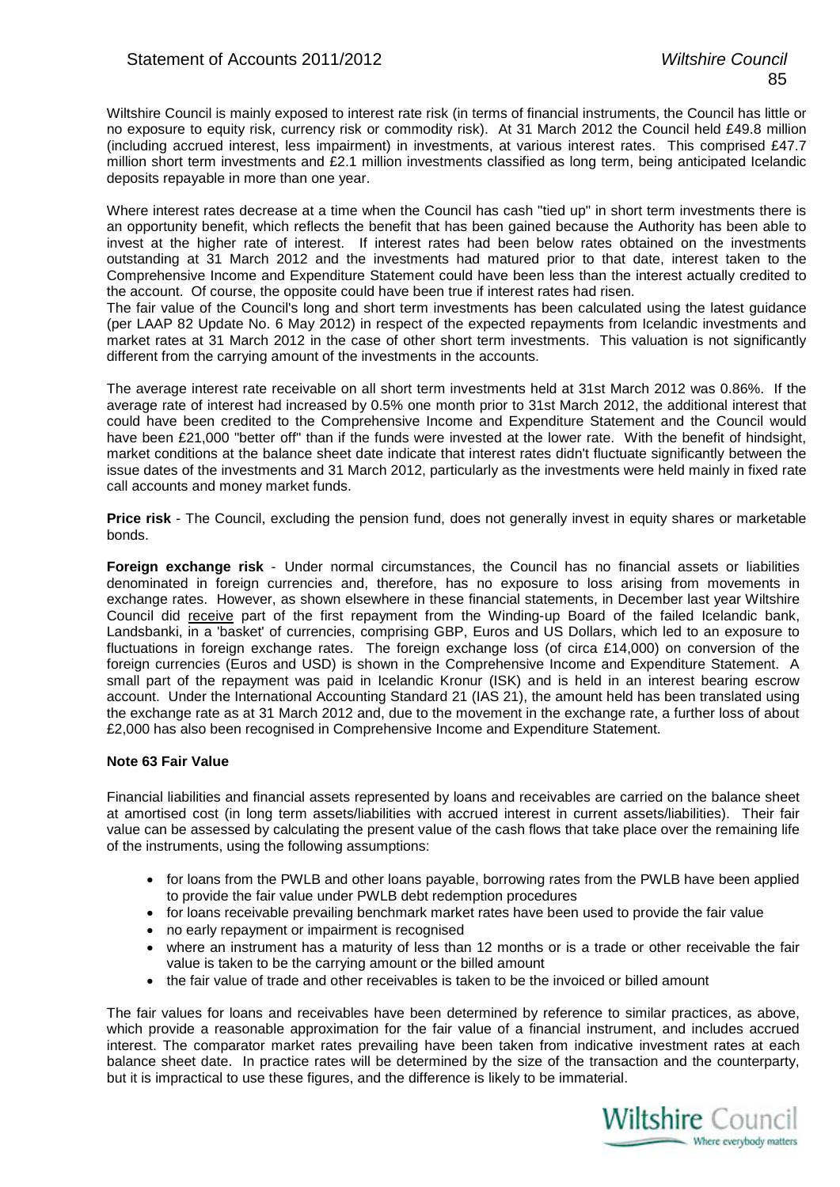Wiltshire Council is mainly exposed to interest rate risk (in terms of financial instruments, the Council has little or no exposure to equity risk, currency risk or commodity risk). At 31 March 2012 the Council held £49.8 million (including accrued interest, less impairment) in investments, at various interest rates. This comprised £47.7 million short term investments and £2.1 million investments classified as long term, being anticipated Icelandic deposits repayable in more than one year.

Where interest rates decrease at a time when the Council has cash "tied up" in short term investments there is an opportunity benefit, which reflects the benefit that has been gained because the Authority has been able to invest at the higher rate of interest. If interest rates had been below rates obtained on the investments outstanding at 31 March 2012 and the investments had matured prior to that date, interest taken to the Comprehensive Income and Expenditure Statement could have been less than the interest actually credited to the account. Of course, the opposite could have been true if interest rates had risen.

The fair value of the Council's long and short term investments has been calculated using the latest guidance (per LAAP 82 Update No. 6 May 2012) in respect of the expected repayments from Icelandic investments and market rates at 31 March 2012 in the case of other short term investments. This valuation is not significantly different from the carrying amount of the investments in the accounts.

The average interest rate receivable on all short term investments held at 31st March 2012 was 0.86%. If the average rate of interest had increased by 0.5% one month prior to 31st March 2012, the additional interest that could have been credited to the Comprehensive Income and Expenditure Statement and the Council would have been £21,000 "better off" than if the funds were invested at the lower rate. With the benefit of hindsight, market conditions at the balance sheet date indicate that interest rates didn't fluctuate significantly between the issue dates of the investments and 31 March 2012, particularly as the investments were held mainly in fixed rate call accounts and money market funds.

**Price risk** - The Council, excluding the pension fund, does not generally invest in equity shares or marketable bonds.

**Foreign exchange risk** - Under normal circumstances, the Council has no financial assets or liabilities denominated in foreign currencies and, therefore, has no exposure to loss arising from movements in exchange rates. However, as shown elsewhere in these financial statements, in December last year Wiltshire Council did receive part of the first repayment from the Winding-up Board of the failed Icelandic bank, Landsbanki, in a 'basket' of currencies, comprising GBP, Euros and US Dollars, which led to an exposure to fluctuations in foreign exchange rates. The foreign exchange loss (of circa £14,000) on conversion of the foreign currencies (Euros and USD) is shown in the Comprehensive Income and Expenditure Statement. A small part of the repayment was paid in Icelandic Kronur (ISK) and is held in an interest bearing escrow account. Under the International Accounting Standard 21 (IAS 21), the amount held has been translated using the exchange rate as at 31 March 2012 and, due to the movement in the exchange rate, a further loss of about £2,000 has also been recognised in Comprehensive Income and Expenditure Statement.

**Note 63 Fair Value**

Financial liabilities and financial assets represented by loans and receivables are carried on the balance sheet at amortised cost (in long term assets/liabilities with accrued interest in current assets/liabilities). Their fair value can be assessed by calculating the present value of the cash flows that take place over the remaining life of the instruments, using the following assumptions:

- for loans from the PWLB and other loans payable, borrowing rates from the PWLB have been applied to provide the fair value under PWLB debt redemption procedures
- for loans receivable prevailing benchmark market rates have been used to provide the fair value
- no early repayment or impairment is recognised
- where an instrument has a maturity of less than 12 months or is a trade or other receivable the fair value is taken to be the carrying amount or the billed amount
- the fair value of trade and other receivables is taken to be the invoiced or billed amount

The fair values for loans and receivables have been determined by reference to similar practices, as above, which provide a reasonable approximation for the fair value of a financial instrument, and includes accrued interest. The comparator market rates prevailing have been taken from indicative investment rates at each balance sheet date. In practice rates will be determined by the size of the transaction and the counterparty, but it is impractical to use these figures, and the difference is likely to be immaterial.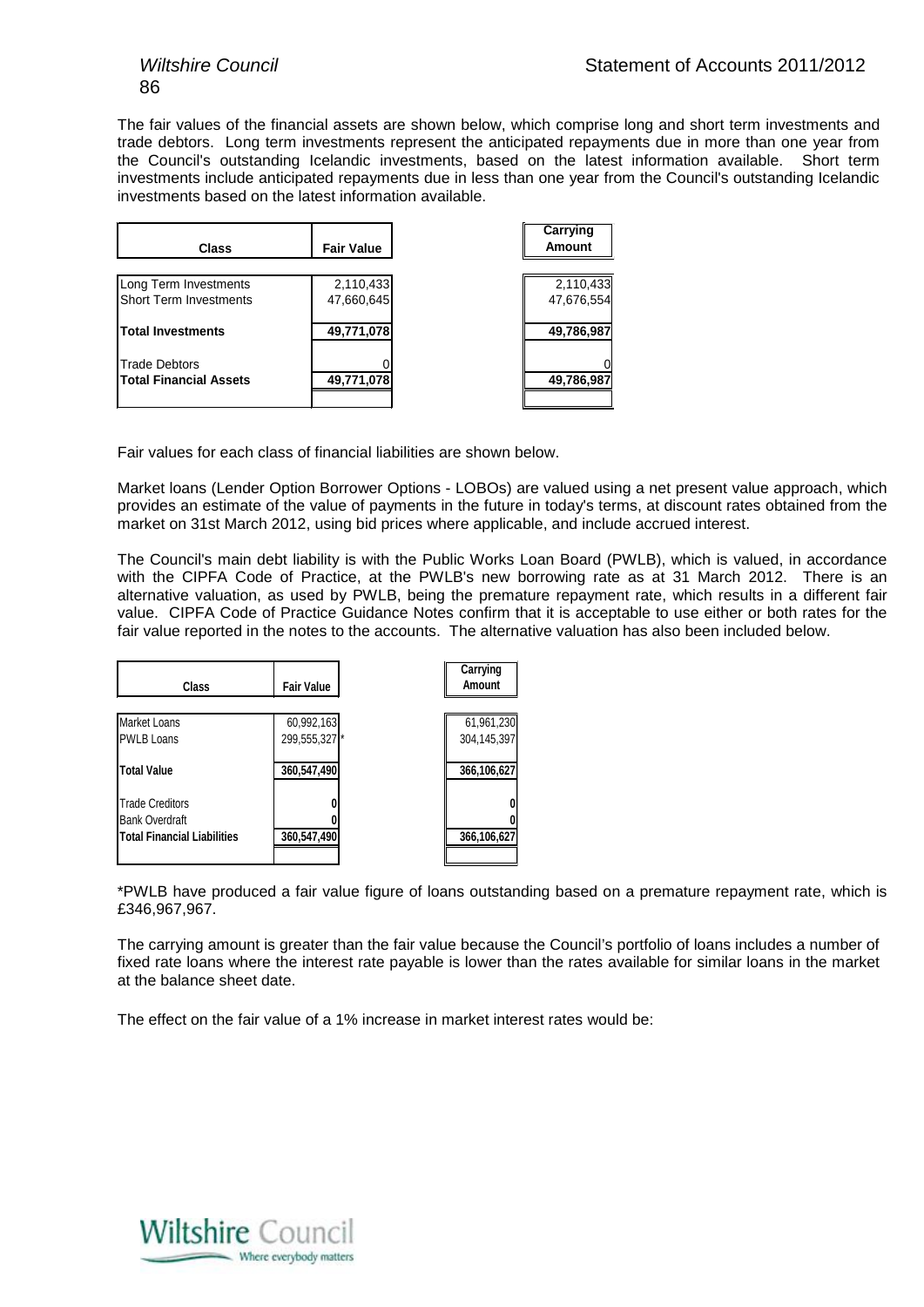The fair values of the financial assets are shown below, which comprise long and short term investments and trade debtors. Long term investments represent the anticipated repayments due in more than one year from the Council's outstanding Icelandic investments, based on the latest information available. Short term investments include anticipated repayments due in less than one year from the Council's outstanding Icelandic investments based on the latest information available.

| Class | Fair Value | Carrying Amount |
|---|---|---|
| Long Term Investments | 2,110,433 | 2,110,433 |
| Short Term Investments | 47,660,645 | 47,676,554 |
| **Total Investments** | **49,771,078** | **49,786,987** |
| Trade Debtors | 0 | 0 |
| **Total Financial Assets** | **49,771,078** | **49,786,987** |

Fair values for each class of financial liabilities are shown below.

Market loans (Lender Option Borrower Options - LOBOs) are valued using a net present value approach, which provides an estimate of the value of payments in the future in today's terms, at discount rates obtained from the market on 31st March 2012, using bid prices where applicable, and include accrued interest.

The Council's main debt liability is with the Public Works Loan Board (PWLB), which is valued, in accordance with the CIPFA Code of Practice, at the PWLB's new borrowing rate as at 31 March 2012. There is an alternative valuation, as used by PWLB, being the premature repayment rate, which results in a different fair value. CIPFA Code of Practice Guidance Notes confirm that it is acceptable to use either or both rates for the fair value reported in the notes to the accounts. The alternative valuation has also been included below.

| Class | Fair Value | Carrying Amount |
|---|---|---|
| Market Loans | 60,992,163 | 61,961,230 |
| PWLB Loans | 299,555,327 * | 304,145,397 |
| **Total Value** | **360,547,490** | **366,106,627** |
| Trade Creditors | 0 | 0 |
| Bank Overdraft | 0 | 0 |
| **Total Financial Liabilities** | **360,547,490** | **366,106,627** |

*PWLB have produced a fair value figure of loans outstanding based on a premature repayment rate, which is £346,967,967.

The carrying amount is greater than the fair value because the Council's portfolio of loans includes a number of fixed rate loans where the interest rate payable is lower than the rates available for similar loans in the market at the balance sheet date.

The effect on the fair value of a 1% increase in market interest rates would be: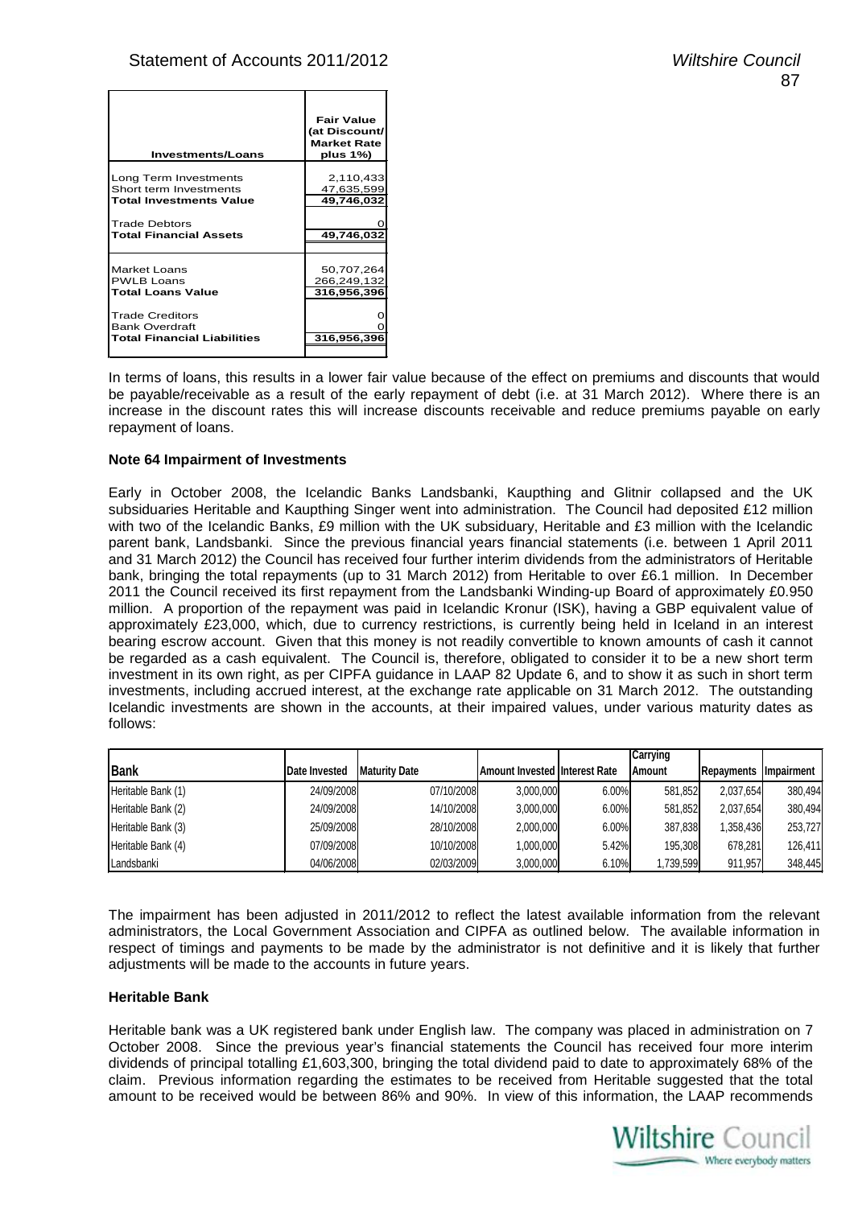| Investments/Loans | Fair Value (at Discount/ Market Rate plus 1%) |
|---|---|
| Long Term Investments | 2,110,433 |
| Short term Investments | 47,635,599 |
| **Total Investments Value** | **49,746,032** |
| Trade Debtors | 0 |
| **Total Financial Assets** | **49,746,032** |
| Market Loans | 50,707,264 |
| PWLB Loans | 266,249,132 |
| **Total Loans Value** | **316,956,396** |
| Trade Creditors | 0 |
| Bank Overdraft | 0 |
| **Total Financial Liabilities** | **316,956,396** |

In terms of loans, this results in a lower fair value because of the effect on premiums and discounts that would be payable/receivable as a result of the early repayment of debt (i.e. at 31 March 2012). Where there is an increase in the discount rates this will increase discounts receivable and reduce premiums payable on early repayment of loans.

**Note 64 Impairment of Investments**

Early in October 2008, the Icelandic Banks Landsbanki, Kaupthing and Glitnir collapsed and the UK subsidiaries Heritable and Kaupthing Singer went into administration. The Council had deposited £12 million with two of the Icelandic Banks, £9 million with the UK subsidiary, Heritable and £3 million with the Icelandic parent bank, Landsbanki. Since the previous financial years financial statements (i.e. between 1 April 2011 and 31 March 2012) the Council has received four further interim dividends from the administrators of Heritable bank, bringing the total repayments (up to 31 March 2012) from Heritable to over £6.1 million. In December 2011 the Council received its first repayment from the Landsbanki Winding-up Board of approximately £0.950 million. A proportion of the repayment was paid in Icelandic Kronur (ISK), having a GBP equivalent value of approximately £23,000, which, due to currency restrictions, is currently being held in Iceland in an interest bearing escrow account. Given that this money is not readily convertible to known amounts of cash it cannot be regarded as a cash equivalent. The Council is, therefore, obligated to consider it to be a new short term investment in its own right, as per CIPFA guidance in LAAP 82 Update 6, and to show it as such in short term investments, including accrued interest, at the exchange rate applicable on 31 March 2012. The outstanding Icelandic investments are shown in the accounts, at their impaired values, under various maturity dates as follows:

| Bank | Date Invested | Maturity Date | Amount Invested | Interest Rate | Carrying Amount | Repayments | Impairment |
|---|---|---|---|---|---|---|---|
| Heritable Bank (1) | 24/09/2008 | 07/10/2008 | 3,000,000 | 6.00% | 581,852 | 2,037,654 | 380,494 |
| Heritable Bank (2) | 24/09/2008 | 14/10/2008 | 3,000,000 | 6.00% | 581,852 | 2,037,654 | 380,494 |
| Heritable Bank (3) | 25/09/2008 | 28/10/2008 | 2,000,000 | 6.00% | 387,838 | 1,358,436 | 253,727 |
| Heritable Bank (4) | 07/09/2008 | 10/10/2008 | 1,000,000 | 5.42% | 195,308 | 678,281 | 126,411 |
| Landsbanki | 04/06/2008 | 02/03/2009 | 3,000,000 | 6.10% | 1,739,599 | 911,957 | 348,445 |

The impairment has been adjusted in 2011/2012 to reflect the latest available information from the relevant administrators, the Local Government Association and CIPFA as outlined below. The available information in respect of timings and payments to be made by the administrator is not definitive and it is likely that further adjustments will be made to the accounts in future years.

**Heritable Bank**

Heritable bank was a UK registered bank under English law. The company was placed in administration on 7 October 2008. Since the previous year's financial statements the Council has received four more interim dividends of principal totalling £1,603,300, bringing the total dividend paid to date to approximately 68% of the claim. Previous information regarding the estimates to be received from Heritable suggested that the total amount to be received would be between 86% and 90%. In view of this information, the LAAP recommends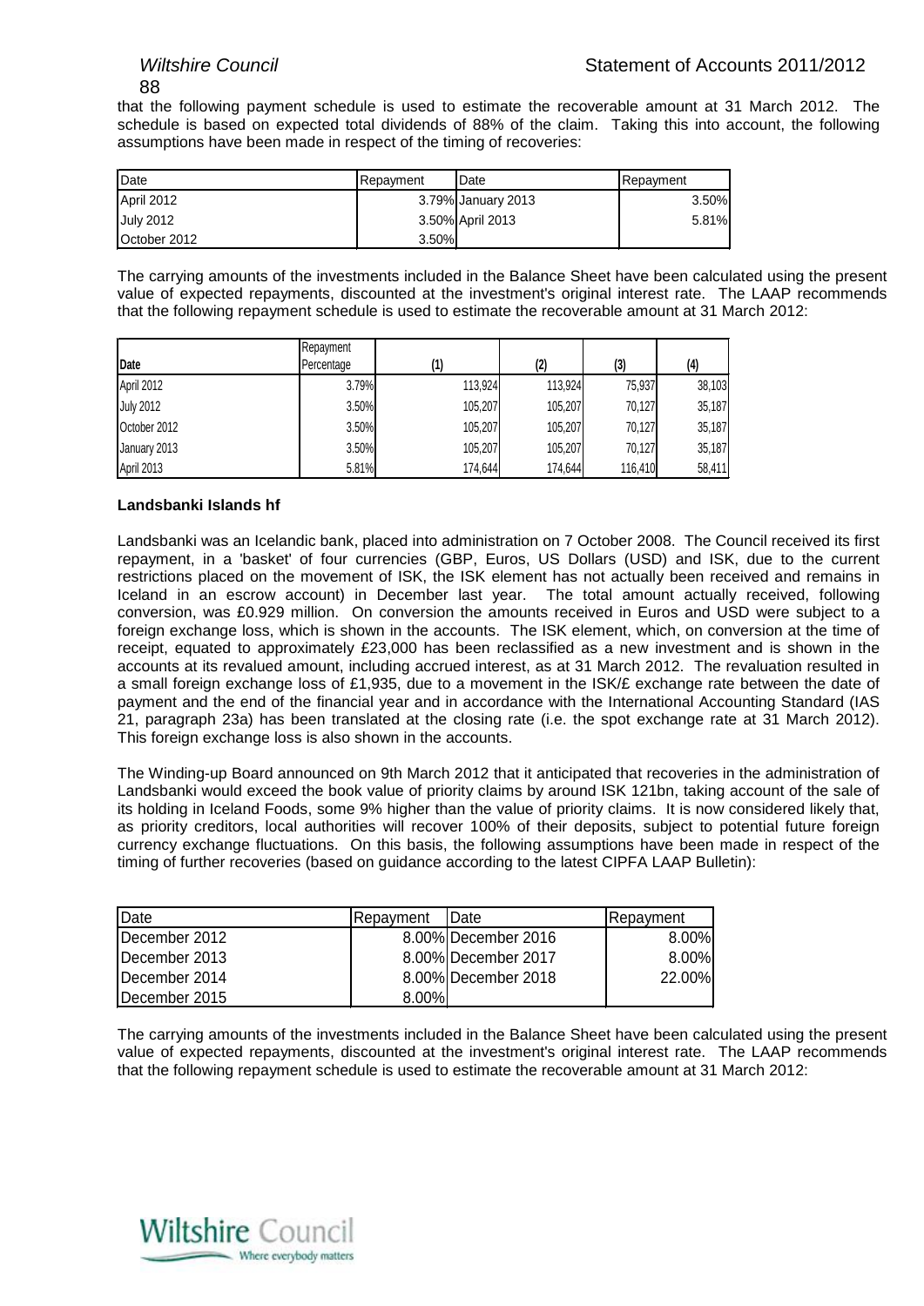that the following payment schedule is used to estimate the recoverable amount at 31 March 2012. The schedule is based on expected total dividends of 88% of the claim. Taking this into account, the following assumptions have been made in respect of the timing of recoveries:

| Date | Repayment | Date | Repayment |
|---|---|---|---|
| April 2012 | 3.79% | January 2013 | 3.50% |
| July 2012 | 3.50% | April 2013 | 5.81% |
| October 2012 | 3.50% | | |

The carrying amounts of the investments included in the Balance Sheet have been calculated using the present value of expected repayments, discounted at the investment's original interest rate. The LAAP recommends that the following repayment schedule is used to estimate the recoverable amount at 31 March 2012:

| Date | Repayment Percentage | (1) | (2) | (3) | (4) |
|---|---|---|---|---|---|
| April 2012 | 3.79% | 113,924 | 113,924 | 75,937 | 38,103 |
| July 2012 | 3.50% | 105,207 | 105,207 | 70,127 | 35,187 |
| October 2012 | 3.50% | 105,207 | 105,207 | 70,127 | 35,187 |
| January 2013 | 3.50% | 105,207 | 105,207 | 70,127 | 35,187 |
| April 2013 | 5.81% | 174,644 | 174,644 | 116,410 | 58,411 |

**Landsbanki Islands hf**

Landsbanki was an Icelandic bank, placed into administration on 7 October 2008. The Council received its first repayment, in a 'basket' of four currencies (GBP, Euros, US Dollars (USD) and ISK, due to the current restrictions placed on the movement of ISK, the ISK element has not actually been received and remains in Iceland in an escrow account) in December last year. The total amount actually received, following conversion, was £0.929 million. On conversion the amounts received in Euros and USD were subject to a foreign exchange loss, which is shown in the accounts. The ISK element, which, on conversion at the time of receipt, equated to approximately £23,000 has been reclassified as a new investment and is shown in the accounts at its revalued amount, including accrued interest, as at 31 March 2012. The revaluation resulted in a small foreign exchange loss of £1,935, due to a movement in the ISK/£ exchange rate between the date of payment and the end of the financial year and in accordance with the International Accounting Standard (IAS 21, paragraph 23a) has been translated at the closing rate (i.e. the spot exchange rate at 31 March 2012). This foreign exchange loss is also shown in the accounts.

The Winding-up Board announced on 9th March 2012 that it anticipated that recoveries in the administration of Landsbanki would exceed the book value of priority claims by around ISK 121bn, taking account of the sale of its holding in Iceland Foods, some 9% higher than the value of priority claims. It is now considered likely that, as priority creditors, local authorities will recover 100% of their deposits, subject to potential future foreign currency exchange fluctuations. On this basis, the following assumptions have been made in respect of the timing of further recoveries (based on guidance according to the latest CIPFA LAAP Bulletin):

| Date | Repayment | Date | Repayment |
|---|---|---|---|
| December 2012 | 8.00% | December 2016 | 8.00% |
| December 2013 | 8.00% | December 2017 | 8.00% |
| December 2014 | 8.00% | December 2018 | 22.00% |
| December 2015 | 8.00% | | |

The carrying amounts of the investments included in the Balance Sheet have been calculated using the present value of expected repayments, discounted at the investment's original interest rate. The LAAP recommends that the following repayment schedule is used to estimate the recoverable amount at 31 March 2012: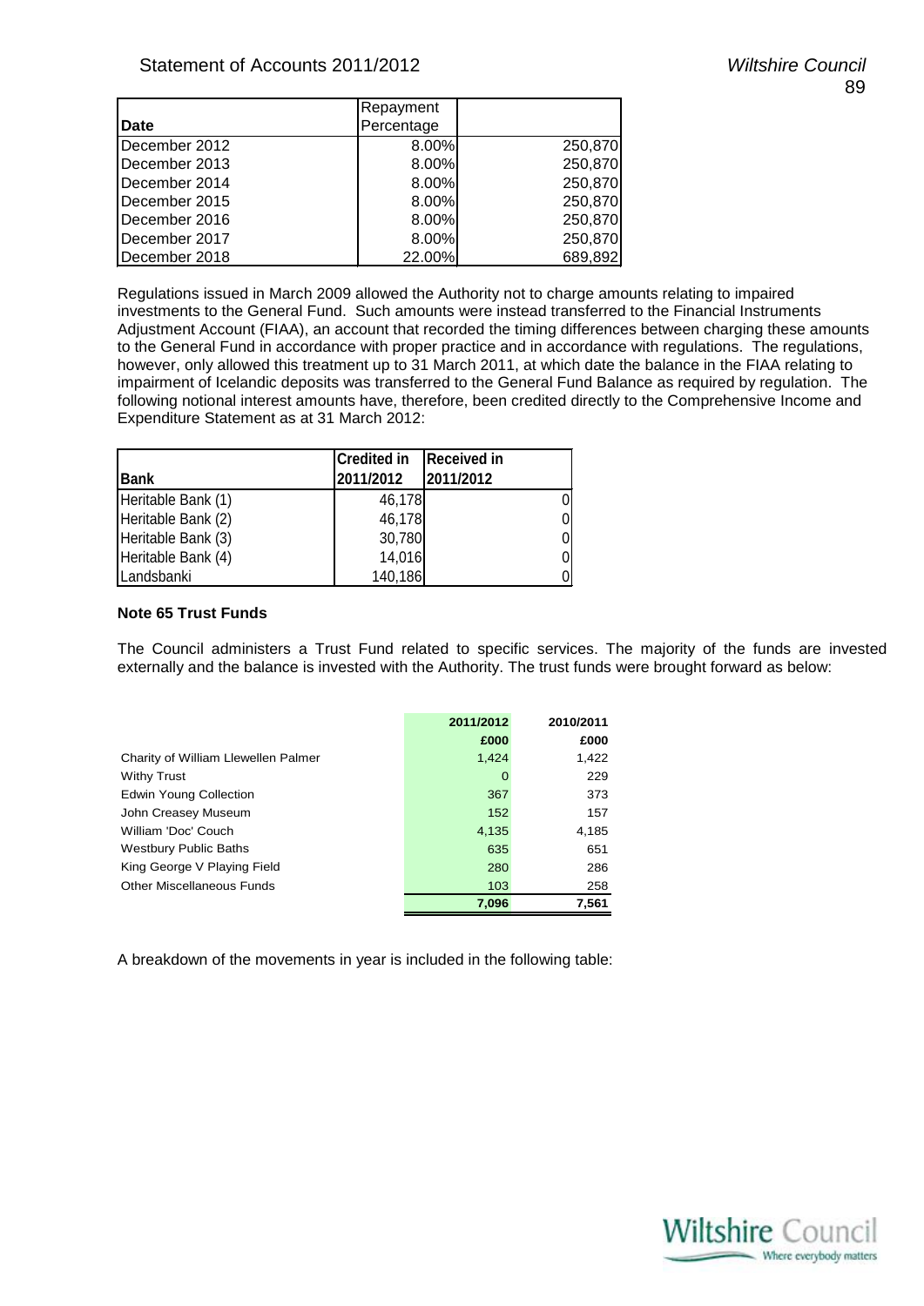| Date | Repayment Percentage | |
|---|---|---|
| December 2012 | 8.00% | 250,870 |
| December 2013 | 8.00% | 250,870 |
| December 2014 | 8.00% | 250,870 |
| December 2015 | 8.00% | 250,870 |
| December 2016 | 8.00% | 250,870 |
| December 2017 | 8.00% | 250,870 |
| December 2018 | 22.00% | 689,892 |

Regulations issued in March 2009 allowed the Authority not to charge amounts relating to impaired investments to the General Fund. Such amounts were instead transferred to the Financial Instruments Adjustment Account (FIAA), an account that recorded the timing differences between charging these amounts to the General Fund in accordance with proper practice and in accordance with regulations. The regulations, however, only allowed this treatment up to 31 March 2011, at which date the balance in the FIAA relating to impairment of Icelandic deposits was transferred to the General Fund Balance as required by regulation. The following notional interest amounts have, therefore, been credited directly to the Comprehensive Income and Expenditure Statement as at 31 March 2012:

| Bank | Credited in 2011/2012 | Received in 2011/2012 |
|---|---|---|
| Heritable Bank (1) | 46,178 | 0 |
| Heritable Bank (2) | 46,178 | 0 |
| Heritable Bank (3) | 30,780 | 0 |
| Heritable Bank (4) | 14,016 | 0 |
| Landsbanki | 140,186 | 0 |

**Note 65 Trust Funds**

The Council administers a Trust Fund related to specific services. The majority of the funds are invested externally and the balance is invested with the Authority. The trust funds were brought forward as below:

| | 2011/2012 | 2010/2011 |
|---|---|---|
| | £000 | £000 |
| Charity of William Llewellen Palmer | 1,424 | 1,422 |
| Withy Trust | 0 | 229 |
| Edwin Young Collection | 367 | 373 |
| John Creasey Museum | 152 | 157 |
| William 'Doc' Couch | 4,135 | 4,185 |
| Westbury Public Baths | 635 | 651 |
| King George V Playing Field | 280 | 286 |
| Other Miscellaneous Funds | 103 | 258 |
| | **7,096** | **7,561** |

A breakdown of the movements in year is included in the following table: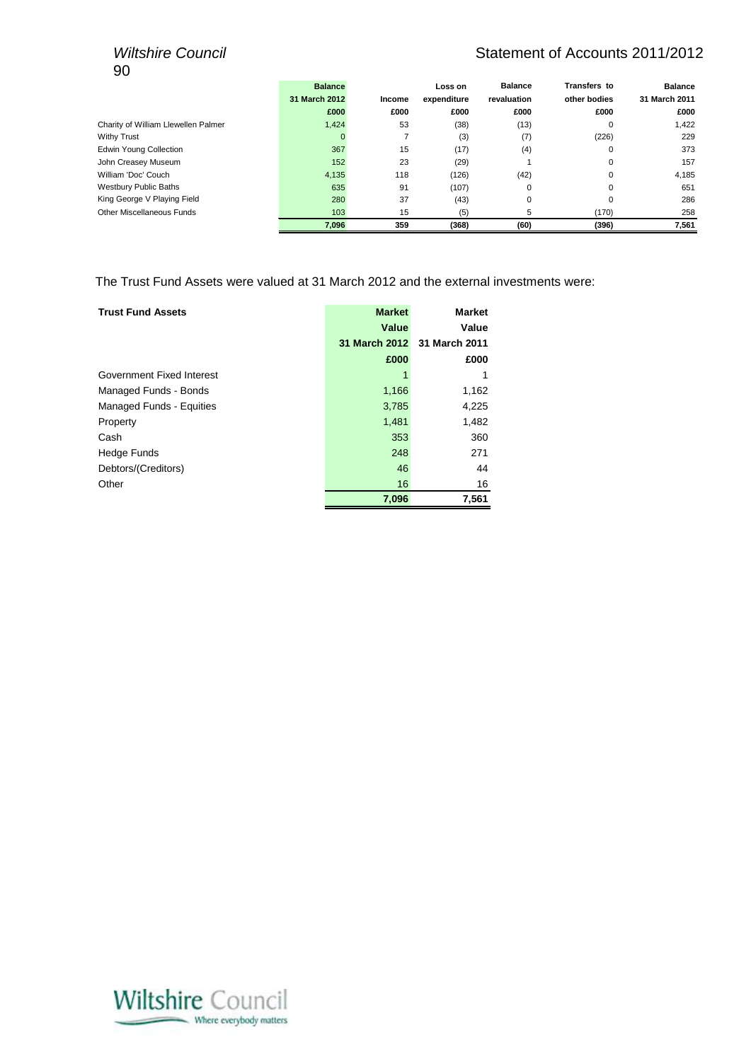| | Balance 31 March 2012 £000 | Income £000 | Loss on expenditure £000 | Balance revaluation £000 | Transfers to other bodies £000 | Balance 31 March 2011 £000 |
|---|---|---|---|---|---|---|
| Charity of William Llewellen Palmer | 1,424 | 53 | (38) | (13) | 0 | 1,422 |
| Withy Trust | 0 | 7 | (3) | (7) | (226) | 229 |
| Edwin Young Collection | 367 | 15 | (17) | (4) | 0 | 373 |
| John Creasey Museum | 152 | 23 | (29) | 1 | 0 | 157 |
| William 'Doc' Couch | 4,135 | 118 | (126) | (42) | 0 | 4,185 |
| Westbury Public Baths | 635 | 91 | (107) | 0 | 0 | 651 |
| King George V Playing Field | 280 | 37 | (43) | 0 | 0 | 286 |
| Other Miscellaneous Funds | 103 | 15 | (5) | 5 | (170) | 258 |
| | 7,096 | 359 | (368) | (60) | (396) | 7,561 |

The Trust Fund Assets were valued at 31 March 2012 and the external investments were:

| Trust Fund Assets | Market Value 31 March 2012 £000 | Market Value 31 March 2011 £000 |
|---|---|---|
| Government Fixed Interest | 1 | 1 |
| Managed Funds - Bonds | 1,166 | 1,162 |
| Managed Funds - Equities | 3,785 | 4,225 |
| Property | 1,481 | 1,482 |
| Cash | 353 | 360 |
| Hedge Funds | 248 | 271 |
| Debtors/(Creditors) | 46 | 44 |
| Other | 16 | 16 |
| | 7,096 | 7,561 |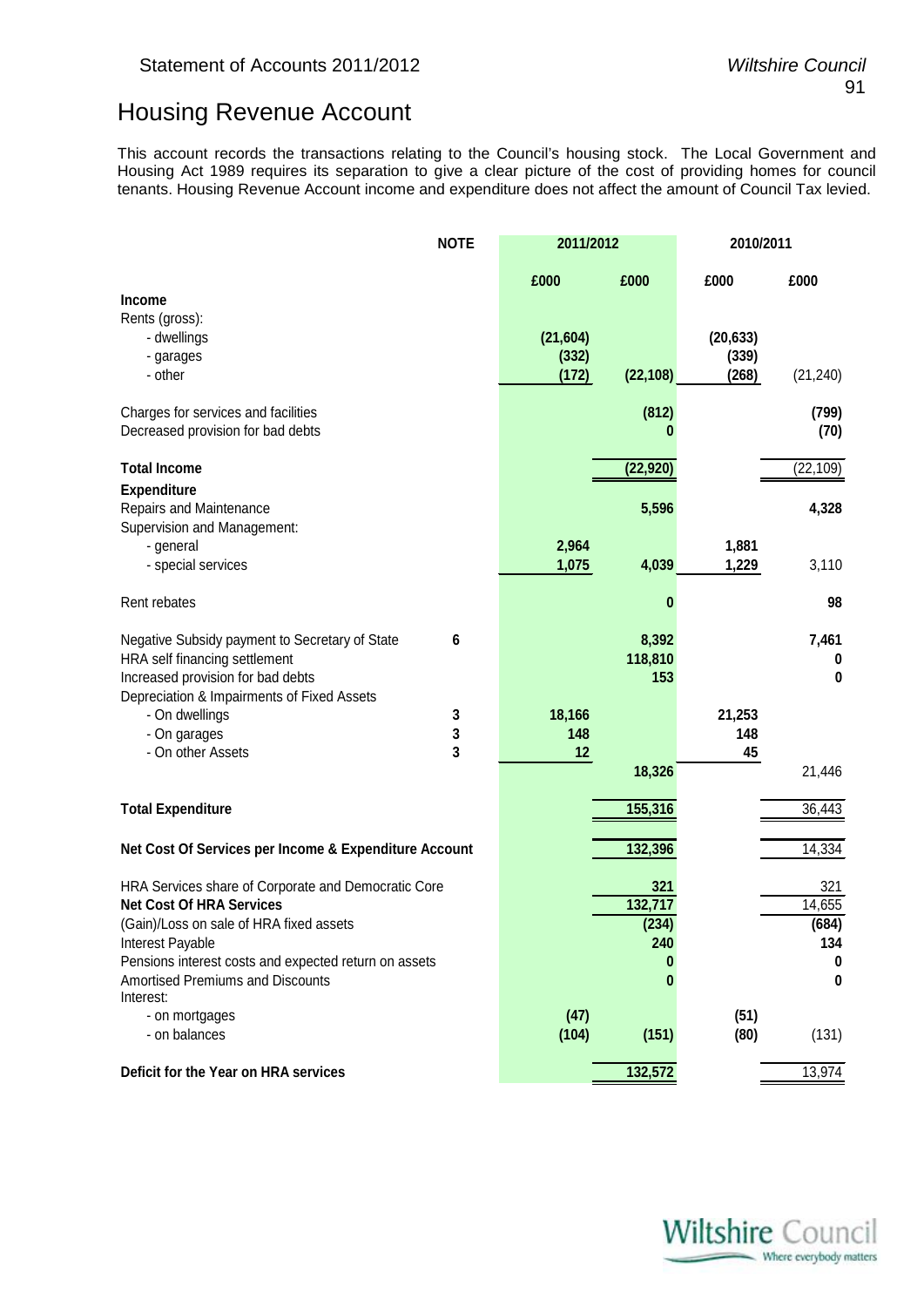# Housing Revenue Account

This account records the transactions relating to the Council's housing stock. The Local Government and Housing Act 1989 requires its separation to give a clear picture of the cost of providing homes for council tenants. Housing Revenue Account income and expenditure does not affect the amount of Council Tax levied.

| | NOTE | 2011/2012 | | 2010/2011 | |
|---|---|---|---|---|---|
| | | £000 | £000 | £000 | £000 |
| **Income** | | | | | |
| Rents (gross): | | | | | |
| - dwellings | | (21,604) | | (20,633) | |
| - garages | | (332) | | (339) | |
| - other | | (172) | (22,108) | (268) | (21,240) |
| Charges for services and facilities | | | (812) | | (799) |
| Decreased provision for bad debts | | | 0 | | (70) |
| **Total Income** | | | (22,920) | | (22,109) |
| **Expenditure** | | | | | |
| Repairs and Maintenance | | | 5,596 | | 4,328 |
| Supervision and Management: | | | | | |
| - general | | 2,964 | | 1,881 | |
| - special services | | 1,075 | 4,039 | 1,229 | 3,110 |
| Rent rebates | | | 0 | | 98 |
| Negative Subsidy payment to Secretary of State | 6 | | 8,392 | | 7,461 |
| HRA self financing settlement | | | 118,810 | | 0 |
| Increased provision for bad debts | | | 153 | | 0 |
| Depreciation & Impairments of Fixed Assets | | | | | |
| - On dwellings | 3 | 18,166 | | 21,253 | |
| - On garages | 3 | 148 | | 148 | |
| - On other Assets | 3 | 12 | | 45 | |
| | | | 18,326 | | 21,446 |
| **Total Expenditure** | | | 155,316 | | 36,443 |
| **Net Cost Of Services per Income & Expenditure Account** | | | 132,396 | | 14,334 |
| HRA Services share of Corporate and Democratic Core | | | 321 | | 321 |
| **Net Cost Of HRA Services** | | | 132,717 | | 14,655 |
| (Gain)/Loss on sale of HRA fixed assets | | | (234) | | (684) |
| Interest Payable | | | 240 | | 134 |
| Pensions interest costs and expected return on assets | | | 0 | | 0 |
| Amortised Premiums and Discounts | | | 0 | | 0 |
| Interest: | | | | | |
| - on mortgages | | (47) | | (51) | |
| - on balances | | (104) | (151) | (80) | (131) |
| **Deficit for the Year on HRA services** | | | 132,572 | | 13,974 |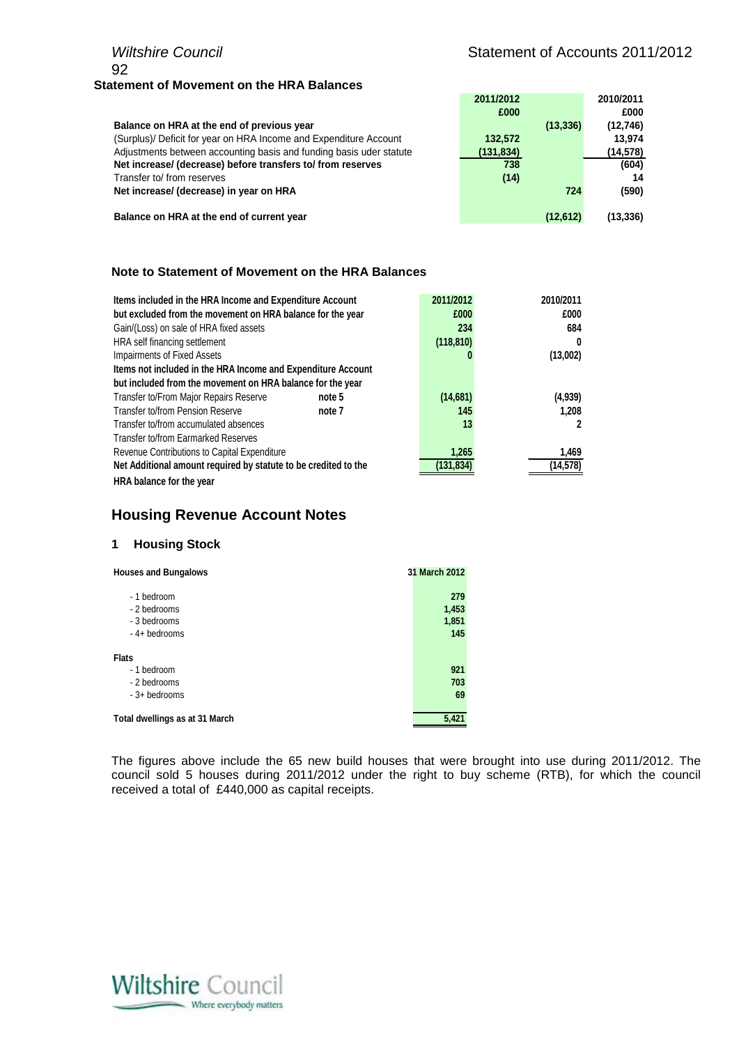**Statement of Movement on the HRA Balances**

| | 2011/2012 £000 | | 2010/2011 £000 |
|---|---|---|---|
| **Balance on HRA at the end of previous year** | | (13,336) | (12,746) |
| (Surplus)/ Deficit for year on HRA Income and Expenditure Account | 132,572 | | 13,974 |
| Adjustments between accounting basis and funding basis uder statute | (131,834) | | (14,578) |
| **Net increase/ (decrease) before transfers to/ from reserves** | 738 | | (604) |
| Transfer to/ from reserves | (14) | | 14 |
| **Net increase/ (decrease) in year on HRA** | | 724 | (590) |
| **Balance on HRA at the end of current year** | | (12,612) | (13,336) |

### Note to Statement of Movement on the HRA Balances

| **Items included in the HRA Income and Expenditure Account but excluded from the movement on HRA balance for the year** | | 2011/2012 £000 | 2010/2011 £000 |
|---|---|---|---|
| Gain/(Loss) on sale of HRA fixed assets | | 234 | 684 |
| HRA self financing settlement | | (118,810) | 0 |
| Impairments of Fixed Assets | | 0 | (13,002) |
| **Items not included in the HRA Income and Expenditure Account but included from the movement on HRA balance for the year** | | | |
| Transfer to/From Major Repairs Reserve | note 5 | (14,681) | (4,939) |
| Transfer to/from Pension Reserve | note 7 | 145 | 1,208 |
| Transfer to/from accumulated absences | | 13 | 2 |
| Transfer to/from Earmarked Reserves | | | |
| Revenue Contributions to Capital Expenditure | | 1,265 | 1,469 |
| **Net Additional amount required by statute to be credited to the HRA balance for the year** | | (131,834) | (14,578) |

## Housing Revenue Account Notes

### 1 Housing Stock

| **Houses and Bungalows** | **31 March 2012** |
|---|---|
| - 1 bedroom | 279 |
| - 2 bedrooms | 1,453 |
| - 3 bedrooms | 1,851 |
| - 4+ bedrooms | 145 |
| **Flats** | |
| - 1 bedroom | 921 |
| - 2 bedrooms | 703 |
| - 3+ bedrooms | 69 |
| **Total dwellings as at 31 March** | 5,421 |

The figures above include the 65 new build houses that were brought into use during 2011/2012. The council sold 5 houses during 2011/2012 under the right to buy scheme (RTB), for which the council received a total of £440,000 as capital receipts.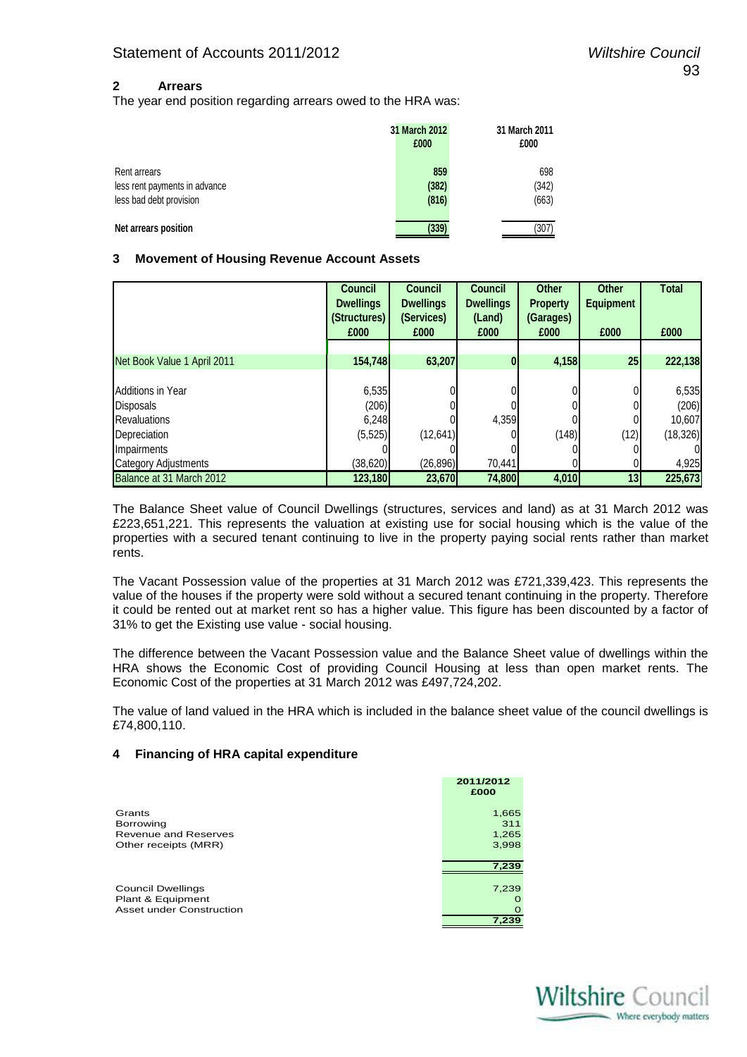## 2 Arrears

The year end position regarding arrears owed to the HRA was:

| | 31 March 2012 £000 | 31 March 2011 £000 |
|---|---|---|
| Rent arrears | 859 | 698 |
| less rent payments in advance | (382) | (342) |
| less bad debt provision | (816) | (663) |
| **Net arrears position** | **(339)** | (307) |

## 3 Movement of Housing Revenue Account Assets

| | Council Dwellings (Structures) £000 | Council Dwellings (Services) £000 | Council Dwellings (Land) £000 | Other Property (Garages) £000 | Other Equipment £000 | Total £000 |
|---|---|---|---|---|---|---|
| Net Book Value 1 April 2011 | 154,748 | 63,207 | 0 | 4,158 | 25 | 222,138 |
| Additions in Year | 6,535 | 0 | 0 | 0 | 0 | 6,535 |
| Disposals | (206) | 0 | 0 | 0 | 0 | (206) |
| Revaluations | 6,248 | 0 | 4,359 | 0 | 0 | 10,607 |
| Depreciation | (5,525) | (12,641) | 0 | (148) | (12) | (18,326) |
| Impairments | 0 | 0 | 0 | 0 | 0 | 0 |
| Category Adjustments | (38,620) | (26,896) | 70,441 | 0 | 0 | 4,925 |
| Balance at 31 March 2012 | 123,180 | 23,670 | 74,800 | 4,010 | 13 | 225,673 |

The Balance Sheet value of Council Dwellings (structures, services and land) as at 31 March 2012 was £223,651,221. This represents the valuation at existing use for social housing which is the value of the properties with a secured tenant continuing to live in the property paying social rents rather than market rents.

The Vacant Possession value of the properties at 31 March 2012 was £721,339,423. This represents the value of the houses if the property were sold without a secured tenant continuing in the property. Therefore it could be rented out at market rent so has a higher value. This figure has been discounted by a factor of 31% to get the Existing use value - social housing.

The difference between the Vacant Possession value and the Balance Sheet value of dwellings within the HRA shows the Economic Cost of providing Council Housing at less than open market rents. The Economic Cost of the properties at 31 March 2012 was £497,724,202.

The value of land valued in the HRA which is included in the balance sheet value of the council dwellings is £74,800,110.

## 4 Financing of HRA capital expenditure

| | 2011/2012 £000 |
|---|---|
| Grants | 1,665 |
| Borrowing | 311 |
| Revenue and Reserves | 1,265 |
| Other receipts (MRR) | 3,998 |
| | **7,239** |
| Council Dwellings | 7,239 |
| Plant & Equipment | 0 |
| Asset under Construction | 0 |
| | **7,239** |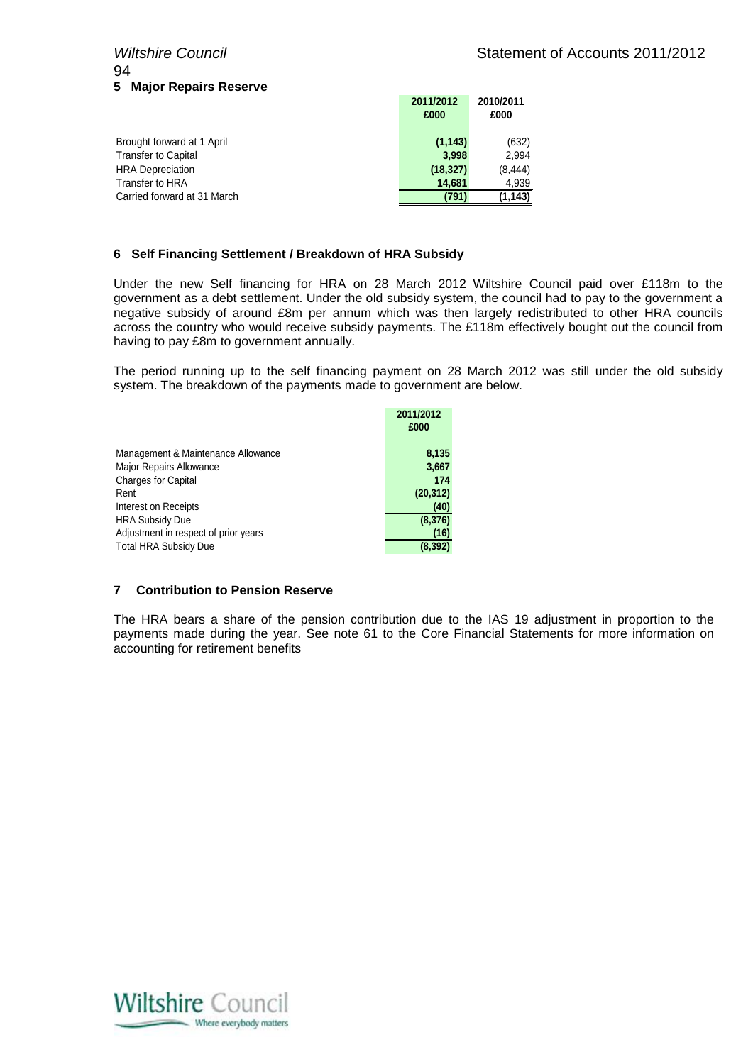## 5 Major Repairs Reserve

| | 2011/2012 £000 | 2010/2011 £000 |
|---|---|---|
| Brought forward at 1 April | **(1,143)** | (632) |
| Transfer to Capital | **3,998** | 2,994 |
| HRA Depreciation | **(18,327)** | (8,444) |
| Transfer to HRA | **14,681** | 4,939 |
| Carried forward at 31 March | **(791)** | (1,143) |

## 6 Self Financing Settlement / Breakdown of HRA Subsidy

Under the new Self financing for HRA on 28 March 2012 Wiltshire Council paid over £118m to the government as a debt settlement. Under the old subsidy system, the council had to pay to the government a negative subsidy of around £8m per annum which was then largely redistributed to other HRA councils across the country who would receive subsidy payments. The £118m effectively bought out the council from having to pay £8m to government annually.

The period running up to the self financing payment on 28 March 2012 was still under the old subsidy system. The breakdown of the payments made to government are below.

| | 2011/2012 £000 |
|---|---|
| Management & Maintenance Allowance | **8,135** |
| Major Repairs Allowance | **3,667** |
| Charges for Capital | **174** |
| Rent | **(20,312)** |
| Interest on Receipts | **(40)** |
| HRA Subsidy Due | **(8,376)** |
| Adjustment in respect of prior years | **(16)** |
| Total HRA Subsidy Due | **(8,392)** |

## 7 Contribution to Pension Reserve

The HRA bears a share of the pension contribution due to the IAS 19 adjustment in proportion to the payments made during the year. See note 61 to the Core Financial Statements for more information on accounting for retirement benefits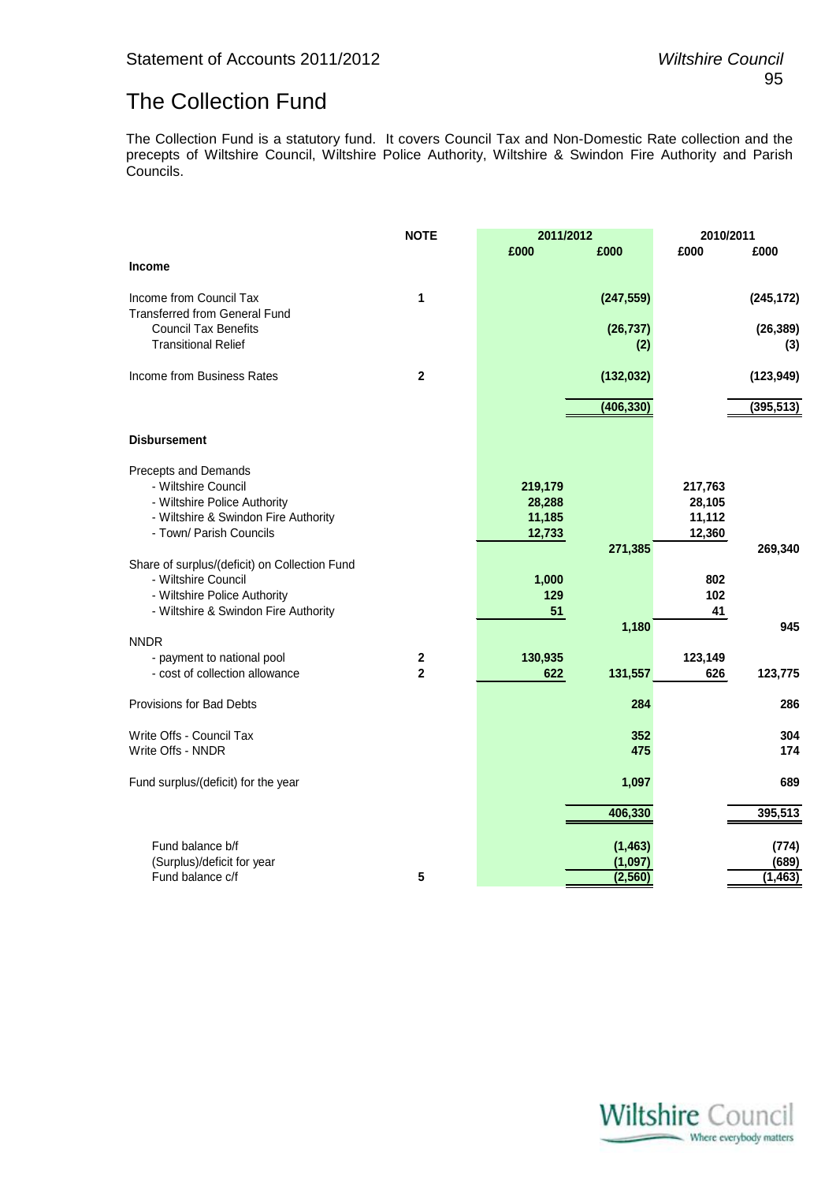# The Collection Fund

The Collection Fund is a statutory fund. It covers Council Tax and Non-Domestic Rate collection and the precepts of Wiltshire Council, Wiltshire Police Authority, Wiltshire & Swindon Fire Authority and Parish Councils.

| | NOTE | 2011/2012 | | 2010/2011 | |
|---|---|---|---|---|---|
| | | £000 | £000 | £000 | £000 |
| **Income** | | | | | |
| Income from Council Tax | 1 | | (247,559) | | (245,172) |
| Transferred from General Fund | | | | | |
| Council Tax Benefits | | | (26,737) | | (26,389) |
| Transitional Relief | | | (2) | | (3) |
| Income from Business Rates | 2 | | (132,032) | | (123,949) |
| | | | (406,330) | | (395,513) |
| **Disbursement** | | | | | |
| Precepts and Demands | | | | | |
| - Wiltshire Council | | 219,179 | | 217,763 | |
| - Wiltshire Police Authority | | 28,288 | | 28,105 | |
| - Wiltshire & Swindon Fire Authority | | 11,185 | | 11,112 | |
| - Town/ Parish Councils | | 12,733 | | 12,360 | |
| | | | 271,385 | | 269,340 |
| Share of surplus/(deficit) on Collection Fund | | | | | |
| - Wiltshire Council | | 1,000 | | 802 | |
| - Wiltshire Police Authority | | 129 | | 102 | |
| - Wiltshire & Swindon Fire Authority | | 51 | | 41 | |
| | | | 1,180 | | 945 |
| NNDR | | | | | |
| - payment to national pool | 2 | 130,935 | | 123,149 | |
| - cost of collection allowance | 2 | 622 | 131,557 | 626 | 123,775 |
| Provisions for Bad Debts | | | 284 | | 286 |
| Write Offs - Council Tax | | | 352 | | 304 |
| Write Offs - NNDR | | | 475 | | 174 |
| Fund surplus/(deficit) for the year | | | 1,097 | | 689 |
| | | | 406,330 | | 395,513 |
| Fund balance b/f | | | (1,463) | | (774) |
| (Surplus)/deficit for year | | | (1,097) | | (689) |
| Fund balance c/f | 5 | | (2,560) | | (1,463) |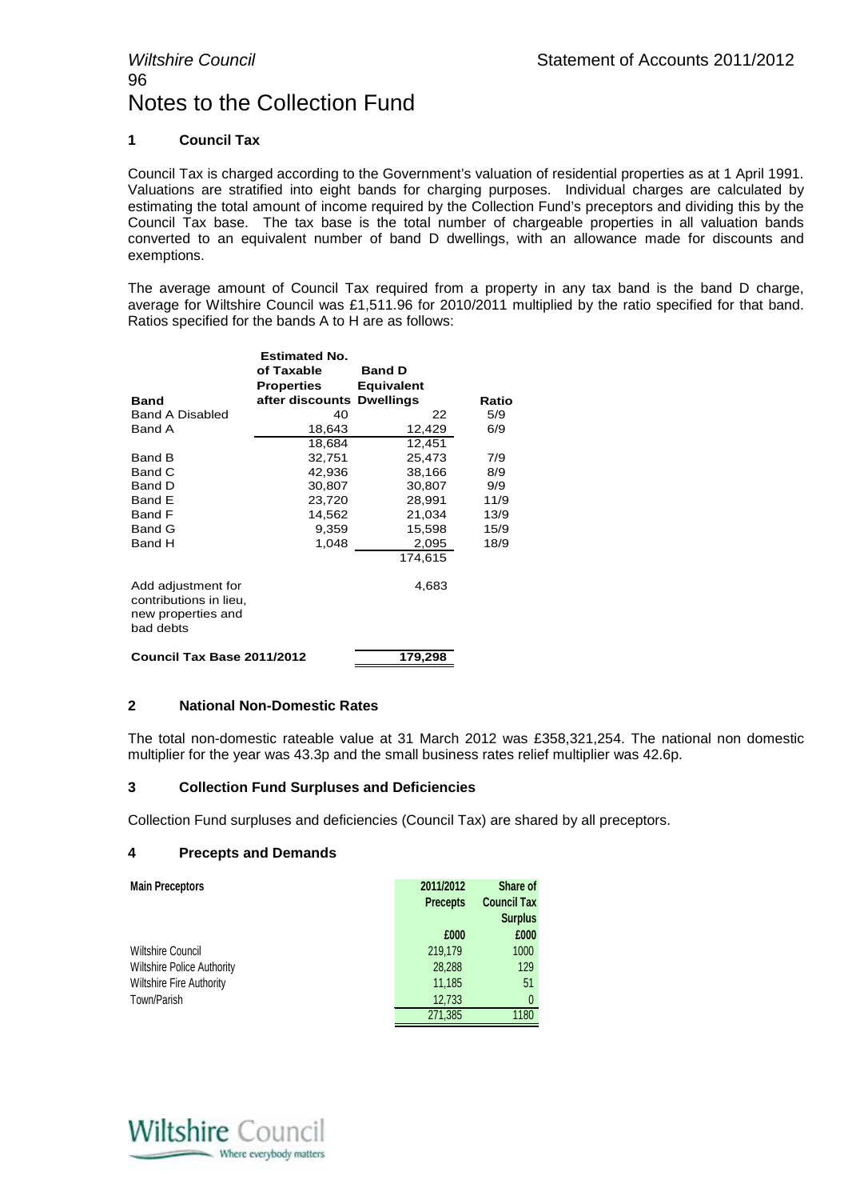# Notes to the Collection Fund

## 1 Council Tax

Council Tax is charged according to the Government's valuation of residential properties as at 1 April 1991. Valuations are stratified into eight bands for charging purposes. Individual charges are calculated by estimating the total amount of income required by the Collection Fund's preceptors and dividing this by the Council Tax base. The tax base is the total number of chargeable properties in all valuation bands converted to an equivalent number of band D dwellings, with an allowance made for discounts and exemptions.

The average amount of Council Tax required from a property in any tax band is the band D charge, average for Wiltshire Council was £1,511.96 for 2010/2011 multiplied by the ratio specified for that band. Ratios specified for the bands A to H are as follows:

| Band | Estimated No. of Taxable Properties after discounts | Band D Equivalent Dwellings | Ratio |
|---|---|---|---|
| Band A Disabled | 40 | 22 | 5/9 |
| Band A | 18,643 | 12,429 | 6/9 |
| | 18,684 | 12,451 | |
| Band B | 32,751 | 25,473 | 7/9 |
| Band C | 42,936 | 38,166 | 8/9 |
| Band D | 30,807 | 30,807 | 9/9 |
| Band E | 23,720 | 28,991 | 11/9 |
| Band F | 14,562 | 21,034 | 13/9 |
| Band G | 9,359 | 15,598 | 15/9 |
| Band H | 1,048 | 2,095 | 18/9 |
| | | 174,615 | |
| Add adjustment for contributions in lieu, new properties and bad debts | | 4,683 | |
| **Council Tax Base 2011/2012** | | **179,298** | |

## 2 National Non-Domestic Rates

The total non-domestic rateable value at 31 March 2012 was £358,321,254. The national non domestic multiplier for the year was 43.3p and the small business rates relief multiplier was 42.6p.

## 3 Collection Fund Surpluses and Deficiencies

Collection Fund surpluses and deficiencies (Council Tax) are shared by all preceptors.

## 4 Precepts and Demands

| Main Preceptors | 2011/2012 Precepts | Share of Council Tax Surplus |
|---|---|---|
| | £000 | £000 |
| Wiltshire Council | 219,179 | 1000 |
| Wiltshire Police Authority | 28,288 | 129 |
| Wiltshire Fire Authority | 11,185 | 51 |
| Town/Parish | 12,733 | 0 |
| | 271,385 | 1180 |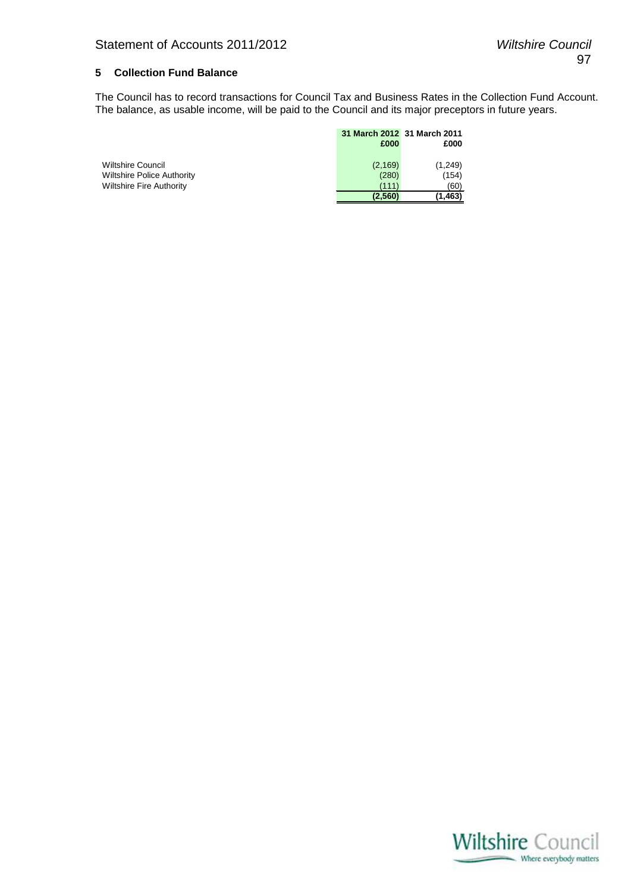## 5 Collection Fund Balance

The Council has to record transactions for Council Tax and Business Rates in the Collection Fund Account. The balance, as usable income, will be paid to the Council and its major preceptors in future years.

| | 31 March 2012 £000 | 31 March 2011 £000 |
|---|---|---|
| Wiltshire Council | (2,169) | (1,249) |
| Wiltshire Police Authority | (280) | (154) |
| Wiltshire Fire Authority | (111) | (60) |
| | **(2,560)** | **(1,463)** |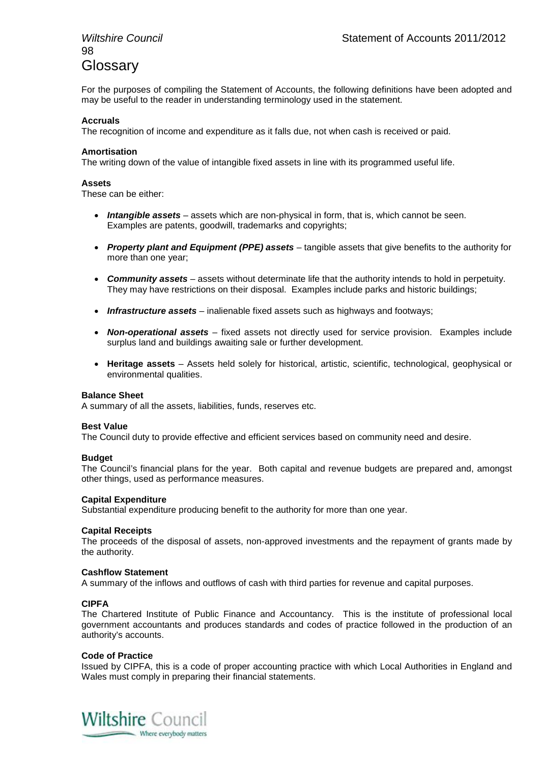# Glossary

For the purposes of compiling the Statement of Accounts, the following definitions have been adopted and may be useful to the reader in understanding terminology used in the statement.

**Accruals**
The recognition of income and expenditure as it falls due, not when cash is received or paid.

**Amortisation**
The writing down of the value of intangible fixed assets in line with its programmed useful life.

**Assets**
These can be either:

- ***Intangible assets*** – assets which are non-physical in form, that is, which cannot be seen. Examples are patents, goodwill, trademarks and copyrights;
- ***Property plant and Equipment (PPE) assets*** – tangible assets that give benefits to the authority for more than one year;
- ***Community assets*** – assets without determinate life that the authority intends to hold in perpetuity. They may have restrictions on their disposal. Examples include parks and historic buildings;
- ***Infrastructure assets*** – inalienable fixed assets such as highways and footways;
- ***Non-operational assets*** – fixed assets not directly used for service provision. Examples include surplus land and buildings awaiting sale or further development.
- **Heritage assets** – Assets held solely for historical, artistic, scientific, technological, geophysical or environmental qualities.

**Balance Sheet**
A summary of all the assets, liabilities, funds, reserves etc.

**Best Value**
The Council duty to provide effective and efficient services based on community need and desire.

**Budget**
The Council's financial plans for the year. Both capital and revenue budgets are prepared and, amongst other things, used as performance measures.

**Capital Expenditure**
Substantial expenditure producing benefit to the authority for more than one year.

**Capital Receipts**
The proceeds of the disposal of assets, non-approved investments and the repayment of grants made by the authority.

**Cashflow Statement**
A summary of the inflows and outflows of cash with third parties for revenue and capital purposes.

**CIPFA**
The Chartered Institute of Public Finance and Accountancy. This is the institute of professional local government accountants and produces standards and codes of practice followed in the production of an authority's accounts.

**Code of Practice**
Issued by CIPFA, this is a code of proper accounting practice with which Local Authorities in England and Wales must comply in preparing their financial statements.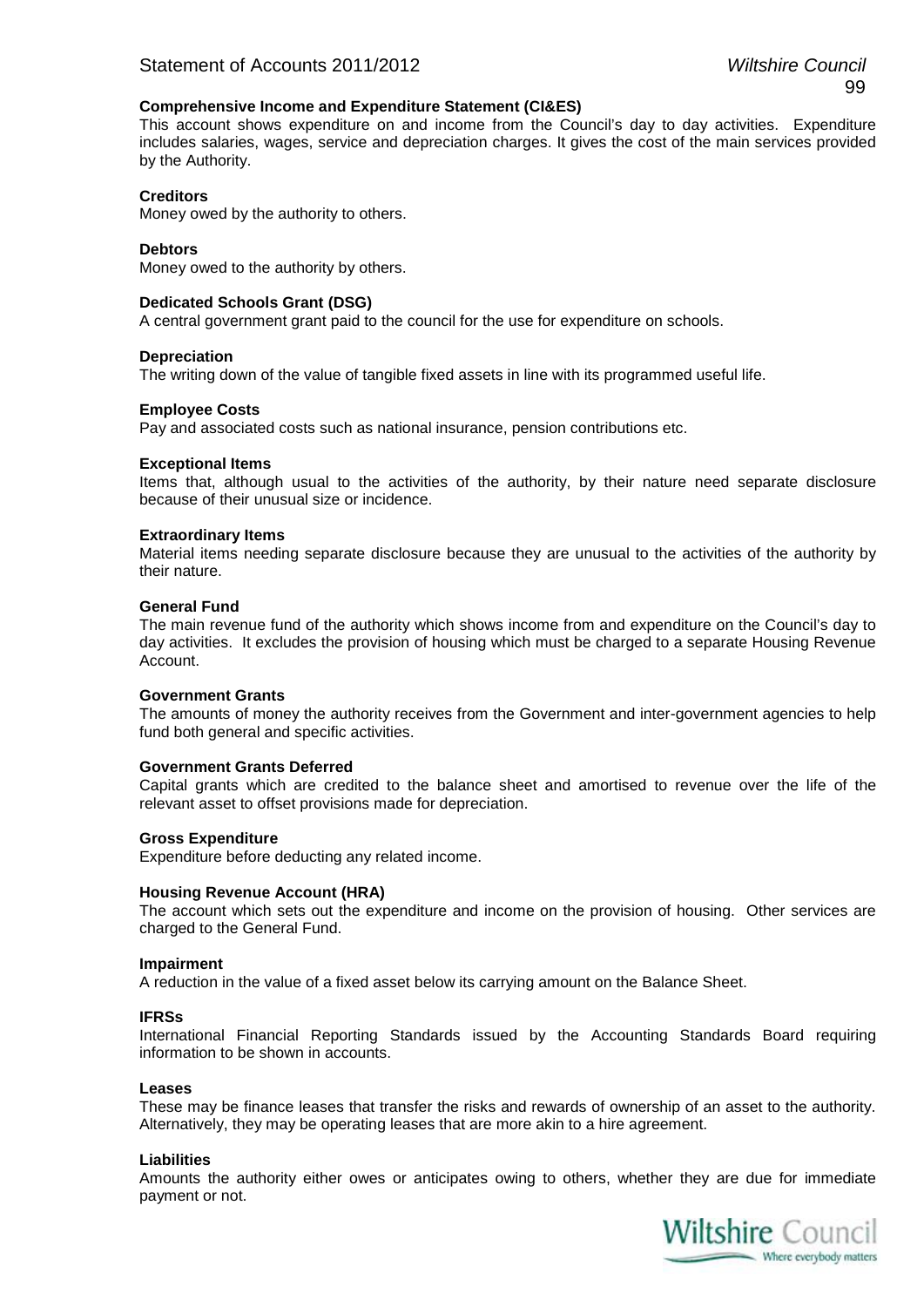**Comprehensive Income and Expenditure Statement (CI&ES)**
This account shows expenditure on and income from the Council's day to day activities. Expenditure includes salaries, wages, service and depreciation charges. It gives the cost of the main services provided by the Authority.

**Creditors**
Money owed by the authority to others.

**Debtors**
Money owed to the authority by others.

**Dedicated Schools Grant (DSG)**
A central government grant paid to the council for the use for expenditure on schools.

**Depreciation**
The writing down of the value of tangible fixed assets in line with its programmed useful life.

**Employee Costs**
Pay and associated costs such as national insurance, pension contributions etc.

**Exceptional Items**
Items that, although usual to the activities of the authority, by their nature need separate disclosure because of their unusual size or incidence.

**Extraordinary Items**
Material items needing separate disclosure because they are unusual to the activities of the authority by their nature.

**General Fund**
The main revenue fund of the authority which shows income from and expenditure on the Council's day to day activities. It excludes the provision of housing which must be charged to a separate Housing Revenue Account.

**Government Grants**
The amounts of money the authority receives from the Government and inter-government agencies to help fund both general and specific activities.

**Government Grants Deferred**
Capital grants which are credited to the balance sheet and amortised to revenue over the life of the relevant asset to offset provisions made for depreciation.

**Gross Expenditure**
Expenditure before deducting any related income.

**Housing Revenue Account (HRA)**
The account which sets out the expenditure and income on the provision of housing. Other services are charged to the General Fund.

**Impairment**
A reduction in the value of a fixed asset below its carrying amount on the Balance Sheet.

**IFRSs**
International Financial Reporting Standards issued by the Accounting Standards Board requiring information to be shown in accounts.

**Leases**
These may be finance leases that transfer the risks and rewards of ownership of an asset to the authority. Alternatively, they may be operating leases that are more akin to a hire agreement.

**Liabilities**
Amounts the authority either owes or anticipates owing to others, whether they are due for immediate payment or not.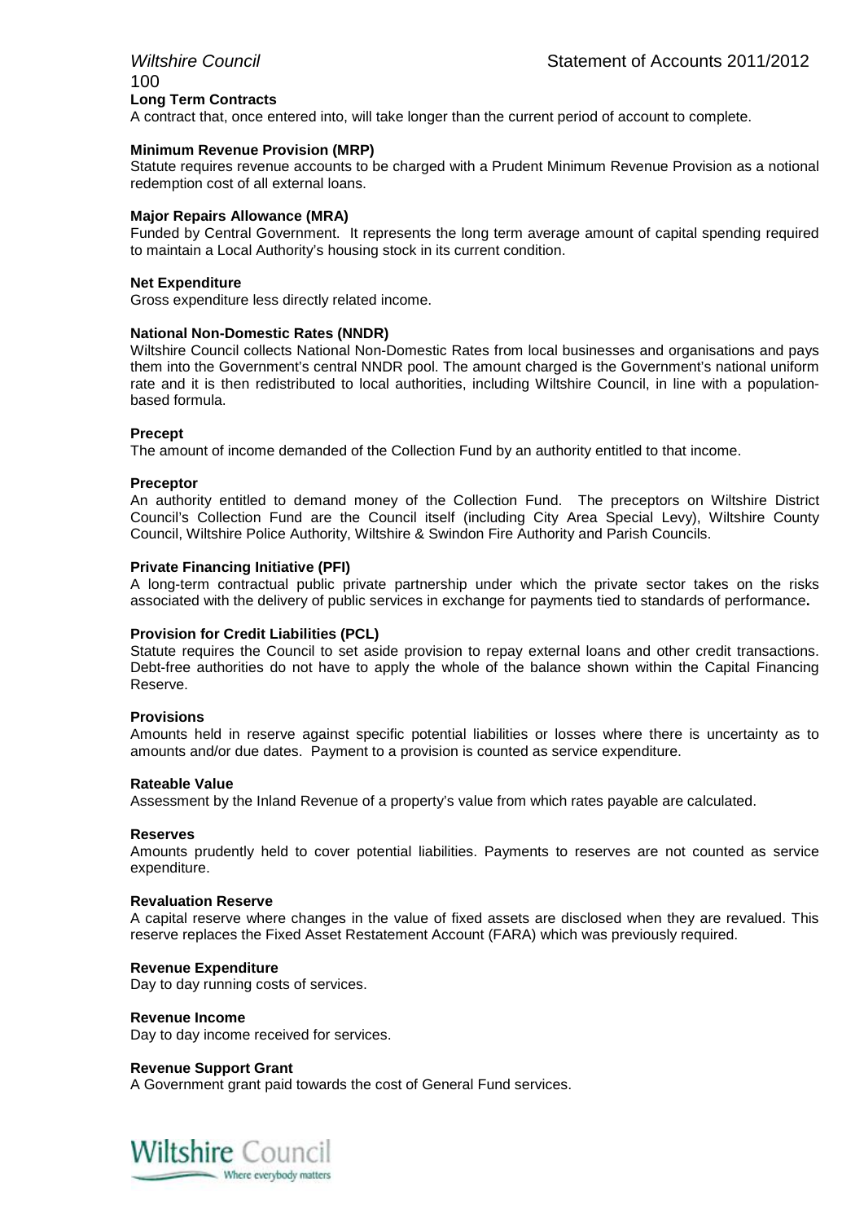**Long Term Contracts**

A contract that, once entered into, will take longer than the current period of account to complete.

**Minimum Revenue Provision (MRP)**

Statute requires revenue accounts to be charged with a Prudent Minimum Revenue Provision as a notional redemption cost of all external loans.

**Major Repairs Allowance (MRA)**

Funded by Central Government. It represents the long term average amount of capital spending required to maintain a Local Authority's housing stock in its current condition.

**Net Expenditure**

Gross expenditure less directly related income.

**National Non-Domestic Rates (NNDR)**

Wiltshire Council collects National Non-Domestic Rates from local businesses and organisations and pays them into the Government's central NNDR pool. The amount charged is the Government's national uniform rate and it is then redistributed to local authorities, including Wiltshire Council, in line with a population-based formula.

**Precept**

The amount of income demanded of the Collection Fund by an authority entitled to that income.

**Preceptor**

An authority entitled to demand money of the Collection Fund. The preceptors on Wiltshire District Council's Collection Fund are the Council itself (including City Area Special Levy), Wiltshire County Council, Wiltshire Police Authority, Wiltshire & Swindon Fire Authority and Parish Councils.

**Private Financing Initiative (PFI)**

A long-term contractual public private partnership under which the private sector takes on the risks associated with the delivery of public services in exchange for payments tied to standards of performance**.**

**Provision for Credit Liabilities (PCL)**

Statute requires the Council to set aside provision to repay external loans and other credit transactions. Debt-free authorities do not have to apply the whole of the balance shown within the Capital Financing Reserve.

**Provisions**

Amounts held in reserve against specific potential liabilities or losses where there is uncertainty as to amounts and/or due dates. Payment to a provision is counted as service expenditure.

**Rateable Value**

Assessment by the Inland Revenue of a property's value from which rates payable are calculated.

**Reserves**

Amounts prudently held to cover potential liabilities. Payments to reserves are not counted as service expenditure.

**Revaluation Reserve**

A capital reserve where changes in the value of fixed assets are disclosed when they are revalued. This reserve replaces the Fixed Asset Restatement Account (FARA) which was previously required.

**Revenue Expenditure**

Day to day running costs of services.

**Revenue Income**

Day to day income received for services.

**Revenue Support Grant**

A Government grant paid towards the cost of General Fund services.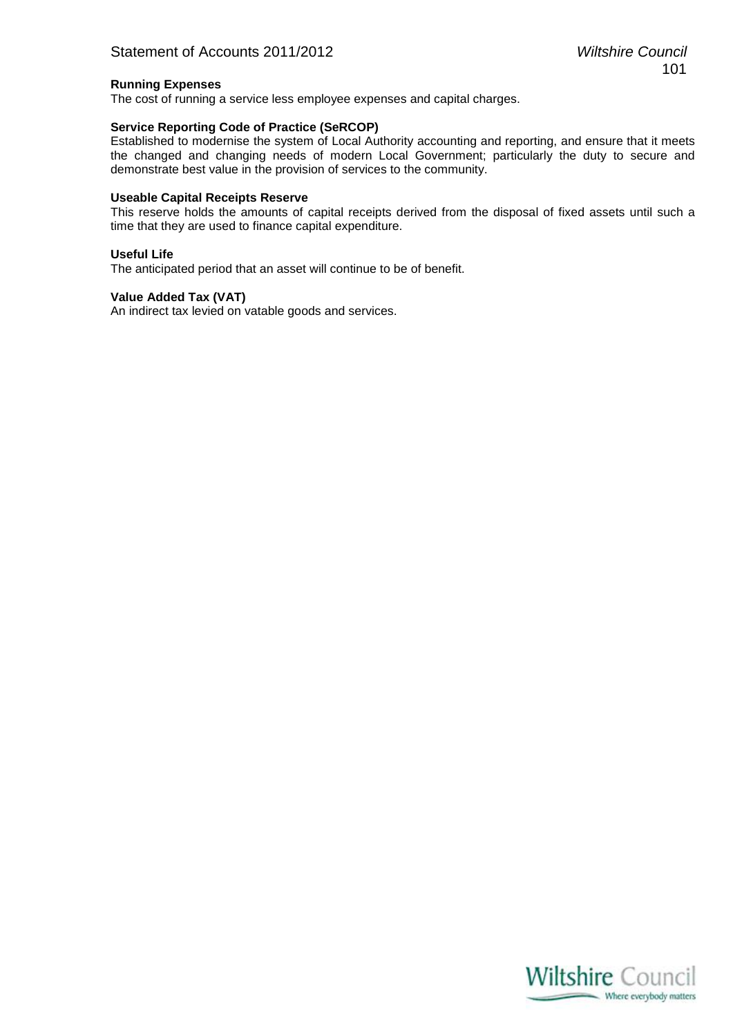**Running Expenses**
The cost of running a service less employee expenses and capital charges.

**Service Reporting Code of Practice (SeRCOP)**
Established to modernise the system of Local Authority accounting and reporting, and ensure that it meets the changed and changing needs of modern Local Government; particularly the duty to secure and demonstrate best value in the provision of services to the community.

**Useable Capital Receipts Reserve**
This reserve holds the amounts of capital receipts derived from the disposal of fixed assets until such a time that they are used to finance capital expenditure.

**Useful Life**
The anticipated period that an asset will continue to be of benefit.

**Value Added Tax (VAT)**
An indirect tax levied on vatable goods and services.